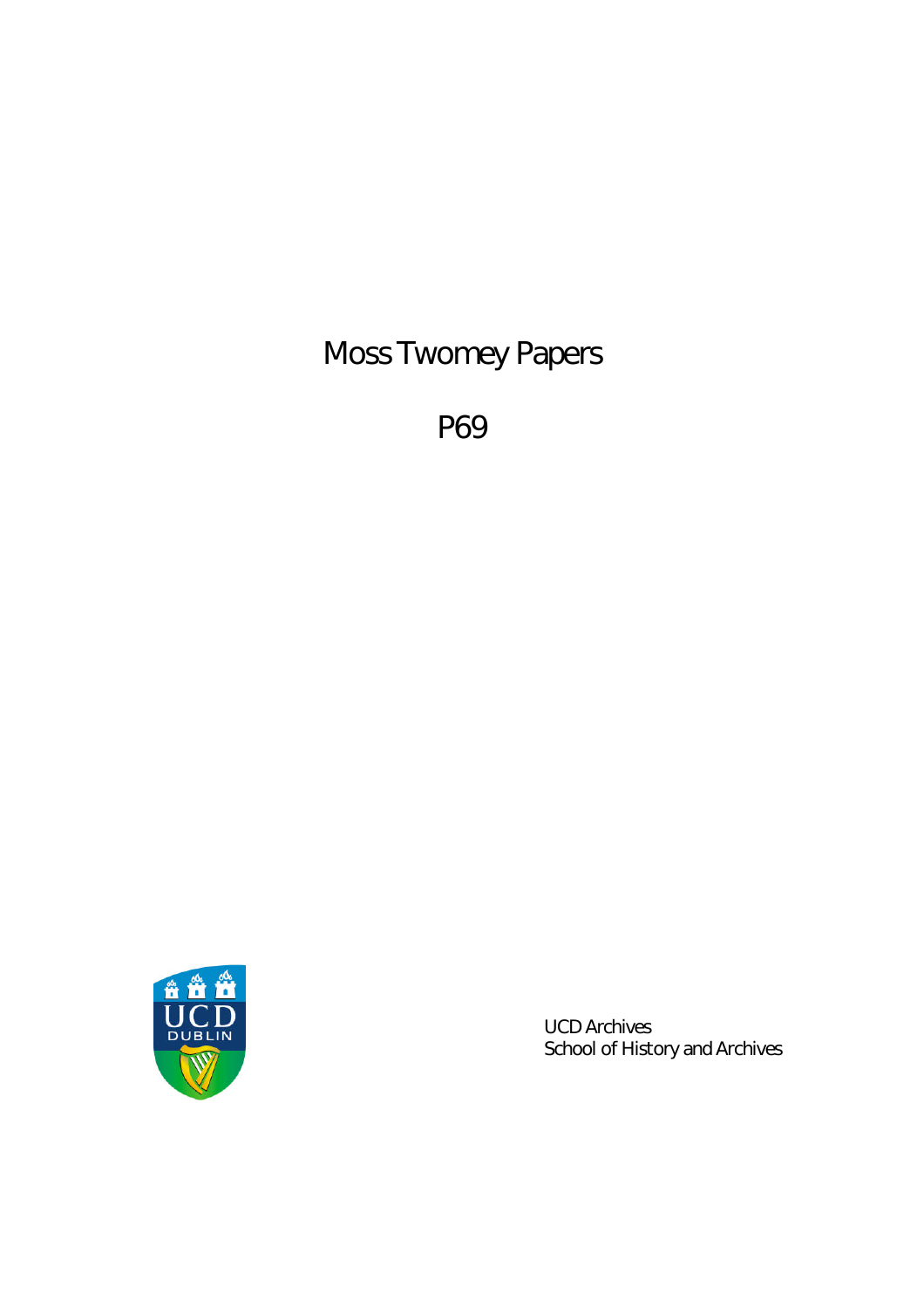# Moss Twomey Papers

## P69

UCD Archives
School of History and Archives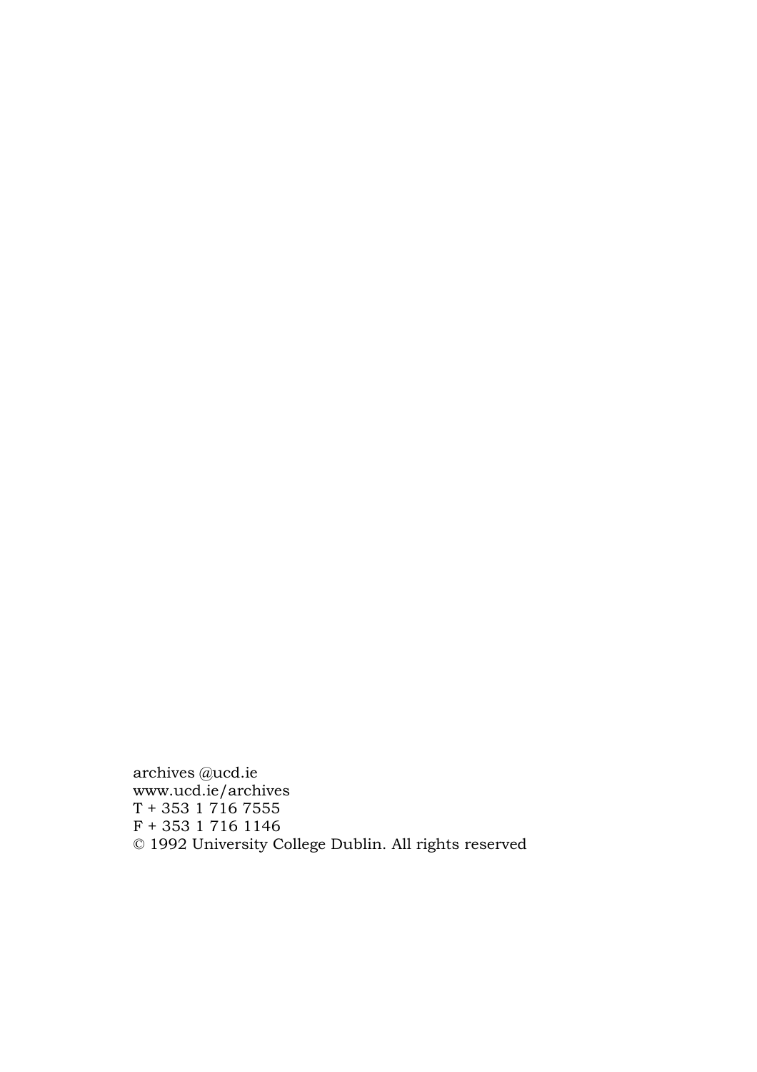archives @ucd.ie
www.ucd.ie/archives
T + 353 1 716 7555
F + 353 1 716 1146
© 1992 University College Dublin. All rights reserved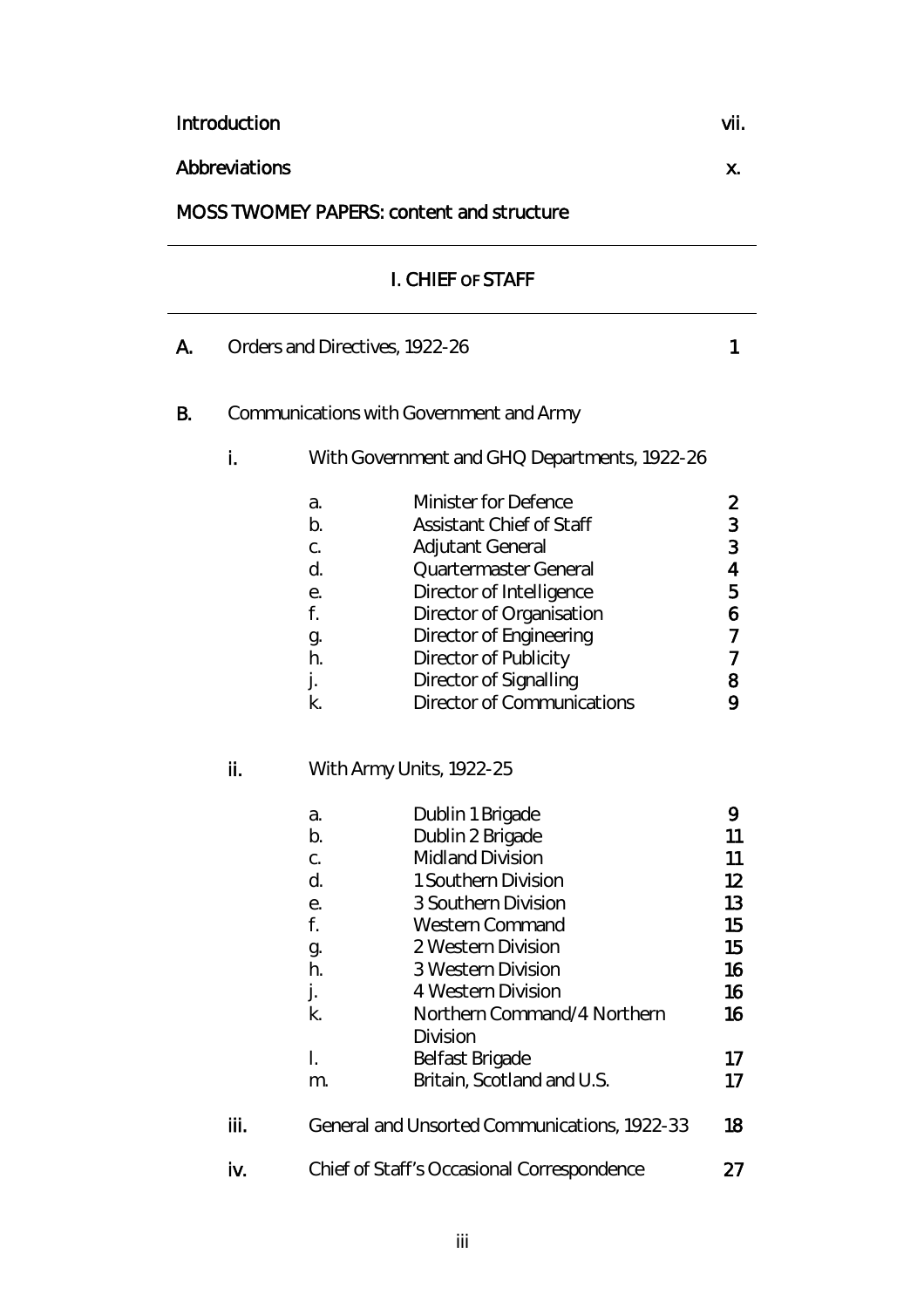| | |
|---|---|
| Introduction | vii. |
| Abbreviations | x. |

MOSS TWOMEY PAPERS: content and structure

---

## I. CHIEF OF STAFF

---

| | | | | |
|---|---|---|---|---|
| **A.** | Orders and Directives, 1922-26 | | | 1 |
| **B.** | Communications with Government and Army | | | |
| | i. | With Government and GHQ Departments, 1922-26 | | |
| | | a. | Minister for Defence | 2 |
| | | b. | Assistant Chief of Staff | 3 |
| | | c. | Adjutant General | 3 |
| | | d. | Quartermaster General | 4 |
| | | e. | Director of Intelligence | 5 |
| | | f. | Director of Organisation | 6 |
| | | g. | Director of Engineering | 7 |
| | | h. | Director of Publicity | 7 |
| | | j. | Director of Signalling | 8 |
| | | k. | Director of Communications | 9 |
| | ii. | With Army Units, 1922-25 | | |
| | | a. | Dublin 1 Brigade | 9 |
| | | b. | Dublin 2 Brigade | 11 |
| | | c. | Midland Division | 11 |
| | | d. | 1 Southern Division | 12 |
| | | e. | 3 Southern Division | 13 |
| | | f. | Western Command | 15 |
| | | g. | 2 Western Division | 15 |
| | | h. | 3 Western Division | 16 |
| | | j. | 4 Western Division | 16 |
| | | k. | Northern Command/4 Northern Division | 16 |
| | | l. | Belfast Brigade | 17 |
| | | m. | Britain, Scotland and U.S. | 17 |
| | iii. | General and Unsorted Communications, 1922-33 | | 18 |
| | iv. | Chief of Staff's Occasional Correspondence | | 27 |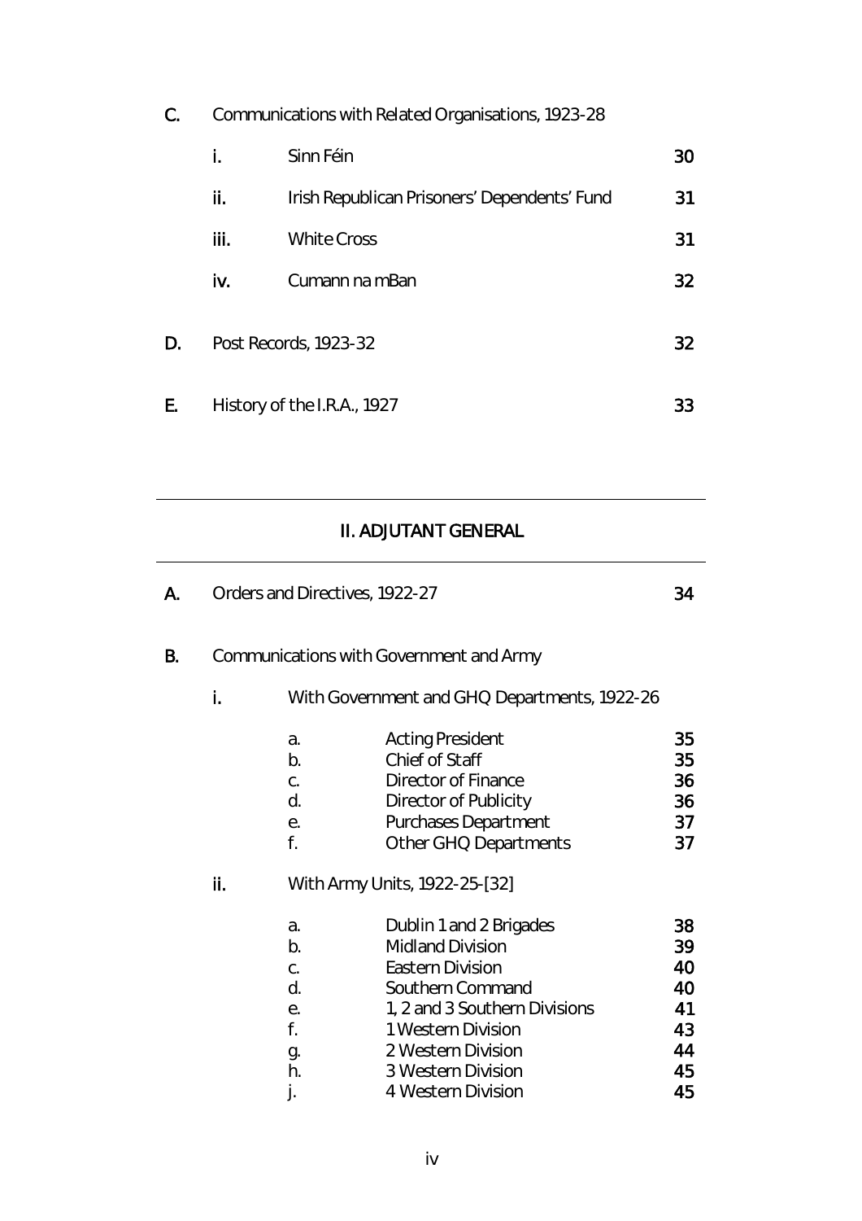C. Communications with Related Organisations, 1923-28

| | | |
|---|---|---|
| i. | Sinn Féin | 30 |
| ii. | Irish Republican Prisoners' Dependents' Fund | 31 |
| iii. | White Cross | 31 |
| iv. | Cumann na mBan | 32 |

D. Post Records, 1923-32 — 32

E. History of the I.R.A., 1927 — 33

---

## II. ADJUTANT GENERAL

---

A. Orders and Directives, 1922-27 — 34

B. Communications with Government and Army

i. With Government and GHQ Departments, 1922-26

| | | |
|---|---|---|
| a. | Acting President | 35 |
| b. | Chief of Staff | 35 |
| c. | Director of Finance | 36 |
| d. | Director of Publicity | 36 |
| e. | Purchases Department | 37 |
| f. | Other GHQ Departments | 37 |

ii. With Army Units, 1922-25-[32]

| | | |
|---|---|---|
| a. | Dublin 1 and 2 Brigades | 38 |
| b. | Midland Division | 39 |
| c. | Eastern Division | 40 |
| d. | Southern Command | 40 |
| e. | 1, 2 and 3 Southern Divisions | 41 |
| f. | 1 Western Division | 43 |
| g. | 2 Western Division | 44 |
| h. | 3 Western Division | 45 |
| j. | 4 Western Division | 45 |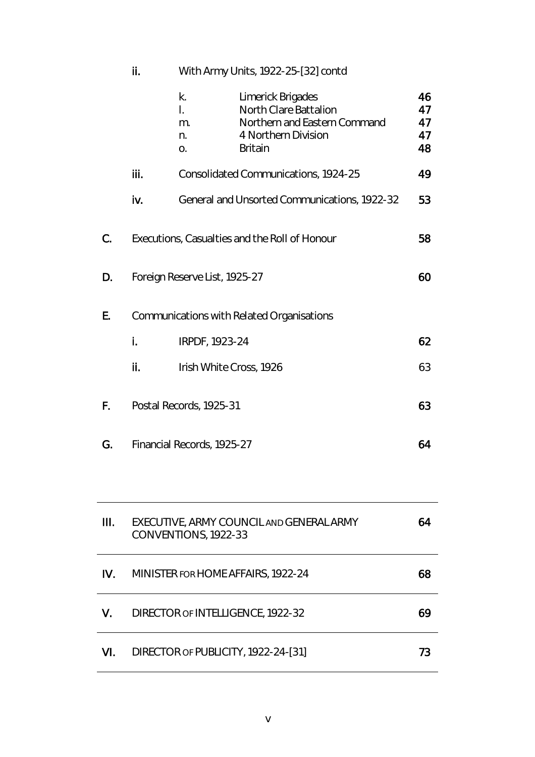| | | | | |
|---|---|---|---|---|
| | ii. | With Army Units, 1922-25-[32] contd | | |
| | | k. | Limerick Brigades | 46 |
| | | l. | North Clare Battalion | 47 |
| | | m. | Northern and Eastern Command | 47 |
| | | n. | 4 Northern Division | 47 |
| | | o. | Britain | 48 |
| | iii. | Consolidated Communications, 1924-25 | | 49 |
| | iv. | General and Unsorted Communications, 1922-32 | | 53 |
| C. | Executions, Casualties and the Roll of Honour | | | 58 |
| D. | Foreign Reserve List, 1925-27 | | | 60 |
| E. | Communications with Related Organisations | | | |
| | i. | IRPDF, 1923-24 | | 62 |
| | ii. | Irish White Cross, 1926 | | 63 |
| F. | Postal Records, 1925-31 | | | 63 |
| G. | Financial Records, 1925-27 | | | 64 |

| | | |
|---|---|---|
| III. | EXECUTIVE, ARMY COUNCIL AND GENERAL ARMY CONVENTIONS, 1922-33 | 64 |
| IV. | MINISTER FOR HOME AFFAIRS, 1922-24 | 68 |
| V. | DIRECTOR OF INTELLIGENCE, 1922-32 | 69 |
| VI. | DIRECTOR OF PUBLICITY, 1922-24-[31] | 73 |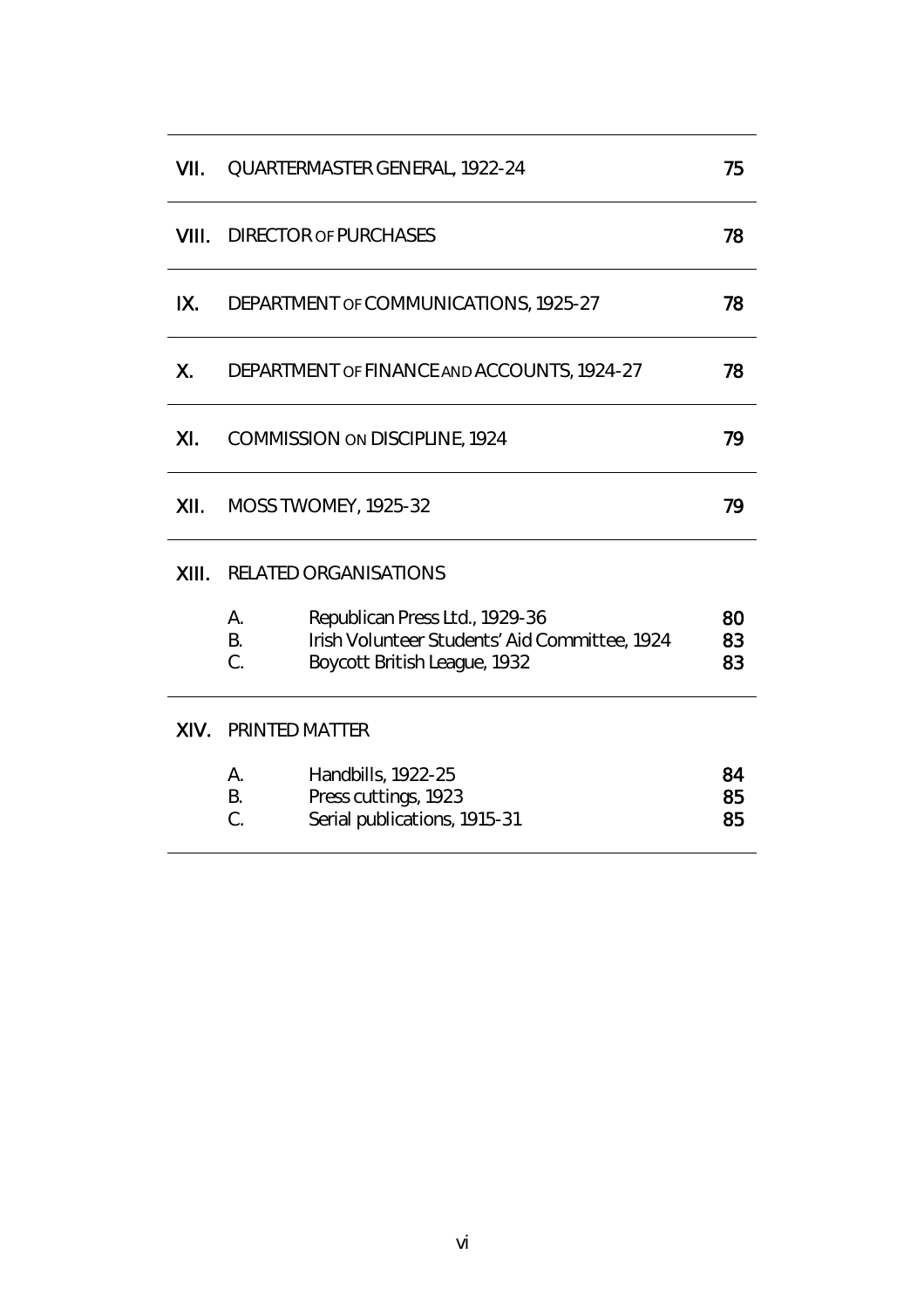| | | | |
|---|---|---|---|
| VII. | QUARTERMASTER GENERAL, 1922-24 | | 75 |
| VIII. | DIRECTOR OF PURCHASES | | 78 |
| IX. | DEPARTMENT OF COMMUNICATIONS, 1925-27 | | 78 |
| X. | DEPARTMENT OF FINANCE AND ACCOUNTS, 1924-27 | | 78 |
| XI. | COMMISSION ON DISCIPLINE, 1924 | | 79 |
| XII. | MOSS TWOMEY, 1925-32 | | 79 |
| XIII. | RELATED ORGANISATIONS | | |
| | A. | Republican Press Ltd., 1929-36 | 80 |
| | B. | Irish Volunteer Students' Aid Committee, 1924 | 83 |
| | C. | Boycott British League, 1932 | 83 |
| XIV. | PRINTED MATTER | | |
| | A. | Handbills, 1922-25 | 84 |
| | B. | Press cuttings, 1923 | 85 |
| | C. | Serial publications, 1915-31 | 85 |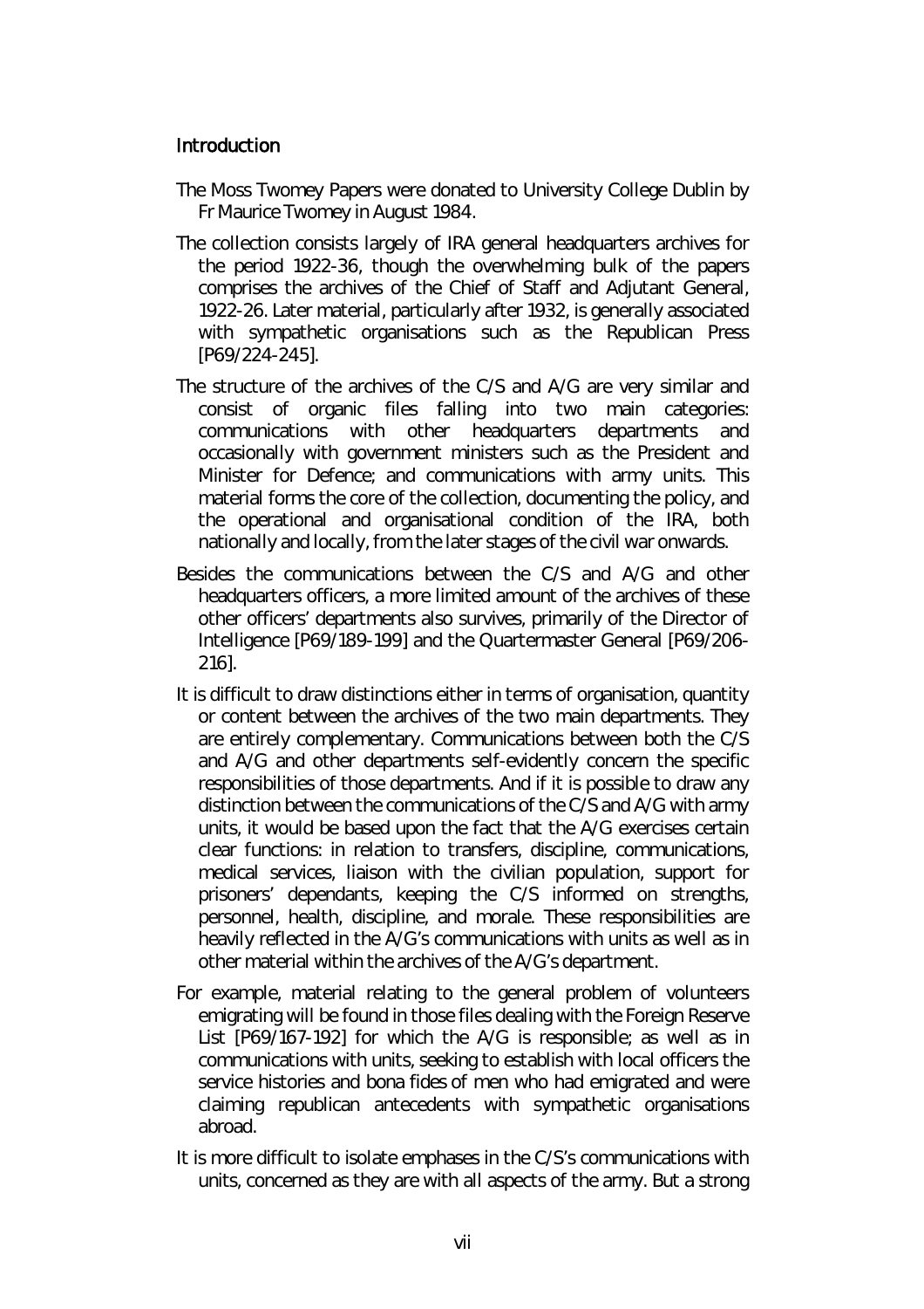## Introduction

The Moss Twomey Papers were donated to University College Dublin by Fr Maurice Twomey in August 1984.

The collection consists largely of IRA general headquarters archives for the period 1922-36, though the overwhelming bulk of the papers comprises the archives of the Chief of Staff and Adjutant General, 1922-26. Later material, particularly after 1932, is generally associated with sympathetic organisations such as the Republican Press [P69/224-245].

The structure of the archives of the C/S and A/G are very similar and consist of organic files falling into two main categories: communications with other headquarters departments and occasionally with government ministers such as the President and Minister for Defence; and communications with army units. This material forms the core of the collection, documenting the policy, and the operational and organisational condition of the IRA, both nationally and locally, from the later stages of the civil war onwards.

Besides the communications between the C/S and A/G and other headquarters officers, a more limited amount of the archives of these other officers' departments also survives, primarily of the Director of Intelligence [P69/189-199] and the Quartermaster General [P69/206-216].

It is difficult to draw distinctions either in terms of organisation, quantity or content between the archives of the two main departments. They are entirely complementary. Communications between both the C/S and A/G and other departments self-evidently concern the specific responsibilities of those departments. And if it is possible to draw any distinction between the communications of the C/S and A/G with army units, it would be based upon the fact that the A/G exercises certain clear functions: in relation to transfers, discipline, communications, medical services, liaison with the civilian population, support for prisoners' dependants, keeping the C/S informed on strengths, personnel, health, discipline, and morale. These responsibilities are heavily reflected in the A/G's communications with units as well as in other material within the archives of the A/G's department.

For example, material relating to the general problem of volunteers emigrating will be found in those files dealing with the Foreign Reserve List [P69/167-192] for which the A/G is responsible; as well as in communications with units, seeking to establish with local officers the service histories and bona fides of men who had emigrated and were claiming republican antecedents with sympathetic organisations abroad.

It is more difficult to isolate emphases in the C/S's communications with units, concerned as they are with all aspects of the army. But a strong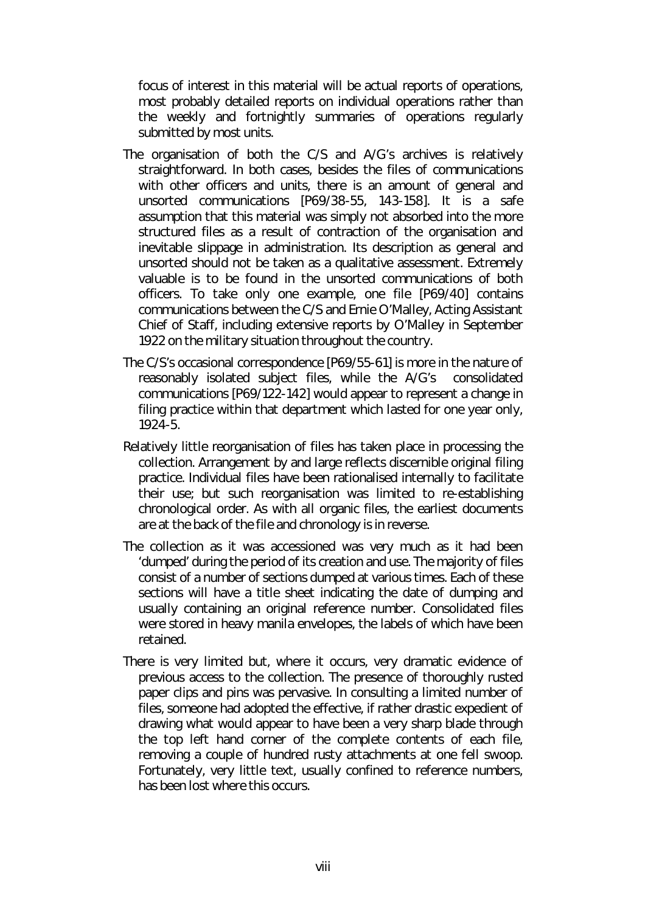focus of interest in this material will be actual reports of operations, most probably detailed reports on individual operations rather than the weekly and fortnightly summaries of operations regularly submitted by most units.

The organisation of both the C/S and A/G's archives is relatively straightforward. In both cases, besides the files of communications with other officers and units, there is an amount of general and unsorted communications [P69/38-55, 143-158]. It is a safe assumption that this material was simply not absorbed into the more structured files as a result of contraction of the organisation and inevitable slippage in administration. Its description as general and unsorted should not be taken as a qualitative assessment. Extremely valuable is to be found in the unsorted communications of both officers. To take only one example, one file [P69/40] contains communications between the C/S and Ernie O'Malley, Acting Assistant Chief of Staff, including extensive reports by O'Malley in September 1922 on the military situation throughout the country.

The C/S's occasional correspondence [P69/55-61] is more in the nature of reasonably isolated subject files, while the A/G's consolidated communications [P69/122-142] would appear to represent a change in filing practice within that department which lasted for one year only, 1924-5.

Relatively little reorganisation of files has taken place in processing the collection. Arrangement by and large reflects discernible original filing practice. Individual files have been rationalised internally to facilitate their use; but such reorganisation was limited to re-establishing chronological order. As with all organic files, the earliest documents are at the back of the file and chronology is in reverse.

The collection as it was accessioned was very much as it had been 'dumped' during the period of its creation and use. The majority of files consist of a number of sections dumped at various times. Each of these sections will have a title sheet indicating the date of dumping and usually containing an original reference number. Consolidated files were stored in heavy manila envelopes, the labels of which have been retained.

There is very limited but, where it occurs, very dramatic evidence of previous access to the collection. The presence of thoroughly rusted paper clips and pins was pervasive. In consulting a limited number of files, someone had adopted the effective, if rather drastic expedient of drawing what would appear to have been a very sharp blade through the top left hand corner of the complete contents of each file, removing a couple of hundred rusty attachments at one fell swoop. Fortunately, very little text, usually confined to reference numbers, has been lost where this occurs.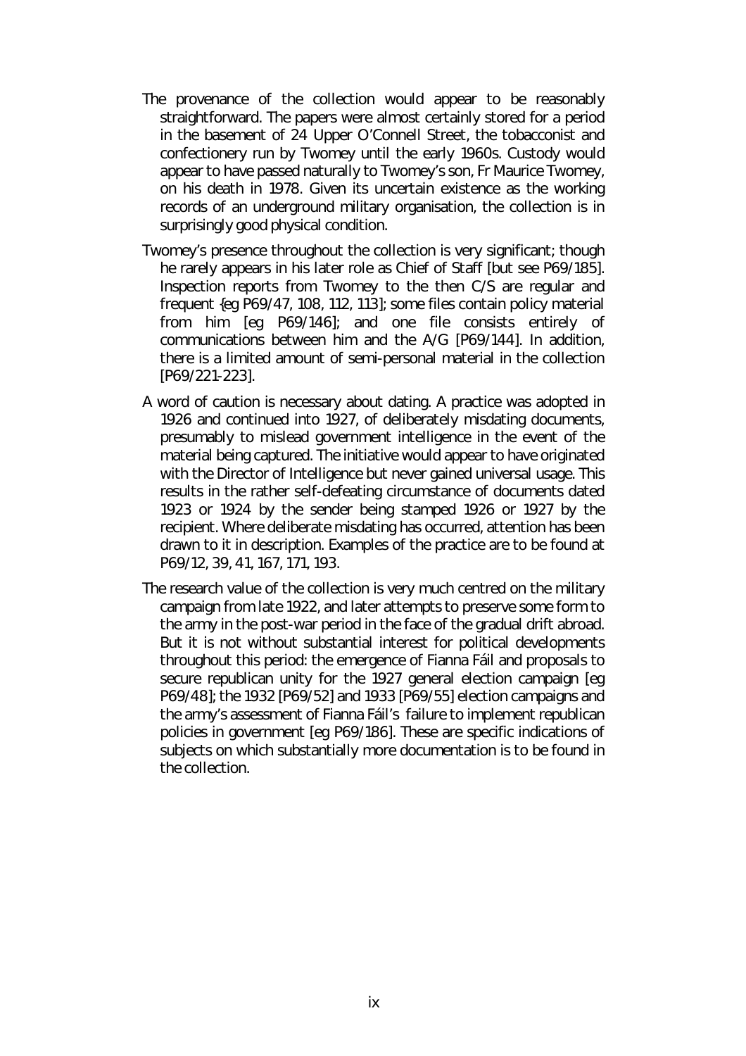The provenance of the collection would appear to be reasonably straightforward. The papers were almost certainly stored for a period in the basement of 24 Upper O'Connell Street, the tobacconist and confectionery run by Twomey until the early 1960s. Custody would appear to have passed naturally to Twomey's son, Fr Maurice Twomey, on his death in 1978. Given its uncertain existence as the working records of an underground military organisation, the collection is in surprisingly good physical condition.

Twomey's presence throughout the collection is very significant; though he rarely appears in his later role as Chief of Staff [but see P69/185]. Inspection reports from Twomey to the then C/S are regular and frequent {eg P69/47, 108, 112, 113]; some files contain policy material from him [eg P69/146]; and one file consists entirely of communications between him and the A/G [P69/144]. In addition, there is a limited amount of semi-personal material in the collection [P69/221-223].

A word of caution is necessary about dating. A practice was adopted in 1926 and continued into 1927, of deliberately misdating documents, presumably to mislead government intelligence in the event of the material being captured. The initiative would appear to have originated with the Director of Intelligence but never gained universal usage. This results in the rather self-defeating circumstance of documents dated 1923 or 1924 by the sender being stamped 1926 or 1927 by the recipient. Where deliberate misdating has occurred, attention has been drawn to it in description. Examples of the practice are to be found at P69/12, 39, 41, 167, 171, 193.

The research value of the collection is very much centred on the military campaign from late 1922, and later attempts to preserve some form to the army in the post-war period in the face of the gradual drift abroad. But it is not without substantial interest for political developments throughout this period: the emergence of Fianna Fáil and proposals to secure republican unity for the 1927 general election campaign [eg P69/48]; the 1932 [P69/52] and 1933 [P69/55] election campaigns and the army's assessment of Fianna Fáil's failure to implement republican policies in government [eg P69/186]. These are specific indications of subjects on which substantially more documentation is to be found in the collection.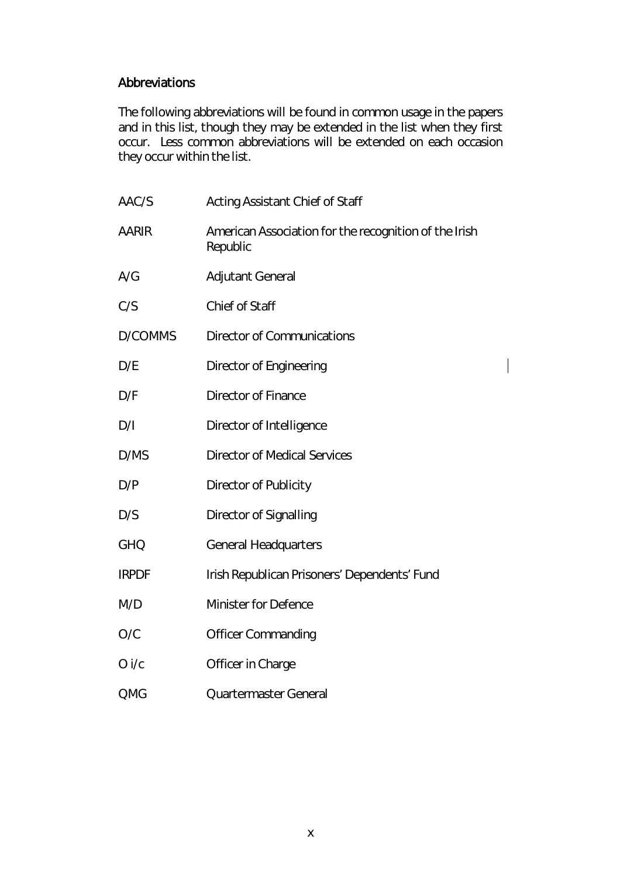## Abbreviations

The following abbreviations will be found in common usage in the papers and in this list, though they may be extended in the list when they first occur. Less common abbreviations will be extended on each occasion they occur within the list.

| | |
|---|---|
| AAC/S | Acting Assistant Chief of Staff |
| AARIR | American Association for the recognition of the Irish Republic |
| A/G | Adjutant General |
| C/S | Chief of Staff |
| D/COMMS | Director of Communications |
| D/E | Director of Engineering |
| D/F | Director of Finance |
| D/I | Director of Intelligence |
| D/MS | Director of Medical Services |
| D/P | Director of Publicity |
| D/S | Director of Signalling |
| GHQ | General Headquarters |
| IRPDF | Irish Republican Prisoners' Dependents' Fund |
| M/D | Minister for Defence |
| O/C | Officer Commanding |
| O i/c | Officer in Charge |
| QMG | Quartermaster General |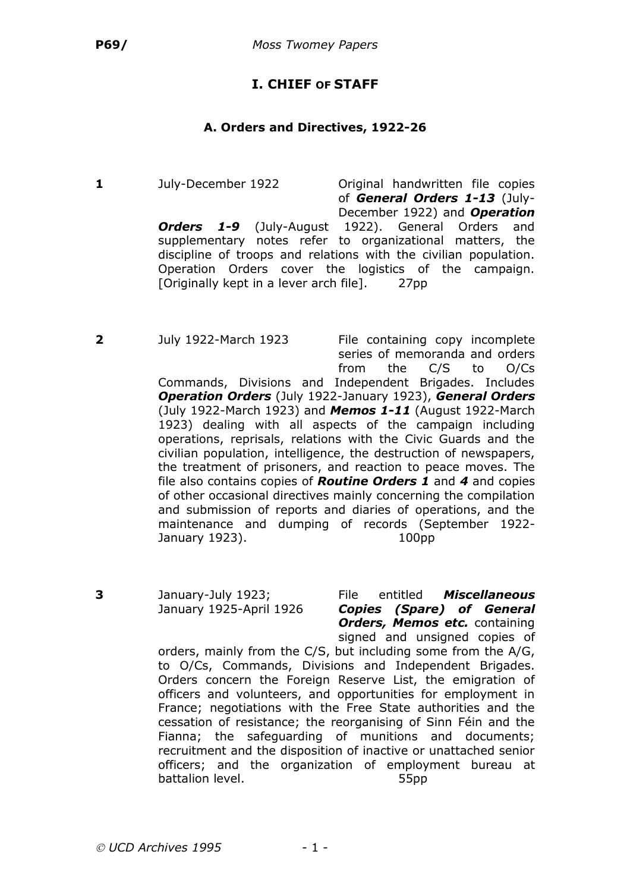## I. CHIEF OF STAFF

### A. Orders and Directives, 1922-26

**1** July-December 1922

Original handwritten file copies of ***General Orders 1-13*** (July-December 1922) and ***Operation Orders 1-9*** (July-August 1922). General Orders and supplementary notes refer to organizational matters, the discipline of troops and relations with the civilian population. Operation Orders cover the logistics of the campaign. [Originally kept in a lever arch file]. 27pp

**2** July 1922-March 1923

File containing copy incomplete series of memoranda and orders from the C/S to O/Cs Commands, Divisions and Independent Brigades. Includes ***Operation Orders*** (July 1922-January 1923), ***General Orders*** (July 1922-March 1923) and ***Memos 1-11*** (August 1922-March 1923) dealing with all aspects of the campaign including operations, reprisals, relations with the Civic Guards and the civilian population, intelligence, the destruction of newspapers, the treatment of prisoners, and reaction to peace moves. The file also contains copies of ***Routine Orders 1*** and ***4*** and copies of other occasional directives mainly concerning the compilation and submission of reports and diaries of operations, and the maintenance and dumping of records (September 1922-January 1923). 100pp

**3** January-July 1923; January 1925-April 1926

File entitled ***Miscellaneous Copies (Spare) of General Orders, Memos etc.*** containing signed and unsigned copies of orders, mainly from the C/S, but including some from the A/G, to O/Cs, Commands, Divisions and Independent Brigades. Orders concern the Foreign Reserve List, the emigration of officers and volunteers, and opportunities for employment in France; negotiations with the Free State authorities and the cessation of resistance; the reorganising of Sinn Féin and the Fianna; the safeguarding of munitions and documents; recruitment and the disposition of inactive or unattached senior officers; and the organization of employment bureau at battalion level. 55pp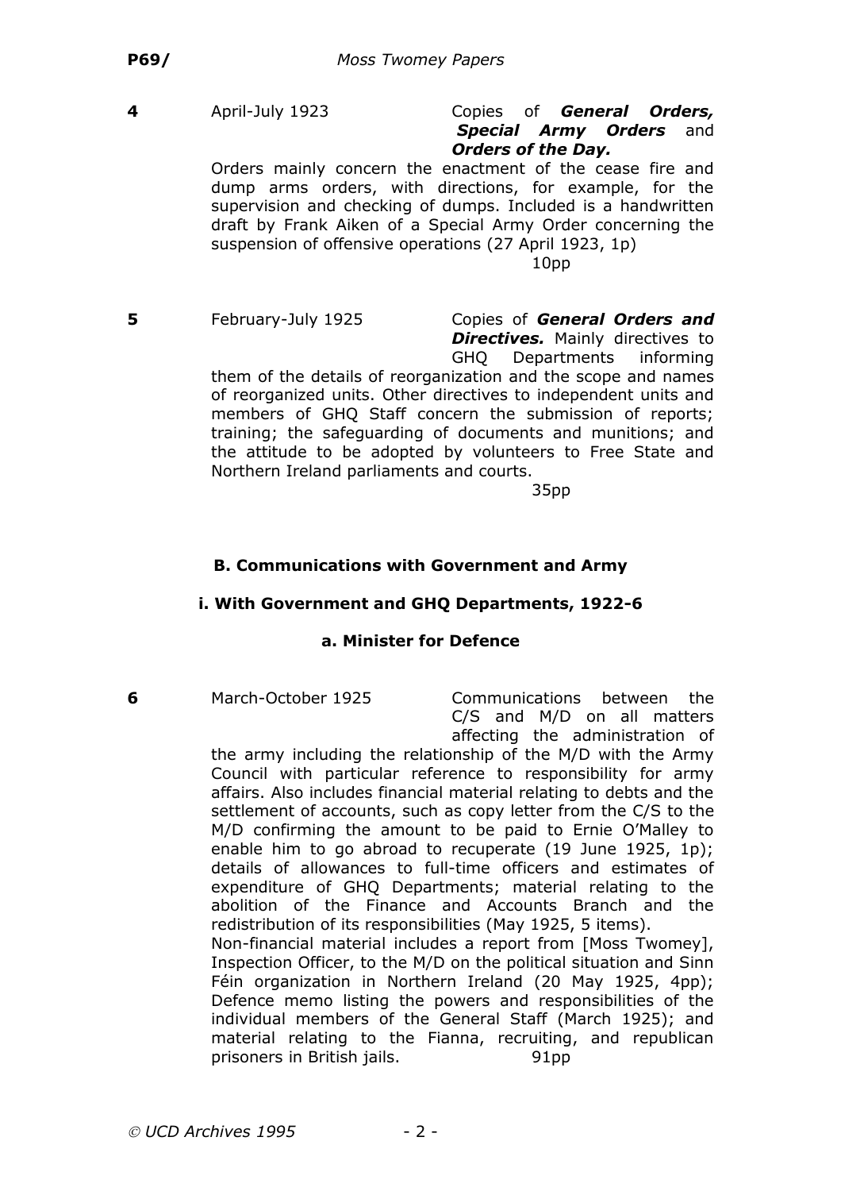**4** April-July 1923 Copies of ***General Orders, Special Army Orders*** and ***Orders of the Day.***

Orders mainly concern the enactment of the cease fire and dump arms orders, with directions, for example, for the supervision and checking of dumps. Included is a handwritten draft by Frank Aiken of a Special Army Order concerning the suspension of offensive operations (27 April 1923, 1p)

10pp

**5** February-July 1925 Copies of ***General Orders and Directives.*** Mainly directives to GHQ Departments informing them of the details of reorganization and the scope and names of reorganized units. Other directives to independent units and members of GHQ Staff concern the submission of reports; training; the safeguarding of documents and munitions; and the attitude to be adopted by volunteers to Free State and Northern Ireland parliaments and courts.

35pp

## B. Communications with Government and Army

### i. With Government and GHQ Departments, 1922-6

#### a. Minister for Defence

**6** March-October 1925 Communications between the C/S and M/D on all matters affecting the administration of the army including the relationship of the M/D with the Army Council with particular reference to responsibility for army affairs. Also includes financial material relating to debts and the settlement of accounts, such as copy letter from the C/S to the M/D confirming the amount to be paid to Ernie O'Malley to enable him to go abroad to recuperate (19 June 1925, 1p); details of allowances to full-time officers and estimates of expenditure of GHQ Departments; material relating to the abolition of the Finance and Accounts Branch and the redistribution of its responsibilities (May 1925, 5 items).

Non-financial material includes a report from [Moss Twomey], Inspection Officer, to the M/D on the political situation and Sinn Féin organization in Northern Ireland (20 May 1925, 4pp); Defence memo listing the powers and responsibilities of the individual members of the General Staff (March 1925); and material relating to the Fianna, recruiting, and republican prisoners in British jails. 91pp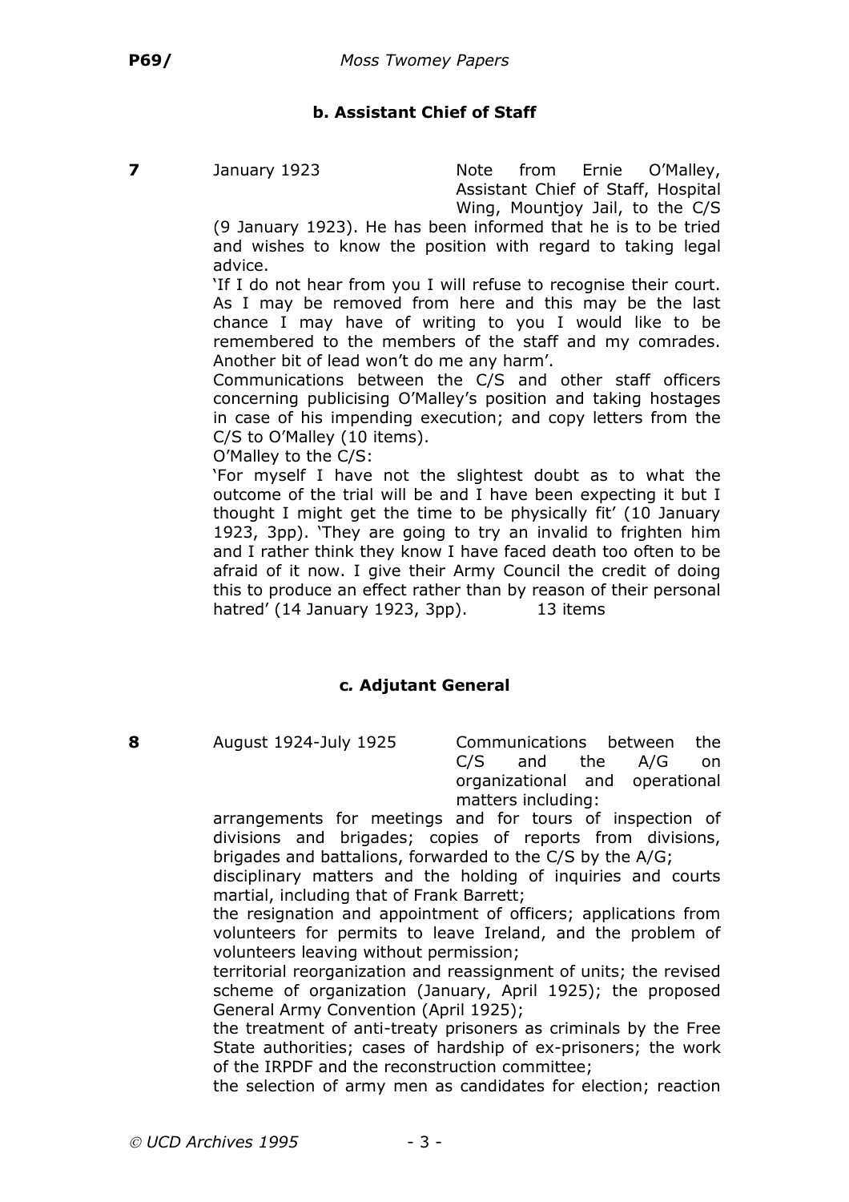### b. Assistant Chief of Staff

**7** January 1923

Note from Ernie O'Malley, Assistant Chief of Staff, Hospital Wing, Mountjoy Jail, to the C/S (9 January 1923). He has been informed that he is to be tried and wishes to know the position with regard to taking legal advice.

'If I do not hear from you I will refuse to recognise their court. As I may be removed from here and this may be the last chance I may have of writing to you I would like to be remembered to the members of the staff and my comrades. Another bit of lead won't do me any harm'.

Communications between the C/S and other staff officers concerning publicising O'Malley's position and taking hostages in case of his impending execution; and copy letters from the C/S to O'Malley (10 items).

O'Malley to the C/S:

'For myself I have not the slightest doubt as to what the outcome of the trial will be and I have been expecting it but I thought I might get the time to be physically fit' (10 January 1923, 3pp). 'They are going to try an invalid to frighten him and I rather think they know I have faced death too often to be afraid of it now. I give their Army Council the credit of doing this to produce an effect rather than by reason of their personal hatred' (14 January 1923, 3pp). 13 items

### c. Adjutant General

**8** August 1924-July 1925

Communications between the C/S and the A/G on organizational and operational matters including:

arrangements for meetings and for tours of inspection of divisions and brigades; copies of reports from divisions, brigades and battalions, forwarded to the C/S by the A/G;

disciplinary matters and the holding of inquiries and courts martial, including that of Frank Barrett;

the resignation and appointment of officers; applications from volunteers for permits to leave Ireland, and the problem of volunteers leaving without permission;

territorial reorganization and reassignment of units; the revised scheme of organization (January, April 1925); the proposed General Army Convention (April 1925);

the treatment of anti-treaty prisoners as criminals by the Free State authorities; cases of hardship of ex-prisoners; the work of the IRPDF and the reconstruction committee;

the selection of army men as candidates for election; reaction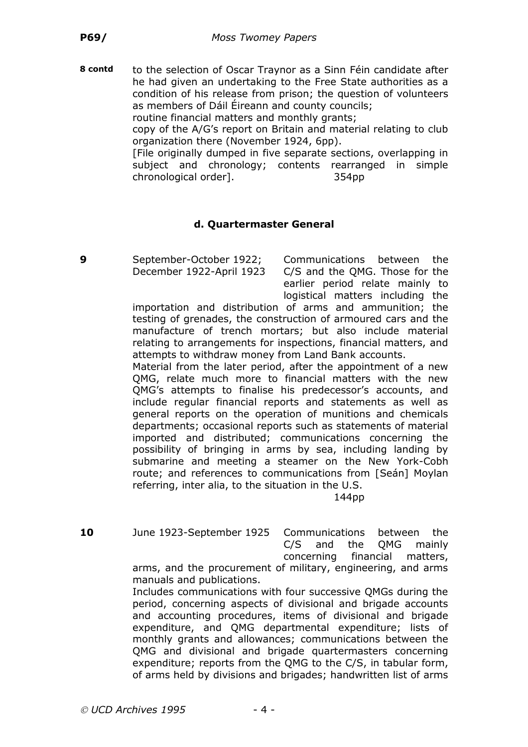**8 contd** to the selection of Oscar Traynor as a Sinn Féin candidate after he had given an undertaking to the Free State authorities as a condition of his release from prison; the question of volunteers as members of Dáil Éireann and county councils;
routine financial matters and monthly grants;
copy of the A/G's report on Britain and material relating to club organization there (November 1924, 6pp).
[File originally dumped in five separate sections, overlapping in subject and chronology; contents rearranged in simple chronological order]. 354pp

### d. Quartermaster General

**9** September-October 1922; December 1922-April 1923 Communications between the C/S and the QMG. Those for the earlier period relate mainly to logistical matters including the importation and distribution of arms and ammunition; the testing of grenades, the construction of armoured cars and the manufacture of trench mortars; but also include material relating to arrangements for inspections, financial matters, and attempts to withdraw money from Land Bank accounts.
Material from the later period, after the appointment of a new QMG, relate much more to financial matters with the new QMG's attempts to finalise his predecessor's accounts, and include regular financial reports and statements as well as general reports on the operation of munitions and chemicals departments; occasional reports such as statements of material imported and distributed; communications concerning the possibility of bringing in arms by sea, including landing by submarine and meeting a steamer on the New York-Cobh route; and references to communications from [Seán] Moylan referring, inter alia, to the situation in the U.S.
144pp

**10** June 1923-September 1925 Communications between the C/S and the QMG mainly concerning financial matters, arms, and the procurement of military, engineering, and arms manuals and publications.
Includes communications with four successive QMGs during the period, concerning aspects of divisional and brigade accounts and accounting procedures, items of divisional and brigade expenditure, and QMG departmental expenditure; lists of monthly grants and allowances; communications between the QMG and divisional and brigade quartermasters concerning expenditure; reports from the QMG to the C/S, in tabular form, of arms held by divisions and brigades; handwritten list of arms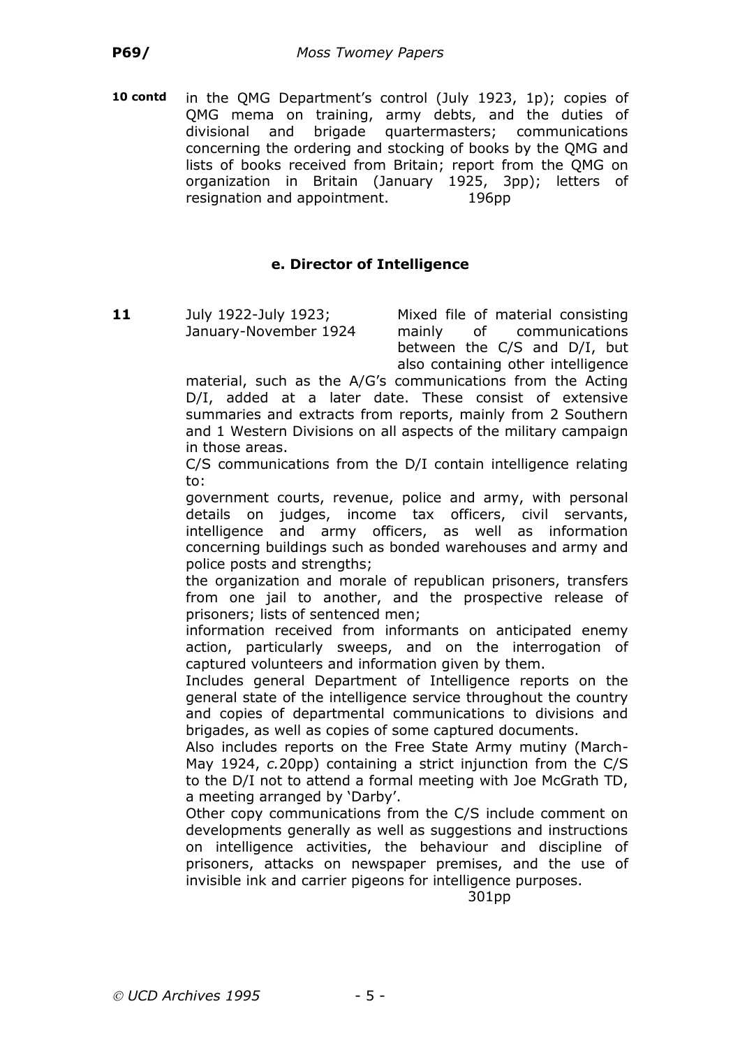**10 contd** in the QMG Department's control (July 1923, 1p); copies of QMG mema on training, army debts, and the duties of divisional and brigade quartermasters; communications concerning the ordering and stocking of books by the QMG and lists of books received from Britain; report from the QMG on organization in Britain (January 1925, 3pp); letters of resignation and appointment. 196pp

### e. Director of Intelligence

**11** July 1922-July 1923; January-November 1924

Mixed file of material consisting mainly of communications between the C/S and D/I, but also containing other intelligence material, such as the A/G's communications from the Acting D/I, added at a later date. These consist of extensive summaries and extracts from reports, mainly from 2 Southern and 1 Western Divisions on all aspects of the military campaign in those areas.

C/S communications from the D/I contain intelligence relating to:

government courts, revenue, police and army, with personal details on judges, income tax officers, civil servants, intelligence and army officers, as well as information concerning buildings such as bonded warehouses and army and police posts and strengths;

the organization and morale of republican prisoners, transfers from one jail to another, and the prospective release of prisoners; lists of sentenced men;

information received from informants on anticipated enemy action, particularly sweeps, and on the interrogation of captured volunteers and information given by them.

Includes general Department of Intelligence reports on the general state of the intelligence service throughout the country and copies of departmental communications to divisions and brigades, as well as copies of some captured documents.

Also includes reports on the Free State Army mutiny (March-May 1924, *c.*20pp) containing a strict injunction from the C/S to the D/I not to attend a formal meeting with Joe McGrath TD, a meeting arranged by 'Darby'.

Other copy communications from the C/S include comment on developments generally as well as suggestions and instructions on intelligence activities, the behaviour and discipline of prisoners, attacks on newspaper premises, and the use of invisible ink and carrier pigeons for intelligence purposes.

301pp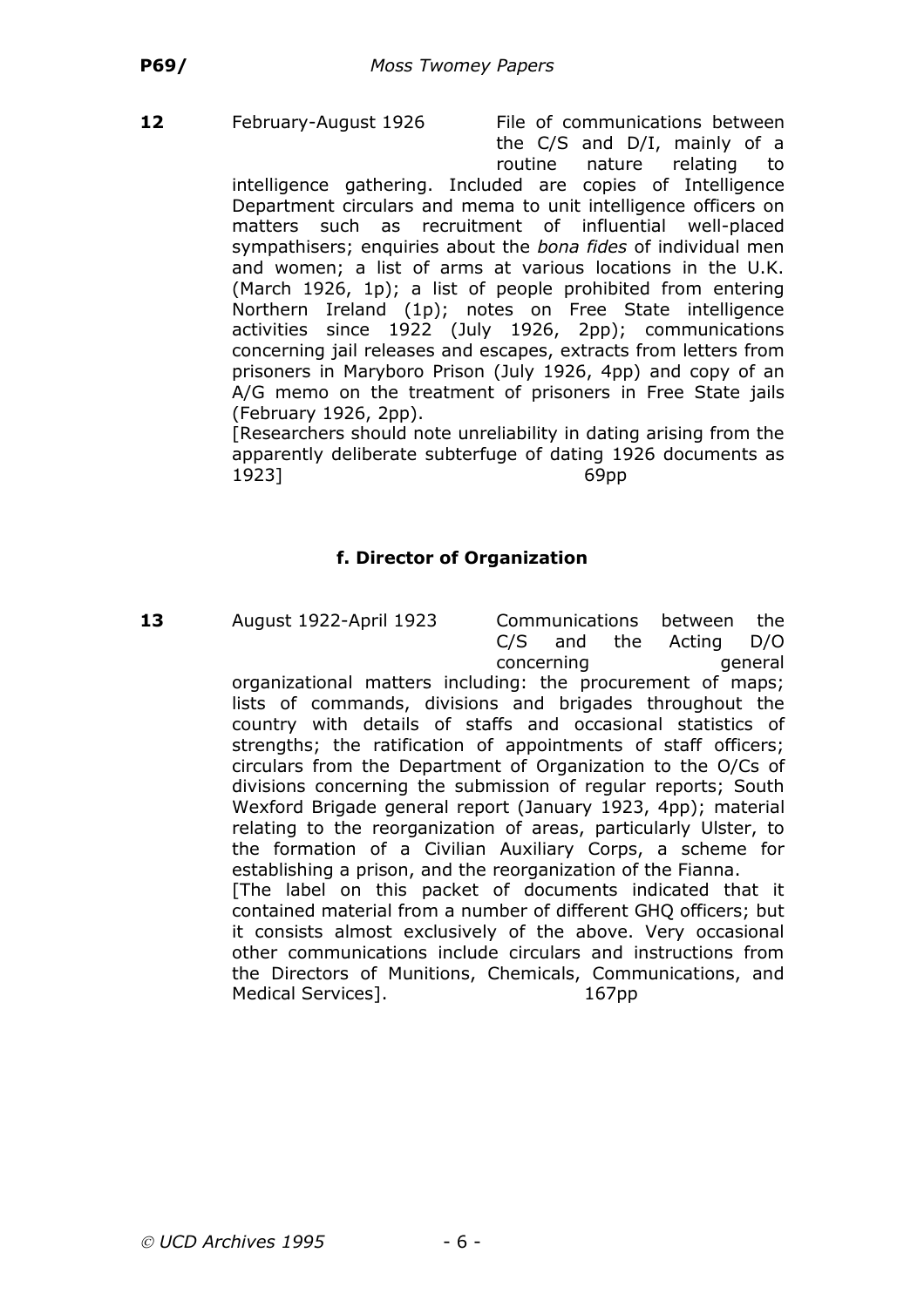**12** February-August 1926 File of communications between the C/S and D/I, mainly of a routine nature relating to intelligence gathering. Included are copies of Intelligence Department circulars and mema to unit intelligence officers on matters such as recruitment of influential well-placed sympathisers; enquiries about the *bona fides* of individual men and women; a list of arms at various locations in the U.K. (March 1926, 1p); a list of people prohibited from entering Northern Ireland (1p); notes on Free State intelligence activities since 1922 (July 1926, 2pp); communications concerning jail releases and escapes, extracts from letters from prisoners in Maryboro Prison (July 1926, 4pp) and copy of an A/G memo on the treatment of prisoners in Free State jails (February 1926, 2pp).

[Researchers should note unreliability in dating arising from the apparently deliberate subterfuge of dating 1926 documents as 1923] 69pp

### f. Director of Organization

**13** August 1922-April 1923 Communications between the C/S and the Acting D/O concerning general organizational matters including: the procurement of maps; lists of commands, divisions and brigades throughout the country with details of staffs and occasional statistics of strengths; the ratification of appointments of staff officers; circulars from the Department of Organization to the O/Cs of divisions concerning the submission of regular reports; South Wexford Brigade general report (January 1923, 4pp); material relating to the reorganization of areas, particularly Ulster, to the formation of a Civilian Auxiliary Corps, a scheme for establishing a prison, and the reorganization of the Fianna.

[The label on this packet of documents indicated that it contained material from a number of different GHQ officers; but it consists almost exclusively of the above. Very occasional other communications include circulars and instructions from the Directors of Munitions, Chemicals, Communications, and Medical Services]. 167pp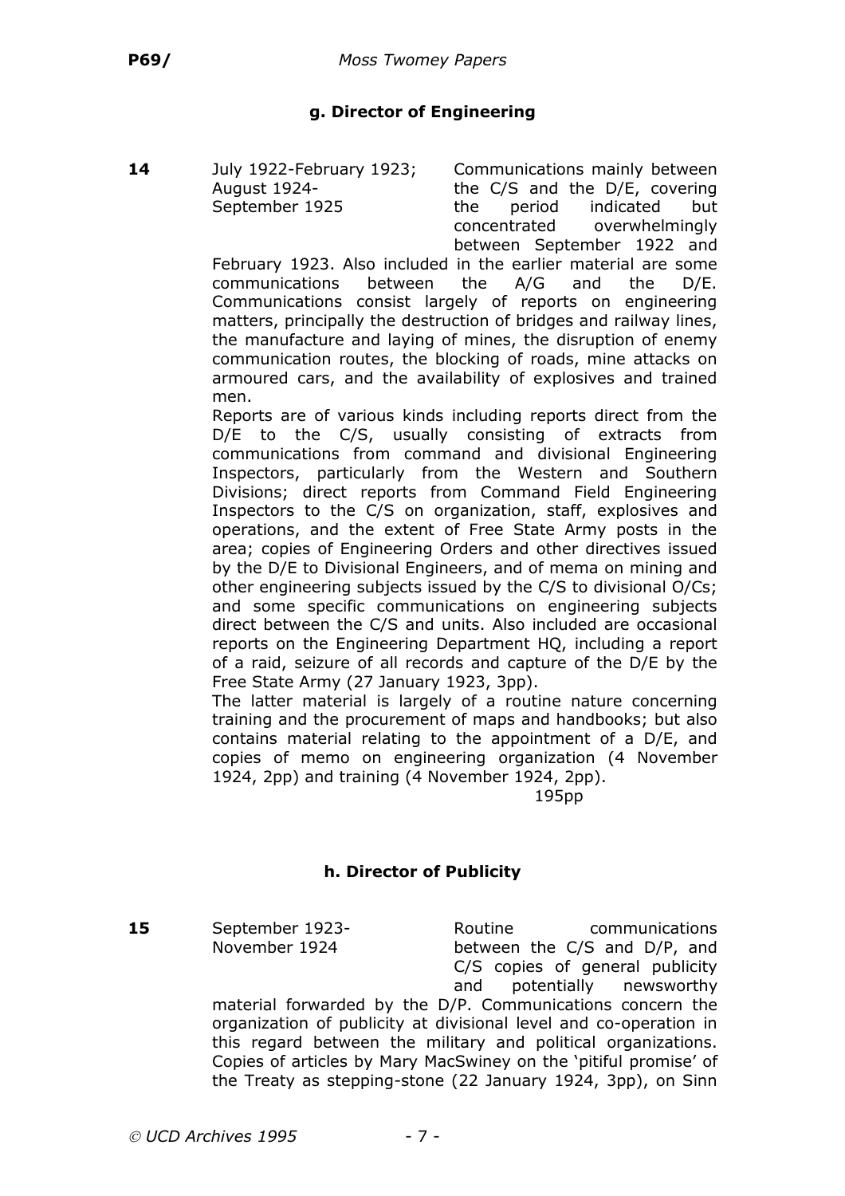### g. Director of Engineering

**14** July 1922-February 1923; August 1924-September 1925

Communications mainly between the C/S and the D/E, covering the period indicated but concentrated overwhelmingly between September 1922 and February 1923. Also included in the earlier material are some communications between the A/G and the D/E. Communications consist largely of reports on engineering matters, principally the destruction of bridges and railway lines, the manufacture and laying of mines, the disruption of enemy communication routes, the blocking of roads, mine attacks on armoured cars, and the availability of explosives and trained men.

Reports are of various kinds including reports direct from the D/E to the C/S, usually consisting of extracts from communications from command and divisional Engineering Inspectors, particularly from the Western and Southern Divisions; direct reports from Command Field Engineering Inspectors to the C/S on organization, staff, explosives and operations, and the extent of Free State Army posts in the area; copies of Engineering Orders and other directives issued by the D/E to Divisional Engineers, and of mema on mining and other engineering subjects issued by the C/S to divisional O/Cs; and some specific communications on engineering subjects direct between the C/S and units. Also included are occasional reports on the Engineering Department HQ, including a report of a raid, seizure of all records and capture of the D/E by the Free State Army (27 January 1923, 3pp).

The latter material is largely of a routine nature concerning training and the procurement of maps and handbooks; but also contains material relating to the appointment of a D/E, and copies of memo on engineering organization (4 November 1924, 2pp) and training (4 November 1924, 2pp).

195pp

### h. Director of Publicity

**15** September 1923-November 1924

Routine communications between the C/S and D/P, and C/S copies of general publicity and potentially newsworthy material forwarded by the D/P. Communications concern the organization of publicity at divisional level and co-operation in this regard between the military and political organizations. Copies of articles by Mary MacSwiney on the 'pitiful promise' of the Treaty as stepping-stone (22 January 1924, 3pp), on Sinn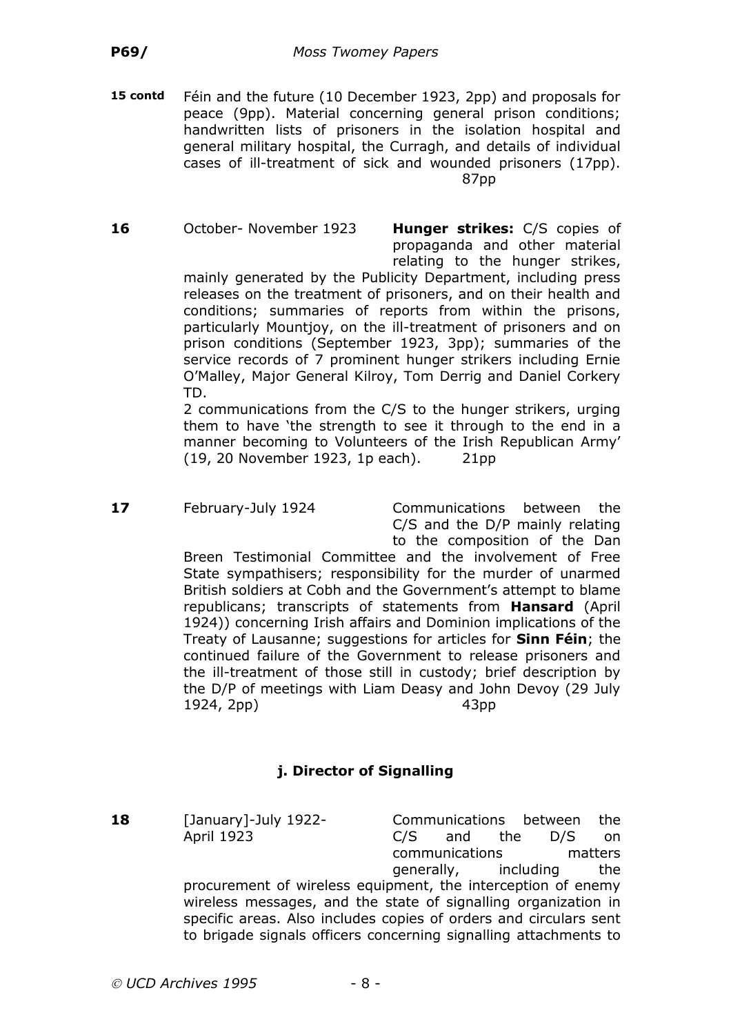**15 contd** Féin and the future (10 December 1923, 2pp) and proposals for peace (9pp). Material concerning general prison conditions; handwritten lists of prisoners in the isolation hospital and general military hospital, the Curragh, and details of individual cases of ill-treatment of sick and wounded prisoners (17pp). 87pp

**16** October- November 1923 **Hunger strikes:** C/S copies of propaganda and other material relating to the hunger strikes, mainly generated by the Publicity Department, including press releases on the treatment of prisoners, and on their health and conditions; summaries of reports from within the prisons, particularly Mountjoy, on the ill-treatment of prisoners and on prison conditions (September 1923, 3pp); summaries of the service records of 7 prominent hunger strikers including Ernie O'Malley, Major General Kilroy, Tom Derrig and Daniel Corkery TD.

2 communications from the C/S to the hunger strikers, urging them to have 'the strength to see it through to the end in a manner becoming to Volunteers of the Irish Republican Army' (19, 20 November 1923, 1p each). 21pp

**17** February-July 1924 Communications between the C/S and the D/P mainly relating to the composition of the Dan Breen Testimonial Committee and the involvement of Free State sympathisers; responsibility for the murder of unarmed British soldiers at Cobh and the Government's attempt to blame republicans; transcripts of statements from **Hansard** (April 1924)) concerning Irish affairs and Dominion implications of the Treaty of Lausanne; suggestions for articles for **Sinn Féin**; the continued failure of the Government to release prisoners and the ill-treatment of those still in custody; brief description by the D/P of meetings with Liam Deasy and John Devoy (29 July 1924, 2pp) 43pp

### j. Director of Signalling

**18** [January]-July 1922-April 1923 Communications between the C/S and the D/S on communications matters generally, including the procurement of wireless equipment, the interception of enemy wireless messages, and the state of signalling organization in specific areas. Also includes copies of orders and circulars sent to brigade signals officers concerning signalling attachments to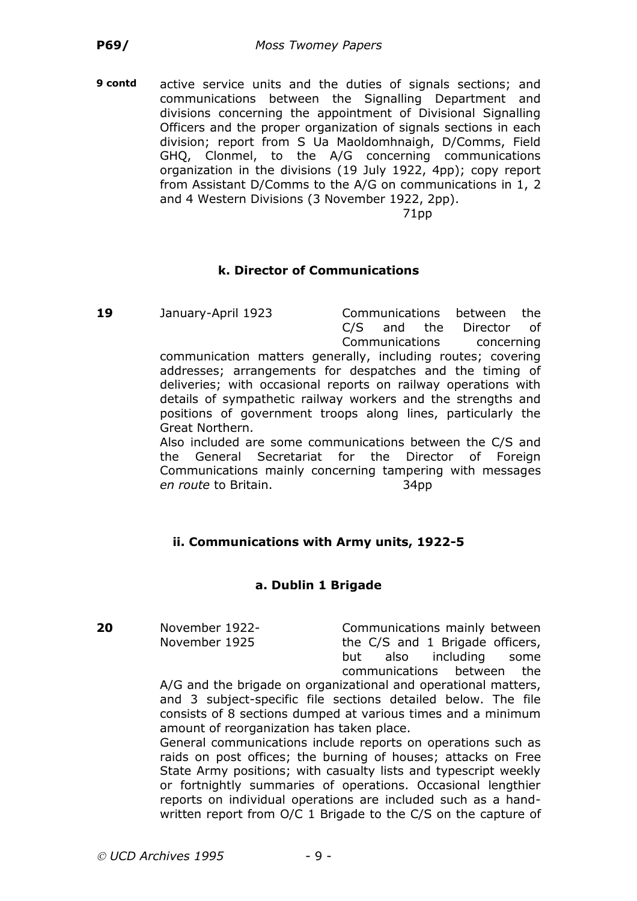**9 contd** active service units and the duties of signals sections; and communications between the Signalling Department and divisions concerning the appointment of Divisional Signalling Officers and the proper organization of signals sections in each division; report from S Ua Maoldomhnaigh, D/Comms, Field GHQ, Clonmel, to the A/G concerning communications organization in the divisions (19 July 1922, 4pp); copy report from Assistant D/Comms to the A/G on communications in 1, 2 and 4 Western Divisions (3 November 1922, 2pp).

71pp

### k. Director of Communications

**19** January-April 1923 Communications between the C/S and the Director of Communications concerning communication matters generally, including routes; covering addresses; arrangements for despatches and the timing of deliveries; with occasional reports on railway operations with details of sympathetic railway workers and the strengths and positions of government troops along lines, particularly the Great Northern.

Also included are some communications between the C/S and the General Secretariat for the Director of Foreign Communications mainly concerning tampering with messages *en route* to Britain. 34pp

## ii. Communications with Army units, 1922-5

### a. Dublin 1 Brigade

**20** November 1922-November 1925 Communications mainly between the C/S and 1 Brigade officers, but also including some communications between the A/G and the brigade on organizational and operational matters, and 3 subject-specific file sections detailed below. The file consists of 8 sections dumped at various times and a minimum amount of reorganization has taken place.

General communications include reports on operations such as raids on post offices; the burning of houses; attacks on Free State Army positions; with casualty lists and typescript weekly or fortnightly summaries of operations. Occasional lengthier reports on individual operations are included such as a hand-written report from O/C 1 Brigade to the C/S on the capture of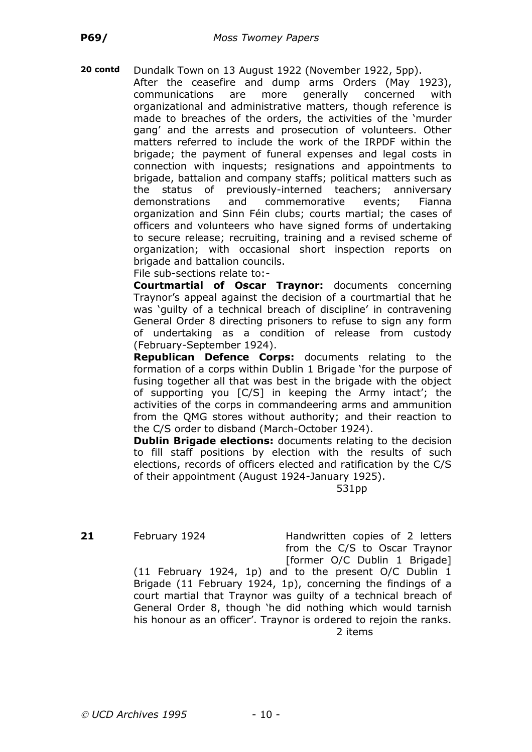**20 contd** Dundalk Town on 13 August 1922 (November 1922, 5pp).

After the ceasefire and dump arms Orders (May 1923), communications are more generally concerned with organizational and administrative matters, though reference is made to breaches of the orders, the activities of the 'murder gang' and the arrests and prosecution of volunteers. Other matters referred to include the work of the IRPDF within the brigade; the payment of funeral expenses and legal costs in connection with inquests; resignations and appointments to brigade, battalion and company staffs; political matters such as the status of previously-interned teachers; anniversary demonstrations and commemorative events; Fianna organization and Sinn Féin clubs; courts martial; the cases of officers and volunteers who have signed forms of undertaking to secure release; recruiting, training and a revised scheme of organization; with occasional short inspection reports on brigade and battalion councils.

File sub-sections relate to:-

**Courtmartial of Oscar Traynor:** documents concerning Traynor's appeal against the decision of a courtmartial that he was 'guilty of a technical breach of discipline' in contravening General Order 8 directing prisoners to refuse to sign any form of undertaking as a condition of release from custody (February-September 1924).

**Republican Defence Corps:** documents relating to the formation of a corps within Dublin 1 Brigade 'for the purpose of fusing together all that was best in the brigade with the object of supporting you [C/S] in keeping the Army intact'; the activities of the corps in commandeering arms and ammunition from the QMG stores without authority; and their reaction to the C/S order to disband (March-October 1924).

**Dublin Brigade elections:** documents relating to the decision to fill staff positions by election with the results of such elections, records of officers elected and ratification by the C/S of their appointment (August 1924-January 1925).

531pp

**21** February 1924 Handwritten copies of 2 letters from the C/S to Oscar Traynor [former O/C Dublin 1 Brigade] (11 February 1924, 1p) and to the present O/C Dublin 1 Brigade (11 February 1924, 1p), concerning the findings of a court martial that Traynor was guilty of a technical breach of General Order 8, though 'he did nothing which would tarnish his honour as an officer'. Traynor is ordered to rejoin the ranks.

2 items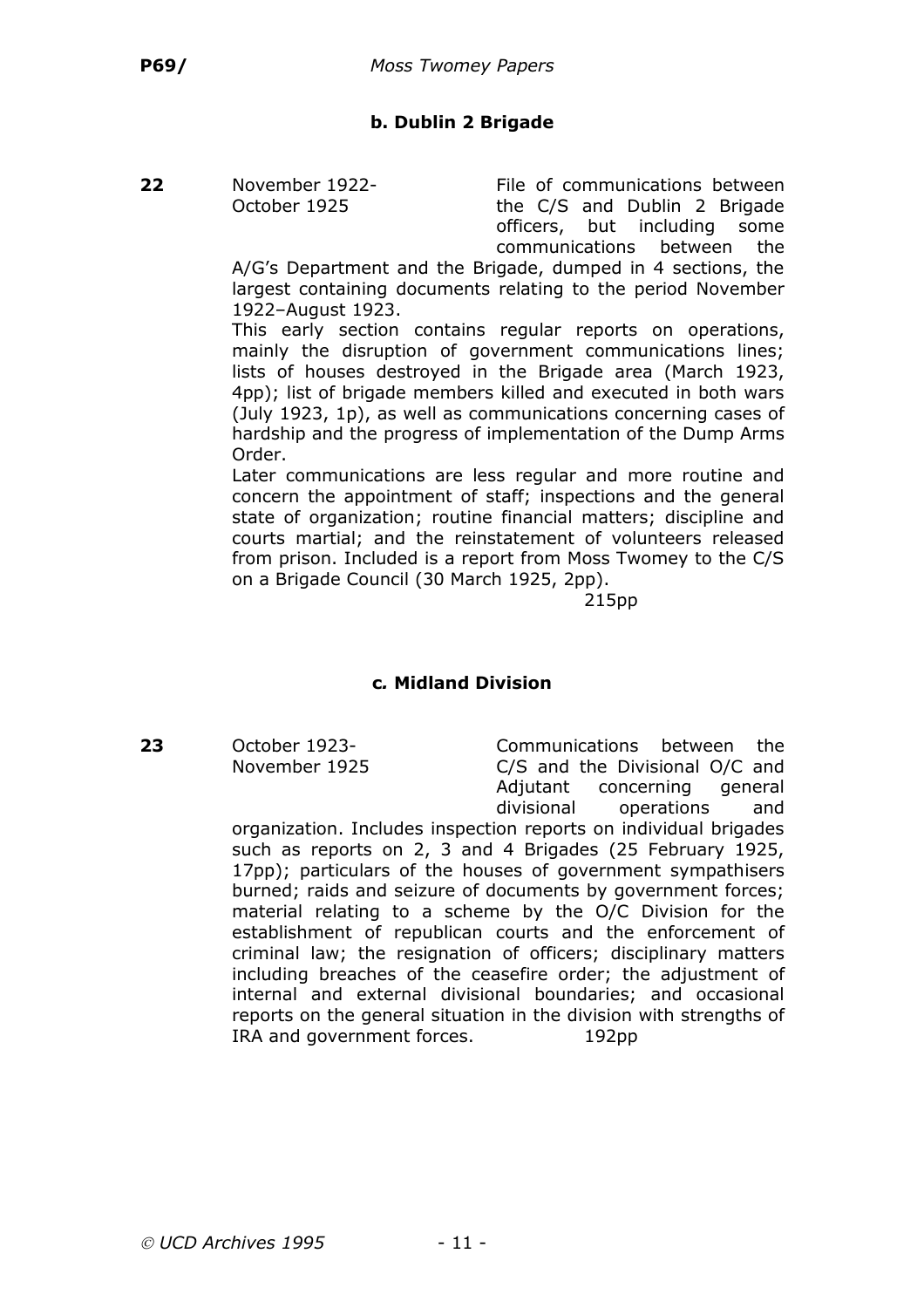### b. Dublin 2 Brigade

**22** November 1922-October 1925

File of communications between the C/S and Dublin 2 Brigade officers, but including some communications between the A/G's Department and the Brigade, dumped in 4 sections, the largest containing documents relating to the period November 1922–August 1923.

This early section contains regular reports on operations, mainly the disruption of government communications lines; lists of houses destroyed in the Brigade area (March 1923, 4pp); list of brigade members killed and executed in both wars (July 1923, 1p), as well as communications concerning cases of hardship and the progress of implementation of the Dump Arms Order.

Later communications are less regular and more routine and concern the appointment of staff; inspections and the general state of organization; routine financial matters; discipline and courts martial; and the reinstatement of volunteers released from prison. Included is a report from Moss Twomey to the C/S on a Brigade Council (30 March 1925, 2pp).

215pp

### c. Midland Division

**23** October 1923-November 1925

Communications between the C/S and the Divisional O/C and Adjutant concerning general divisional operations and organization. Includes inspection reports on individual brigades such as reports on 2, 3 and 4 Brigades (25 February 1925, 17pp); particulars of the houses of government sympathisers burned; raids and seizure of documents by government forces; material relating to a scheme by the O/C Division for the establishment of republican courts and the enforcement of criminal law; the resignation of officers; disciplinary matters including breaches of the ceasefire order; the adjustment of internal and external divisional boundaries; and occasional reports on the general situation in the division with strengths of IRA and government forces.

192pp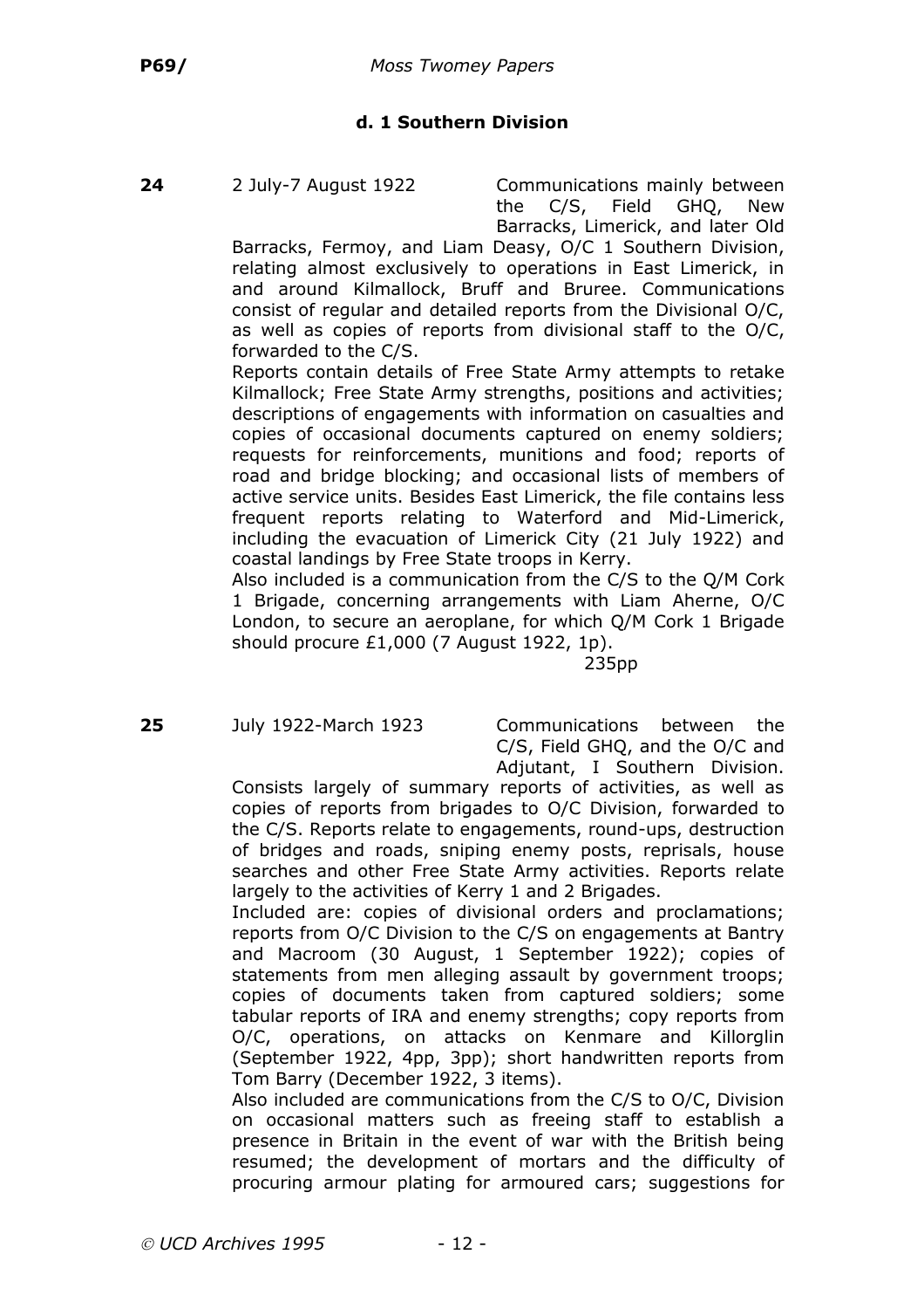### d. 1 Southern Division

**24** 2 July-7 August 1922 

Communications mainly between the C/S, Field GHQ, New Barracks, Limerick, and later Old Barracks, Fermoy, and Liam Deasy, O/C 1 Southern Division, relating almost exclusively to operations in East Limerick, in and around Kilmallock, Bruff and Bruree. Communications consist of regular and detailed reports from the Divisional O/C, as well as copies of reports from divisional staff to the O/C, forwarded to the C/S.

Reports contain details of Free State Army attempts to retake Kilmallock; Free State Army strengths, positions and activities; descriptions of engagements with information on casualties and copies of occasional documents captured on enemy soldiers; requests for reinforcements, munitions and food; reports of road and bridge blocking; and occasional lists of members of active service units. Besides East Limerick, the file contains less frequent reports relating to Waterford and Mid-Limerick, including the evacuation of Limerick City (21 July 1922) and coastal landings by Free State troops in Kerry.

Also included is a communication from the C/S to the Q/M Cork 1 Brigade, concerning arrangements with Liam Aherne, O/C London, to secure an aeroplane, for which Q/M Cork 1 Brigade should procure £1,000 (7 August 1922, 1p).

235pp

**25** July 1922-March 1923 

Communications between the C/S, Field GHQ, and the O/C and Adjutant, I Southern Division. Consists largely of summary reports of activities, as well as copies of reports from brigades to O/C Division, forwarded to the C/S. Reports relate to engagements, round-ups, destruction of bridges and roads, sniping enemy posts, reprisals, house searches and other Free State Army activities. Reports relate largely to the activities of Kerry 1 and 2 Brigades.

Included are: copies of divisional orders and proclamations; reports from O/C Division to the C/S on engagements at Bantry and Macroom (30 August, 1 September 1922); copies of statements from men alleging assault by government troops; copies of documents taken from captured soldiers; some tabular reports of IRA and enemy strengths; copy reports from O/C, operations, on attacks on Kenmare and Killorglin (September 1922, 4pp, 3pp); short handwritten reports from Tom Barry (December 1922, 3 items).

Also included are communications from the C/S to O/C, Division on occasional matters such as freeing staff to establish a presence in Britain in the event of war with the British being resumed; the development of mortars and the difficulty of procuring armour plating for armoured cars; suggestions for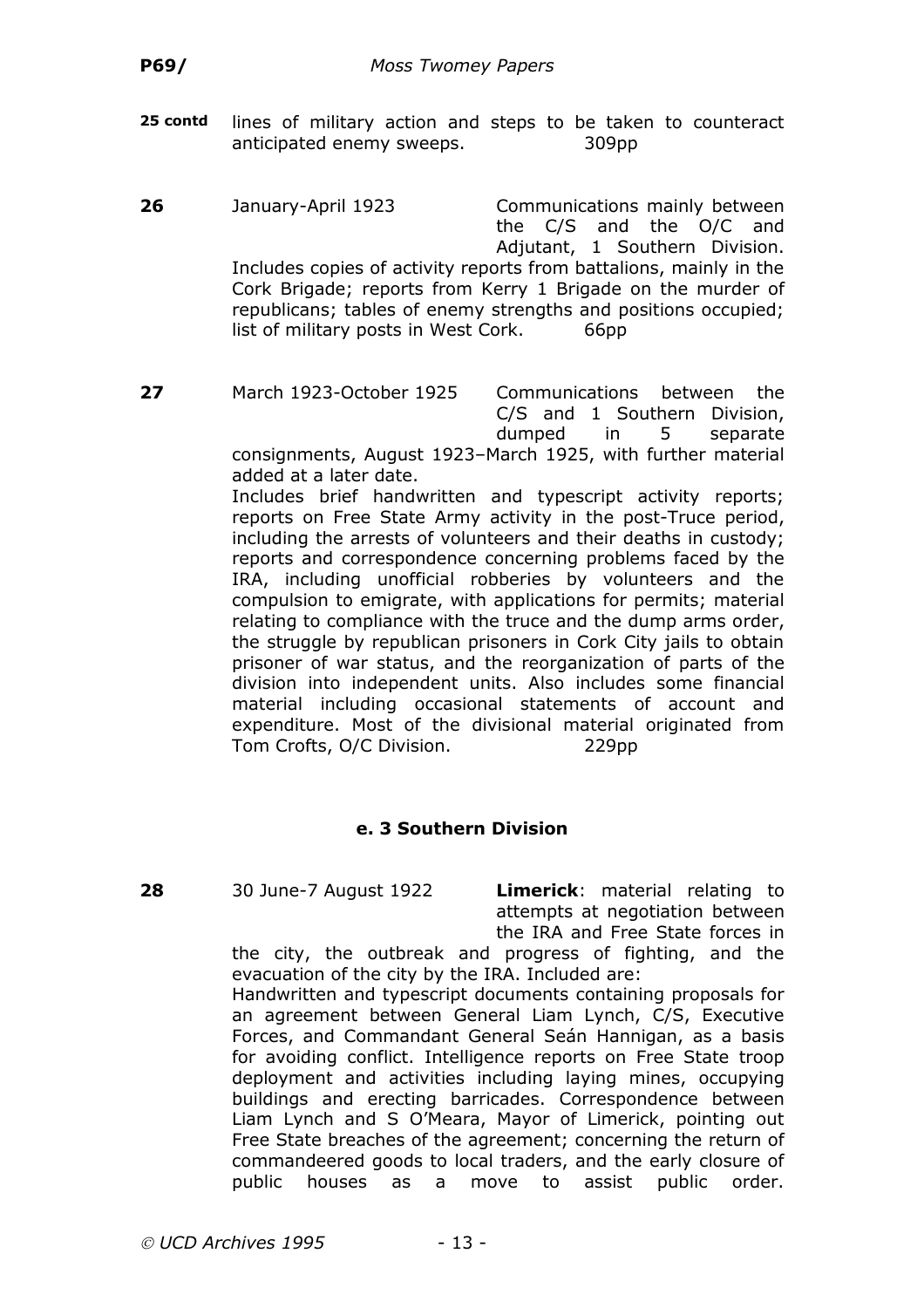**25 contd** lines of military action and steps to be taken to counteract anticipated enemy sweeps. 309pp

**26** January-April 1923 Communications mainly between the C/S and the O/C and Adjutant, 1 Southern Division. Includes copies of activity reports from battalions, mainly in the Cork Brigade; reports from Kerry 1 Brigade on the murder of republicans; tables of enemy strengths and positions occupied; list of military posts in West Cork. 66pp

**27** March 1923-October 1925 Communications between the C/S and 1 Southern Division, dumped in 5 separate consignments, August 1923–March 1925, with further material added at a later date.
Includes brief handwritten and typescript activity reports; reports on Free State Army activity in the post-Truce period, including the arrests of volunteers and their deaths in custody; reports and correspondence concerning problems faced by the IRA, including unofficial robberies by volunteers and the compulsion to emigrate, with applications for permits; material relating to compliance with the truce and the dump arms order, the struggle by republican prisoners in Cork City jails to obtain prisoner of war status, and the reorganization of parts of the division into independent units. Also includes some financial material including occasional statements of account and expenditure. Most of the divisional material originated from Tom Crofts, O/C Division. 229pp

### e. 3 Southern Division

**28** 30 June-7 August 1922 **Limerick**: material relating to attempts at negotiation between the IRA and Free State forces in the city, the outbreak and progress of fighting, and the evacuation of the city by the IRA. Included are:
Handwritten and typescript documents containing proposals for an agreement between General Liam Lynch, C/S, Executive Forces, and Commandant General Seán Hannigan, as a basis for avoiding conflict. Intelligence reports on Free State troop deployment and activities including laying mines, occupying buildings and erecting barricades. Correspondence between Liam Lynch and S O'Meara, Mayor of Limerick, pointing out Free State breaches of the agreement; concerning the return of commandeered goods to local traders, and the early closure of public houses as a move to assist public order.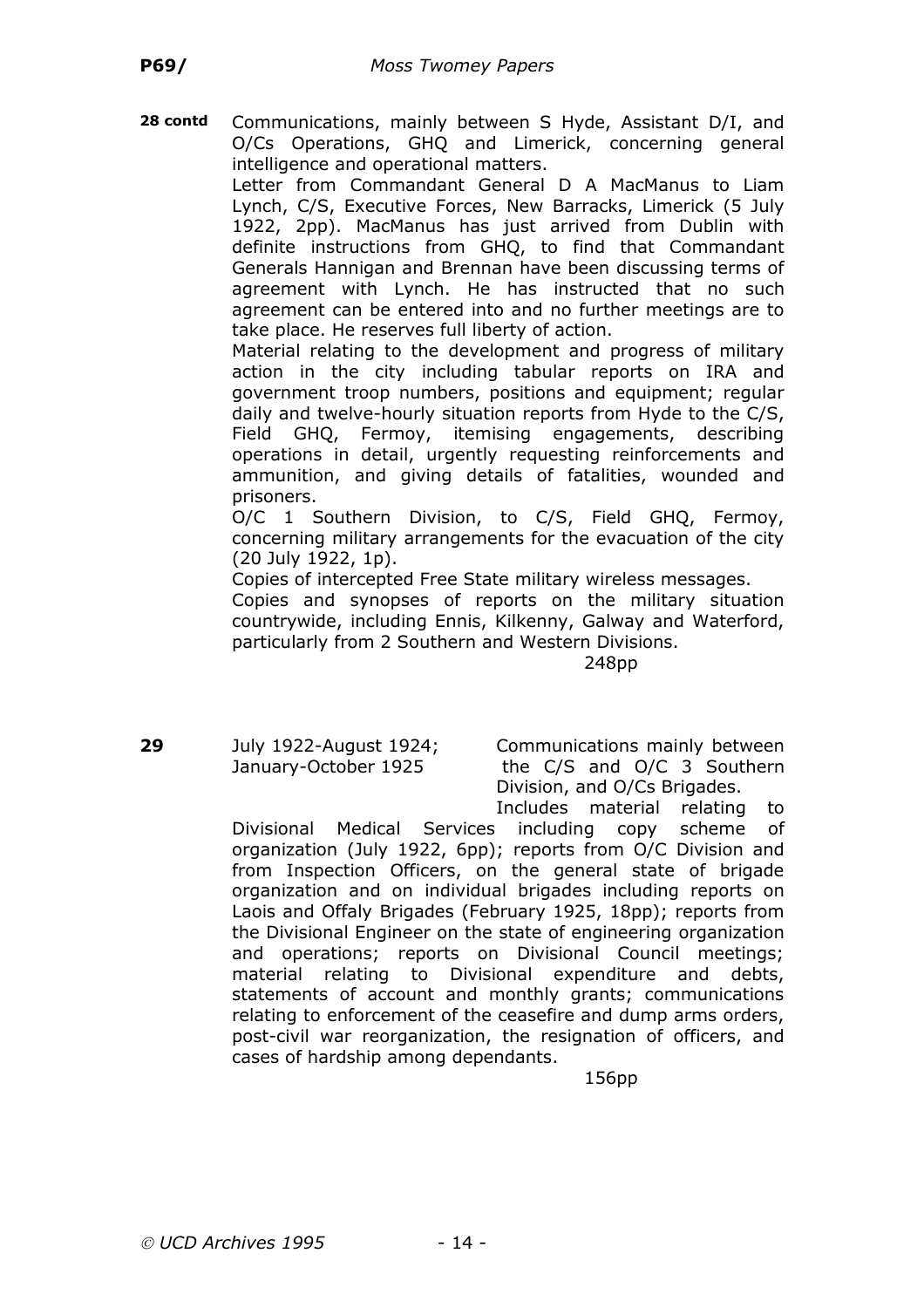**28 contd** Communications, mainly between S Hyde, Assistant D/I, and O/Cs Operations, GHQ and Limerick, concerning general intelligence and operational matters.

Letter from Commandant General D A MacManus to Liam Lynch, C/S, Executive Forces, New Barracks, Limerick (5 July 1922, 2pp). MacManus has just arrived from Dublin with definite instructions from GHQ, to find that Commandant Generals Hannigan and Brennan have been discussing terms of agreement with Lynch. He has instructed that no such agreement can be entered into and no further meetings are to take place. He reserves full liberty of action.

Material relating to the development and progress of military action in the city including tabular reports on IRA and government troop numbers, positions and equipment; regular daily and twelve-hourly situation reports from Hyde to the C/S, Field GHQ, Fermoy, itemising engagements, describing operations in detail, urgently requesting reinforcements and ammunition, and giving details of fatalities, wounded and prisoners.

O/C 1 Southern Division, to C/S, Field GHQ, Fermoy, concerning military arrangements for the evacuation of the city (20 July 1922, 1p).

Copies of intercepted Free State military wireless messages.

Copies and synopses of reports on the military situation countrywide, including Ennis, Kilkenny, Galway and Waterford, particularly from 2 Southern and Western Divisions.

248pp

**29** July 1922-August 1924; January-October 1925

Communications mainly between the C/S and O/C 3 Southern Division, and O/Cs Brigades.

Includes material relating to Divisional Medical Services including copy scheme of organization (July 1922, 6pp); reports from O/C Division and from Inspection Officers, on the general state of brigade organization and on individual brigades including reports on Laois and Offaly Brigades (February 1925, 18pp); reports from the Divisional Engineer on the state of engineering organization and operations; reports on Divisional Council meetings; material relating to Divisional expenditure and debts, statements of account and monthly grants; communications relating to enforcement of the ceasefire and dump arms orders, post-civil war reorganization, the resignation of officers, and cases of hardship among dependants.

156pp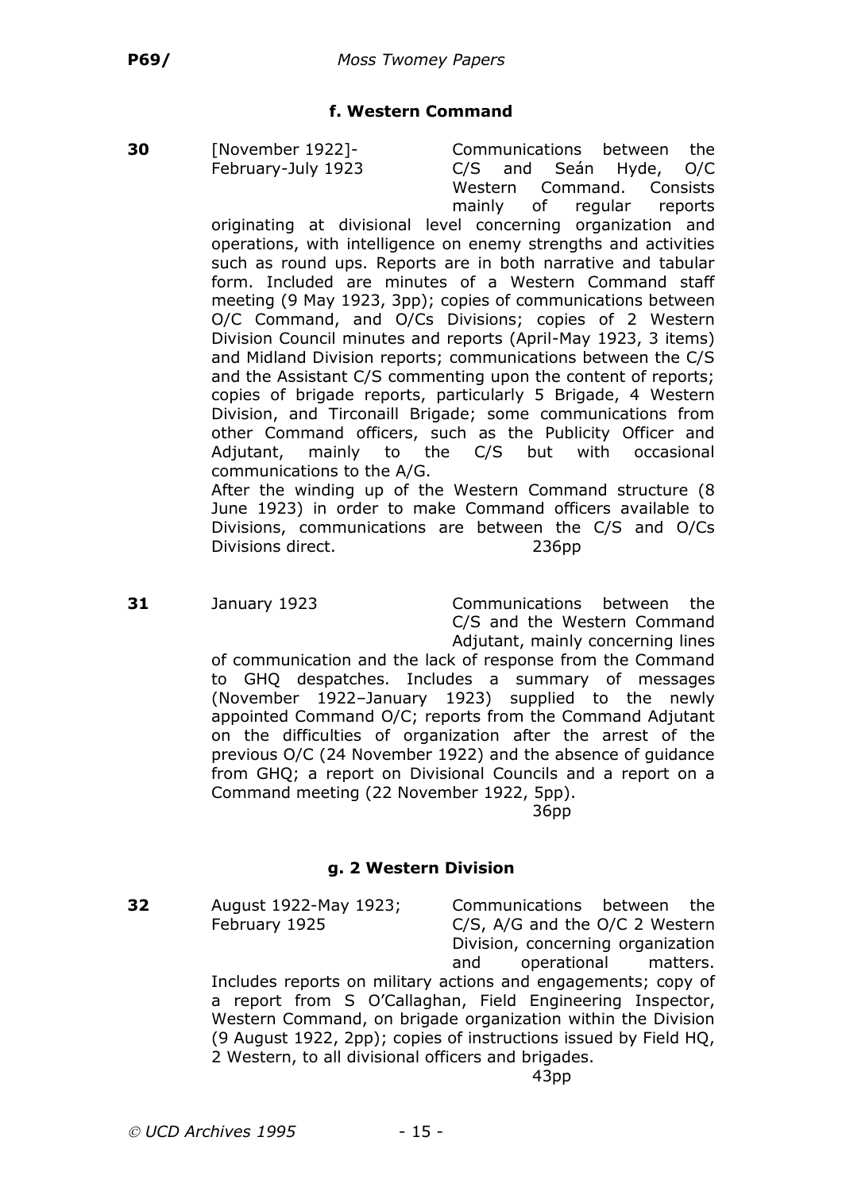### f. Western Command

**30** [November 1922]- February-July 1923

Communications between the C/S and Seán Hyde, O/C Western Command. Consists mainly of regular reports originating at divisional level concerning organization and operations, with intelligence on enemy strengths and activities such as round ups. Reports are in both narrative and tabular form. Included are minutes of a Western Command staff meeting (9 May 1923, 3pp); copies of communications between O/C Command, and O/Cs Divisions; copies of 2 Western Division Council minutes and reports (April-May 1923, 3 items) and Midland Division reports; communications between the C/S and the Assistant C/S commenting upon the content of reports; copies of brigade reports, particularly 5 Brigade, 4 Western Division, and Tirconaill Brigade; some communications from other Command officers, such as the Publicity Officer and Adjutant, mainly to the C/S but with occasional communications to the A/G.

After the winding up of the Western Command structure (8 June 1923) in order to make Command officers available to Divisions, communications are between the C/S and O/Cs Divisions direct.

236pp

**31** January 1923

Communications between the C/S and the Western Command Adjutant, mainly concerning lines of communication and the lack of response from the Command to GHQ despatches. Includes a summary of messages (November 1922–January 1923) supplied to the newly appointed Command O/C; reports from the Command Adjutant on the difficulties of organization after the arrest of the previous O/C (24 November 1922) and the absence of guidance from GHQ; a report on Divisional Councils and a report on a Command meeting (22 November 1922, 5pp).

36pp

### g. 2 Western Division

**32** August 1922-May 1923; February 1925

Communications between the C/S, A/G and the O/C 2 Western Division, concerning organization and operational matters. Includes reports on military actions and engagements; copy of a report from S O'Callaghan, Field Engineering Inspector, Western Command, on brigade organization within the Division (9 August 1922, 2pp); copies of instructions issued by Field HQ, 2 Western, to all divisional officers and brigades.

43pp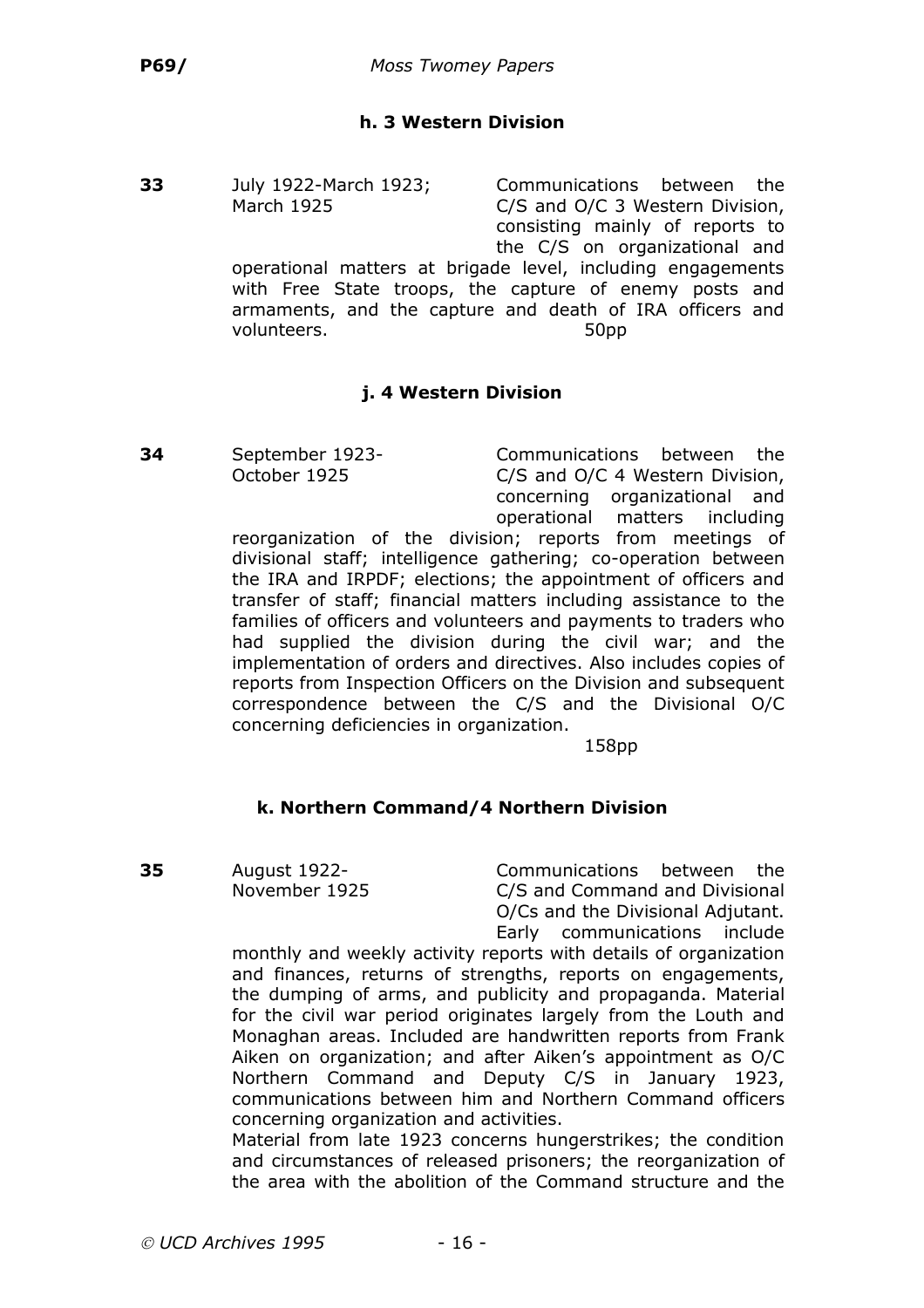### h. 3 Western Division

**33** July 1922-March 1923; March 1925

Communications between the C/S and O/C 3 Western Division, consisting mainly of reports to the C/S on organizational and operational matters at brigade level, including engagements with Free State troops, the capture of enemy posts and armaments, and the capture and death of IRA officers and volunteers. 50pp

### j. 4 Western Division

**34** September 1923-October 1925

Communications between the C/S and O/C 4 Western Division, concerning organizational and operational matters including reorganization of the division; reports from meetings of divisional staff; intelligence gathering; co-operation between the IRA and IRPDF; elections; the appointment of officers and transfer of staff; financial matters including assistance to the families of officers and volunteers and payments to traders who had supplied the division during the civil war; and the implementation of orders and directives. Also includes copies of reports from Inspection Officers on the Division and subsequent correspondence between the C/S and the Divisional O/C concerning deficiencies in organization.

158pp

### k. Northern Command/4 Northern Division

**35** August 1922-November 1925

Communications between the C/S and Command and Divisional O/Cs and the Divisional Adjutant. Early communications include monthly and weekly activity reports with details of organization and finances, returns of strengths, reports on engagements, the dumping of arms, and publicity and propaganda. Material for the civil war period originates largely from the Louth and Monaghan areas. Included are handwritten reports from Frank Aiken on organization; and after Aiken's appointment as O/C Northern Command and Deputy C/S in January 1923, communications between him and Northern Command officers concerning organization and activities.

Material from late 1923 concerns hungerstrikes; the condition and circumstances of released prisoners; the reorganization of the area with the abolition of the Command structure and the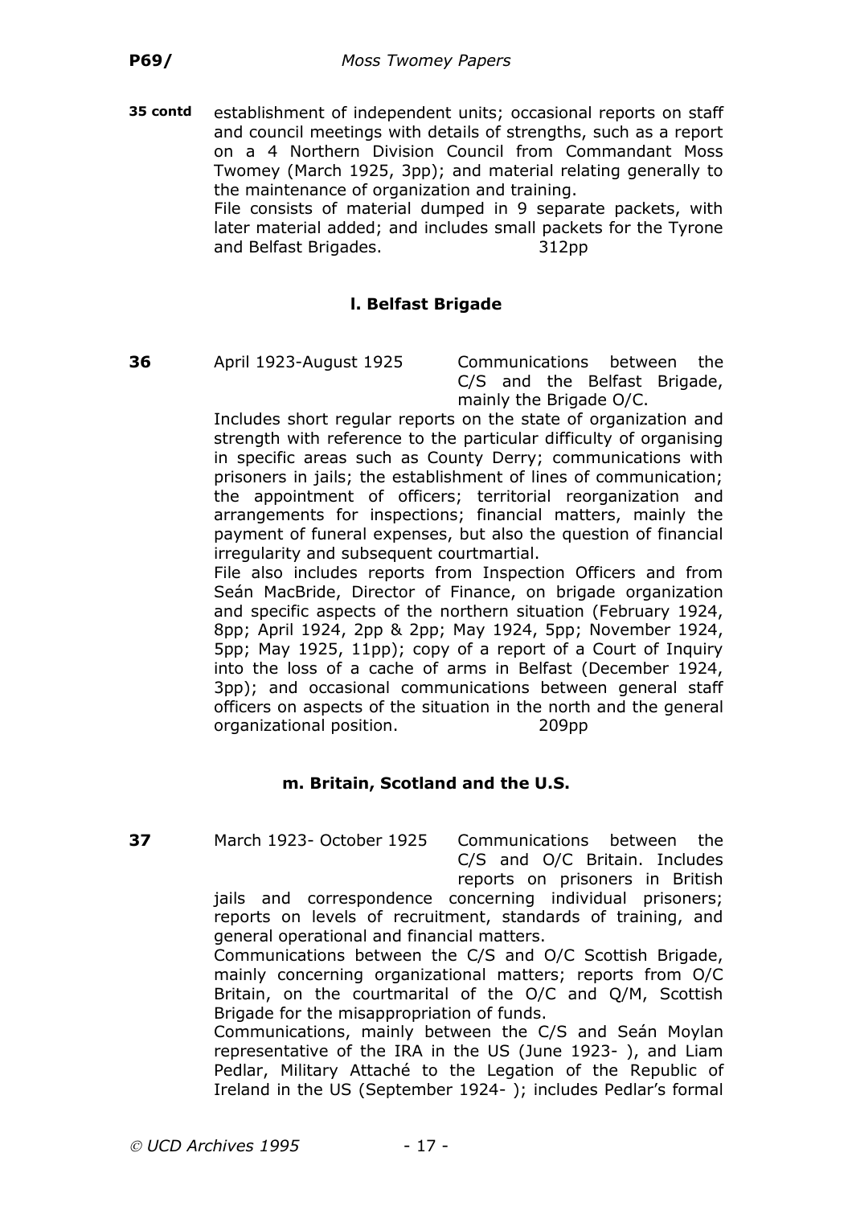**35 contd** establishment of independent units; occasional reports on staff and council meetings with details of strengths, such as a report on a 4 Northern Division Council from Commandant Moss Twomey (March 1925, 3pp); and material relating generally to the maintenance of organization and training.

File consists of material dumped in 9 separate packets, with later material added; and includes small packets for the Tyrone and Belfast Brigades. 312pp

### l. Belfast Brigade

**36** April 1923-August 1925 Communications between the C/S and the Belfast Brigade, mainly the Brigade O/C.

Includes short regular reports on the state of organization and strength with reference to the particular difficulty of organising in specific areas such as County Derry; communications with prisoners in jails; the establishment of lines of communication; the appointment of officers; territorial reorganization and arrangements for inspections; financial matters, mainly the payment of funeral expenses, but also the question of financial irregularity and subsequent courtmartial.

File also includes reports from Inspection Officers and from Seán MacBride, Director of Finance, on brigade organization and specific aspects of the northern situation (February 1924, 8pp; April 1924, 2pp & 2pp; May 1924, 5pp; November 1924, 5pp; May 1925, 11pp); copy of a report of a Court of Inquiry into the loss of a cache of arms in Belfast (December 1924, 3pp); and occasional communications between general staff officers on aspects of the situation in the north and the general organizational position. 209pp

### m. Britain, Scotland and the U.S.

**37** March 1923- October 1925 Communications between the C/S and O/C Britain. Includes reports on prisoners in British jails and correspondence concerning individual prisoners; reports on levels of recruitment, standards of training, and general operational and financial matters.

Communications between the C/S and O/C Scottish Brigade, mainly concerning organizational matters; reports from O/C Britain, on the courtmarital of the O/C and Q/M, Scottish Brigade for the misappropriation of funds.

Communications, mainly between the C/S and Seán Moylan representative of the IRA in the US (June 1923- ), and Liam Pedlar, Military Attaché to the Legation of the Republic of Ireland in the US (September 1924- ); includes Pedlar's formal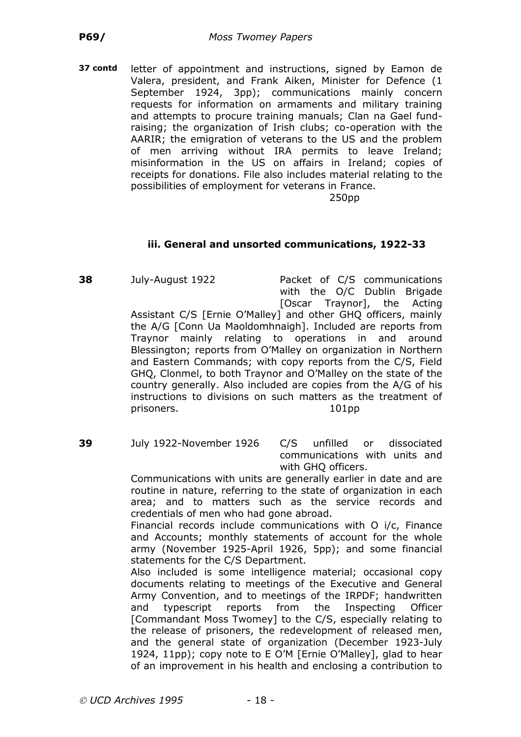**37 contd** letter of appointment and instructions, signed by Eamon de Valera, president, and Frank Aiken, Minister for Defence (1 September 1924, 3pp); communications mainly concern requests for information on armaments and military training and attempts to procure training manuals; Clan na Gael fund-raising; the organization of Irish clubs; co-operation with the AARIR; the emigration of veterans to the US and the problem of men arriving without IRA permits to leave Ireland; misinformation in the US on affairs in Ireland; copies of receipts for donations. File also includes material relating to the possibilities of employment for veterans in France.

250pp

### iii. General and unsorted communications, 1922-33

**38** July-August 1922 — Packet of C/S communications with the O/C Dublin Brigade [Oscar Traynor], the Acting Assistant C/S [Ernie O'Malley] and other GHQ officers, mainly the A/G [Conn Ua Maoldomhnaigh]. Included are reports from Traynor mainly relating to operations in and around Blessington; reports from O'Malley on organization in Northern and Eastern Commands; with copy reports from the C/S, Field GHQ, Clonmel, to both Traynor and O'Malley on the state of the country generally. Also included are copies from the A/G of his instructions to divisions on such matters as the treatment of prisoners.

101pp

**39** July 1922-November 1926 — C/S unfilled or dissociated communications with units and with GHQ officers.

Communications with units are generally earlier in date and are routine in nature, referring to the state of organization in each area; and to matters such as the service records and credentials of men who had gone abroad.

Financial records include communications with O i/c, Finance and Accounts; monthly statements of account for the whole army (November 1925-April 1926, 5pp); and some financial statements for the C/S Department.

Also included is some intelligence material; occasional copy documents relating to meetings of the Executive and General Army Convention, and to meetings of the IRPDF; handwritten and typescript reports from the Inspecting Officer [Commandant Moss Twomey] to the C/S, especially relating to the release of prisoners, the redevelopment of released men, and the general state of organization (December 1923-July 1924, 11pp); copy note to E O'M [Ernie O'Malley], glad to hear of an improvement in his health and enclosing a contribution to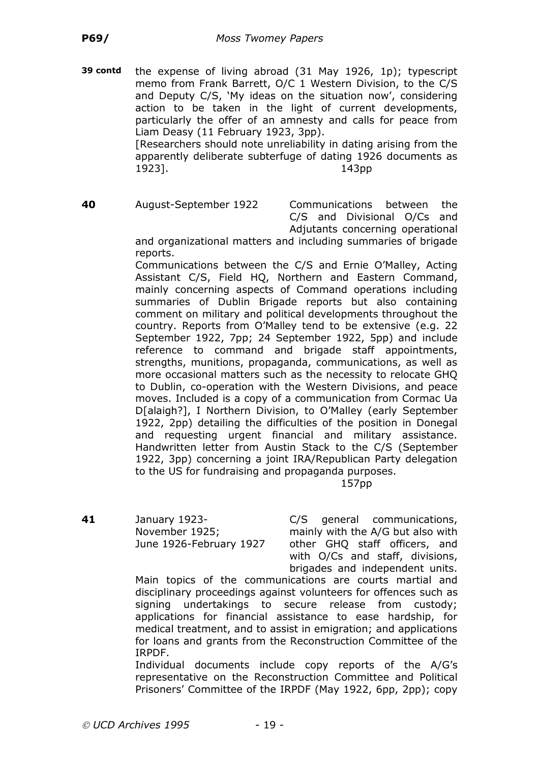**39 contd** the expense of living abroad (31 May 1926, 1p); typescript memo from Frank Barrett, O/C 1 Western Division, to the C/S and Deputy C/S, 'My ideas on the situation now', considering action to be taken in the light of current developments, particularly the offer of an amnesty and calls for peace from Liam Deasy (11 February 1923, 3pp).

[Researchers should note unreliability in dating arising from the apparently deliberate subterfuge of dating 1926 documents as 1923]. 143pp

**40** August-September 1922 — Communications between the C/S and Divisional O/Cs and Adjutants concerning operational and organizational matters and including summaries of brigade reports.

Communications between the C/S and Ernie O'Malley, Acting Assistant C/S, Field HQ, Northern and Eastern Command, mainly concerning aspects of Command operations including summaries of Dublin Brigade reports but also containing comment on military and political developments throughout the country. Reports from O'Malley tend to be extensive (e.g. 22 September 1922, 7pp; 24 September 1922, 5pp) and include reference to command and brigade staff appointments, strengths, munitions, propaganda, communications, as well as more occasional matters such as the necessity to relocate GHQ to Dublin, co-operation with the Western Divisions, and peace moves. Included is a copy of a communication from Cormac Ua D[alaigh?], I Northern Division, to O'Malley (early September 1922, 2pp) detailing the difficulties of the position in Donegal and requesting urgent financial and military assistance. Handwritten letter from Austin Stack to the C/S (September 1922, 3pp) concerning a joint IRA/Republican Party delegation to the US for fundraising and propaganda purposes.

157pp

**41** January 1923-November 1925; June 1926-February 1927 — C/S general communications, mainly with the A/G but also with other GHQ staff officers, and with O/Cs and staff, divisions, brigades and independent units.

Main topics of the communications are courts martial and disciplinary proceedings against volunteers for offences such as signing undertakings to secure release from custody; applications for financial assistance to ease hardship, for medical treatment, and to assist in emigration; and applications for loans and grants from the Reconstruction Committee of the IRPDF.

Individual documents include copy reports of the A/G's representative on the Reconstruction Committee and Political Prisoners' Committee of the IRPDF (May 1922, 6pp, 2pp); copy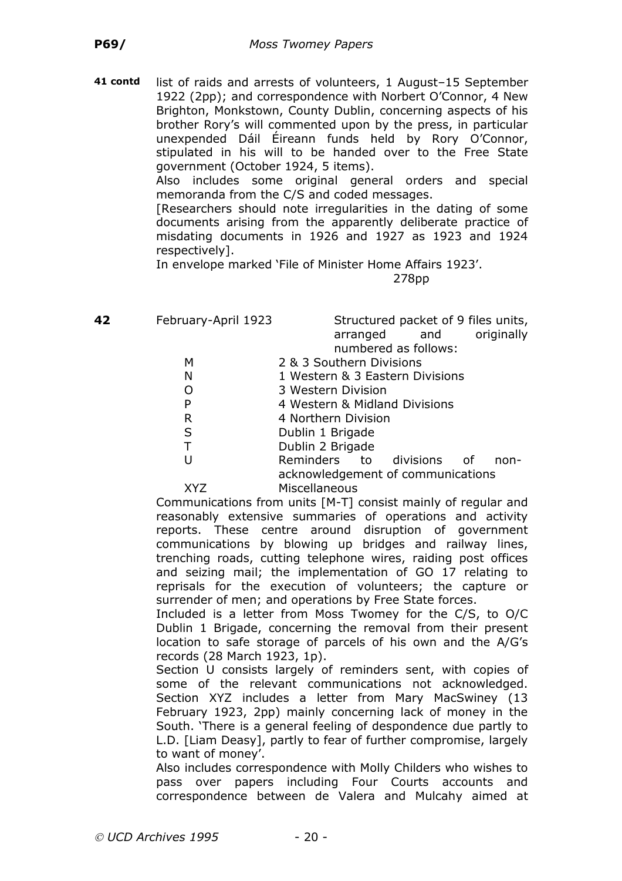**41 contd** list of raids and arrests of volunteers, 1 August–15 September 1922 (2pp); and correspondence with Norbert O'Connor, 4 New Brighton, Monkstown, County Dublin, concerning aspects of his brother Rory's will commented upon by the press, in particular unexpended Dáil Éireann funds held by Rory O'Connor, stipulated in his will to be handed over to the Free State government (October 1924, 5 items).

Also includes some original general orders and special memoranda from the C/S and coded messages.

[Researchers should note irregularities in the dating of some documents arising from the apparently deliberate practice of misdating documents in 1926 and 1927 as 1923 and 1924 respectively].

In envelope marked 'File of Minister Home Affairs 1923'.

278pp

**42** February-April 1923 — Structured packet of 9 files units, arranged and originally numbered as follows:

| | |
|---|---|
| M | 2 & 3 Southern Divisions |
| N | 1 Western & 3 Eastern Divisions |
| O | 3 Western Division |
| P | 4 Western & Midland Divisions |
| R | 4 Northern Division |
| S | Dublin 1 Brigade |
| T | Dublin 2 Brigade |
| U | Reminders to divisions of non-acknowledgement of communications |
| XYZ | Miscellaneous |

Communications from units [M-T] consist mainly of regular and reasonably extensive summaries of operations and activity reports. These centre around disruption of government communications by blowing up bridges and railway lines, trenching roads, cutting telephone wires, raiding post offices and seizing mail; the implementation of GO 17 relating to reprisals for the execution of volunteers; the capture or surrender of men; and operations by Free State forces.

Included is a letter from Moss Twomey for the C/S, to O/C Dublin 1 Brigade, concerning the removal from their present location to safe storage of parcels of his own and the A/G's records (28 March 1923, 1p).

Section U consists largely of reminders sent, with copies of some of the relevant communications not acknowledged. Section XYZ includes a letter from Mary MacSwiney (13 February 1923, 2pp) mainly concerning lack of money in the South. 'There is a general feeling of despondence due partly to L.D. [Liam Deasy], partly to fear of further compromise, largely to want of money'.

Also includes correspondence with Molly Childers who wishes to pass over papers including Four Courts accounts and correspondence between de Valera and Mulcahy aimed at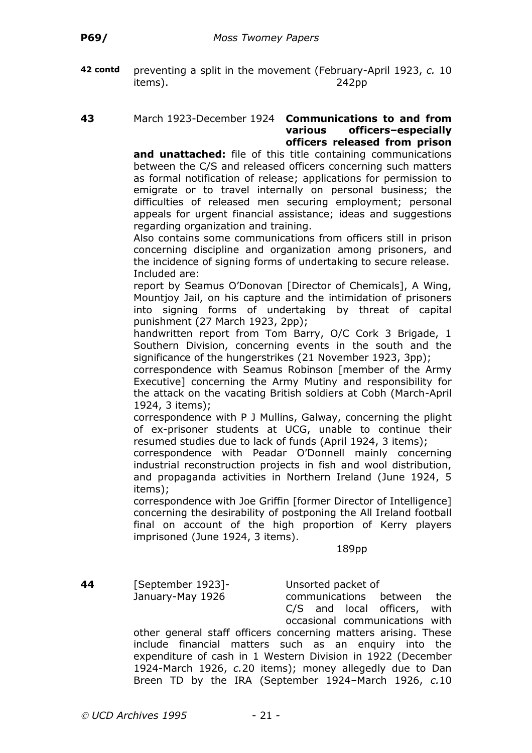**42 contd** preventing a split in the movement (February-April 1923, *c.* 10 items). 242pp

**43** March 1923-December 1924 **Communications to and from various officers–especially officers released from prison and unattached:** file of this title containing communications between the C/S and released officers concerning such matters as formal notification of release; applications for permission to emigrate or to travel internally on personal business; the difficulties of released men securing employment; personal appeals for urgent financial assistance; ideas and suggestions regarding organization and training.

Also contains some communications from officers still in prison concerning discipline and organization among prisoners, and the incidence of signing forms of undertaking to secure release. Included are:

report by Seamus O'Donovan [Director of Chemicals], A Wing, Mountjoy Jail, on his capture and the intimidation of prisoners into signing forms of undertaking by threat of capital punishment (27 March 1923, 2pp);

handwritten report from Tom Barry, O/C Cork 3 Brigade, 1 Southern Division, concerning events in the south and the significance of the hungerstrikes (21 November 1923, 3pp);

correspondence with Seamus Robinson [member of the Army Executive] concerning the Army Mutiny and responsibility for the attack on the vacating British soldiers at Cobh (March-April 1924, 3 items);

correspondence with P J Mullins, Galway, concerning the plight of ex-prisoner students at UCG, unable to continue their resumed studies due to lack of funds (April 1924, 3 items);

correspondence with Peadar O'Donnell mainly concerning industrial reconstruction projects in fish and wool distribution, and propaganda activities in Northern Ireland (June 1924, 5 items);

correspondence with Joe Griffin [former Director of Intelligence] concerning the desirability of postponing the All Ireland football final on account of the high proportion of Kerry players imprisoned (June 1924, 3 items).

189pp

**44** [September 1923]-January-May 1926 Unsorted packet of communications between the C/S and local officers, with occasional communications with other general staff officers concerning matters arising. These include financial matters such as an enquiry into the expenditure of cash in 1 Western Division in 1922 (December 1924-March 1926, *c.*20 items); money allegedly due to Dan Breen TD by the IRA (September 1924–March 1926, *c.*10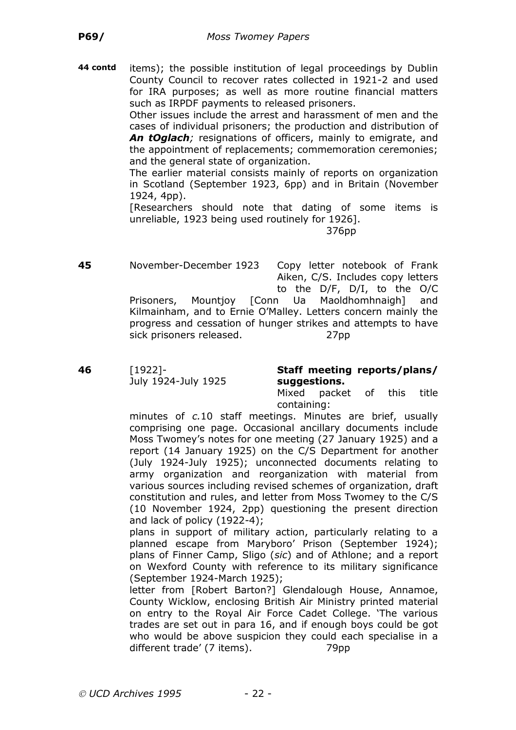**44 contd** items); the possible institution of legal proceedings by Dublin County Council to recover rates collected in 1921-2 and used for IRA purposes; as well as more routine financial matters such as IRPDF payments to released prisoners.

Other issues include the arrest and harassment of men and the cases of individual prisoners; the production and distribution of ***An tOglach****;* resignations of officers, mainly to emigrate, and the appointment of replacements; commemoration ceremonies; and the general state of organization.

The earlier material consists mainly of reports on organization in Scotland (September 1923, 6pp) and in Britain (November 1924, 4pp).

[Researchers should note that dating of some items is unreliable, 1923 being used routinely for 1926].

376pp

**45** November-December 1923 Copy letter notebook of Frank Aiken, C/S. Includes copy letters to the D/F, D/I, to the O/C Prisoners, Mountjoy [Conn Ua Maoldhomhnaigh] and Kilmainham, and to Ernie O'Malley. Letters concern mainly the progress and cessation of hunger strikes and attempts to have sick prisoners released. 27pp

**46** [1922]-
July 1924-July 1925 **Staff meeting reports/plans/ suggestions.**

Mixed packet of this title containing:

minutes of *c.*10 staff meetings. Minutes are brief, usually comprising one page. Occasional ancillary documents include Moss Twomey's notes for one meeting (27 January 1925) and a report (14 January 1925) on the C/S Department for another (July 1924-July 1925); unconnected documents relating to army organization and reorganization with material from various sources including revised schemes of organization, draft constitution and rules, and letter from Moss Twomey to the C/S (10 November 1924, 2pp) questioning the present direction and lack of policy (1922-4);

plans in support of military action, particularly relating to a planned escape from Maryboro' Prison (September 1924); plans of Finner Camp, Sligo (*sic*) and of Athlone; and a report on Wexford County with reference to its military significance (September 1924-March 1925);

letter from [Robert Barton?] Glendalough House, Annamoe, County Wicklow, enclosing British Air Ministry printed material on entry to the Royal Air Force Cadet College. 'The various trades are set out in para 16, and if enough boys could be got who would be above suspicion they could each specialise in a different trade' (7 items). 79pp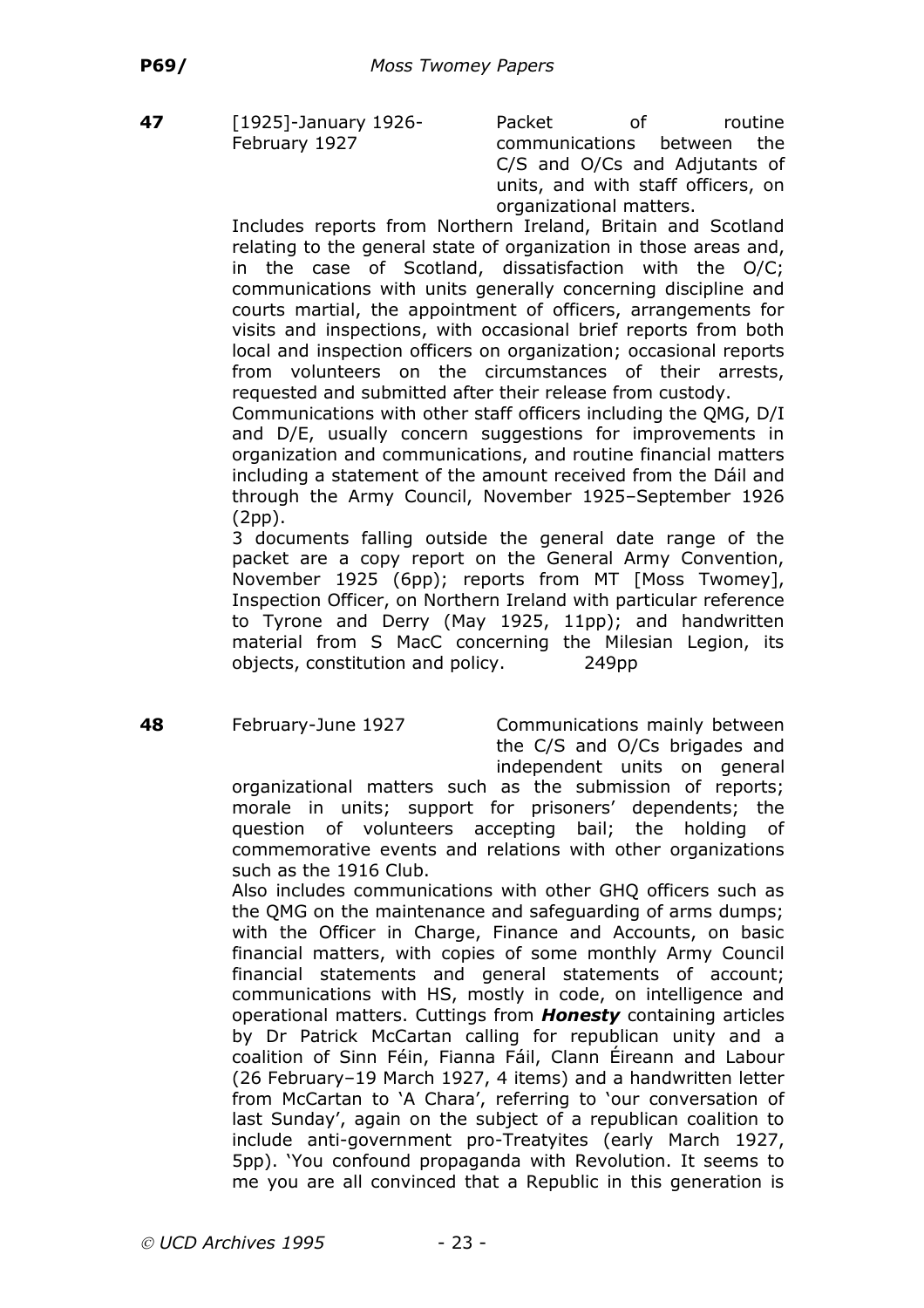**47** [1925]-January 1926-February 1927

Packet of routine communications between the C/S and O/Cs and Adjutants of units, and with staff officers, on organizational matters.

Includes reports from Northern Ireland, Britain and Scotland relating to the general state of organization in those areas and, in the case of Scotland, dissatisfaction with the O/C; communications with units generally concerning discipline and courts martial, the appointment of officers, arrangements for visits and inspections, with occasional brief reports from both local and inspection officers on organization; occasional reports from volunteers on the circumstances of their arrests, requested and submitted after their release from custody.

Communications with other staff officers including the QMG, D/I and D/E, usually concern suggestions for improvements in organization and communications, and routine financial matters including a statement of the amount received from the Dáil and through the Army Council, November 1925–September 1926 (2pp).

3 documents falling outside the general date range of the packet are a copy report on the General Army Convention, November 1925 (6pp); reports from MT [Moss Twomey], Inspection Officer, on Northern Ireland with particular reference to Tyrone and Derry (May 1925, 11pp); and handwritten material from S MacC concerning the Milesian Legion, its objects, constitution and policy. 249pp

**48** February-June 1927

Communications mainly between the C/S and O/Cs brigades and independent units on general organizational matters such as the submission of reports; morale in units; support for prisoners' dependents; the question of volunteers accepting bail; the holding of commemorative events and relations with other organizations such as the 1916 Club.

Also includes communications with other GHQ officers such as the QMG on the maintenance and safeguarding of arms dumps; with the Officer in Charge, Finance and Accounts, on basic financial matters, with copies of some monthly Army Council financial statements and general statements of account; communications with HS, mostly in code, on intelligence and operational matters. Cuttings from ***Honesty*** containing articles by Dr Patrick McCartan calling for republican unity and a coalition of Sinn Féin, Fianna Fáil, Clann Éireann and Labour (26 February–19 March 1927, 4 items) and a handwritten letter from McCartan to 'A Chara', referring to 'our conversation of last Sunday', again on the subject of a republican coalition to include anti-government pro-Treatyites (early March 1927, 5pp). 'You confound propaganda with Revolution. It seems to me you are all convinced that a Republic in this generation is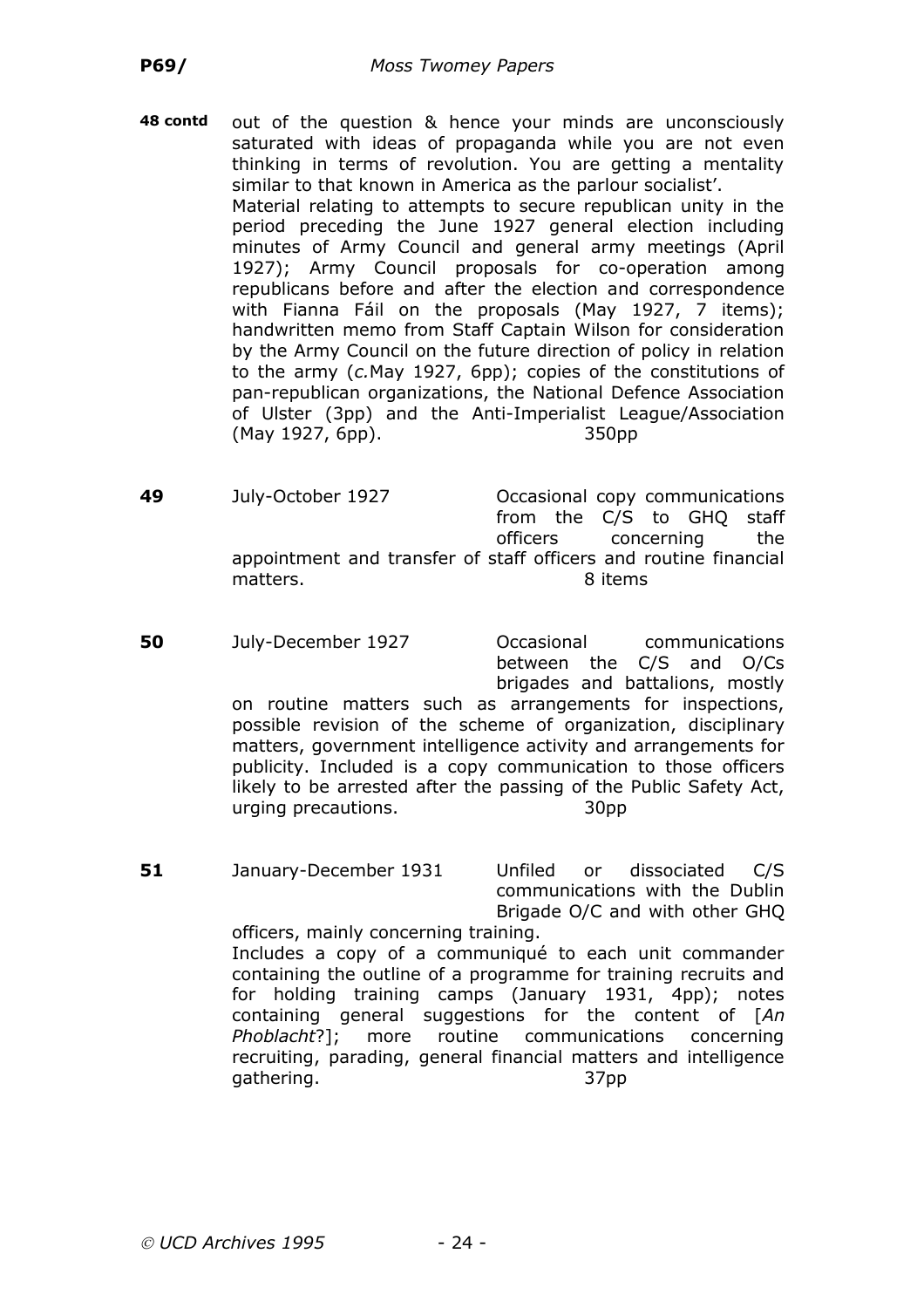**48 contd** out of the question & hence your minds are unconsciously saturated with ideas of propaganda while you are not even thinking in terms of revolution. You are getting a mentality similar to that known in America as the parlour socialist'.

Material relating to attempts to secure republican unity in the period preceding the June 1927 general election including minutes of Army Council and general army meetings (April 1927); Army Council proposals for co-operation among republicans before and after the election and correspondence with Fianna Fáil on the proposals (May 1927, 7 items); handwritten memo from Staff Captain Wilson for consideration by the Army Council on the future direction of policy in relation to the army (*c.*May 1927, 6pp); copies of the constitutions of pan-republican organizations, the National Defence Association of Ulster (3pp) and the Anti-Imperialist League/Association (May 1927, 6pp). 350pp

**49** July-October 1927 Occasional copy communications from the C/S to GHQ staff officers concerning the appointment and transfer of staff officers and routine financial matters. 8 items

**50** July-December 1927 Occasional communications between the C/S and O/Cs brigades and battalions, mostly on routine matters such as arrangements for inspections, possible revision of the scheme of organization, disciplinary matters, government intelligence activity and arrangements for publicity. Included is a copy communication to those officers likely to be arrested after the passing of the Public Safety Act, urging precautions. 30pp

**51** January-December 1931 Unfiled or dissociated C/S communications with the Dublin Brigade O/C and with other GHQ officers, mainly concerning training.

Includes a copy of a communiqué to each unit commander containing the outline of a programme for training recruits and for holding training camps (January 1931, 4pp); notes containing general suggestions for the content of [*An Phoblacht*?]; more routine communications concerning recruiting, parading, general financial matters and intelligence gathering. 37pp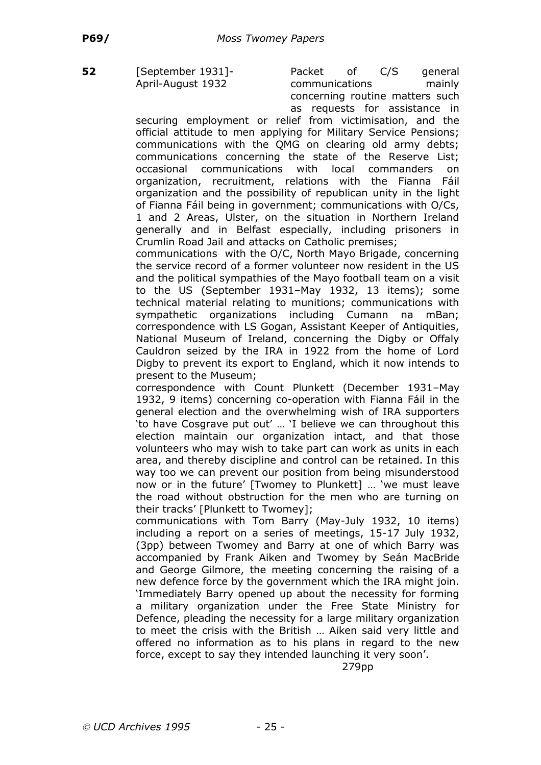**52** [September 1931]-April-August 1932

Packet of C/S general communications mainly concerning routine matters such as requests for assistance in securing employment or relief from victimisation, and the official attitude to men applying for Military Service Pensions; communications with the QMG on clearing old army debts; communications concerning the state of the Reserve List; occasional communications with local commanders on organization, recruitment, relations with the Fianna Fáil organization and the possibility of republican unity in the light of Fianna Fáil being in government; communications with O/Cs, 1 and 2 Areas, Ulster, on the situation in Northern Ireland generally and in Belfast especially, including prisoners in Crumlin Road Jail and attacks on Catholic premises;

communications with the O/C, North Mayo Brigade, concerning the service record of a former volunteer now resident in the US and the political sympathies of the Mayo football team on a visit to the US (September 1931–May 1932, 13 items); some technical material relating to munitions; communications with sympathetic organizations including Cumann na mBan; correspondence with LS Gogan, Assistant Keeper of Antiquities, National Museum of Ireland, concerning the Digby or Offaly Cauldron seized by the IRA in 1922 from the home of Lord Digby to prevent its export to England, which it now intends to present to the Museum;

correspondence with Count Plunkett (December 1931–May 1932, 9 items) concerning co-operation with Fianna Fáil in the general election and the overwhelming wish of IRA supporters 'to have Cosgrave put out' … 'I believe we can throughout this election maintain our organization intact, and that those volunteers who may wish to take part can work as units in each area, and thereby discipline and control can be retained. In this way too we can prevent our position from being misunderstood now or in the future' [Twomey to Plunkett] … 'we must leave the road without obstruction for the men who are turning on their tracks' [Plunkett to Twomey];

communications with Tom Barry (May-July 1932, 10 items) including a report on a series of meetings, 15-17 July 1932, (3pp) between Twomey and Barry at one of which Barry was accompanied by Frank Aiken and Twomey by Seán MacBride and George Gilmore, the meeting concerning the raising of a new defence force by the government which the IRA might join. 'Immediately Barry opened up about the necessity for forming a military organization under the Free State Ministry for Defence, pleading the necessity for a large military organization to meet the crisis with the British … Aiken said very little and offered no information as to his plans in regard to the new force, except to say they intended launching it very soon'.

279pp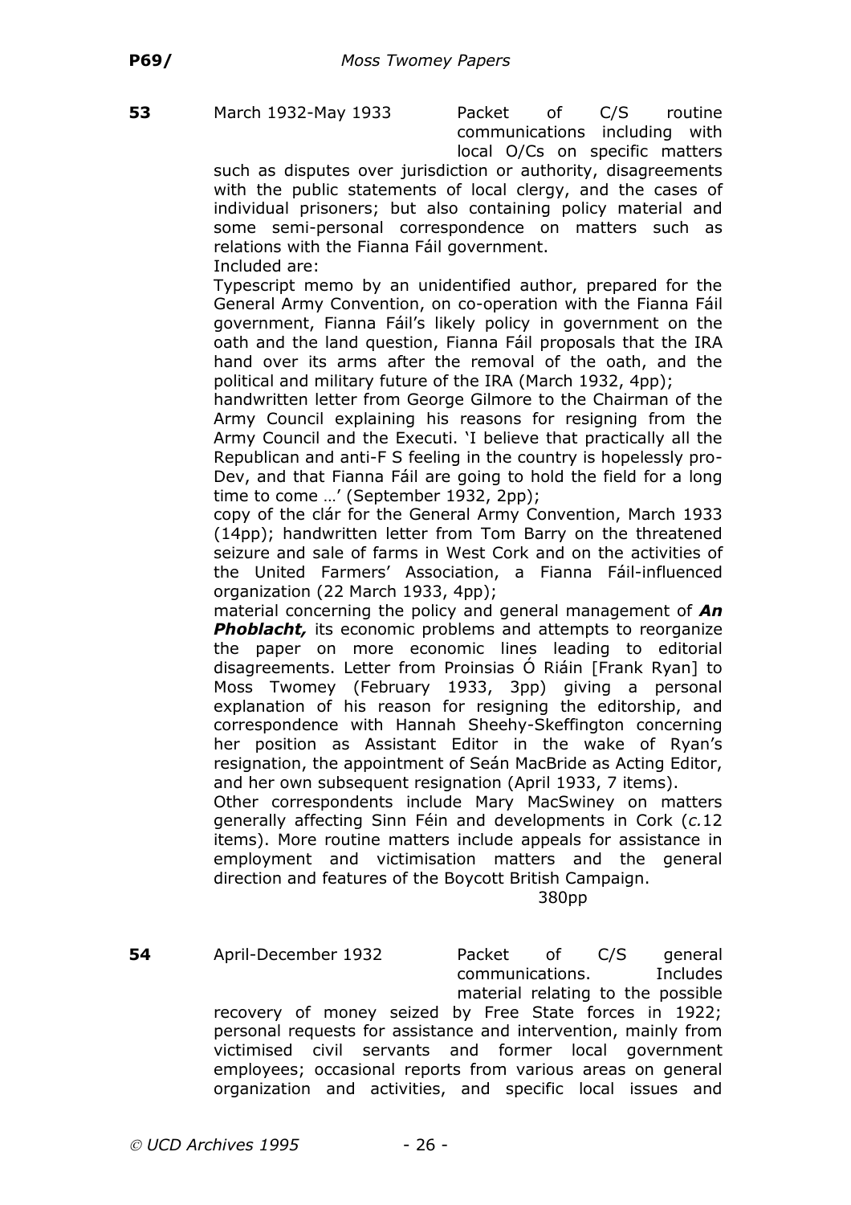**53** March 1932-May 1933 Packet of C/S routine communications including with local O/Cs on specific matters such as disputes over jurisdiction or authority, disagreements with the public statements of local clergy, and the cases of individual prisoners; but also containing policy material and some semi-personal correspondence on matters such as relations with the Fianna Fáil government.

Included are:

Typescript memo by an unidentified author, prepared for the General Army Convention, on co-operation with the Fianna Fáil government, Fianna Fáil's likely policy in government on the oath and the land question, Fianna Fáil proposals that the IRA hand over its arms after the removal of the oath, and the political and military future of the IRA (March 1932, 4pp);

handwritten letter from George Gilmore to the Chairman of the Army Council explaining his reasons for resigning from the Army Council and the Executi. 'I believe that practically all the Republican and anti-F S feeling in the country is hopelessly pro-Dev, and that Fianna Fáil are going to hold the field for a long time to come …' (September 1932, 2pp);

copy of the clár for the General Army Convention, March 1933 (14pp); handwritten letter from Tom Barry on the threatened seizure and sale of farms in West Cork and on the activities of the United Farmers' Association, a Fianna Fáil-influenced organization (22 March 1933, 4pp);

material concerning the policy and general management of ***An Phoblacht,*** its economic problems and attempts to reorganize the paper on more economic lines leading to editorial disagreements. Letter from Proinsias Ó Riáin [Frank Ryan] to Moss Twomey (February 1933, 3pp) giving a personal explanation of his reason for resigning the editorship, and correspondence with Hannah Sheehy-Skeffington concerning her position as Assistant Editor in the wake of Ryan's resignation, the appointment of Seán MacBride as Acting Editor, and her own subsequent resignation (April 1933, 7 items).

Other correspondents include Mary MacSwiney on matters generally affecting Sinn Féin and developments in Cork (*c.*12 items). More routine matters include appeals for assistance in employment and victimisation matters and the general direction and features of the Boycott British Campaign.

380pp

**54** April-December 1932 Packet of C/S general communications. Includes material relating to the possible recovery of money seized by Free State forces in 1922; personal requests for assistance and intervention, mainly from victimised civil servants and former local government employees; occasional reports from various areas on general organization and activities, and specific local issues and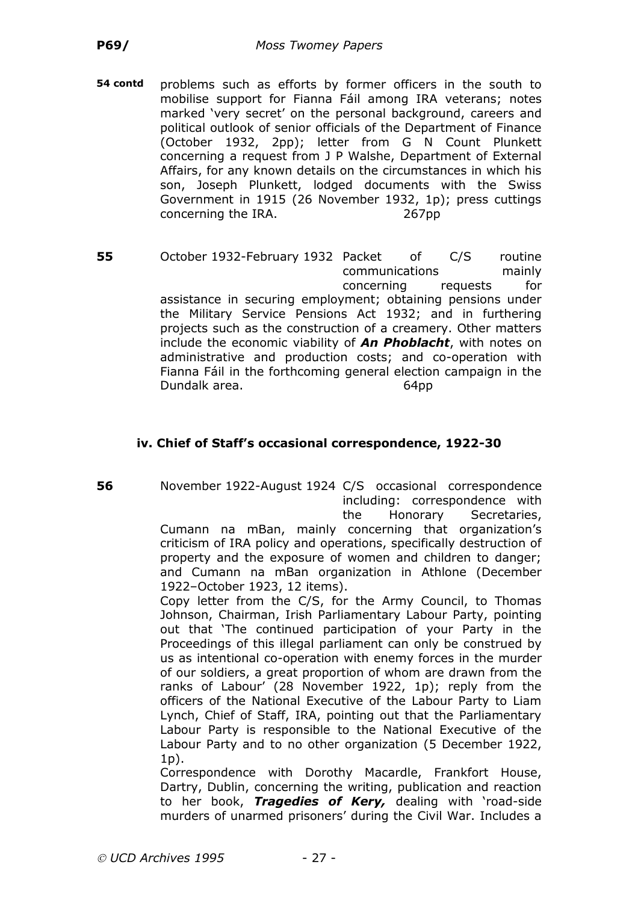**54 contd** problems such as efforts by former officers in the south to mobilise support for Fianna Fáil among IRA veterans; notes marked 'very secret' on the personal background, careers and political outlook of senior officials of the Department of Finance (October 1932, 2pp); letter from G N Count Plunkett concerning a request from J P Walshe, Department of External Affairs, for any known details on the circumstances in which his son, Joseph Plunkett, lodged documents with the Swiss Government in 1915 (26 November 1932, 1p); press cuttings concerning the IRA. 267pp

**55** October 1932-February 1932 Packet of C/S routine communications mainly concerning requests for assistance in securing employment; obtaining pensions under the Military Service Pensions Act 1932; and in furthering projects such as the construction of a creamery. Other matters include the economic viability of ***An Phoblacht***, with notes on administrative and production costs; and co-operation with Fianna Fáil in the forthcoming general election campaign in the Dundalk area. 64pp

### iv. Chief of Staff's occasional correspondence, 1922-30

**56** November 1922-August 1924 C/S occasional correspondence including: correspondence with the Honorary Secretaries, Cumann na mBan, mainly concerning that organization's criticism of IRA policy and operations, specifically destruction of property and the exposure of women and children to danger; and Cumann na mBan organization in Athlone (December 1922–October 1923, 12 items).

Copy letter from the C/S, for the Army Council, to Thomas Johnson, Chairman, Irish Parliamentary Labour Party, pointing out that 'The continued participation of your Party in the Proceedings of this illegal parliament can only be construed by us as intentional co-operation with enemy forces in the murder of our soldiers, a great proportion of whom are drawn from the ranks of Labour' (28 November 1922, 1p); reply from the officers of the National Executive of the Labour Party to Liam Lynch, Chief of Staff, IRA, pointing out that the Parliamentary Labour Party is responsible to the National Executive of the Labour Party and to no other organization (5 December 1922, 1p).

Correspondence with Dorothy Macardle, Frankfort House, Dartry, Dublin, concerning the writing, publication and reaction to her book, ***Tragedies of Kery,*** dealing with 'road-side murders of unarmed prisoners' during the Civil War. Includes a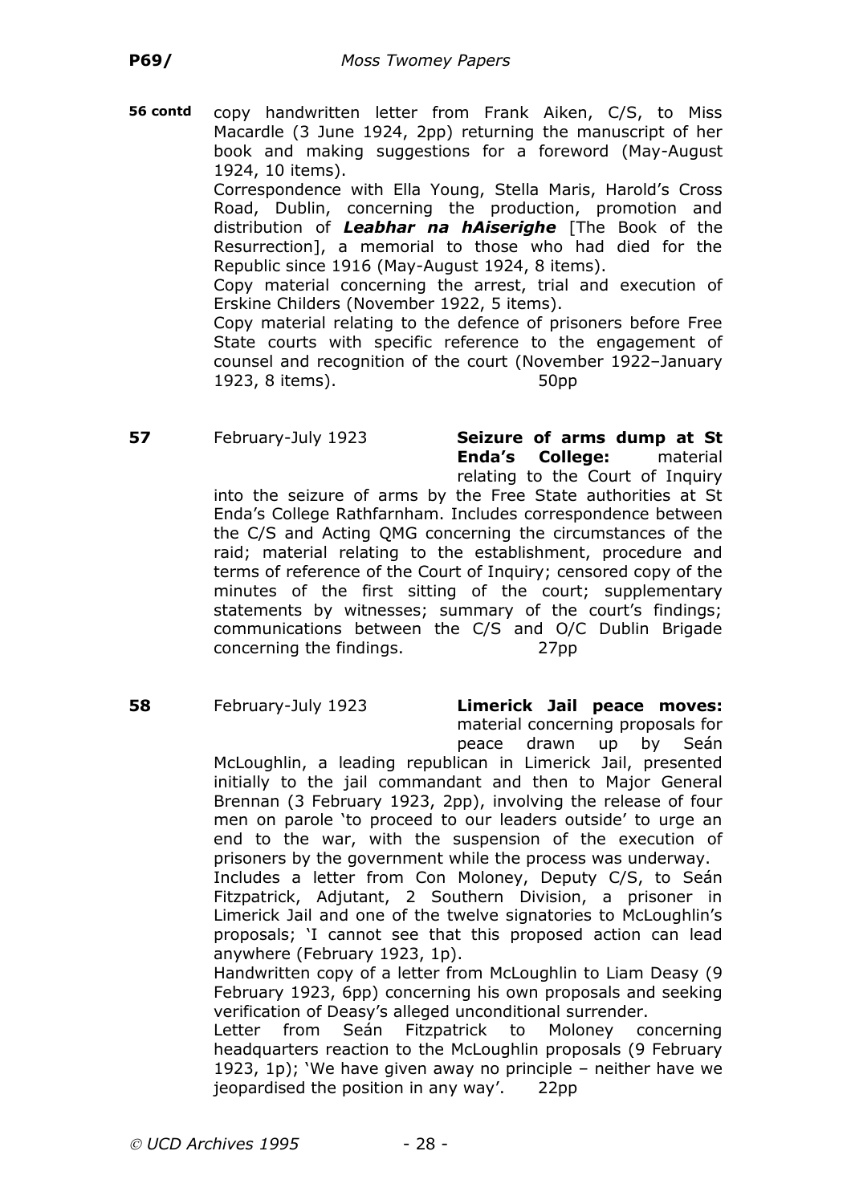**56 contd** copy handwritten letter from Frank Aiken, C/S, to Miss Macardle (3 June 1924, 2pp) returning the manuscript of her book and making suggestions for a foreword (May-August 1924, 10 items).

Correspondence with Ella Young, Stella Maris, Harold's Cross Road, Dublin, concerning the production, promotion and distribution of ***Leabhar na hAiserighe*** [The Book of the Resurrection], a memorial to those who had died for the Republic since 1916 (May-August 1924, 8 items).

Copy material concerning the arrest, trial and execution of Erskine Childers (November 1922, 5 items).

Copy material relating to the defence of prisoners before Free State courts with specific reference to the engagement of counsel and recognition of the court (November 1922–January 1923, 8 items). 50pp

**57** February-July 1923 **Seizure of arms dump at St Enda's College:** material relating to the Court of Inquiry into the seizure of arms by the Free State authorities at St Enda's College Rathfarnham. Includes correspondence between the C/S and Acting QMG concerning the circumstances of the raid; material relating to the establishment, procedure and terms of reference of the Court of Inquiry; censored copy of the minutes of the first sitting of the court; supplementary statements by witnesses; summary of the court's findings; communications between the C/S and O/C Dublin Brigade concerning the findings. 27pp

**58** February-July 1923 **Limerick Jail peace moves:** material concerning proposals for peace drawn up by Seán McLoughlin, a leading republican in Limerick Jail, presented initially to the jail commandant and then to Major General Brennan (3 February 1923, 2pp), involving the release of four men on parole 'to proceed to our leaders outside' to urge an end to the war, with the suspension of the execution of prisoners by the government while the process was underway.

Includes a letter from Con Moloney, Deputy C/S, to Seán Fitzpatrick, Adjutant, 2 Southern Division, a prisoner in Limerick Jail and one of the twelve signatories to McLoughlin's proposals; 'I cannot see that this proposed action can lead anywhere (February 1923, 1p).

Handwritten copy of a letter from McLoughlin to Liam Deasy (9 February 1923, 6pp) concerning his own proposals and seeking verification of Deasy's alleged unconditional surrender.

Letter from Seán Fitzpatrick to Moloney concerning headquarters reaction to the McLoughlin proposals (9 February 1923, 1p); 'We have given away no principle – neither have we jeopardised the position in any way'. 22pp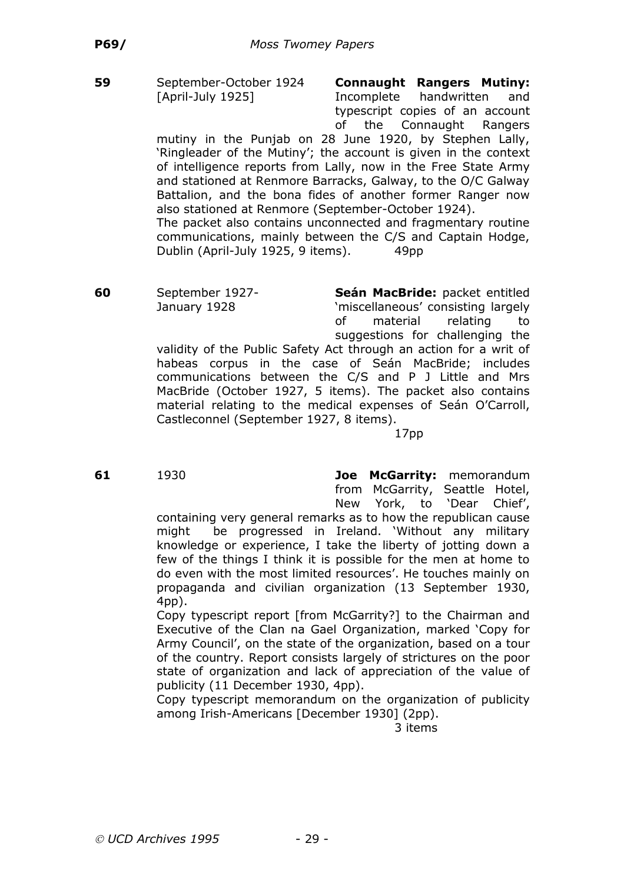**59** September-October 1924 [April-July 1925]

**Connaught Rangers Mutiny:** Incomplete handwritten and typescript copies of an account of the Connaught Rangers mutiny in the Punjab on 28 June 1920, by Stephen Lally, 'Ringleader of the Mutiny'; the account is given in the context of intelligence reports from Lally, now in the Free State Army and stationed at Renmore Barracks, Galway, to the O/C Galway Battalion, and the bona fides of another former Ranger now also stationed at Renmore (September-October 1924).
The packet also contains unconnected and fragmentary routine communications, mainly between the C/S and Captain Hodge, Dublin (April-July 1925, 9 items). 49pp

**60** September 1927-January 1928

**Seán MacBride:** packet entitled 'miscellaneous' consisting largely of material relating to suggestions for challenging the validity of the Public Safety Act through an action for a writ of habeas corpus in the case of Seán MacBride; includes communications between the C/S and P J Little and Mrs MacBride (October 1927, 5 items). The packet also contains material relating to the medical expenses of Seán O'Carroll, Castleconnel (September 1927, 8 items).
17pp

**61** 1930

**Joe McGarrity:** memorandum from McGarrity, Seattle Hotel, New York, to 'Dear Chief', containing very general remarks as to how the republican cause might be progressed in Ireland. 'Without any military knowledge or experience, I take the liberty of jotting down a few of the things I think it is possible for the men at home to do even with the most limited resources'. He touches mainly on propaganda and civilian organization (13 September 1930, 4pp).
Copy typescript report [from McGarrity?] to the Chairman and Executive of the Clan na Gael Organization, marked 'Copy for Army Council', on the state of the organization, based on a tour of the country. Report consists largely of strictures on the poor state of organization and lack of appreciation of the value of publicity (11 December 1930, 4pp).
Copy typescript memorandum on the organization of publicity among Irish-Americans [December 1930] (2pp).
3 items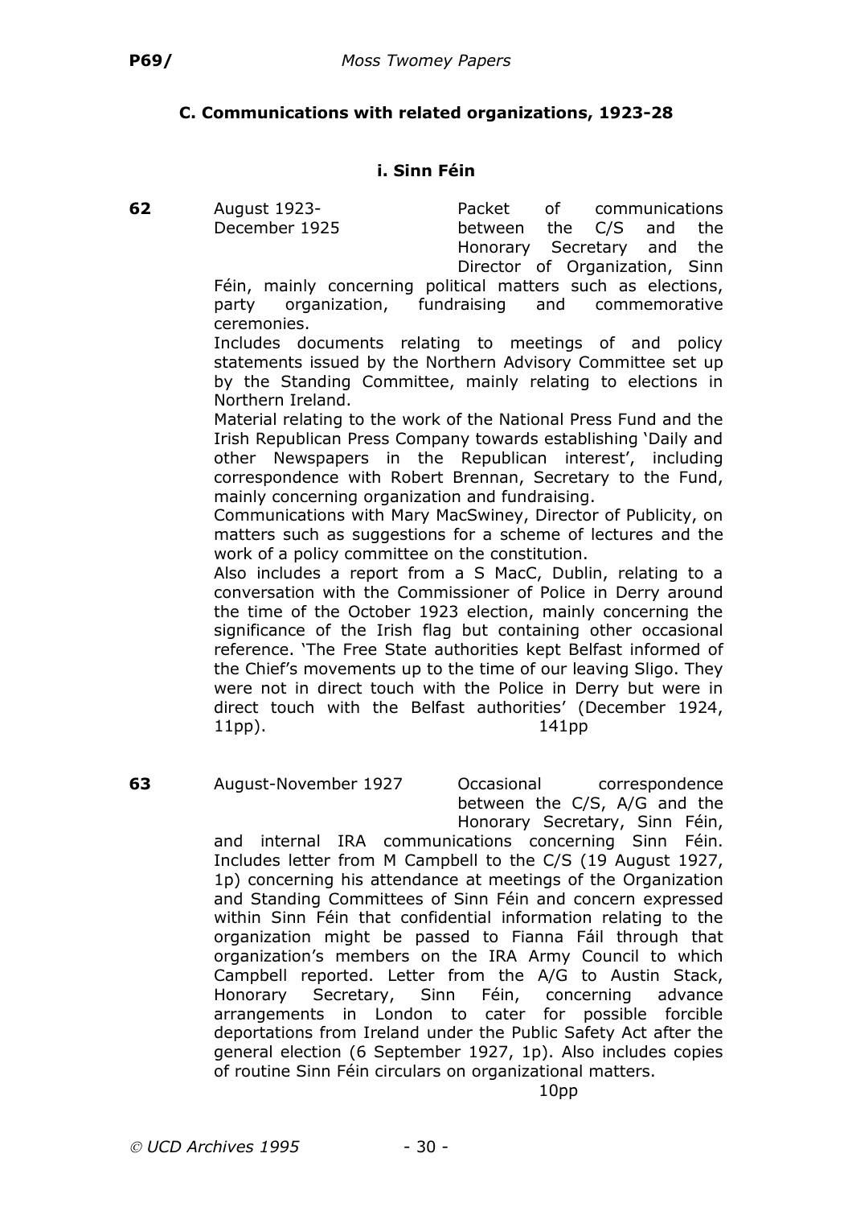## C. Communications with related organizations, 1923-28

### i. Sinn Féin

**62** August 1923-December 1925

Packet of communications between the C/S and the Honorary Secretary and the Director of Organization, Sinn Féin, mainly concerning political matters such as elections, party organization, fundraising and commemorative ceremonies.

Includes documents relating to meetings of and policy statements issued by the Northern Advisory Committee set up by the Standing Committee, mainly relating to elections in Northern Ireland.

Material relating to the work of the National Press Fund and the Irish Republican Press Company towards establishing 'Daily and other Newspapers in the Republican interest', including correspondence with Robert Brennan, Secretary to the Fund, mainly concerning organization and fundraising.

Communications with Mary MacSwiney, Director of Publicity, on matters such as suggestions for a scheme of lectures and the work of a policy committee on the constitution.

Also includes a report from a S MacC, Dublin, relating to a conversation with the Commissioner of Police in Derry around the time of the October 1923 election, mainly concerning the significance of the Irish flag but containing other occasional reference. 'The Free State authorities kept Belfast informed of the Chief's movements up to the time of our leaving Sligo. They were not in direct touch with the Police in Derry but were in direct touch with the Belfast authorities' (December 1924, 11pp).

141pp

**63** August-November 1927

Occasional correspondence between the C/S, A/G and the Honorary Secretary, Sinn Féin, and internal IRA communications concerning Sinn Féin. Includes letter from M Campbell to the C/S (19 August 1927, 1p) concerning his attendance at meetings of the Organization and Standing Committees of Sinn Féin and concern expressed within Sinn Féin that confidential information relating to the organization might be passed to Fianna Fáil through that organization's members on the IRA Army Council to which Campbell reported. Letter from the A/G to Austin Stack, Honorary Secretary, Sinn Féin, concerning advance arrangements in London to cater for possible forcible deportations from Ireland under the Public Safety Act after the general election (6 September 1927, 1p). Also includes copies of routine Sinn Féin circulars on organizational matters.

10pp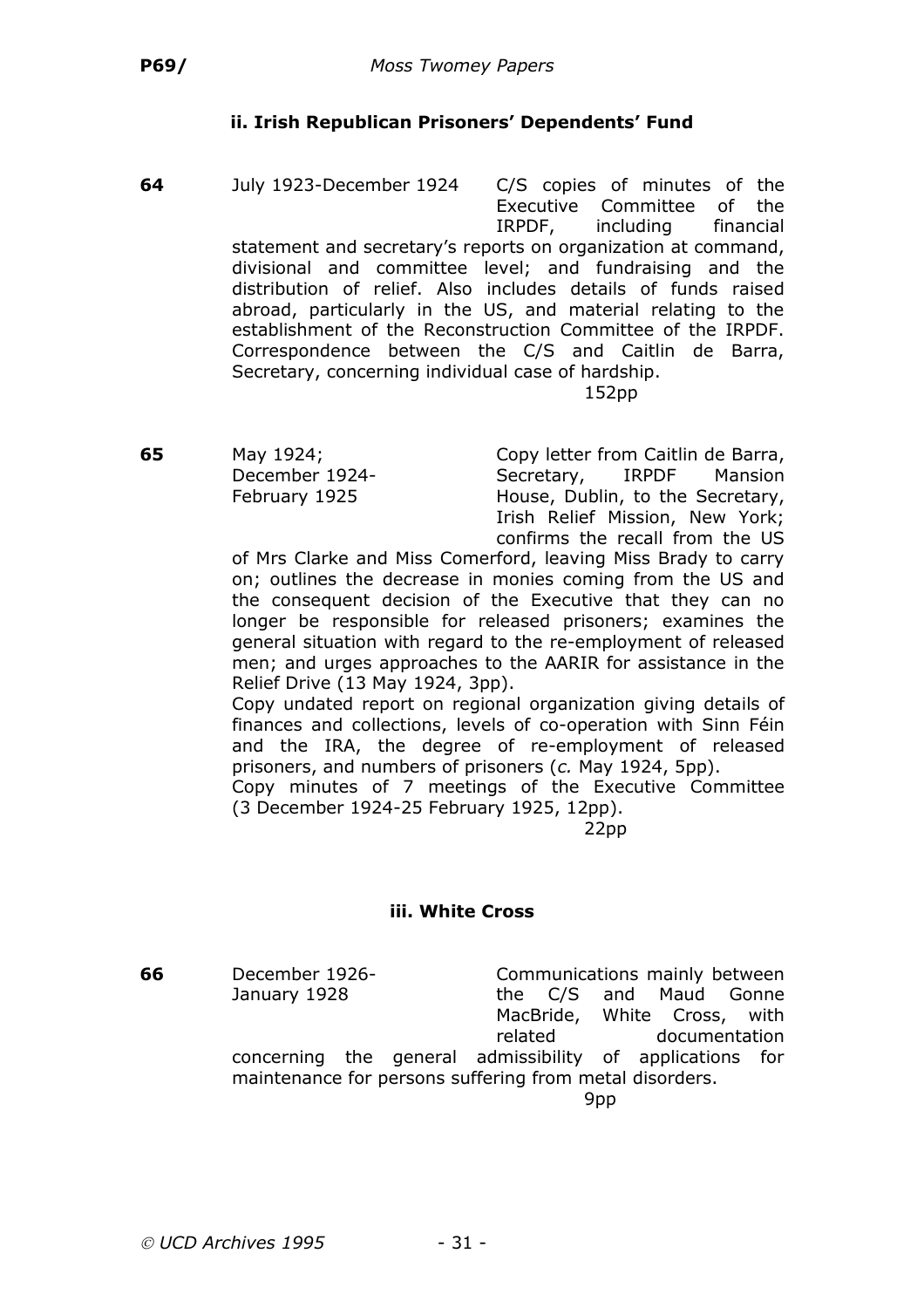### ii. Irish Republican Prisoners' Dependents' Fund

**64** July 1923-December 1924

C/S copies of minutes of the Executive Committee of the IRPDF, including financial statement and secretary's reports on organization at command, divisional and committee level; and fundraising and the distribution of relief. Also includes details of funds raised abroad, particularly in the US, and material relating to the establishment of the Reconstruction Committee of the IRPDF. Correspondence between the C/S and Caitlin de Barra, Secretary, concerning individual case of hardship.

152pp

**65** May 1924; December 1924-February 1925

Copy letter from Caitlin de Barra, Secretary, IRPDF Mansion House, Dublin, to the Secretary, Irish Relief Mission, New York; confirms the recall from the US of Mrs Clarke and Miss Comerford, leaving Miss Brady to carry on; outlines the decrease in monies coming from the US and the consequent decision of the Executive that they can no longer be responsible for released prisoners; examines the general situation with regard to the re-employment of released men; and urges approaches to the AARIR for assistance in the Relief Drive (13 May 1924, 3pp).

Copy undated report on regional organization giving details of finances and collections, levels of co-operation with Sinn Féin and the IRA, the degree of re-employment of released prisoners, and numbers of prisoners (*c.* May 1924, 5pp).

Copy minutes of 7 meetings of the Executive Committee (3 December 1924-25 February 1925, 12pp).

22pp

### iii. White Cross

**66** December 1926-January 1928

Communications mainly between the C/S and Maud Gonne MacBride, White Cross, with related documentation concerning the general admissibility of applications for maintenance for persons suffering from metal disorders.

9pp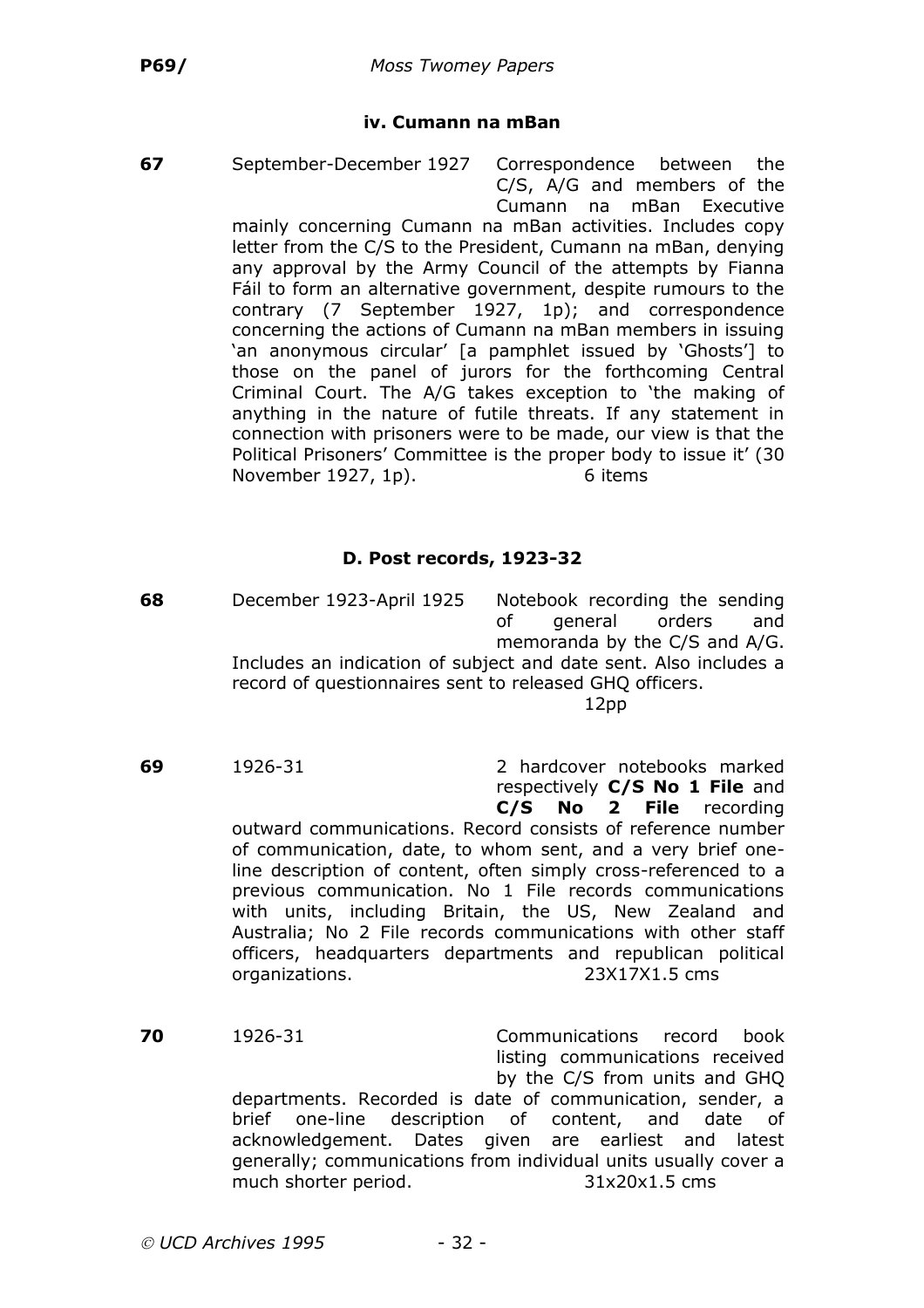### iv. Cumann na mBan

**67** September-December 1927 Correspondence between the C/S, A/G and members of the Cumann na mBan Executive mainly concerning Cumann na mBan activities. Includes copy letter from the C/S to the President, Cumann na mBan, denying any approval by the Army Council of the attempts by Fianna Fáil to form an alternative government, despite rumours to the contrary (7 September 1927, 1p); and correspondence concerning the actions of Cumann na mBan members in issuing 'an anonymous circular' [a pamphlet issued by 'Ghosts'] to those on the panel of jurors for the forthcoming Central Criminal Court. The A/G takes exception to 'the making of anything in the nature of futile threats. If any statement in connection with prisoners were to be made, our view is that the Political Prisoners' Committee is the proper body to issue it' (30 November 1927, 1p). 6 items

## D. Post records, 1923-32

**68** December 1923-April 1925 Notebook recording the sending of general orders and memoranda by the C/S and A/G. Includes an indication of subject and date sent. Also includes a record of questionnaires sent to released GHQ officers.
12pp

**69** 1926-31 2 hardcover notebooks marked respectively **C/S No 1 File** and **C/S No 2 File** recording outward communications. Record consists of reference number of communication, date, to whom sent, and a very brief one-line description of content, often simply cross-referenced to a previous communication. No 1 File records communications with units, including Britain, the US, New Zealand and Australia; No 2 File records communications with other staff officers, headquarters departments and republican political organizations. 23X17X1.5 cms

**70** 1926-31 Communications record book listing communications received by the C/S from units and GHQ departments. Recorded is date of communication, sender, a brief one-line description of content, and date of acknowledgement. Dates given are earliest and latest generally; communications from individual units usually cover a much shorter period. 31x20x1.5 cms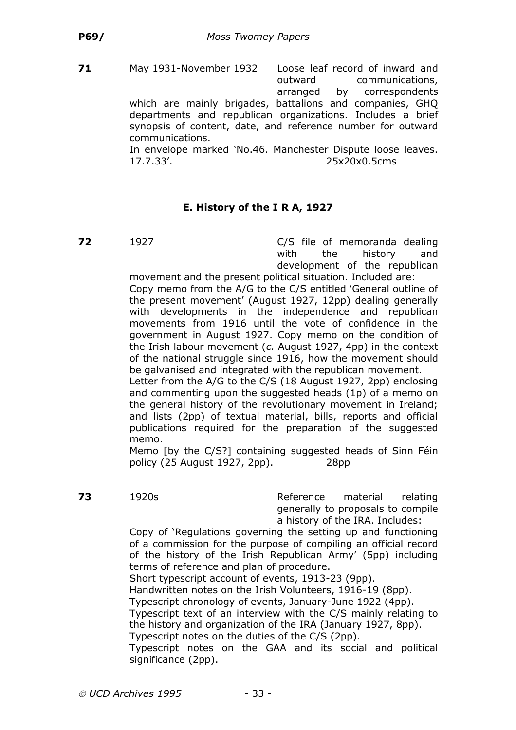**71** May 1931-November 1932 Loose leaf record of inward and outward communications, arranged by correspondents which are mainly brigades, battalions and companies, GHQ departments and republican organizations. Includes a brief synopsis of content, date, and reference number for outward communications.
In envelope marked 'No.46. Manchester Dispute loose leaves. 17.7.33'. 25x20x0.5cms

### E. History of the I R A, 1927

**72** 1927 C/S file of memoranda dealing with the history and development of the republican movement and the present political situation. Included are:
Copy memo from the A/G to the C/S entitled 'General outline of the present movement' (August 1927, 12pp) dealing generally with developments in the independence and republican movements from 1916 until the vote of confidence in the government in August 1927. Copy memo on the condition of the Irish labour movement (*c.* August 1927, 4pp) in the context of the national struggle since 1916, how the movement should be galvanised and integrated with the republican movement.
Letter from the A/G to the C/S (18 August 1927, 2pp) enclosing and commenting upon the suggested heads (1p) of a memo on the general history of the revolutionary movement in Ireland; and lists (2pp) of textual material, bills, reports and official publications required for the preparation of the suggested memo.
Memo [by the C/S?] containing suggested heads of Sinn Féin policy (25 August 1927, 2pp). 28pp

**73** 1920s Reference material relating generally to proposals to compile a history of the IRA. Includes:
Copy of 'Regulations governing the setting up and functioning of a commission for the purpose of compiling an official record of the history of the Irish Republican Army' (5pp) including terms of reference and plan of procedure.
Short typescript account of events, 1913-23 (9pp).
Handwritten notes on the Irish Volunteers, 1916-19 (8pp).
Typescript chronology of events, January-June 1922 (4pp).
Typescript text of an interview with the C/S mainly relating to the history and organization of the IRA (January 1927, 8pp).
Typescript notes on the duties of the C/S (2pp).
Typescript notes on the GAA and its social and political significance (2pp).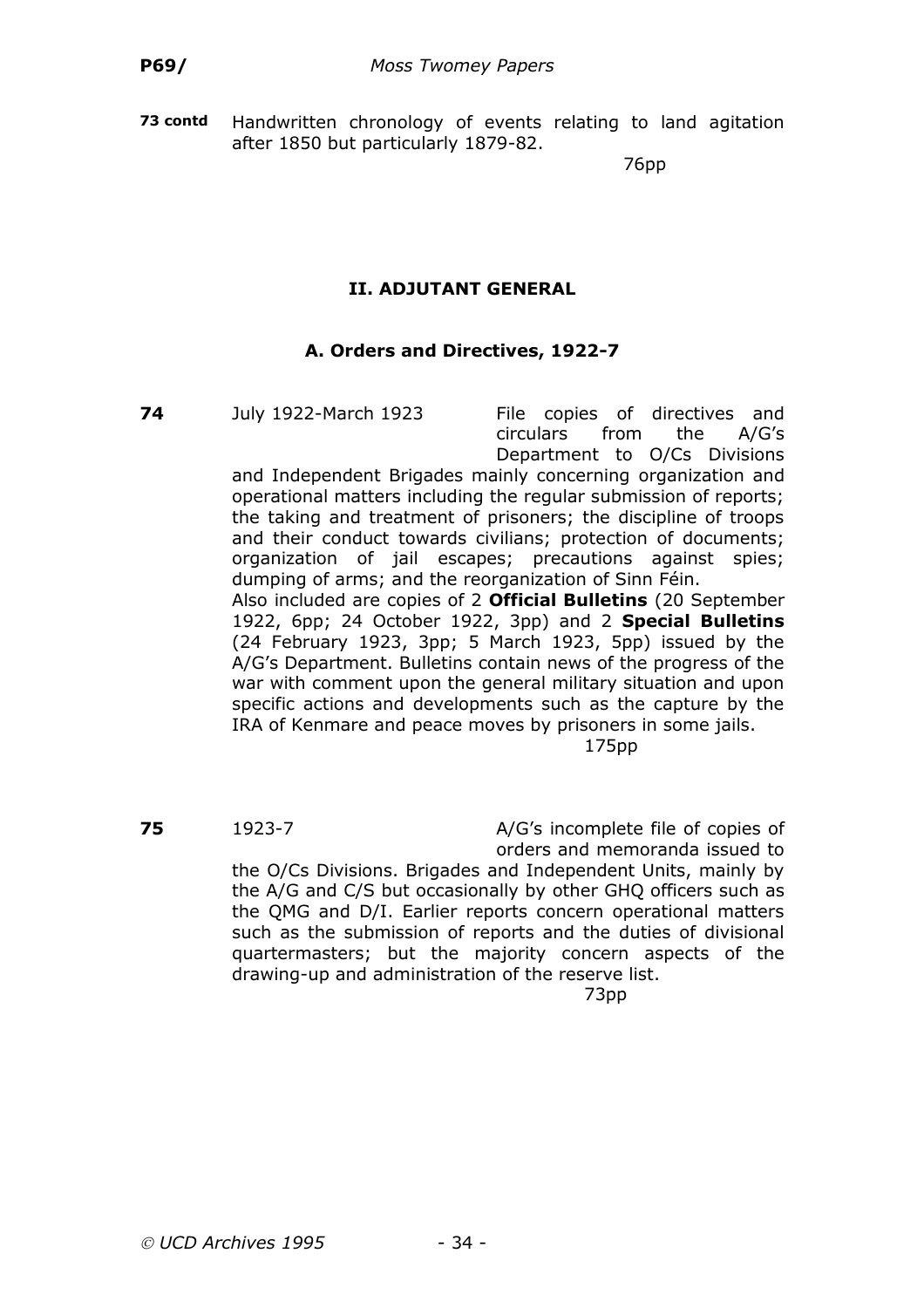**73 contd** Handwritten chronology of events relating to land agitation after 1850 but particularly 1879-82.

76pp

## II. ADJUTANT GENERAL

### A. Orders and Directives, 1922-7

**74** July 1922-March 1923 File copies of directives and circulars from the A/G's Department to O/Cs Divisions and Independent Brigades mainly concerning organization and operational matters including the regular submission of reports; the taking and treatment of prisoners; the discipline of troops and their conduct towards civilians; protection of documents; organization of jail escapes; precautions against spies; dumping of arms; and the reorganization of Sinn Féin.

Also included are copies of 2 **Official Bulletins** (20 September 1922, 6pp; 24 October 1922, 3pp) and 2 **Special Bulletins** (24 February 1923, 3pp; 5 March 1923, 5pp) issued by the A/G's Department. Bulletins contain news of the progress of the war with comment upon the general military situation and upon specific actions and developments such as the capture by the IRA of Kenmare and peace moves by prisoners in some jails.

175pp

**75** 1923-7 A/G's incomplete file of copies of orders and memoranda issued to the O/Cs Divisions. Brigades and Independent Units, mainly by the A/G and C/S but occasionally by other GHQ officers such as the QMG and D/I. Earlier reports concern operational matters such as the submission of reports and the duties of divisional quartermasters; but the majority concern aspects of the drawing-up and administration of the reserve list.

73pp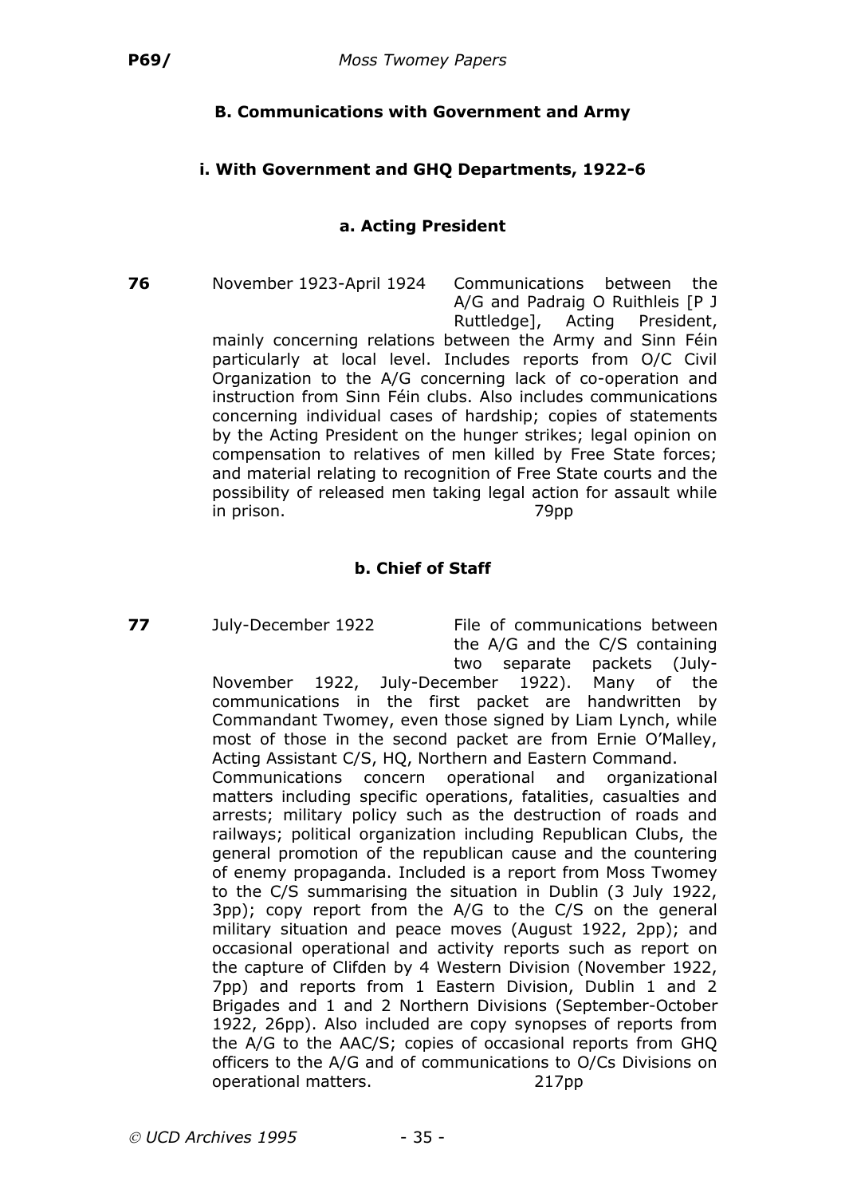## B. Communications with Government and Army

### i. With Government and GHQ Departments, 1922-6

#### a. Acting President

**76** November 1923-April 1924 Communications between the A/G and Padraig O Ruithleis [P J Ruttledge], Acting President, mainly concerning relations between the Army and Sinn Féin particularly at local level. Includes reports from O/C Civil Organization to the A/G concerning lack of co-operation and instruction from Sinn Féin clubs. Also includes communications concerning individual cases of hardship; copies of statements by the Acting President on the hunger strikes; legal opinion on compensation to relatives of men killed by Free State forces; and material relating to recognition of Free State courts and the possibility of released men taking legal action for assault while in prison. 79pp

#### b. Chief of Staff

**77** July-December 1922 File of communications between the A/G and the C/S containing two separate packets (July-November 1922, July-December 1922). Many of the communications in the first packet are handwritten by Commandant Twomey, even those signed by Liam Lynch, while most of those in the second packet are from Ernie O'Malley, Acting Assistant C/S, HQ, Northern and Eastern Command.
Communications concern operational and organizational matters including specific operations, fatalities, casualties and arrests; military policy such as the destruction of roads and railways; political organization including Republican Clubs, the general promotion of the republican cause and the countering of enemy propaganda. Included is a report from Moss Twomey to the C/S summarising the situation in Dublin (3 July 1922, 3pp); copy report from the A/G to the C/S on the general military situation and peace moves (August 1922, 2pp); and occasional operational and activity reports such as report on the capture of Clifden by 4 Western Division (November 1922, 7pp) and reports from 1 Eastern Division, Dublin 1 and 2 Brigades and 1 and 2 Northern Divisions (September-October 1922, 26pp). Also included are copy synopses of reports from the A/G to the AAC/S; copies of occasional reports from GHQ officers to the A/G and of communications to O/Cs Divisions on operational matters. 217pp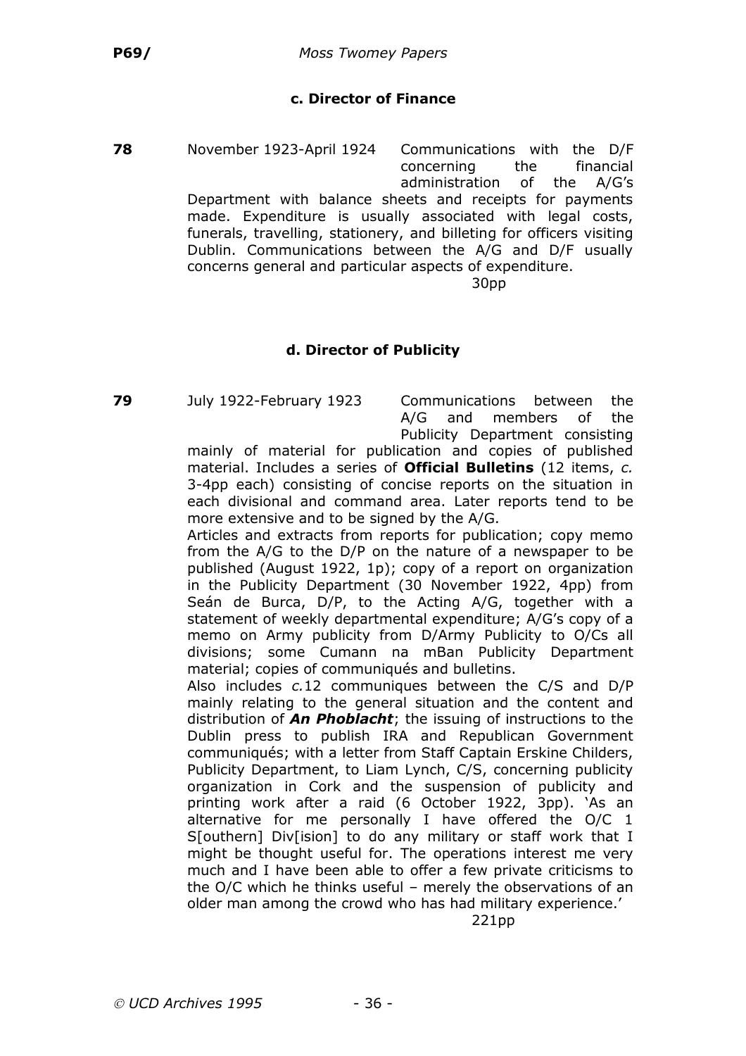### c. Director of Finance

**78** November 1923-April 1924 Communications with the D/F concerning the financial administration of the A/G's Department with balance sheets and receipts for payments made. Expenditure is usually associated with legal costs, funerals, travelling, stationery, and billeting for officers visiting Dublin. Communications between the A/G and D/F usually concerns general and particular aspects of expenditure.

30pp

### d. Director of Publicity

**79** July 1922-February 1923 Communications between the A/G and members of the Publicity Department consisting mainly of material for publication and copies of published material. Includes a series of **Official Bulletins** (12 items, *c.* 3-4pp each) consisting of concise reports on the situation in each divisional and command area. Later reports tend to be more extensive and to be signed by the A/G.

Articles and extracts from reports for publication; copy memo from the A/G to the D/P on the nature of a newspaper to be published (August 1922, 1p); copy of a report on organization in the Publicity Department (30 November 1922, 4pp) from Seán de Burca, D/P, to the Acting A/G, together with a statement of weekly departmental expenditure; A/G's copy of a memo on Army publicity from D/Army Publicity to O/Cs all divisions; some Cumann na mBan Publicity Department material; copies of communiqués and bulletins.

Also includes *c.*12 communiques between the C/S and D/P mainly relating to the general situation and the content and distribution of ***An Phoblacht***; the issuing of instructions to the Dublin press to publish IRA and Republican Government communiqués; with a letter from Staff Captain Erskine Childers, Publicity Department, to Liam Lynch, C/S, concerning publicity organization in Cork and the suspension of publicity and printing work after a raid (6 October 1922, 3pp). 'As an alternative for me personally I have offered the O/C 1 S[outhern] Div[ision] to do any military or staff work that I might be thought useful for. The operations interest me very much and I have been able to offer a few private criticisms to the O/C which he thinks useful – merely the observations of an older man among the crowd who has had military experience.'

221pp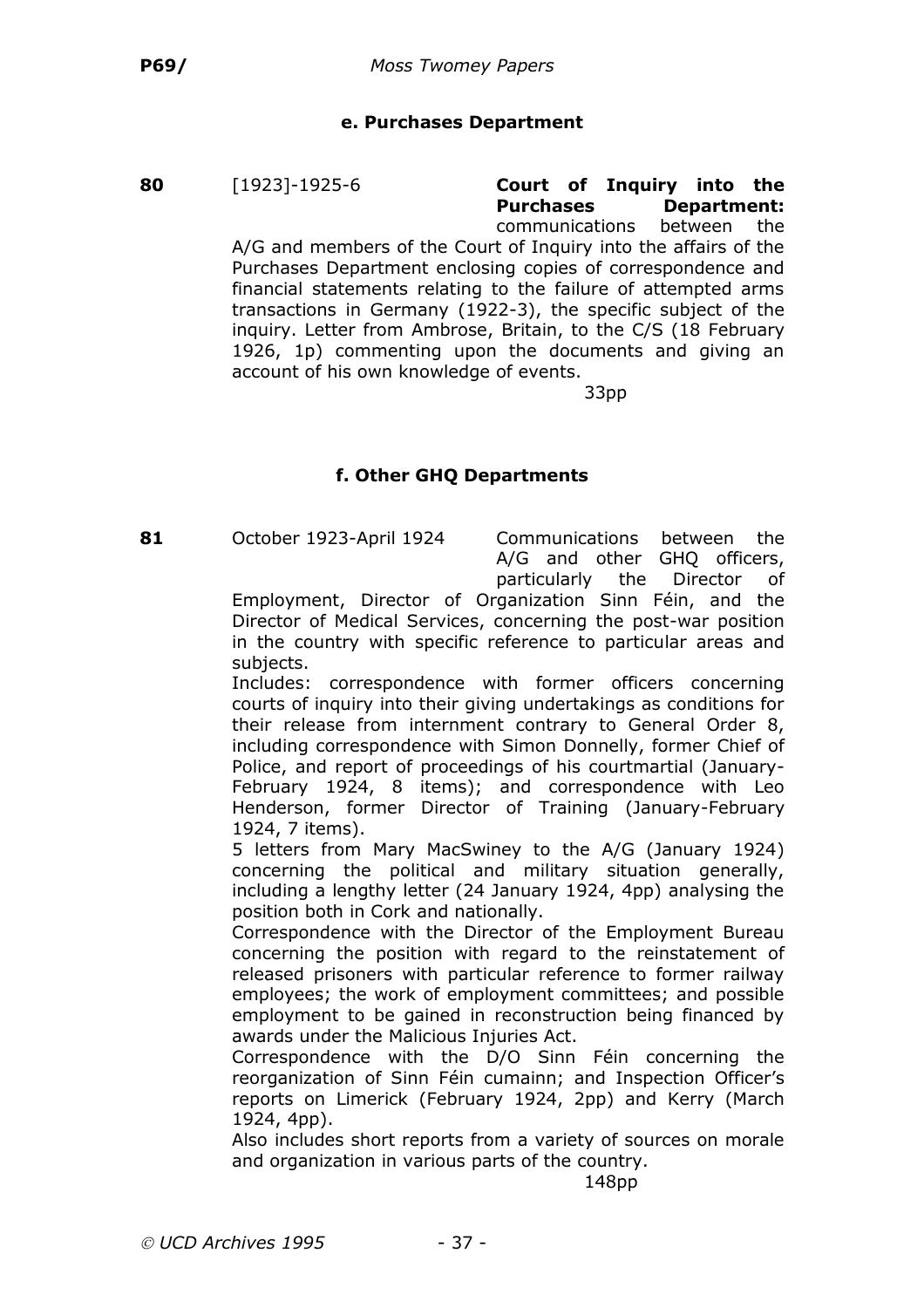### e. Purchases Department

**80** [1923]-1925-6 **Court of Inquiry into the Purchases Department:** communications between the A/G and members of the Court of Inquiry into the affairs of the Purchases Department enclosing copies of correspondence and financial statements relating to the failure of attempted arms transactions in Germany (1922-3), the specific subject of the inquiry. Letter from Ambrose, Britain, to the C/S (18 February 1926, 1p) commenting upon the documents and giving an account of his own knowledge of events.

33pp

### f. Other GHQ Departments

**81** October 1923-April 1924 Communications between the A/G and other GHQ officers, particularly the Director of Employment, Director of Organization Sinn Féin, and the Director of Medical Services, concerning the post-war position in the country with specific reference to particular areas and subjects.

Includes: correspondence with former officers concerning courts of inquiry into their giving undertakings as conditions for their release from internment contrary to General Order 8, including correspondence with Simon Donnelly, former Chief of Police, and report of proceedings of his courtmartial (January-February 1924, 8 items); and correspondence with Leo Henderson, former Director of Training (January-February 1924, 7 items).

5 letters from Mary MacSwiney to the A/G (January 1924) concerning the political and military situation generally, including a lengthy letter (24 January 1924, 4pp) analysing the position both in Cork and nationally.

Correspondence with the Director of the Employment Bureau concerning the position with regard to the reinstatement of released prisoners with particular reference to former railway employees; the work of employment committees; and possible employment to be gained in reconstruction being financed by awards under the Malicious Injuries Act.

Correspondence with the D/O Sinn Féin concerning the reorganization of Sinn Féin cumainn; and Inspection Officer's reports on Limerick (February 1924, 2pp) and Kerry (March 1924, 4pp).

Also includes short reports from a variety of sources on morale and organization in various parts of the country.

148pp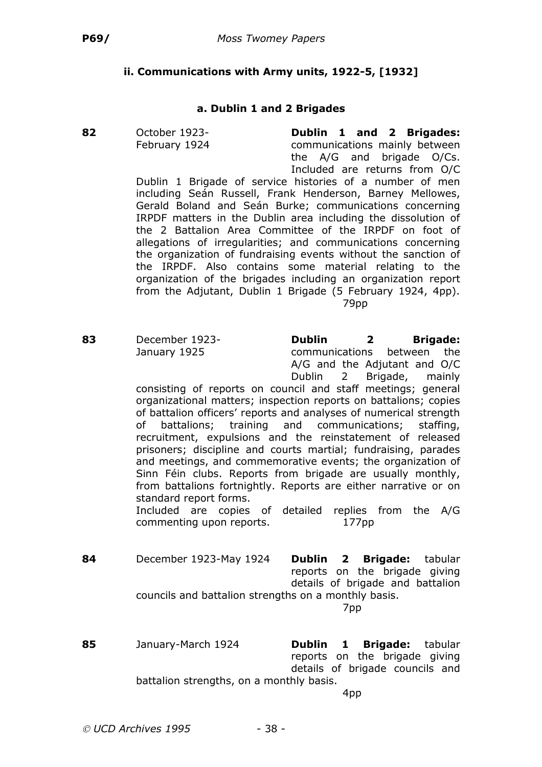### ii. Communications with Army units, 1922-5, [1932]

#### a. Dublin 1 and 2 Brigades

**82** October 1923-February 1924

**Dublin 1 and 2 Brigades:** communications mainly between the A/G and brigade O/Cs. Included are returns from O/C Dublin 1 Brigade of service histories of a number of men including Seán Russell, Frank Henderson, Barney Mellowes, Gerald Boland and Seán Burke; communications concerning IRPDF matters in the Dublin area including the dissolution of the 2 Battalion Area Committee of the IRPDF on foot of allegations of irregularities; and communications concerning the organization of fundraising events without the sanction of the IRPDF. Also contains some material relating to the organization of the brigades including an organization report from the Adjutant, Dublin 1 Brigade (5 February 1924, 4pp).

79pp

**83** December 1923-January 1925

**Dublin 2 Brigade:** communications between the A/G and the Adjutant and O/C Dublin 2 Brigade, mainly consisting of reports on council and staff meetings; general organizational matters; inspection reports on battalions; copies of battalion officers' reports and analyses of numerical strength of battalions; training and communications; staffing, recruitment, expulsions and the reinstatement of released prisoners; discipline and courts martial; fundraising, parades and meetings, and commemorative events; the organization of Sinn Féin clubs. Reports from brigade are usually monthly, from battalions fortnightly. Reports are either narrative or on standard report forms.

Included are copies of detailed replies from the A/G commenting upon reports.

177pp

**84** December 1923-May 1924

**Dublin 2 Brigade:** tabular reports on the brigade giving details of brigade and battalion councils and battalion strengths on a monthly basis.

7pp

**85** January-March 1924

**Dublin 1 Brigade:** tabular reports on the brigade giving details of brigade councils and battalion strengths, on a monthly basis.

4pp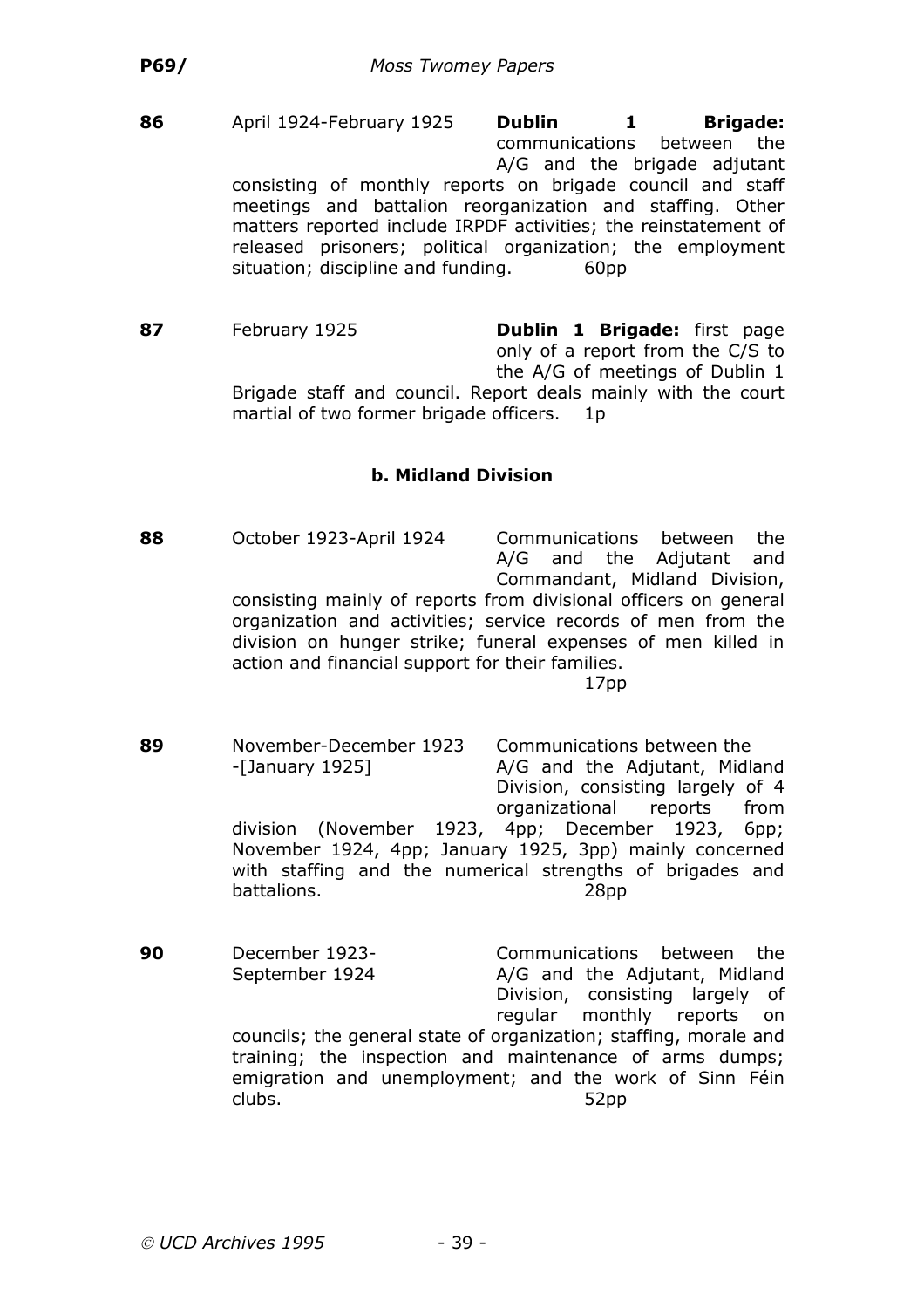**86** April 1924-February 1925 **Dublin 1 Brigade:** communications between the A/G and the brigade adjutant consisting of monthly reports on brigade council and staff meetings and battalion reorganization and staffing. Other matters reported include IRPDF activities; the reinstatement of released prisoners; political organization; the employment situation; discipline and funding. 60pp

**87** February 1925 **Dublin 1 Brigade:** first page only of a report from the C/S to the A/G of meetings of Dublin 1 Brigade staff and council. Report deals mainly with the court martial of two former brigade officers. 1p

### b. Midland Division

**88** October 1923-April 1924 Communications between the A/G and the Adjutant and Commandant, Midland Division, consisting mainly of reports from divisional officers on general organization and activities; service records of men from the division on hunger strike; funeral expenses of men killed in action and financial support for their families. 17pp

**89** November-December 1923 -[January 1925] Communications between the A/G and the Adjutant, Midland Division, consisting largely of 4 organizational reports from division (November 1923, 4pp; December 1923, 6pp; November 1924, 4pp; January 1925, 3pp) mainly concerned with staffing and the numerical strengths of brigades and battalions. 28pp

**90** December 1923-September 1924 Communications between the A/G and the Adjutant, Midland Division, consisting largely of regular monthly reports on councils; the general state of organization; staffing, morale and training; the inspection and maintenance of arms dumps; emigration and unemployment; and the work of Sinn Féin clubs. 52pp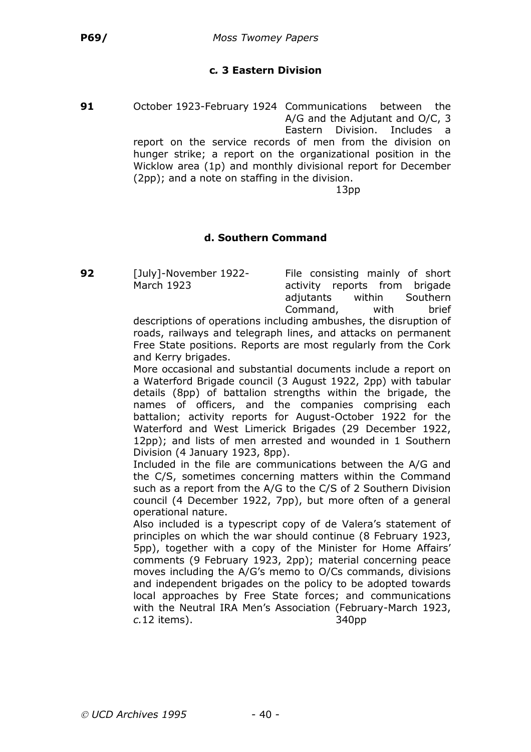### c. 3 Eastern Division

**91** October 1923-February 1924 Communications between the A/G and the Adjutant and O/C, 3 Eastern Division. Includes a report on the service records of men from the division on hunger strike; a report on the organizational position in the Wicklow area (1p) and monthly divisional report for December (2pp); and a note on staffing in the division.

13pp

### d. Southern Command

**92** [July]-November 1922-March 1923 File consisting mainly of short activity reports from brigade adjutants within Southern Command, with brief descriptions of operations including ambushes, the disruption of roads, railways and telegraph lines, and attacks on permanent Free State positions. Reports are most regularly from the Cork and Kerry brigades.

More occasional and substantial documents include a report on a Waterford Brigade council (3 August 1922, 2pp) with tabular details (8pp) of battalion strengths within the brigade, the names of officers, and the companies comprising each battalion; activity reports for August-October 1922 for the Waterford and West Limerick Brigades (29 December 1922, 12pp); and lists of men arrested and wounded in 1 Southern Division (4 January 1923, 8pp).

Included in the file are communications between the A/G and the C/S, sometimes concerning matters within the Command such as a report from the A/G to the C/S of 2 Southern Division council (4 December 1922, 7pp), but more often of a general operational nature.

Also included is a typescript copy of de Valera's statement of principles on which the war should continue (8 February 1923, 5pp), together with a copy of the Minister for Home Affairs' comments (9 February 1923, 2pp); material concerning peace moves including the A/G's memo to O/Cs commands, divisions and independent brigades on the policy to be adopted towards local approaches by Free State forces; and communications with the Neutral IRA Men's Association (February-March 1923, *c.*12 items).

340pp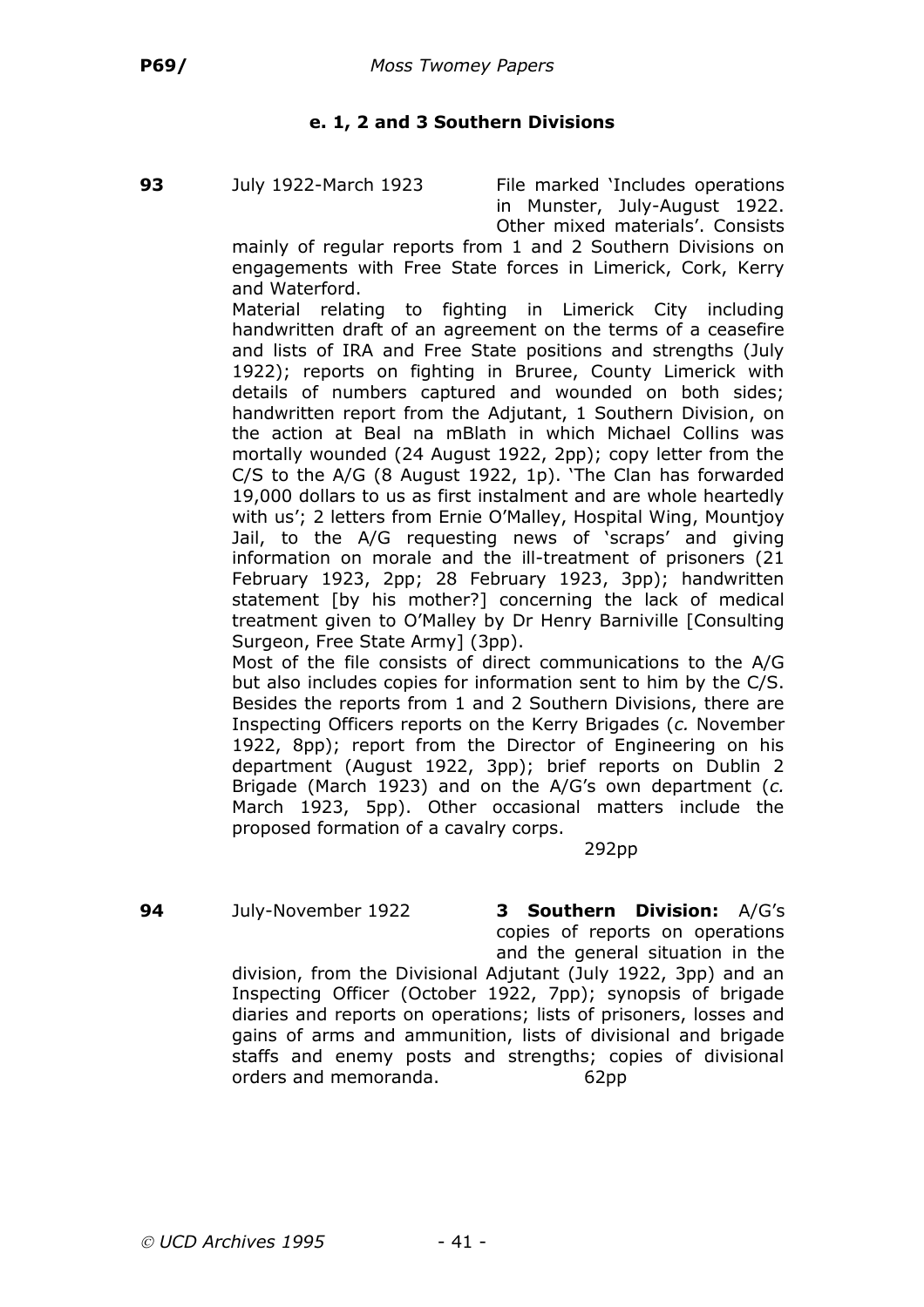### e. 1, 2 and 3 Southern Divisions

**93** July 1922-March 1923 File marked 'Includes operations in Munster, July-August 1922. Other mixed materials'. Consists mainly of regular reports from 1 and 2 Southern Divisions on engagements with Free State forces in Limerick, Cork, Kerry and Waterford.

Material relating to fighting in Limerick City including handwritten draft of an agreement on the terms of a ceasefire and lists of IRA and Free State positions and strengths (July 1922); reports on fighting in Bruree, County Limerick with details of numbers captured and wounded on both sides; handwritten report from the Adjutant, 1 Southern Division, on the action at Beal na mBlath in which Michael Collins was mortally wounded (24 August 1922, 2pp); copy letter from the C/S to the A/G (8 August 1922, 1p). 'The Clan has forwarded 19,000 dollars to us as first instalment and are whole heartedly with us'; 2 letters from Ernie O'Malley, Hospital Wing, Mountjoy Jail, to the A/G requesting news of 'scraps' and giving information on morale and the ill-treatment of prisoners (21 February 1923, 2pp; 28 February 1923, 3pp); handwritten statement [by his mother?] concerning the lack of medical treatment given to O'Malley by Dr Henry Barniville [Consulting Surgeon, Free State Army] (3pp).

Most of the file consists of direct communications to the A/G but also includes copies for information sent to him by the C/S. Besides the reports from 1 and 2 Southern Divisions, there are Inspecting Officers reports on the Kerry Brigades (*c.* November 1922, 8pp); report from the Director of Engineering on his department (August 1922, 3pp); brief reports on Dublin 2 Brigade (March 1923) and on the A/G's own department (*c.* March 1923, 5pp). Other occasional matters include the proposed formation of a cavalry corps.

292pp

**94** July-November 1922 **3 Southern Division:** A/G's copies of reports on operations and the general situation in the division, from the Divisional Adjutant (July 1922, 3pp) and an Inspecting Officer (October 1922, 7pp); synopsis of brigade diaries and reports on operations; lists of prisoners, losses and gains of arms and ammunition, lists of divisional and brigade staffs and enemy posts and strengths; copies of divisional orders and memoranda. 62pp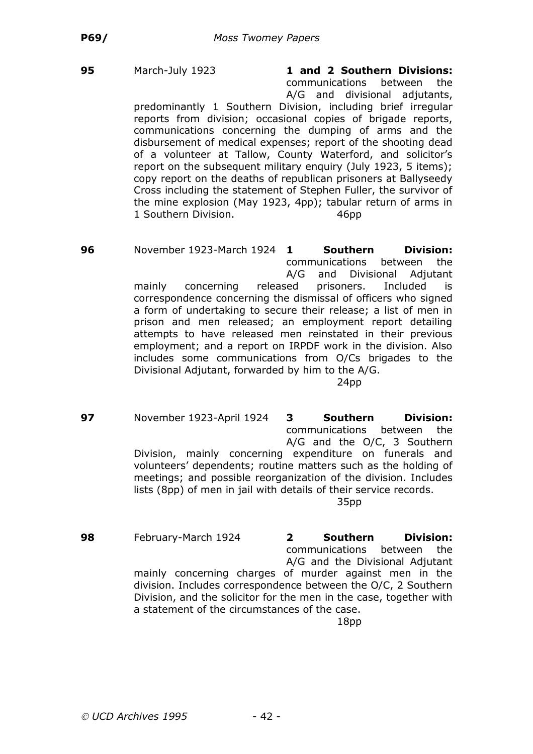**95** March-July 1923 **1 and 2 Southern Divisions:** communications between the A/G and divisional adjutants, predominantly 1 Southern Division, including brief irregular reports from division; occasional copies of brigade reports, communications concerning the dumping of arms and the disbursement of medical expenses; report of the shooting dead of a volunteer at Tallow, County Waterford, and solicitor's report on the subsequent military enquiry (July 1923, 5 items); copy report on the deaths of republican prisoners at Ballyseedy Cross including the statement of Stephen Fuller, the survivor of the mine explosion (May 1923, 4pp); tabular return of arms in 1 Southern Division. 46pp

**96** November 1923-March 1924 **1 Southern Division:** communications between the A/G and Divisional Adjutant mainly concerning released prisoners. Included is correspondence concerning the dismissal of officers who signed a form of undertaking to secure their release; a list of men in prison and men released; an employment report detailing attempts to have released men reinstated in their previous employment; and a report on IRPDF work in the division. Also includes some communications from O/Cs brigades to the Divisional Adjutant, forwarded by him to the A/G. 24pp

**97** November 1923-April 1924 **3 Southern Division:** communications between the A/G and the O/C, 3 Southern Division, mainly concerning expenditure on funerals and volunteers' dependents; routine matters such as the holding of meetings; and possible reorganization of the division. Includes lists (8pp) of men in jail with details of their service records. 35pp

**98** February-March 1924 **2 Southern Division:** communications between the A/G and the Divisional Adjutant mainly concerning charges of murder against men in the division. Includes correspondence between the O/C, 2 Southern Division, and the solicitor for the men in the case, together with a statement of the circumstances of the case. 18pp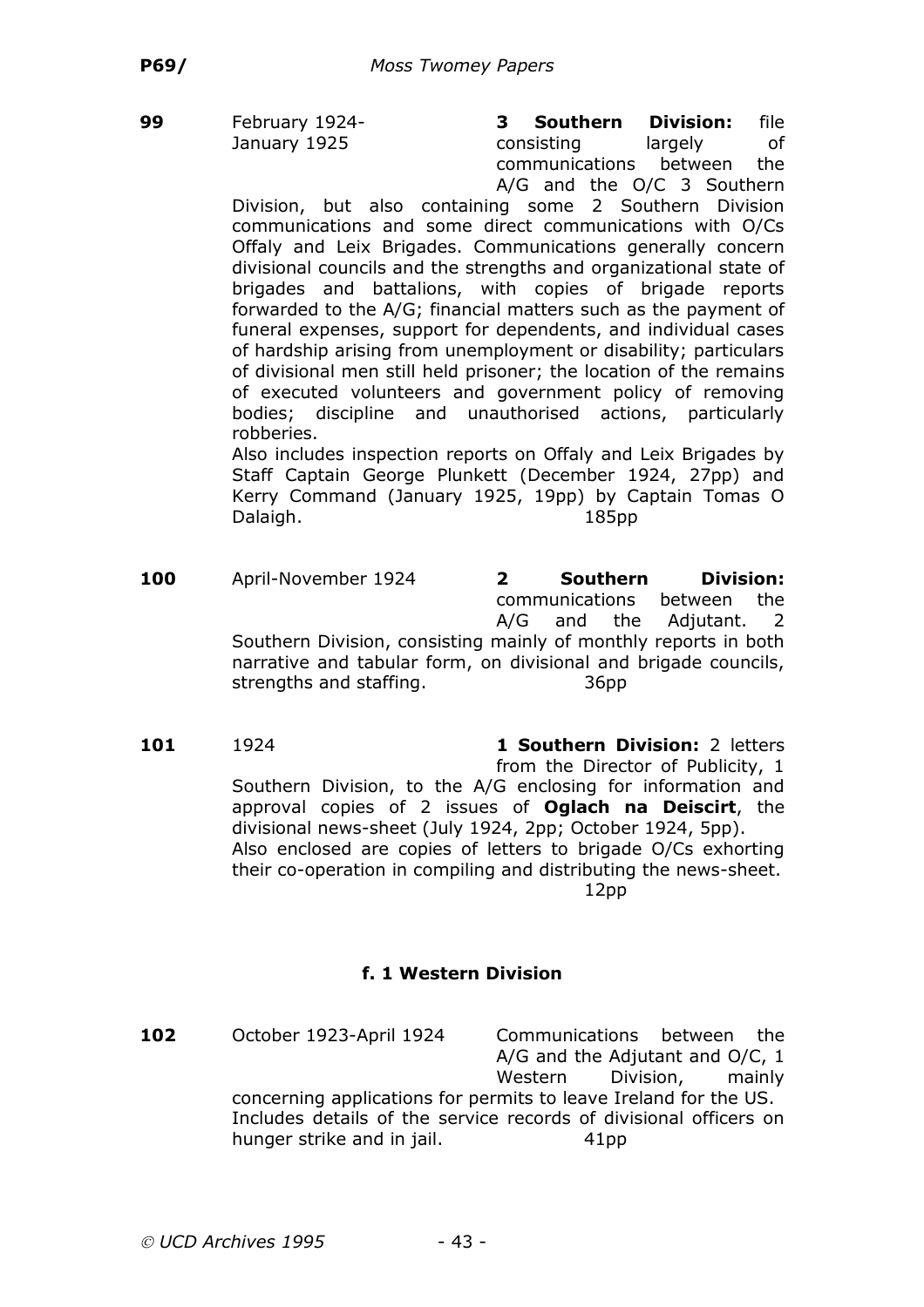**99** February 1924-January 1925

**3 Southern Division:** file consisting largely of communications between the A/G and the O/C 3 Southern Division, but also containing some 2 Southern Division communications and some direct communications with O/Cs Offaly and Leix Brigades. Communications generally concern divisional councils and the strengths and organizational state of brigades and battalions, with copies of brigade reports forwarded to the A/G; financial matters such as the payment of funeral expenses, support for dependents, and individual cases of hardship arising from unemployment or disability; particulars of divisional men still held prisoner; the location of the remains of executed volunteers and government policy of removing bodies; discipline and unauthorised actions, particularly robberies.

Also includes inspection reports on Offaly and Leix Brigades by Staff Captain George Plunkett (December 1924, 27pp) and Kerry Command (January 1925, 19pp) by Captain Tomas O Dalaigh. 185pp

**100** April-November 1924

**2 Southern Division:** communications between the A/G and the Adjutant. 2 Southern Division, consisting mainly of monthly reports in both narrative and tabular form, on divisional and brigade councils, strengths and staffing. 36pp

**101** 1924

**1 Southern Division:** 2 letters from the Director of Publicity, 1 Southern Division, to the A/G enclosing for information and approval copies of 2 issues of **Oglach na Deiscirt**, the divisional news-sheet (July 1924, 2pp; October 1924, 5pp).

Also enclosed are copies of letters to brigade O/Cs exhorting their co-operation in compiling and distributing the news-sheet. 12pp

### f. 1 Western Division

**102** October 1923-April 1924

Communications between the A/G and the Adjutant and O/C, 1 Western Division, mainly concerning applications for permits to leave Ireland for the US. Includes details of the service records of divisional officers on hunger strike and in jail. 41pp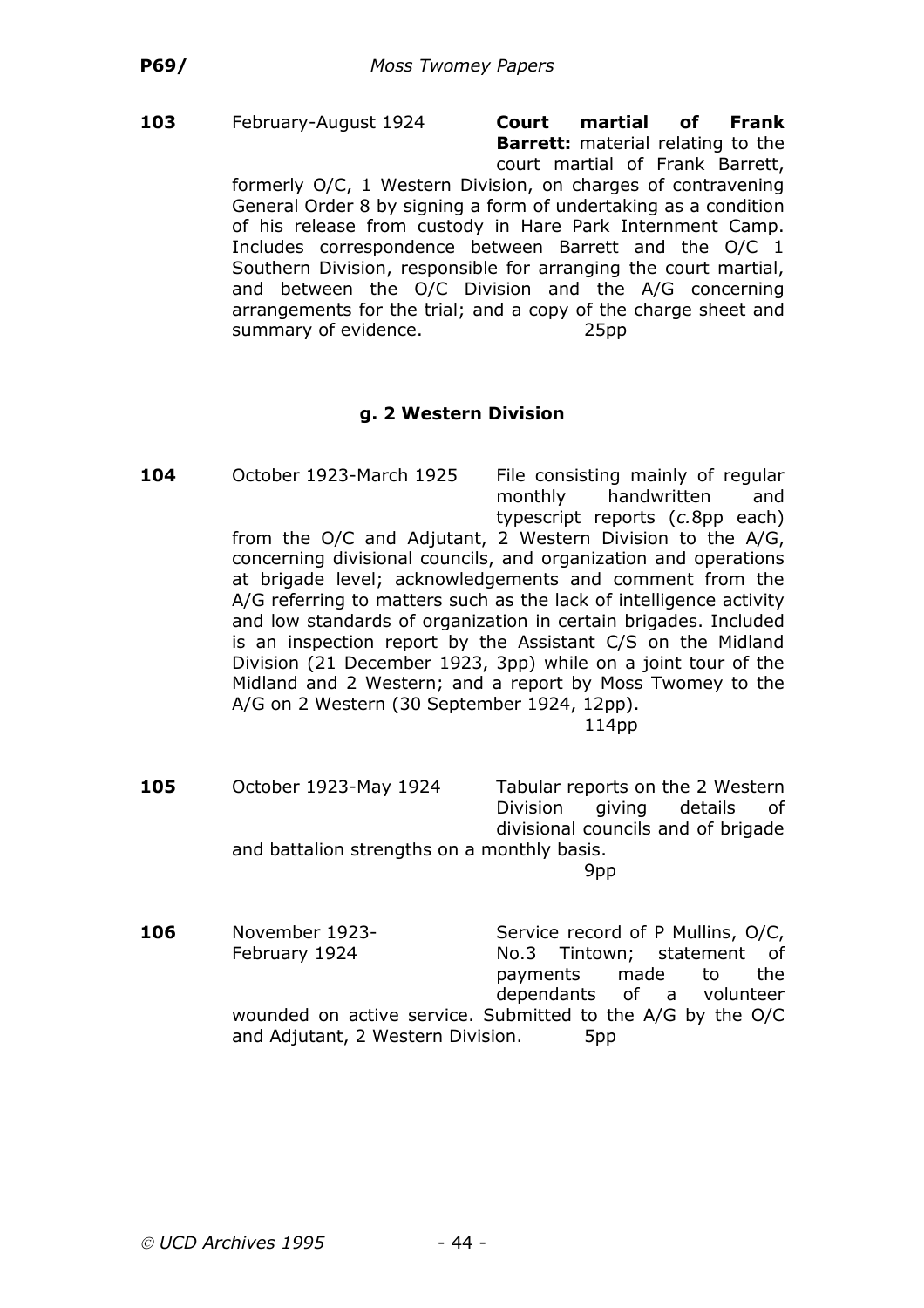**103** February-August 1924 **Court martial of Frank Barrett:** material relating to the court martial of Frank Barrett, formerly O/C, 1 Western Division, on charges of contravening General Order 8 by signing a form of undertaking as a condition of his release from custody in Hare Park Internment Camp. Includes correspondence between Barrett and the O/C 1 Southern Division, responsible for arranging the court martial, and between the O/C Division and the A/G concerning arrangements for the trial; and a copy of the charge sheet and summary of evidence. 25pp

### g. 2 Western Division

**104** October 1923-March 1925 File consisting mainly of regular monthly handwritten and typescript reports (*c.*8pp each) from the O/C and Adjutant, 2 Western Division to the A/G, concerning divisional councils, and organization and operations at brigade level; acknowledgements and comment from the A/G referring to matters such as the lack of intelligence activity and low standards of organization in certain brigades. Included is an inspection report by the Assistant C/S on the Midland Division (21 December 1923, 3pp) while on a joint tour of the Midland and 2 Western; and a report by Moss Twomey to the A/G on 2 Western (30 September 1924, 12pp). 114pp

**105** October 1923-May 1924 Tabular reports on the 2 Western Division giving details of divisional councils and of brigade and battalion strengths on a monthly basis. 9pp

**106** November 1923-February 1924 Service record of P Mullins, O/C, No.3 Tintown; statement of payments made to the dependants of a volunteer wounded on active service. Submitted to the A/G by the O/C and Adjutant, 2 Western Division. 5pp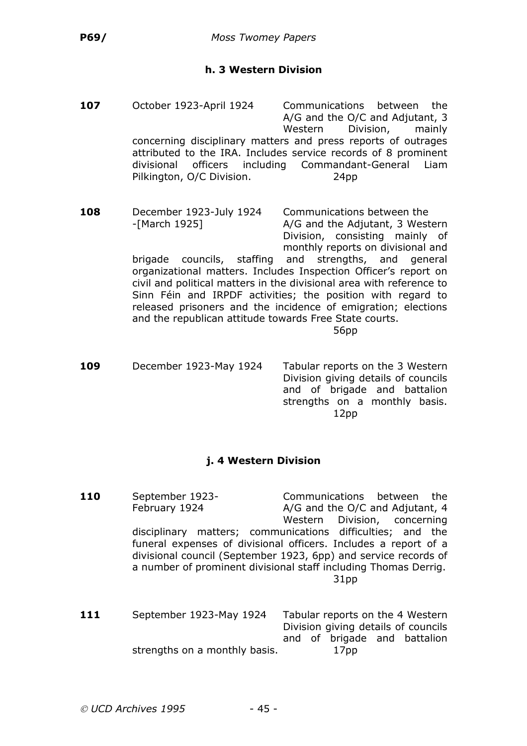### h. 3 Western Division

**107** October 1923-April 1924 Communications between the A/G and the O/C and Adjutant, 3 Western Division, mainly concerning disciplinary matters and press reports of outrages attributed to the IRA. Includes service records of 8 prominent divisional officers including Commandant-General Liam Pilkington, O/C Division. 24pp

**108** December 1923-July 1924 -[March 1925] Communications between the A/G and the Adjutant, 3 Western Division, consisting mainly of monthly reports on divisional and brigade councils, staffing and strengths, and general organizational matters. Includes Inspection Officer's report on civil and political matters in the divisional area with reference to Sinn Féin and IRPDF activities; the position with regard to released prisoners and the incidence of emigration; elections and the republican attitude towards Free State courts. 56pp

**109** December 1923-May 1924 Tabular reports on the 3 Western Division giving details of councils and of brigade and battalion strengths on a monthly basis. 12pp

### j. 4 Western Division

**110** September 1923-February 1924 Communications between the A/G and the O/C and Adjutant, 4 Western Division, concerning disciplinary matters; communications difficulties; and the funeral expenses of divisional officers. Includes a report of a divisional council (September 1923, 6pp) and service records of a number of prominent divisional staff including Thomas Derrig. 31pp

**111** September 1923-May 1924 Tabular reports on the 4 Western Division giving details of councils and of brigade and battalion strengths on a monthly basis. 17pp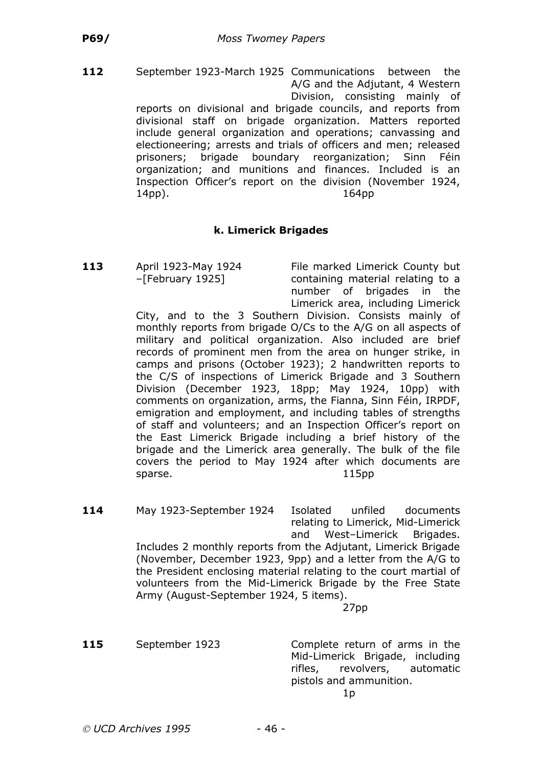**112** September 1923-March 1925 Communications between the A/G and the Adjutant, 4 Western Division, consisting mainly of reports on divisional and brigade councils, and reports from divisional staff on brigade organization. Matters reported include general organization and operations; canvassing and electioneering; arrests and trials of officers and men; released prisoners; brigade boundary reorganization; Sinn Féin organization; and munitions and finances. Included is an Inspection Officer's report on the division (November 1924, 14pp). 164pp

### k. Limerick Brigades

**113** April 1923-May 1924 –[February 1925] File marked Limerick County but containing material relating to a number of brigades in the Limerick area, including Limerick City, and to the 3 Southern Division. Consists mainly of monthly reports from brigade O/Cs to the A/G on all aspects of military and political organization. Also included are brief records of prominent men from the area on hunger strike, in camps and prisons (October 1923); 2 handwritten reports to the C/S of inspections of Limerick Brigade and 3 Southern Division (December 1923, 18pp; May 1924, 10pp) with comments on organization, arms, the Fianna, Sinn Féin, IRPDF, emigration and employment, and including tables of strengths of staff and volunteers; and an Inspection Officer's report on the East Limerick Brigade including a brief history of the brigade and the Limerick area generally. The bulk of the file covers the period to May 1924 after which documents are sparse. 115pp

**114** May 1923-September 1924 Isolated unfiled documents relating to Limerick, Mid-Limerick and West–Limerick Brigades. Includes 2 monthly reports from the Adjutant, Limerick Brigade (November, December 1923, 9pp) and a letter from the A/G to the President enclosing material relating to the court martial of volunteers from the Mid-Limerick Brigade by the Free State Army (August-September 1924, 5 items). 27pp

**115** September 1923 Complete return of arms in the Mid-Limerick Brigade, including rifles, revolvers, automatic pistols and ammunition. 1p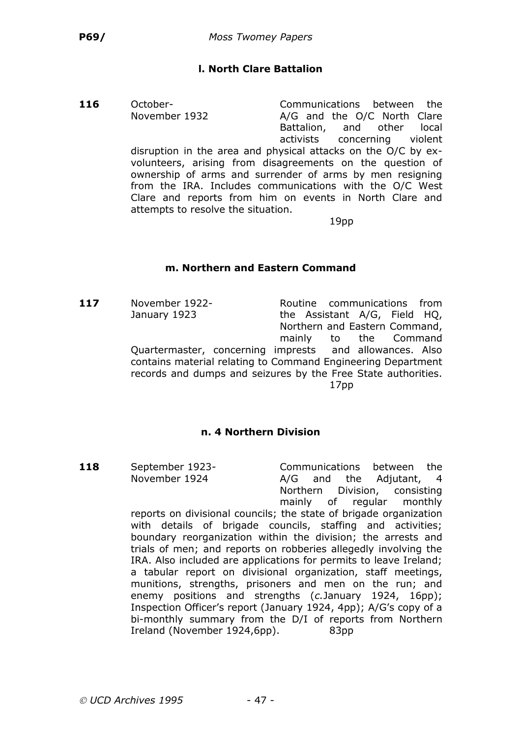### l. North Clare Battalion

**116** October-November 1932

Communications between the A/G and the O/C North Clare Battalion, and other local activists concerning violent disruption in the area and physical attacks on the O/C by ex-volunteers, arising from disagreements on the question of ownership of arms and surrender of arms by men resigning from the IRA. Includes communications with the O/C West Clare and reports from him on events in North Clare and attempts to resolve the situation.

19pp

### m. Northern and Eastern Command

**117** November 1922-January 1923

Routine communications from the Assistant A/G, Field HQ, Northern and Eastern Command, mainly to the Command Quartermaster, concerning imprests and allowances. Also contains material relating to Command Engineering Department records and dumps and seizures by the Free State authorities.

17pp

### n. 4 Northern Division

**118** September 1923-November 1924

Communications between the A/G and the Adjutant, 4 Northern Division, consisting mainly of regular monthly reports on divisional councils; the state of brigade organization with details of brigade councils, staffing and activities; boundary reorganization within the division; the arrests and trials of men; and reports on robberies allegedly involving the IRA. Also included are applications for permits to leave Ireland; a tabular report on divisional organization, staff meetings, munitions, strengths, prisoners and men on the run; and enemy positions and strengths (*c.*January 1924, 16pp); Inspection Officer's report (January 1924, 4pp); A/G's copy of a bi-monthly summary from the D/I of reports from Northern Ireland (November 1924,6pp).

83pp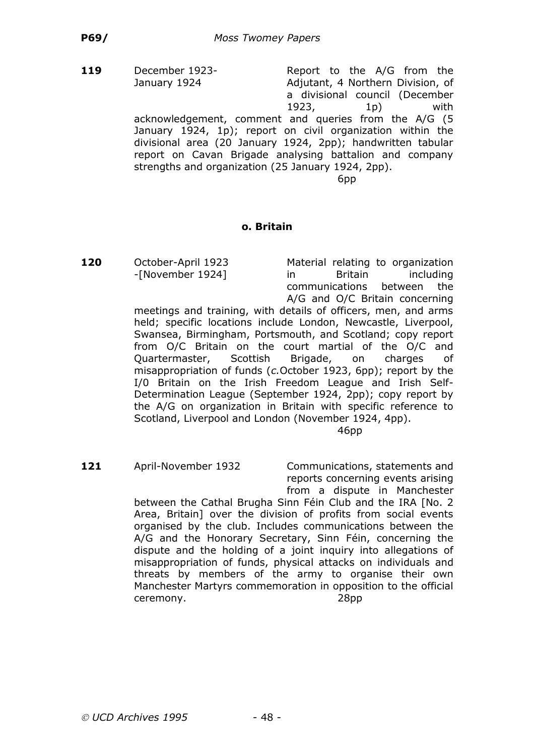**119** December 1923-January 1924

Report to the A/G from the Adjutant, 4 Northern Division, of a divisional council (December 1923, 1p) with acknowledgement, comment and queries from the A/G (5 January 1924, 1p); report on civil organization within the divisional area (20 January 1924, 2pp); handwritten tabular report on Cavan Brigade analysing battalion and company strengths and organization (25 January 1924, 2pp).

6pp

### o. Britain

**120** October-April 1923 -[November 1924]

Material relating to organization in Britain including communications between the A/G and O/C Britain concerning meetings and training, with details of officers, men, and arms held; specific locations include London, Newcastle, Liverpool, Swansea, Birmingham, Portsmouth, and Scotland; copy report from O/C Britain on the court martial of the O/C and Quartermaster, Scottish Brigade, on charges of misappropriation of funds (*c.*October 1923, 6pp); report by the I/0 Britain on the Irish Freedom League and Irish Self-Determination League (September 1924, 2pp); copy report by the A/G on organization in Britain with specific reference to Scotland, Liverpool and London (November 1924, 4pp).

46pp

**121** April-November 1932

Communications, statements and reports concerning events arising from a dispute in Manchester between the Cathal Brugha Sinn Féin Club and the IRA [No. 2 Area, Britain] over the division of profits from social events organised by the club. Includes communications between the A/G and the Honorary Secretary, Sinn Féin, concerning the dispute and the holding of a joint inquiry into allegations of misappropriation of funds, physical attacks on individuals and threats by members of the army to organise their own Manchester Martyrs commemoration in opposition to the official ceremony.

28pp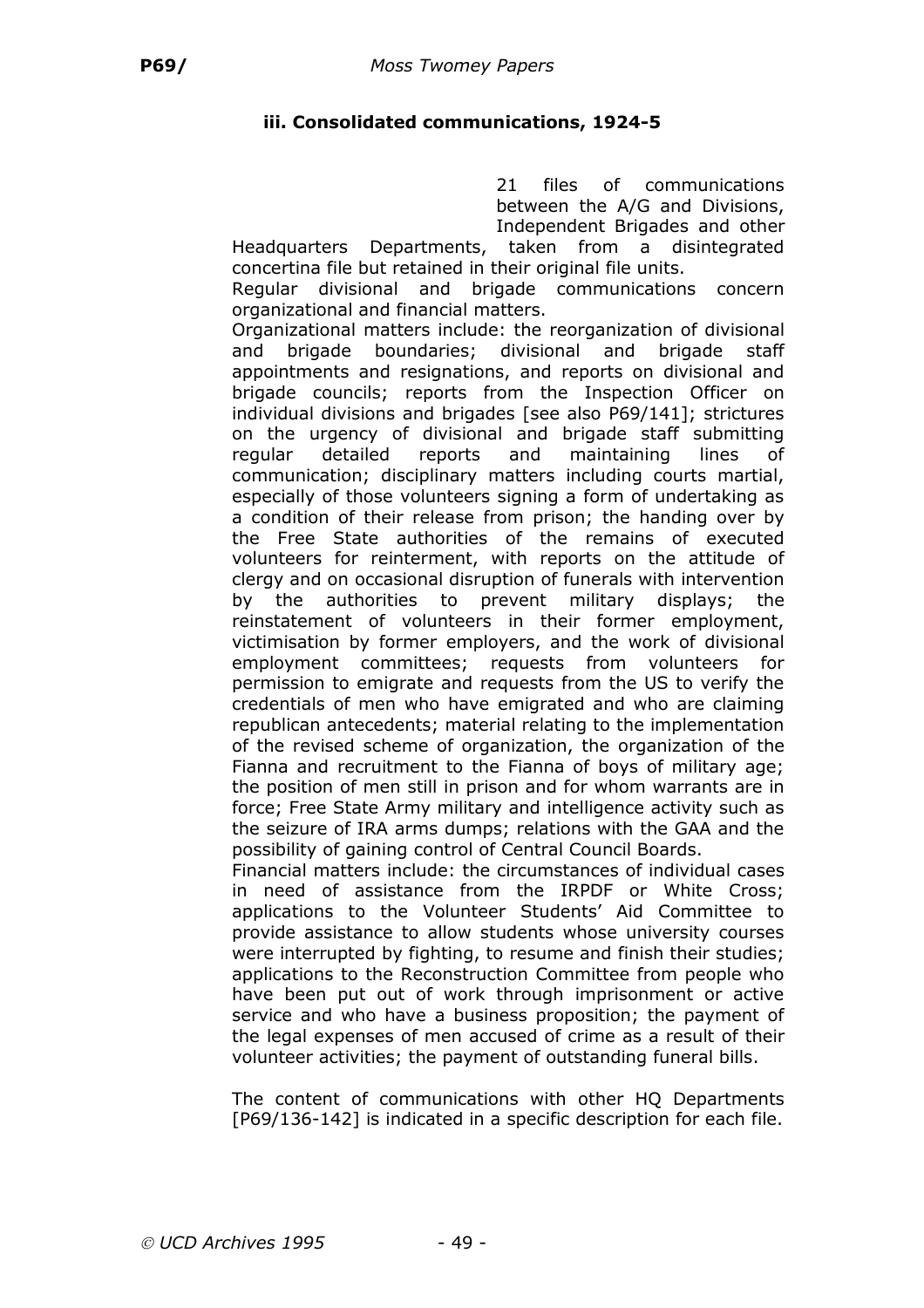### iii. Consolidated communications, 1924-5

21 files of communications between the A/G and Divisions, Independent Brigades and other Headquarters Departments, taken from a disintegrated concertina file but retained in their original file units.

Regular divisional and brigade communications concern organizational and financial matters.

Organizational matters include: the reorganization of divisional and brigade boundaries; divisional and brigade staff appointments and resignations, and reports on divisional and brigade councils; reports from the Inspection Officer on individual divisions and brigades [see also P69/141]; strictures on the urgency of divisional and brigade staff submitting regular detailed reports and maintaining lines of communication; disciplinary matters including courts martial, especially of those volunteers signing a form of undertaking as a condition of their release from prison; the handing over by the Free State authorities of the remains of executed volunteers for reinterment, with reports on the attitude of clergy and on occasional disruption of funerals with intervention by the authorities to prevent military displays; the reinstatement of volunteers in their former employment, victimisation by former employers, and the work of divisional employment committees; requests from volunteers for permission to emigrate and requests from the US to verify the credentials of men who have emigrated and who are claiming republican antecedents; material relating to the implementation of the revised scheme of organization, the organization of the Fianna and recruitment to the Fianna of boys of military age; the position of men still in prison and for whom warrants are in force; Free State Army military and intelligence activity such as the seizure of IRA arms dumps; relations with the GAA and the possibility of gaining control of Central Council Boards.

Financial matters include: the circumstances of individual cases in need of assistance from the IRPDF or White Cross; applications to the Volunteer Students' Aid Committee to provide assistance to allow students whose university courses were interrupted by fighting, to resume and finish their studies; applications to the Reconstruction Committee from people who have been put out of work through imprisonment or active service and who have a business proposition; the payment of the legal expenses of men accused of crime as a result of their volunteer activities; the payment of outstanding funeral bills.

The content of communications with other HQ Departments [P69/136-142] is indicated in a specific description for each file.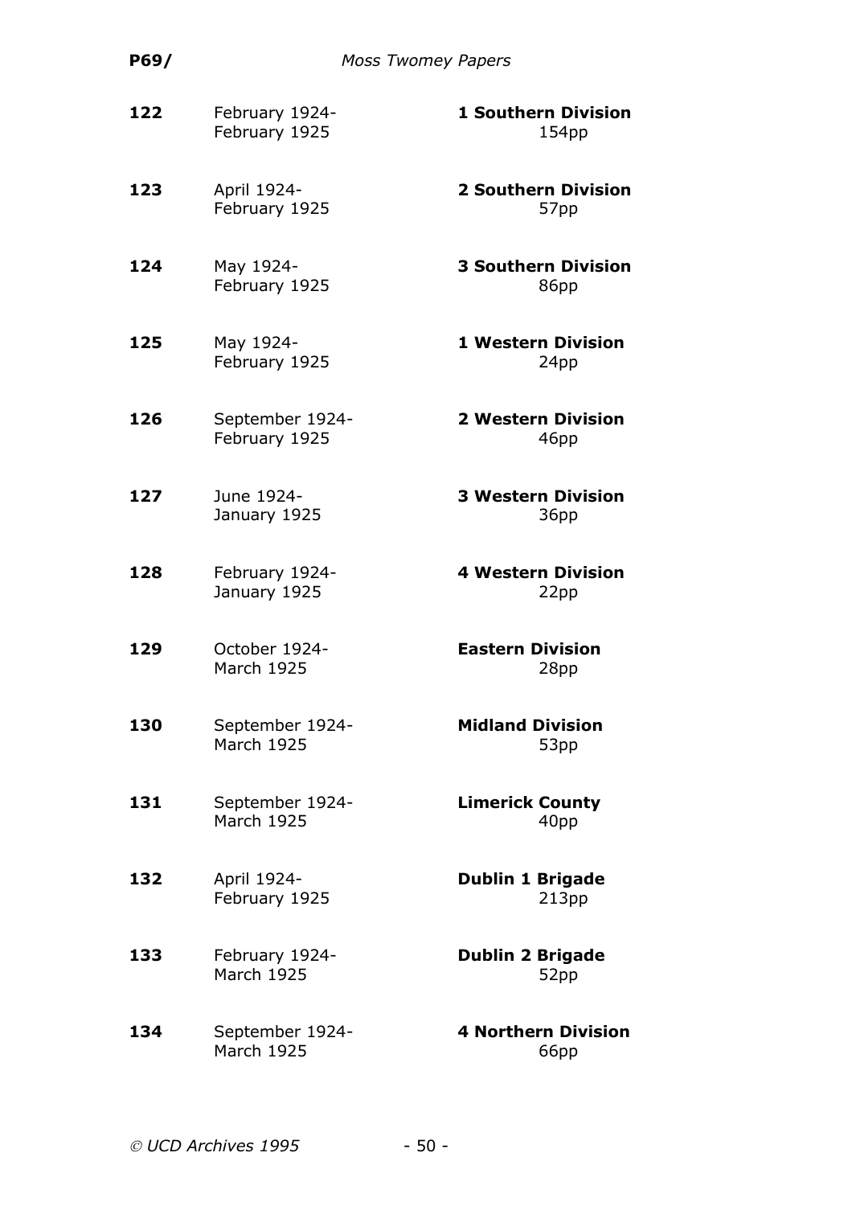**122** February 1924-February 1925 **1 Southern Division**
154pp

**123** April 1924-February 1925 **2 Southern Division**
57pp

**124** May 1924-February 1925 **3 Southern Division**
86pp

**125** May 1924-February 1925 **1 Western Division**
24pp

**126** September 1924-February 1925 **2 Western Division**
46pp

**127** June 1924-January 1925 **3 Western Division**
36pp

**128** February 1924-January 1925 **4 Western Division**
22pp

**129** October 1924-March 1925 **Eastern Division**
28pp

**130** September 1924-March 1925 **Midland Division**
53pp

**131** September 1924-March 1925 **Limerick County**
40pp

**132** April 1924-February 1925 **Dublin 1 Brigade**
213pp

**133** February 1924-March 1925 **Dublin 2 Brigade**
52pp

**134** September 1924-March 1925 **4 Northern Division**
66pp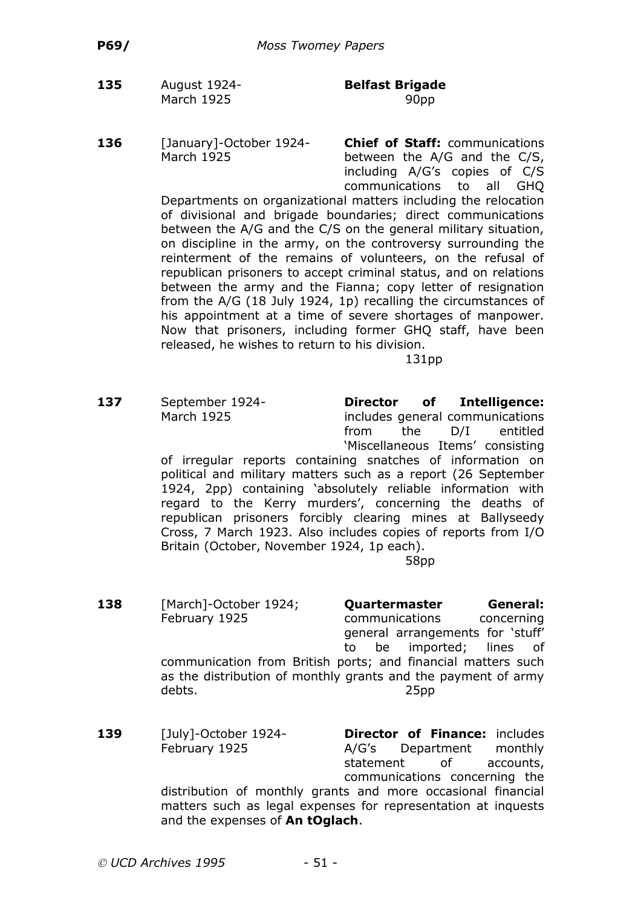**135** August 1924-March 1925 **Belfast Brigade**

90pp

**136** [January]-October 1924-March 1925 **Chief of Staff:** communications between the A/G and the C/S, including A/G's copies of C/S communications to all GHQ Departments on organizational matters including the relocation of divisional and brigade boundaries; direct communications between the A/G and the C/S on the general military situation, on discipline in the army, on the controversy surrounding the reinterment of the remains of volunteers, on the refusal of republican prisoners to accept criminal status, and on relations between the army and the Fianna; copy letter of resignation from the A/G (18 July 1924, 1p) recalling the circumstances of his appointment at a time of severe shortages of manpower. Now that prisoners, including former GHQ staff, have been released, he wishes to return to his division.

131pp

**137** September 1924-March 1925 **Director of Intelligence:** includes general communications from the D/I entitled 'Miscellaneous Items' consisting of irregular reports containing snatches of information on political and military matters such as a report (26 September 1924, 2pp) containing 'absolutely reliable information with regard to the Kerry murders', concerning the deaths of republican prisoners forcibly clearing mines at Ballyseedy Cross, 7 March 1923. Also includes copies of reports from I/O Britain (October, November 1924, 1p each).

58pp

**138** [March]-October 1924; February 1925 **Quartermaster General:** communications concerning general arrangements for 'stuff' to be imported; lines of communication from British ports; and financial matters such as the distribution of monthly grants and the payment of army debts.

25pp

**139** [July]-October 1924-February 1925 **Director of Finance:** includes A/G's Department monthly statement of accounts, communications concerning the distribution of monthly grants and more occasional financial matters such as legal expenses for representation at inquests and the expenses of **An tOglach**.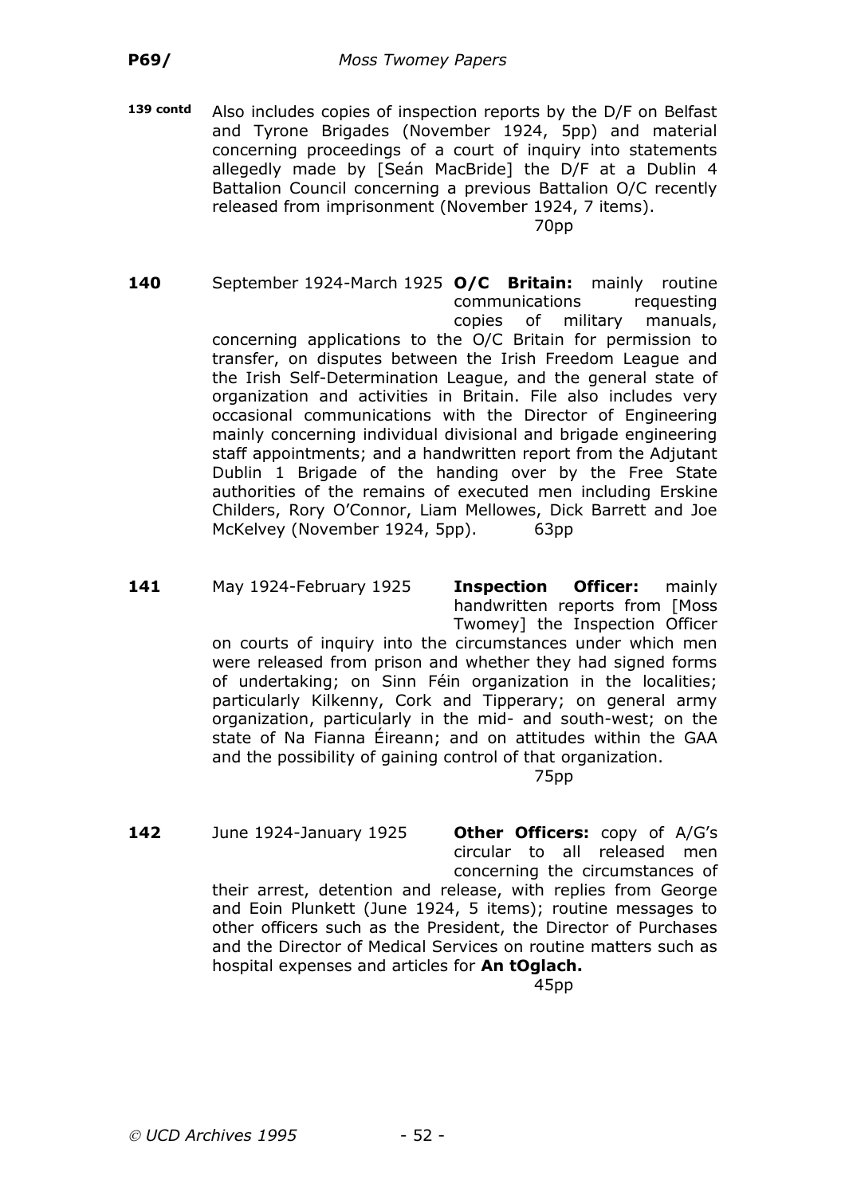**139 contd** Also includes copies of inspection reports by the D/F on Belfast and Tyrone Brigades (November 1924, 5pp) and material concerning proceedings of a court of inquiry into statements allegedly made by [Seán MacBride] the D/F at a Dublin 4 Battalion Council concerning a previous Battalion O/C recently released from imprisonment (November 1924, 7 items).

70pp

**140** September 1924-March 1925 **O/C Britain:** mainly routine communications requesting copies of military manuals, concerning applications to the O/C Britain for permission to transfer, on disputes between the Irish Freedom League and the Irish Self-Determination League, and the general state of organization and activities in Britain. File also includes very occasional communications with the Director of Engineering mainly concerning individual divisional and brigade engineering staff appointments; and a handwritten report from the Adjutant Dublin 1 Brigade of the handing over by the Free State authorities of the remains of executed men including Erskine Childers, Rory O'Connor, Liam Mellowes, Dick Barrett and Joe McKelvey (November 1924, 5pp). 63pp

**141** May 1924-February 1925 **Inspection Officer:** mainly handwritten reports from [Moss Twomey] the Inspection Officer on courts of inquiry into the circumstances under which men were released from prison and whether they had signed forms of undertaking; on Sinn Féin organization in the localities; particularly Kilkenny, Cork and Tipperary; on general army organization, particularly in the mid- and south-west; on the state of Na Fianna Éireann; and on attitudes within the GAA and the possibility of gaining control of that organization.

75pp

**142** June 1924-January 1925 **Other Officers:** copy of A/G's circular to all released men concerning the circumstances of their arrest, detention and release, with replies from George and Eoin Plunkett (June 1924, 5 items); routine messages to other officers such as the President, the Director of Purchases and the Director of Medical Services on routine matters such as hospital expenses and articles for **An tOglach.**

45pp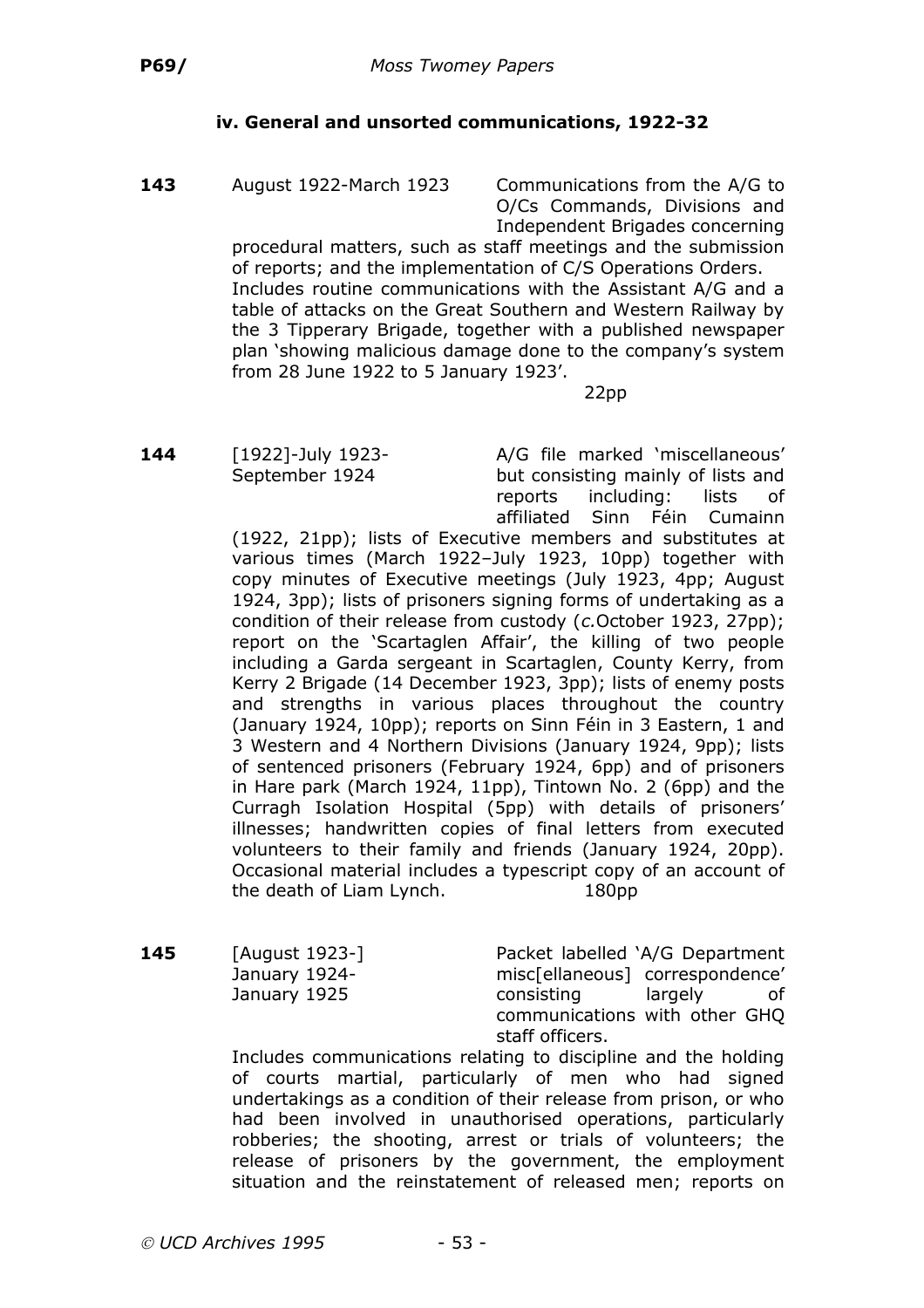### iv. General and unsorted communications, 1922-32

**143** August 1922-March 1923

Communications from the A/G to O/Cs Commands, Divisions and Independent Brigades concerning procedural matters, such as staff meetings and the submission of reports; and the implementation of C/S Operations Orders. Includes routine communications with the Assistant A/G and a table of attacks on the Great Southern and Western Railway by the 3 Tipperary Brigade, together with a published newspaper plan 'showing malicious damage done to the company's system from 28 June 1922 to 5 January 1923'.

22pp

**144** [1922]-July 1923-September 1924

A/G file marked 'miscellaneous' but consisting mainly of lists and reports including: lists of affiliated Sinn Féin Cumainn (1922, 21pp); lists of Executive members and substitutes at various times (March 1922–July 1923, 10pp) together with copy minutes of Executive meetings (July 1923, 4pp; August 1924, 3pp); lists of prisoners signing forms of undertaking as a condition of their release from custody (*c.*October 1923, 27pp); report on the 'Scartaglen Affair', the killing of two people including a Garda sergeant in Scartaglen, County Kerry, from Kerry 2 Brigade (14 December 1923, 3pp); lists of enemy posts and strengths in various places throughout the country (January 1924, 10pp); reports on Sinn Féin in 3 Eastern, 1 and 3 Western and 4 Northern Divisions (January 1924, 9pp); lists of sentenced prisoners (February 1924, 6pp) and of prisoners in Hare park (March 1924, 11pp), Tintown No. 2 (6pp) and the Curragh Isolation Hospital (5pp) with details of prisoners' illnesses; handwritten copies of final letters from executed volunteers to their family and friends (January 1924, 20pp). Occasional material includes a typescript copy of an account of the death of Liam Lynch.

180pp

**145** [August 1923-] January 1924-January 1925

Packet labelled 'A/G Department misc[ellaneous] correspondence' consisting largely of communications with other GHQ staff officers.

Includes communications relating to discipline and the holding of courts martial, particularly of men who had signed undertakings as a condition of their release from prison, or who had been involved in unauthorised operations, particularly robberies; the shooting, arrest or trials of volunteers; the release of prisoners by the government, the employment situation and the reinstatement of released men; reports on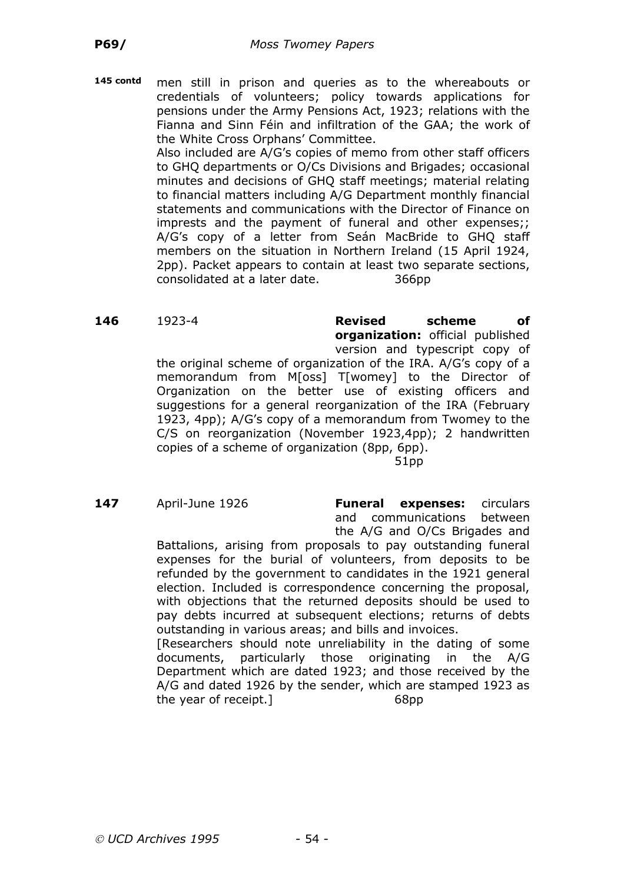**145 contd** men still in prison and queries as to the whereabouts or credentials of volunteers; policy towards applications for pensions under the Army Pensions Act, 1923; relations with the Fianna and Sinn Féin and infiltration of the GAA; the work of the White Cross Orphans' Committee.

Also included are A/G's copies of memo from other staff officers to GHQ departments or O/Cs Divisions and Brigades; occasional minutes and decisions of GHQ staff meetings; material relating to financial matters including A/G Department monthly financial statements and communications with the Director of Finance on imprests and the payment of funeral and other expenses;; A/G's copy of a letter from Seán MacBride to GHQ staff members on the situation in Northern Ireland (15 April 1924, 2pp). Packet appears to contain at least two separate sections, consolidated at a later date. 366pp

**146** 1923-4 **Revised scheme of organization:** official published version and typescript copy of the original scheme of organization of the IRA. A/G's copy of a memorandum from M[oss] T[womey] to the Director of Organization on the better use of existing officers and suggestions for a general reorganization of the IRA (February 1923, 4pp); A/G's copy of a memorandum from Twomey to the C/S on reorganization (November 1923,4pp); 2 handwritten copies of a scheme of organization (8pp, 6pp). 51pp

**147** April-June 1926 **Funeral expenses:** circulars and communications between the A/G and O/Cs Brigades and Battalions, arising from proposals to pay outstanding funeral expenses for the burial of volunteers, from deposits to be refunded by the government to candidates in the 1921 general election. Included is correspondence concerning the proposal, with objections that the returned deposits should be used to pay debts incurred at subsequent elections; returns of debts outstanding in various areas; and bills and invoices.

[Researchers should note unreliability in the dating of some documents, particularly those originating in the A/G Department which are dated 1923; and those received by the A/G and dated 1926 by the sender, which are stamped 1923 as the year of receipt.] 68pp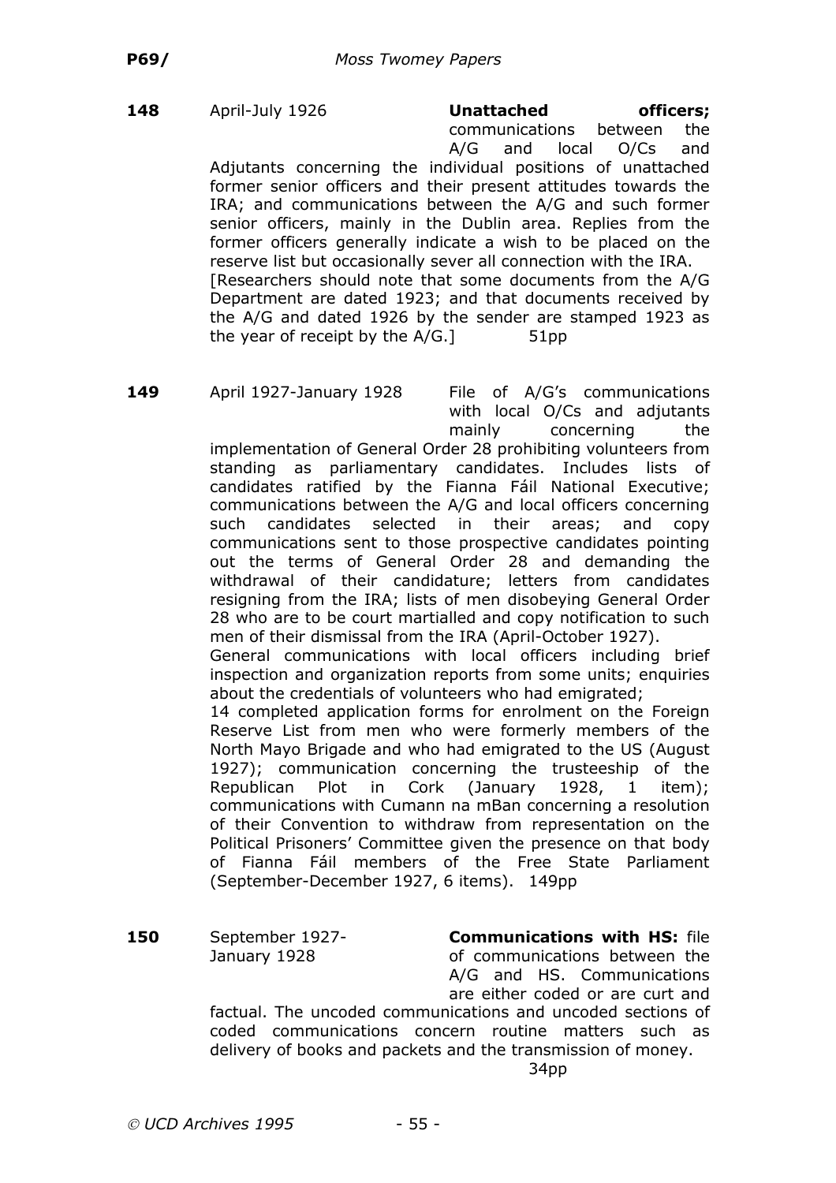**148** April-July 1926 **Unattached officers;** communications between the A/G and local O/Cs and Adjutants concerning the individual positions of unattached former senior officers and their present attitudes towards the IRA; and communications between the A/G and such former senior officers, mainly in the Dublin area. Replies from the former officers generally indicate a wish to be placed on the reserve list but occasionally sever all connection with the IRA.
[Researchers should note that some documents from the A/G Department are dated 1923; and that documents received by the A/G and dated 1926 by the sender are stamped 1923 as the year of receipt by the A/G.] 51pp

**149** April 1927-January 1928 File of A/G's communications with local O/Cs and adjutants mainly concerning the implementation of General Order 28 prohibiting volunteers from standing as parliamentary candidates. Includes lists of candidates ratified by the Fianna Fáil National Executive; communications between the A/G and local officers concerning such candidates selected in their areas; and copy communications sent to those prospective candidates pointing out the terms of General Order 28 and demanding the withdrawal of their candidature; letters from candidates resigning from the IRA; lists of men disobeying General Order 28 who are to be court martialled and copy notification to such men of their dismissal from the IRA (April-October 1927).
General communications with local officers including brief inspection and organization reports from some units; enquiries about the credentials of volunteers who had emigrated;
14 completed application forms for enrolment on the Foreign Reserve List from men who were formerly members of the North Mayo Brigade and who had emigrated to the US (August 1927); communication concerning the trusteeship of the Republican Plot in Cork (January 1928, 1 item); communications with Cumann na mBan concerning a resolution of their Convention to withdraw from representation on the Political Prisoners' Committee given the presence on that body of Fianna Fáil members of the Free State Parliament (September-December 1927, 6 items). 149pp

**150** September 1927-January 1928 **Communications with HS:** file of communications between the A/G and HS. Communications are either coded or are curt and factual. The uncoded communications and uncoded sections of coded communications concern routine matters such as delivery of books and packets and the transmission of money. 34pp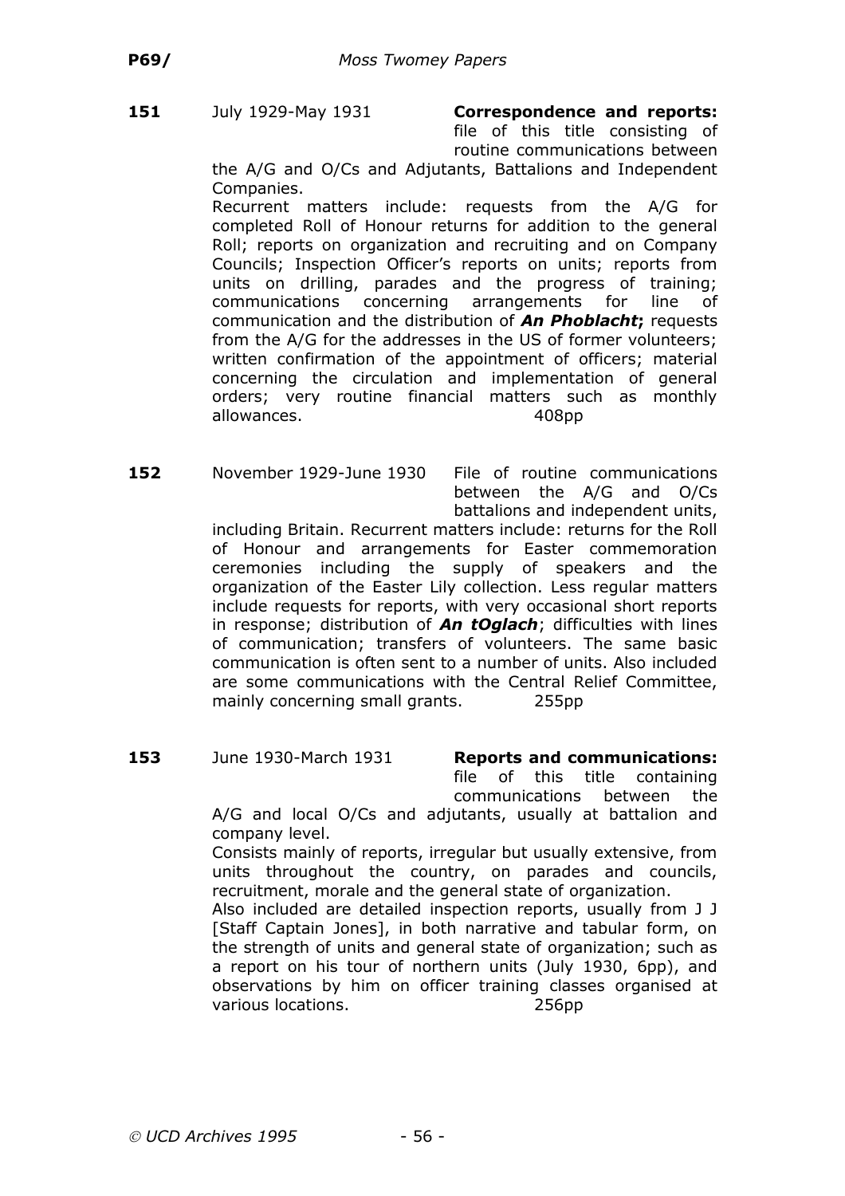**151** July 1929-May 1931 **Correspondence and reports:** file of this title consisting of routine communications between the A/G and O/Cs and Adjutants, Battalions and Independent Companies.

Recurrent matters include: requests from the A/G for completed Roll of Honour returns for addition to the general Roll; reports on organization and recruiting and on Company Councils; Inspection Officer's reports on units; reports from units on drilling, parades and the progress of training; communications concerning arrangements for line of communication and the distribution of ***An Phoblacht*****;** requests from the A/G for the addresses in the US of former volunteers; written confirmation of the appointment of officers; material concerning the circulation and implementation of general orders; very routine financial matters such as monthly allowances. 408pp

**152** November 1929-June 1930 File of routine communications between the A/G and O/Cs battalions and independent units, including Britain. Recurrent matters include: returns for the Roll of Honour and arrangements for Easter commemoration ceremonies including the supply of speakers and the organization of the Easter Lily collection. Less regular matters include requests for reports, with very occasional short reports in response; distribution of ***An tOglach***; difficulties with lines of communication; transfers of volunteers. The same basic communication is often sent to a number of units. Also included are some communications with the Central Relief Committee, mainly concerning small grants. 255pp

**153** June 1930-March 1931 **Reports and communications:** file of this title containing communications between the A/G and local O/Cs and adjutants, usually at battalion and company level.

Consists mainly of reports, irregular but usually extensive, from units throughout the country, on parades and councils, recruitment, morale and the general state of organization.

Also included are detailed inspection reports, usually from J J [Staff Captain Jones], in both narrative and tabular form, on the strength of units and general state of organization; such as a report on his tour of northern units (July 1930, 6pp), and observations by him on officer training classes organised at various locations. 256pp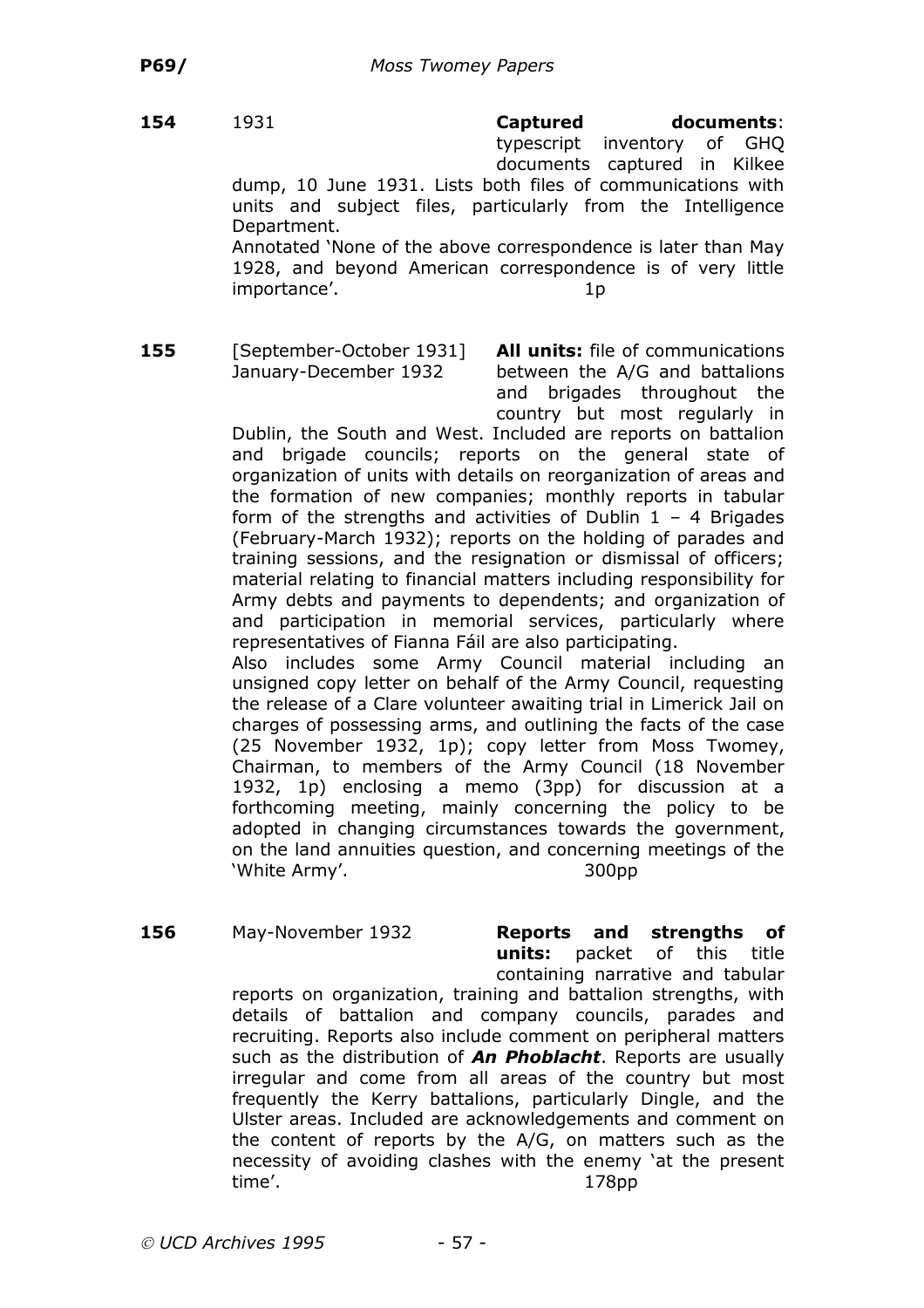**154** 1931 **Captured documents**: typescript inventory of GHQ documents captured in Kilkee dump, 10 June 1931. Lists both files of communications with units and subject files, particularly from the Intelligence Department.
Annotated 'None of the above correspondence is later than May 1928, and beyond American correspondence is of very little importance'. 1p

**155** [September-October 1931] January-December 1932 **All units:** file of communications between the A/G and battalions and brigades throughout the country but most regularly in Dublin, the South and West. Included are reports on battalion and brigade councils; reports on the general state of organization of units with details on reorganization of areas and the formation of new companies; monthly reports in tabular form of the strengths and activities of Dublin 1 – 4 Brigades (February-March 1932); reports on the holding of parades and training sessions, and the resignation or dismissal of officers; material relating to financial matters including responsibility for Army debts and payments to dependents; and organization of and participation in memorial services, particularly where representatives of Fianna Fáil are also participating.
Also includes some Army Council material including an unsigned copy letter on behalf of the Army Council, requesting the release of a Clare volunteer awaiting trial in Limerick Jail on charges of possessing arms, and outlining the facts of the case (25 November 1932, 1p); copy letter from Moss Twomey, Chairman, to members of the Army Council (18 November 1932, 1p) enclosing a memo (3pp) for discussion at a forthcoming meeting, mainly concerning the policy to be adopted in changing circumstances towards the government, on the land annuities question, and concerning meetings of the 'White Army'. 300pp

**156** May-November 1932 **Reports and strengths of units:** packet of this title containing narrative and tabular reports on organization, training and battalion strengths, with details of battalion and company councils, parades and recruiting. Reports also include comment on peripheral matters such as the distribution of ***An Phoblacht***. Reports are usually irregular and come from all areas of the country but most frequently the Kerry battalions, particularly Dingle, and the Ulster areas. Included are acknowledgements and comment on the content of reports by the A/G, on matters such as the necessity of avoiding clashes with the enemy 'at the present time'. 178pp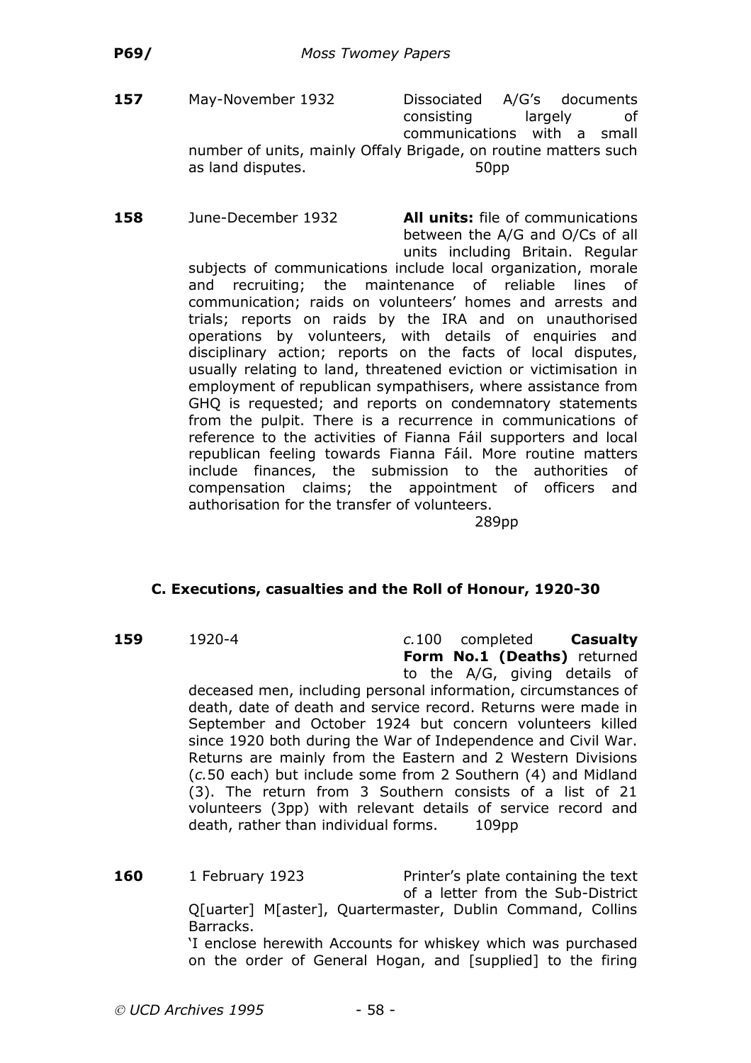**157** May-November 1932 Dissociated A/G's documents consisting largely of communications with a small number of units, mainly Offaly Brigade, on routine matters such as land disputes. 50pp

**158** June-December 1932 **All units:** file of communications between the A/G and O/Cs of all units including Britain. Regular subjects of communications include local organization, morale and recruiting; the maintenance of reliable lines of communication; raids on volunteers' homes and arrests and trials; reports on raids by the IRA and on unauthorised operations by volunteers, with details of enquiries and disciplinary action; reports on the facts of local disputes, usually relating to land, threatened eviction or victimisation in employment of republican sympathisers, where assistance from GHQ is requested; and reports on condemnatory statements from the pulpit. There is a recurrence in communications of reference to the activities of Fianna Fáil supporters and local republican feeling towards Fianna Fáil. More routine matters include finances, the submission to the authorities of compensation claims; the appointment of officers and authorisation for the transfer of volunteers.
289pp

### C. Executions, casualties and the Roll of Honour, 1920-30

**159** 1920-4 *c.*100 completed **Casualty Form No.1 (Deaths)** returned to the A/G, giving details of deceased men, including personal information, circumstances of death, date of death and service record. Returns were made in September and October 1924 but concern volunteers killed since 1920 both during the War of Independence and Civil War. Returns are mainly from the Eastern and 2 Western Divisions (*c.*50 each) but include some from 2 Southern (4) and Midland (3). The return from 3 Southern consists of a list of 21 volunteers (3pp) with relevant details of service record and death, rather than individual forms. 109pp

**160** 1 February 1923 Printer's plate containing the text of a letter from the Sub-District Q[uarter] M[aster], Quartermaster, Dublin Command, Collins Barracks.
'I enclose herewith Accounts for whiskey which was purchased on the order of General Hogan, and [supplied] to the firing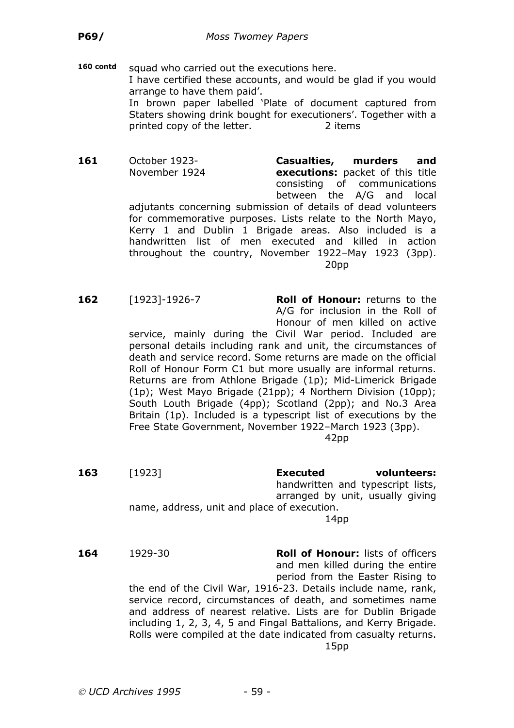**160 contd** squad who carried out the executions here.
I have certified these accounts, and would be glad if you would arrange to have them paid'.
In brown paper labelled 'Plate of document captured from Staters showing drink bought for executioners'. Together with a printed copy of the letter. 2 items

**161** October 1923-November 1924 **Casualties, murders and executions:** packet of this title consisting of communications between the A/G and local adjutants concerning submission of details of dead volunteers for commemorative purposes. Lists relate to the North Mayo, Kerry 1 and Dublin 1 Brigade areas. Also included is a handwritten list of men executed and killed in action throughout the country, November 1922–May 1923 (3pp). 20pp

**162** [1923]-1926-7 **Roll of Honour:** returns to the A/G for inclusion in the Roll of Honour of men killed on active service, mainly during the Civil War period. Included are personal details including rank and unit, the circumstances of death and service record. Some returns are made on the official Roll of Honour Form C1 but more usually are informal returns. Returns are from Athlone Brigade (1p); Mid-Limerick Brigade (1p); West Mayo Brigade (21pp); 4 Northern Division (10pp); South Louth Brigade (4pp); Scotland (2pp); and No.3 Area Britain (1p). Included is a typescript list of executions by the Free State Government, November 1922–March 1923 (3pp). 42pp

**163** [1923] **Executed volunteers:** handwritten and typescript lists, arranged by unit, usually giving name, address, unit and place of execution. 14pp

**164** 1929-30 **Roll of Honour:** lists of officers and men killed during the entire period from the Easter Rising to the end of the Civil War, 1916-23. Details include name, rank, service record, circumstances of death, and sometimes name and address of nearest relative. Lists are for Dublin Brigade including 1, 2, 3, 4, 5 and Fingal Battalions, and Kerry Brigade. Rolls were compiled at the date indicated from casualty returns. 15pp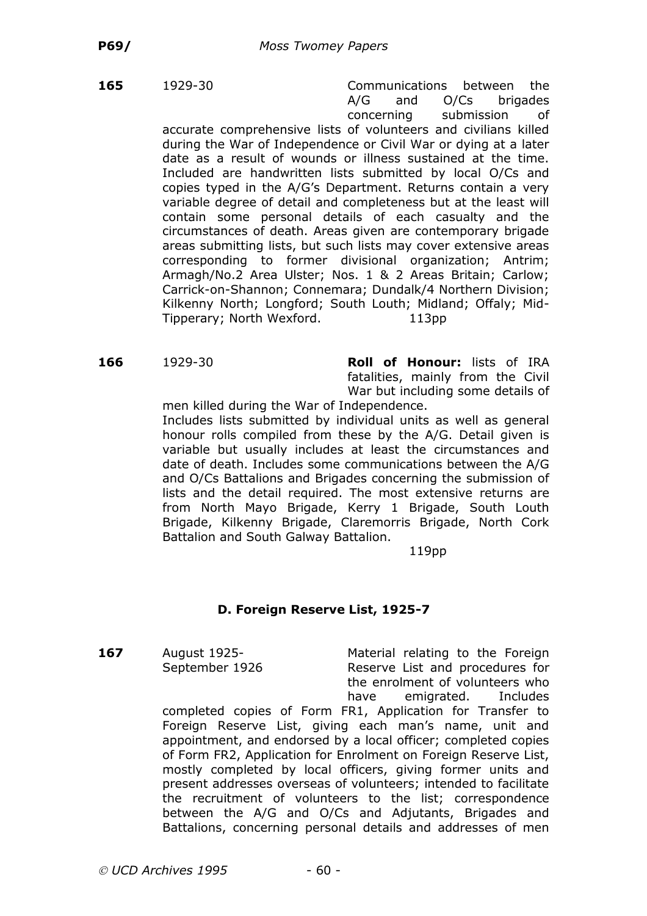**165** 1929-30 Communications between the A/G and O/Cs brigades concerning submission of accurate comprehensive lists of volunteers and civilians killed during the War of Independence or Civil War or dying at a later date as a result of wounds or illness sustained at the time. Included are handwritten lists submitted by local O/Cs and copies typed in the A/G's Department. Returns contain a very variable degree of detail and completeness but at the least will contain some personal details of each casualty and the circumstances of death. Areas given are contemporary brigade areas submitting lists, but such lists may cover extensive areas corresponding to former divisional organization; Antrim; Armagh/No.2 Area Ulster; Nos. 1 & 2 Areas Britain; Carlow; Carrick-on-Shannon; Connemara; Dundalk/4 Northern Division; Kilkenny North; Longford; South Louth; Midland; Offaly; Mid-Tipperary; North Wexford. 113pp

**166** 1929-30 **Roll of Honour:** lists of IRA fatalities, mainly from the Civil War but including some details of men killed during the War of Independence.

Includes lists submitted by individual units as well as general honour rolls compiled from these by the A/G. Detail given is variable but usually includes at least the circumstances and date of death. Includes some communications between the A/G and O/Cs Battalions and Brigades concerning the submission of lists and the detail required. The most extensive returns are from North Mayo Brigade, Kerry 1 Brigade, South Louth Brigade, Kilkenny Brigade, Claremorris Brigade, North Cork Battalion and South Galway Battalion.

119pp

## D. Foreign Reserve List, 1925-7

**167** August 1925-September 1926 Material relating to the Foreign Reserve List and procedures for the enrolment of volunteers who have emigrated. Includes completed copies of Form FR1, Application for Transfer to Foreign Reserve List, giving each man's name, unit and appointment, and endorsed by a local officer; completed copies of Form FR2, Application for Enrolment on Foreign Reserve List, mostly completed by local officers, giving former units and present addresses overseas of volunteers; intended to facilitate the recruitment of volunteers to the list; correspondence between the A/G and O/Cs and Adjutants, Brigades and Battalions, concerning personal details and addresses of men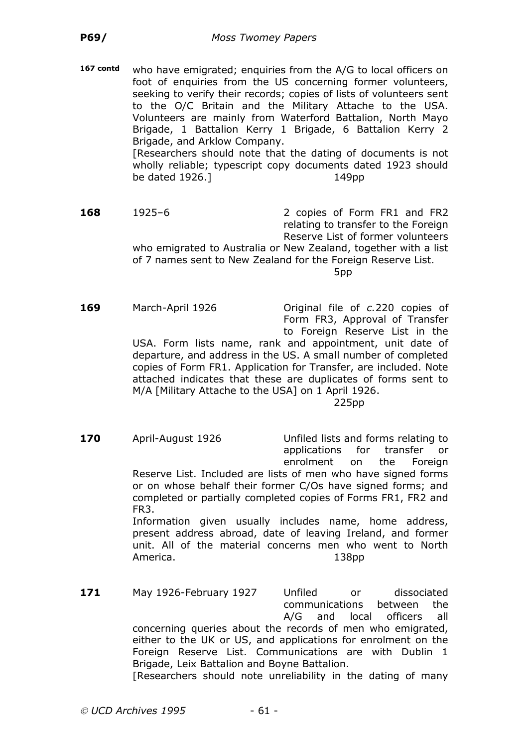**167 contd** who have emigrated; enquiries from the A/G to local officers on foot of enquiries from the US concerning former volunteers, seeking to verify their records; copies of lists of volunteers sent to the O/C Britain and the Military Attache to the USA. Volunteers are mainly from Waterford Battalion, North Mayo Brigade, 1 Battalion Kerry 1 Brigade, 6 Battalion Kerry 2 Brigade, and Arklow Company.
[Researchers should note that the dating of documents is not wholly reliable; typescript copy documents dated 1923 should be dated 1926.] 149pp

**168** 1925–6 2 copies of Form FR1 and FR2 relating to transfer to the Foreign Reserve List of former volunteers who emigrated to Australia or New Zealand, together with a list of 7 names sent to New Zealand for the Foreign Reserve List. 5pp

**169** March-April 1926 Original file of *c.*220 copies of Form FR3, Approval of Transfer to Foreign Reserve List in the USA. Form lists name, rank and appointment, unit date of departure, and address in the US. A small number of completed copies of Form FR1. Application for Transfer, are included. Note attached indicates that these are duplicates of forms sent to M/A [Military Attache to the USA] on 1 April 1926. 225pp

**170** April-August 1926 Unfiled lists and forms relating to applications for transfer or enrolment on the Foreign Reserve List. Included are lists of men who have signed forms or on whose behalf their former C/Os have signed forms; and completed or partially completed copies of Forms FR1, FR2 and FR3.
Information given usually includes name, home address, present address abroad, date of leaving Ireland, and former unit. All of the material concerns men who went to North America. 138pp

**171** May 1926-February 1927 Unfiled or dissociated communications between the A/G and local officers all concerning queries about the records of men who emigrated, either to the UK or US, and applications for enrolment on the Foreign Reserve List. Communications are with Dublin 1 Brigade, Leix Battalion and Boyne Battalion.
[Researchers should note unreliability in the dating of many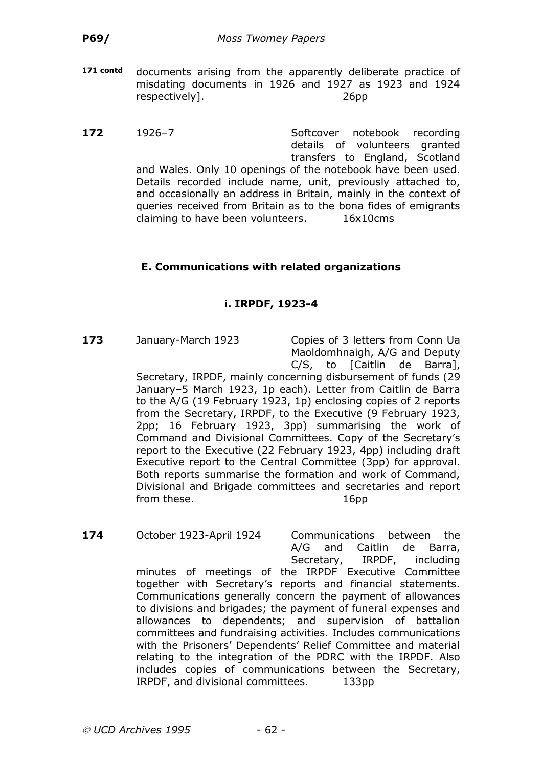**171 contd** documents arising from the apparently deliberate practice of misdating documents in 1926 and 1927 as 1923 and 1924 respectively]. 26pp

**172** 1926–7 Softcover notebook recording details of volunteers granted transfers to England, Scotland and Wales. Only 10 openings of the notebook have been used. Details recorded include name, unit, previously attached to, and occasionally an address in Britain, mainly in the context of queries received from Britain as to the bona fides of emigrants claiming to have been volunteers. 16x10cms

## E. Communications with related organizations

### i. IRPDF, 1923-4

**173** January-March 1923 Copies of 3 letters from Conn Ua Maoldomhnaigh, A/G and Deputy C/S, to [Caitlin de Barra], Secretary, IRPDF, mainly concerning disbursement of funds (29 January–5 March 1923, 1p each). Letter from Caitlin de Barra to the A/G (19 February 1923, 1p) enclosing copies of 2 reports from the Secretary, IRPDF, to the Executive (9 February 1923, 2pp; 16 February 1923, 3pp) summarising the work of Command and Divisional Committees. Copy of the Secretary's report to the Executive (22 February 1923, 4pp) including draft Executive report to the Central Committee (3pp) for approval. Both reports summarise the formation and work of Command, Divisional and Brigade committees and secretaries and report from these. 16pp

**174** October 1923-April 1924 Communications between the A/G and Caitlin de Barra, Secretary, IRPDF, including minutes of meetings of the IRPDF Executive Committee together with Secretary's reports and financial statements. Communications generally concern the payment of allowances to divisions and brigades; the payment of funeral expenses and allowances to dependents; and supervision of battalion committees and fundraising activities. Includes communications with the Prisoners' Dependents' Relief Committee and material relating to the integration of the PDRC with the IRPDF. Also includes copies of communications between the Secretary, IRPDF, and divisional committees. 133pp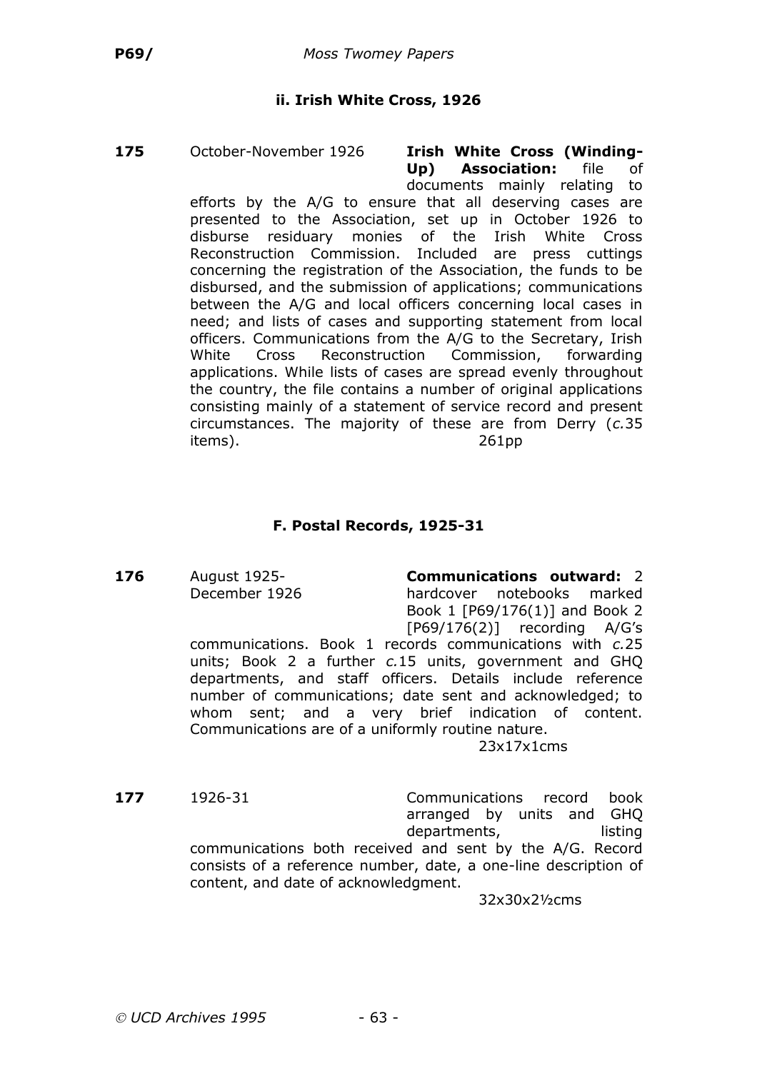### ii. Irish White Cross, 1926

**175** October-November 1926 **Irish White Cross (Winding-Up) Association:** file of documents mainly relating to efforts by the A/G to ensure that all deserving cases are presented to the Association, set up in October 1926 to disburse residuary monies of the Irish White Cross Reconstruction Commission. Included are press cuttings concerning the registration of the Association, the funds to be disbursed, and the submission of applications; communications between the A/G and local officers concerning local cases in need; and lists of cases and supporting statement from local officers. Communications from the A/G to the Secretary, Irish White Cross Reconstruction Commission, forwarding applications. While lists of cases are spread evenly throughout the country, the file contains a number of original applications consisting mainly of a statement of service record and present circumstances. The majority of these are from Derry (*c.*35 items). 261pp

## F. Postal Records, 1925-31

**176** August 1925-December 1926 **Communications outward:** 2 hardcover notebooks marked Book 1 [P69/176(1)] and Book 2 [P69/176(2)] recording A/G's communications. Book 1 records communications with *c.*25 units; Book 2 a further *c.*15 units, government and GHQ departments, and staff officers. Details include reference number of communications; date sent and acknowledged; to whom sent; and a very brief indication of content. Communications are of a uniformly routine nature.

23x17x1cms

**177** 1926-31 Communications record book arranged by units and GHQ departments, listing communications both received and sent by the A/G. Record consists of a reference number, date, a one-line description of content, and date of acknowledgment.

32x30x2½cms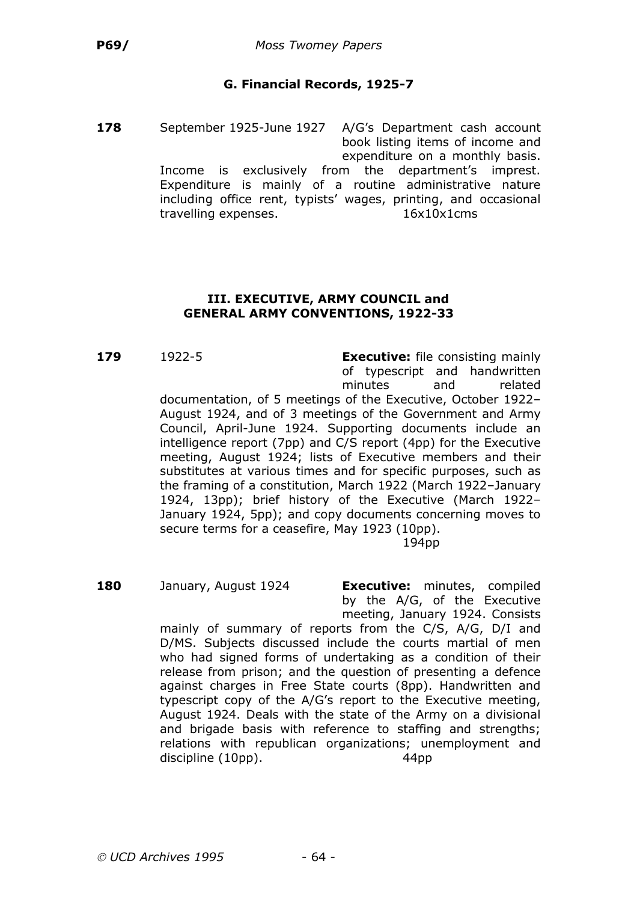## G. Financial Records, 1925-7

**178** September 1925-June 1927 A/G's Department cash account book listing items of income and expenditure on a monthly basis. Income is exclusively from the department's imprest. Expenditure is mainly of a routine administrative nature including office rent, typists' wages, printing, and occasional travelling expenses. 16x10x1cms

## III. EXECUTIVE, ARMY COUNCIL and GENERAL ARMY CONVENTIONS, 1922-33

**179** 1922-5 **Executive:** file consisting mainly of typescript and handwritten minutes and related documentation, of 5 meetings of the Executive, October 1922–August 1924, and of 3 meetings of the Government and Army Council, April-June 1924. Supporting documents include an intelligence report (7pp) and C/S report (4pp) for the Executive meeting, August 1924; lists of Executive members and their substitutes at various times and for specific purposes, such as the framing of a constitution, March 1922 (March 1922–January 1924, 13pp); brief history of the Executive (March 1922–January 1924, 5pp); and copy documents concerning moves to secure terms for a ceasefire, May 1923 (10pp). 194pp

**180** January, August 1924 **Executive:** minutes, compiled by the A/G, of the Executive meeting, January 1924. Consists mainly of summary of reports from the C/S, A/G, D/I and D/MS. Subjects discussed include the courts martial of men who had signed forms of undertaking as a condition of their release from prison; and the question of presenting a defence against charges in Free State courts (8pp). Handwritten and typescript copy of the A/G's report to the Executive meeting, August 1924. Deals with the state of the Army on a divisional and brigade basis with reference to staffing and strengths; relations with republican organizations; unemployment and discipline (10pp). 44pp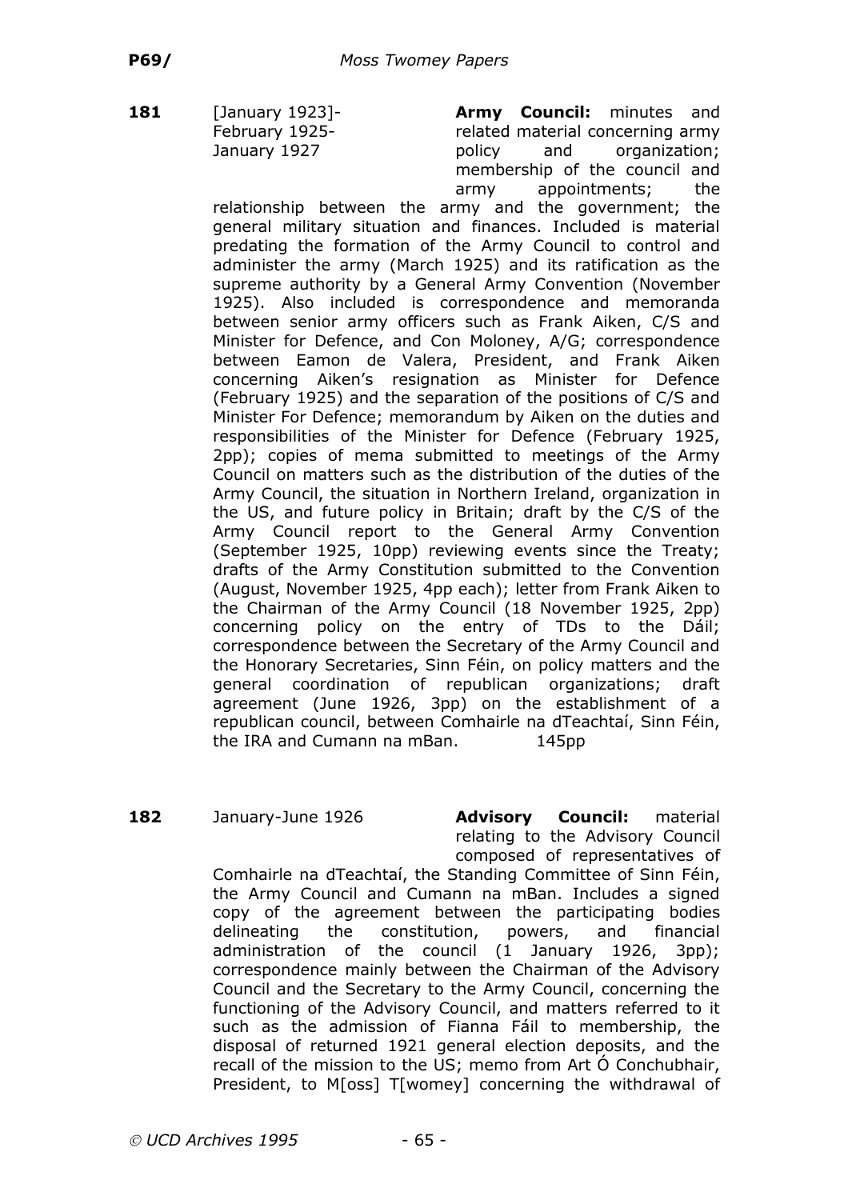**181** [January 1923]- February 1925- January 1927

**Army Council:** minutes and related material concerning army policy and organization; membership of the council and army appointments; the relationship between the army and the government; the general military situation and finances. Included is material predating the formation of the Army Council to control and administer the army (March 1925) and its ratification as the supreme authority by a General Army Convention (November 1925). Also included is correspondence and memoranda between senior army officers such as Frank Aiken, C/S and Minister for Defence, and Con Moloney, A/G; correspondence between Eamon de Valera, President, and Frank Aiken concerning Aiken's resignation as Minister for Defence (February 1925) and the separation of the positions of C/S and Minister For Defence; memorandum by Aiken on the duties and responsibilities of the Minister for Defence (February 1925, 2pp); copies of mema submitted to meetings of the Army Council on matters such as the distribution of the duties of the Army Council, the situation in Northern Ireland, organization in the US, and future policy in Britain; draft by the C/S of the Army Council report to the General Army Convention (September 1925, 10pp) reviewing events since the Treaty; drafts of the Army Constitution submitted to the Convention (August, November 1925, 4pp each); letter from Frank Aiken to the Chairman of the Army Council (18 November 1925, 2pp) concerning policy on the entry of TDs to the Dáil; correspondence between the Secretary of the Army Council and the Honorary Secretaries, Sinn Féin, on policy matters and the general coordination of republican organizations; draft agreement (June 1926, 3pp) on the establishment of a republican council, between Comhairle na dTeachtaí, Sinn Féin, the IRA and Cumann na mBan. 145pp

**182** January-June 1926

**Advisory Council:** material relating to the Advisory Council composed of representatives of Comhairle na dTeachtaí, the Standing Committee of Sinn Féin, the Army Council and Cumann na mBan. Includes a signed copy of the agreement between the participating bodies delineating the constitution, powers, and financial administration of the council (1 January 1926, 3pp); correspondence mainly between the Chairman of the Advisory Council and the Secretary to the Army Council, concerning the functioning of the Advisory Council, and matters referred to it such as the admission of Fianna Fáil to membership, the disposal of returned 1921 general election deposits, and the recall of the mission to the US; memo from Art Ó Conchubhair, President, to M[oss] T[womey] concerning the withdrawal of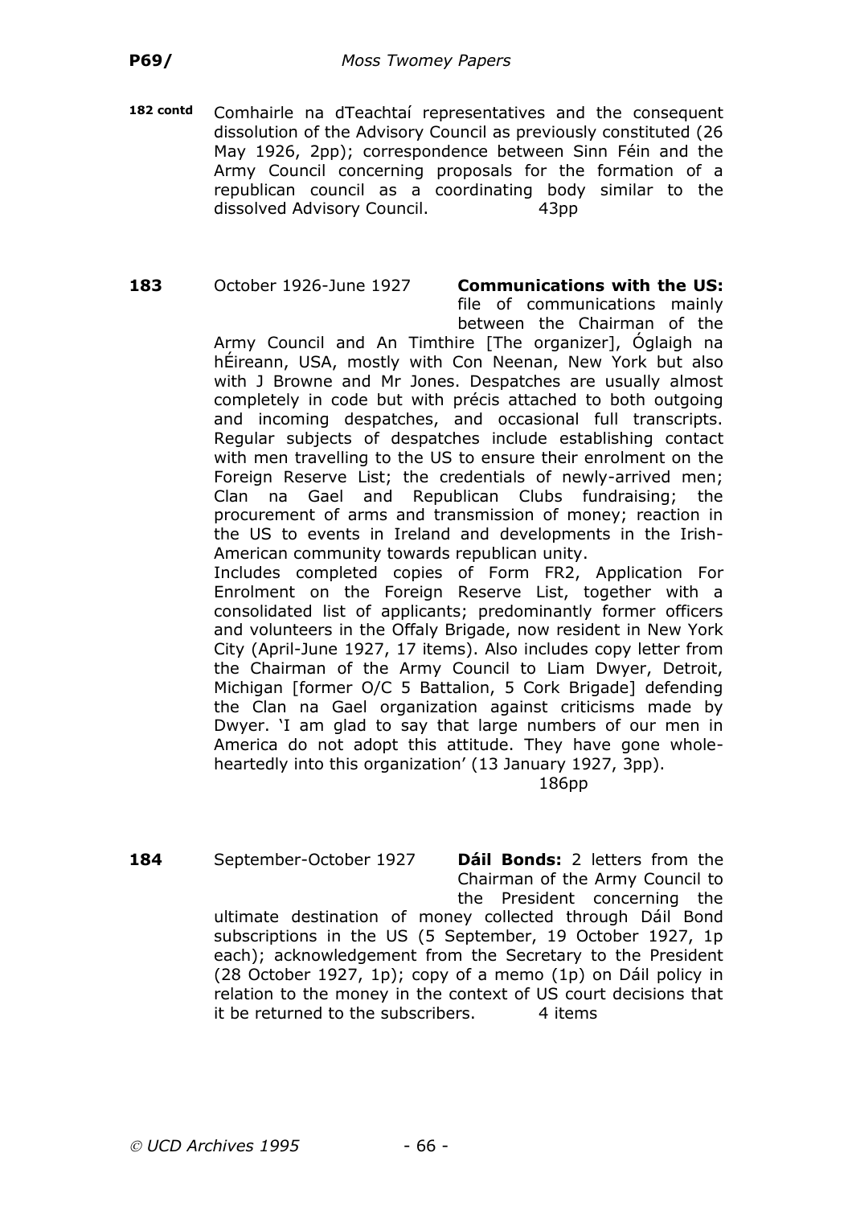**182 contd** Comhairle na dTeachtaí representatives and the consequent dissolution of the Advisory Council as previously constituted (26 May 1926, 2pp); correspondence between Sinn Féin and the Army Council concerning proposals for the formation of a republican council as a coordinating body similar to the dissolved Advisory Council. 43pp

**183** October 1926-June 1927 **Communications with the US:** file of communications mainly between the Chairman of the Army Council and An Timthire [The organizer], Óglaigh na hÉireann, USA, mostly with Con Neenan, New York but also with J Browne and Mr Jones. Despatches are usually almost completely in code but with précis attached to both outgoing and incoming despatches, and occasional full transcripts. Regular subjects of despatches include establishing contact with men travelling to the US to ensure their enrolment on the Foreign Reserve List; the credentials of newly-arrived men; Clan na Gael and Republican Clubs fundraising; the procurement of arms and transmission of money; reaction in the US to events in Ireland and developments in the Irish-American community towards republican unity.

Includes completed copies of Form FR2, Application For Enrolment on the Foreign Reserve List, together with a consolidated list of applicants; predominantly former officers and volunteers in the Offaly Brigade, now resident in New York City (April-June 1927, 17 items). Also includes copy letter from the Chairman of the Army Council to Liam Dwyer, Detroit, Michigan [former O/C 5 Battalion, 5 Cork Brigade] defending the Clan na Gael organization against criticisms made by Dwyer. 'I am glad to say that large numbers of our men in America do not adopt this attitude. They have gone whole-heartedly into this organization' (13 January 1927, 3pp).

186pp

**184** September-October 1927 **Dáil Bonds:** 2 letters from the Chairman of the Army Council to the President concerning the ultimate destination of money collected through Dáil Bond subscriptions in the US (5 September, 19 October 1927, 1p each); acknowledgement from the Secretary to the President (28 October 1927, 1p); copy of a memo (1p) on Dáil policy in relation to the money in the context of US court decisions that it be returned to the subscribers. 4 items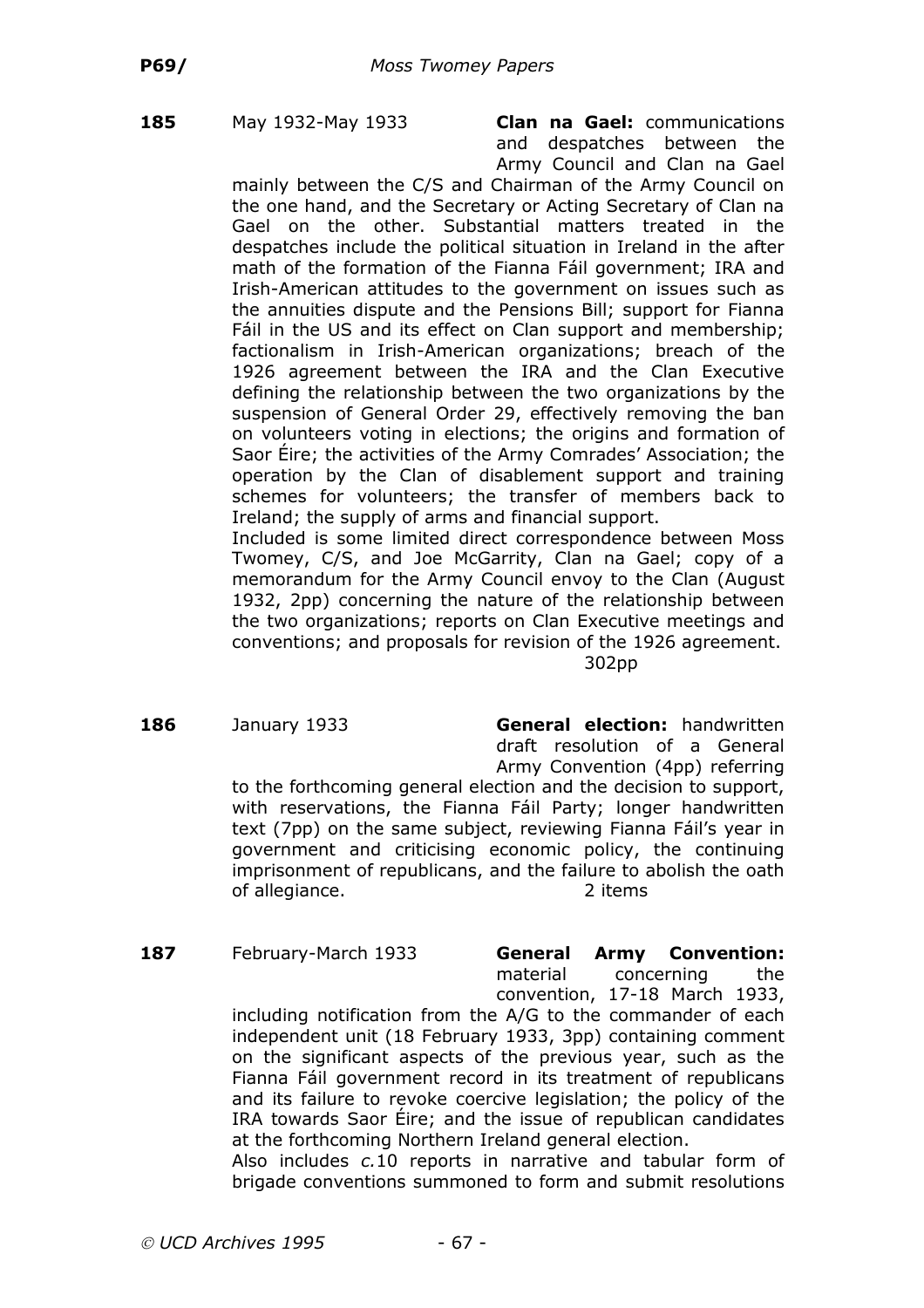**185** May 1932-May 1933 **Clan na Gael:** communications and despatches between the Army Council and Clan na Gael mainly between the C/S and Chairman of the Army Council on the one hand, and the Secretary or Acting Secretary of Clan na Gael on the other. Substantial matters treated in the despatches include the political situation in Ireland in the after math of the formation of the Fianna Fáil government; IRA and Irish-American attitudes to the government on issues such as the annuities dispute and the Pensions Bill; support for Fianna Fáil in the US and its effect on Clan support and membership; factionalism in Irish-American organizations; breach of the 1926 agreement between the IRA and the Clan Executive defining the relationship between the two organizations by the suspension of General Order 29, effectively removing the ban on volunteers voting in elections; the origins and formation of Saor Éire; the activities of the Army Comrades' Association; the operation by the Clan of disablement support and training schemes for volunteers; the transfer of members back to Ireland; the supply of arms and financial support.

Included is some limited direct correspondence between Moss Twomey, C/S, and Joe McGarrity, Clan na Gael; copy of a memorandum for the Army Council envoy to the Clan (August 1932, 2pp) concerning the nature of the relationship between the two organizations; reports on Clan Executive meetings and conventions; and proposals for revision of the 1926 agreement.

302pp

**186** January 1933 **General election:** handwritten draft resolution of a General Army Convention (4pp) referring to the forthcoming general election and the decision to support, with reservations, the Fianna Fáil Party; longer handwritten text (7pp) on the same subject, reviewing Fianna Fáil's year in government and criticising economic policy, the continuing imprisonment of republicans, and the failure to abolish the oath of allegiance.

2 items

**187** February-March 1933 **General Army Convention:** material concerning the convention, 17-18 March 1933, including notification from the A/G to the commander of each independent unit (18 February 1933, 3pp) containing comment on the significant aspects of the previous year, such as the Fianna Fáil government record in its treatment of republicans and its failure to revoke coercive legislation; the policy of the IRA towards Saor Éire; and the issue of republican candidates at the forthcoming Northern Ireland general election.

Also includes *c.*10 reports in narrative and tabular form of brigade conventions summoned to form and submit resolutions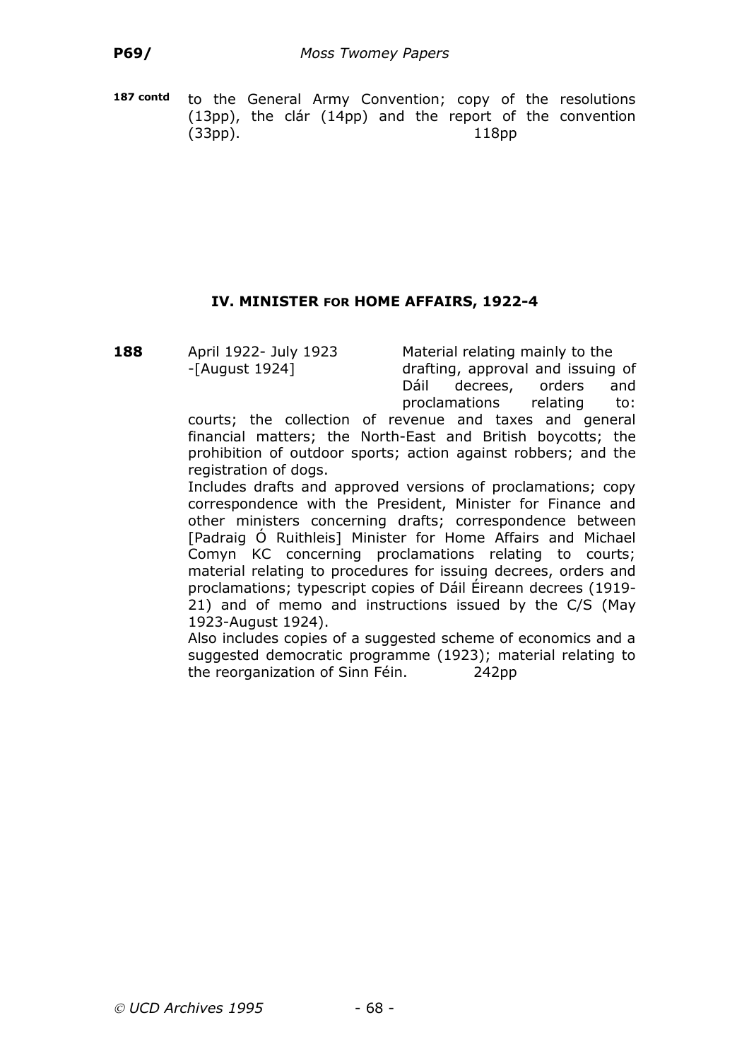**187 contd** to the General Army Convention; copy of the resolutions (13pp), the clár (14pp) and the report of the convention (33pp). 118pp

## IV. MINISTER FOR HOME AFFAIRS, 1922-4

**188** April 1922- July 1923 -[August 1924]

Material relating mainly to the drafting, approval and issuing of Dáil decrees, orders and proclamations relating to: courts; the collection of revenue and taxes and general financial matters; the North-East and British boycotts; the prohibition of outdoor sports; action against robbers; and the registration of dogs.

Includes drafts and approved versions of proclamations; copy correspondence with the President, Minister for Finance and other ministers concerning drafts; correspondence between [Padraig Ó Ruithleis] Minister for Home Affairs and Michael Comyn KC concerning proclamations relating to courts; material relating to procedures for issuing decrees, orders and proclamations; typescript copies of Dáil Éireann decrees (1919-21) and of memo and instructions issued by the C/S (May 1923-August 1924).

Also includes copies of a suggested scheme of economics and a suggested democratic programme (1923); material relating to the reorganization of Sinn Féin. 242pp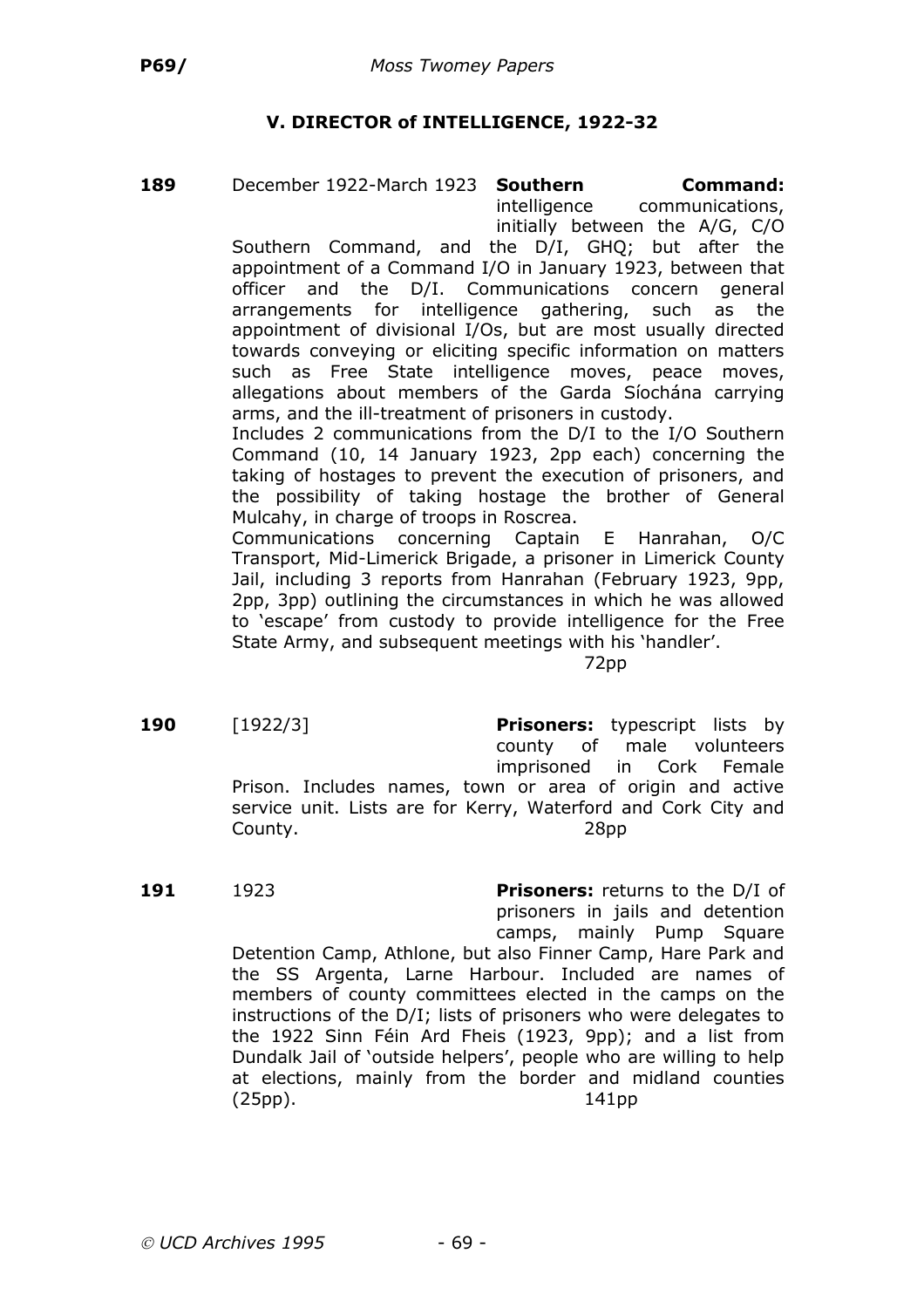## V. DIRECTOR of INTELLIGENCE, 1922-32

**189** December 1922-March 1923 **Southern Command:** intelligence communications, initially between the A/G, C/O Southern Command, and the D/I, GHQ; but after the appointment of a Command I/O in January 1923, between that officer and the D/I. Communications concern general arrangements for intelligence gathering, such as the appointment of divisional I/Os, but are most usually directed towards conveying or eliciting specific information on matters such as Free State intelligence moves, peace moves, allegations about members of the Garda Síochána carrying arms, and the ill-treatment of prisoners in custody.

Includes 2 communications from the D/I to the I/O Southern Command (10, 14 January 1923, 2pp each) concerning the taking of hostages to prevent the execution of prisoners, and the possibility of taking hostage the brother of General Mulcahy, in charge of troops in Roscrea.

Communications concerning Captain E Hanrahan, O/C Transport, Mid-Limerick Brigade, a prisoner in Limerick County Jail, including 3 reports from Hanrahan (February 1923, 9pp, 2pp, 3pp) outlining the circumstances in which he was allowed to 'escape' from custody to provide intelligence for the Free State Army, and subsequent meetings with his 'handler'.

72pp

**190** [1922/3] **Prisoners:** typescript lists by county of male volunteers imprisoned in Cork Female Prison. Includes names, town or area of origin and active service unit. Lists are for Kerry, Waterford and Cork City and County. 28pp

**191** 1923 **Prisoners:** returns to the D/I of prisoners in jails and detention camps, mainly Pump Square Detention Camp, Athlone, but also Finner Camp, Hare Park and the SS Argenta, Larne Harbour. Included are names of members of county committees elected in the camps on the instructions of the D/I; lists of prisoners who were delegates to the 1922 Sinn Féin Ard Fheis (1923, 9pp); and a list from Dundalk Jail of 'outside helpers', people who are willing to help at elections, mainly from the border and midland counties (25pp). 141pp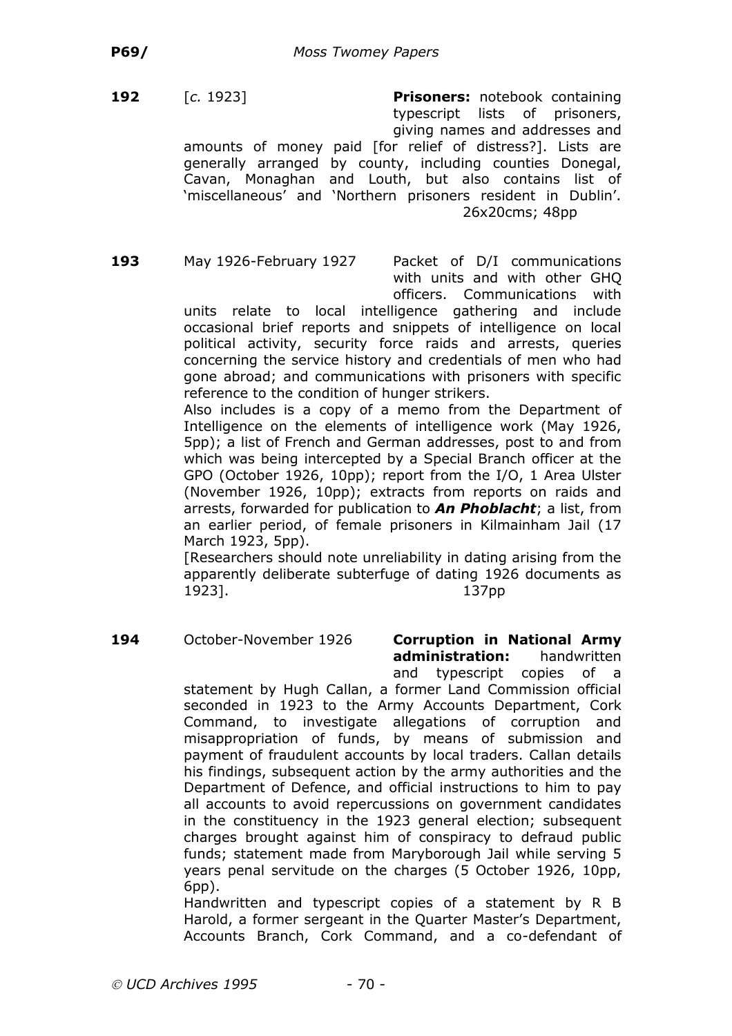**192** [*c.* 1923] **Prisoners:** notebook containing typescript lists of prisoners, giving names and addresses and amounts of money paid [for relief of distress?]. Lists are generally arranged by county, including counties Donegal, Cavan, Monaghan and Louth, but also contains list of 'miscellaneous' and 'Northern prisoners resident in Dublin'. 26x20cms; 48pp

**193** May 1926-February 1927 Packet of D/I communications with units and with other GHQ officers. Communications with units relate to local intelligence gathering and include occasional brief reports and snippets of intelligence on local political activity, security force raids and arrests, queries concerning the service history and credentials of men who had gone abroad; and communications with prisoners with specific reference to the condition of hunger strikers.

Also includes is a copy of a memo from the Department of Intelligence on the elements of intelligence work (May 1926, 5pp); a list of French and German addresses, post to and from which was being intercepted by a Special Branch officer at the GPO (October 1926, 10pp); report from the I/O, 1 Area Ulster (November 1926, 10pp); extracts from reports on raids and arrests, forwarded for publication to ***An Phoblacht***; a list, from an earlier period, of female prisoners in Kilmainham Jail (17 March 1923, 5pp).

[Researchers should note unreliability in dating arising from the apparently deliberate subterfuge of dating 1926 documents as 1923]. 137pp

**194** October-November 1926 **Corruption in National Army administration:** handwritten and typescript copies of a statement by Hugh Callan, a former Land Commission official seconded in 1923 to the Army Accounts Department, Cork Command, to investigate allegations of corruption and misappropriation of funds, by means of submission and payment of fraudulent accounts by local traders. Callan details his findings, subsequent action by the army authorities and the Department of Defence, and official instructions to him to pay all accounts to avoid repercussions on government candidates in the constituency in the 1923 general election; subsequent charges brought against him of conspiracy to defraud public funds; statement made from Maryborough Jail while serving 5 years penal servitude on the charges (5 October 1926, 10pp, 6pp).

Handwritten and typescript copies of a statement by R B Harold, a former sergeant in the Quarter Master's Department, Accounts Branch, Cork Command, and a co-defendant of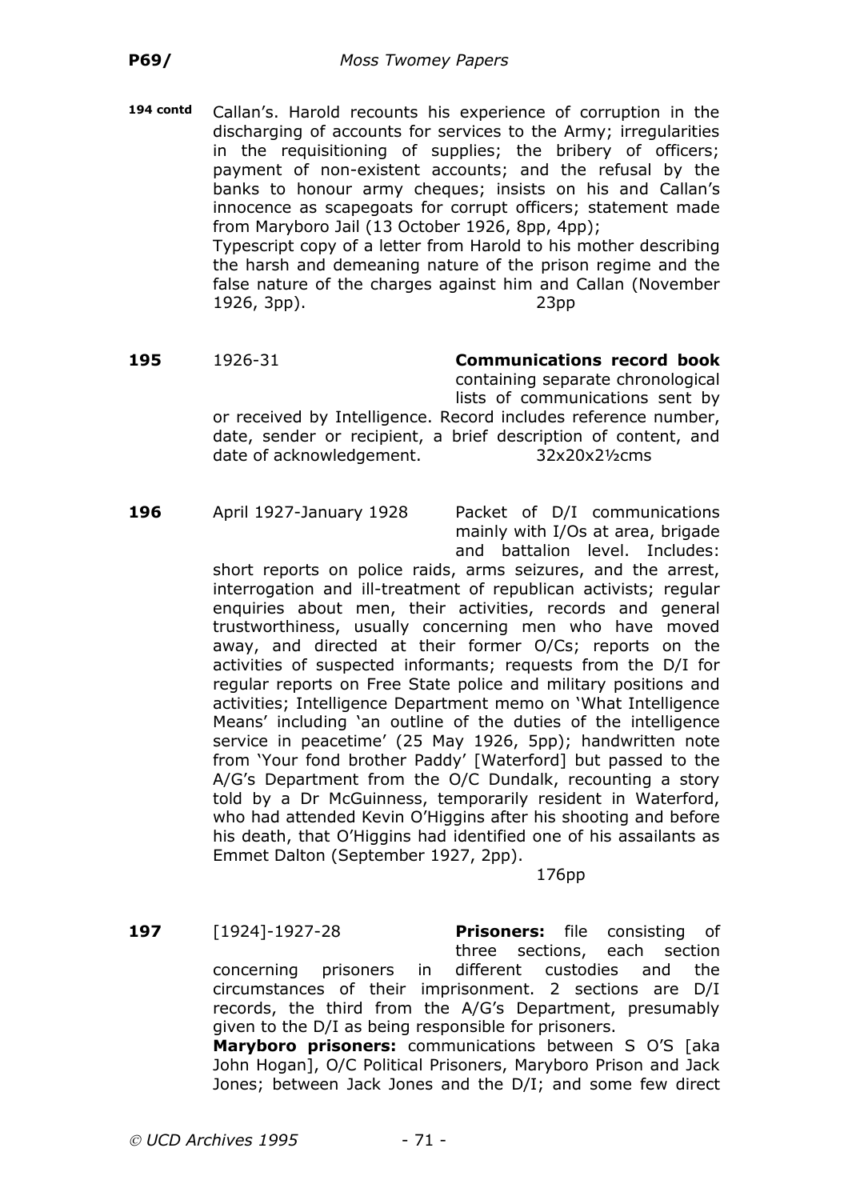**194 contd** Callan's. Harold recounts his experience of corruption in the discharging of accounts for services to the Army; irregularities in the requisitioning of supplies; the bribery of officers; payment of non-existent accounts; and the refusal by the banks to honour army cheques; insists on his and Callan's innocence as scapegoats for corrupt officers; statement made from Maryboro Jail (13 October 1926, 8pp, 4pp);

Typescript copy of a letter from Harold to his mother describing the harsh and demeaning nature of the prison regime and the false nature of the charges against him and Callan (November 1926, 3pp). 23pp

**195** 1926-31 **Communications record book** containing separate chronological lists of communications sent by or received by Intelligence. Record includes reference number, date, sender or recipient, a brief description of content, and date of acknowledgement. 32x20x2½cms

**196** April 1927-January 1928 Packet of D/I communications mainly with I/Os at area, brigade and battalion level. Includes: short reports on police raids, arms seizures, and the arrest, interrogation and ill-treatment of republican activists; regular enquiries about men, their activities, records and general trustworthiness, usually concerning men who have moved away, and directed at their former O/Cs; reports on the activities of suspected informants; requests from the D/I for regular reports on Free State police and military positions and activities; Intelligence Department memo on 'What Intelligence Means' including 'an outline of the duties of the intelligence service in peacetime' (25 May 1926, 5pp); handwritten note from 'Your fond brother Paddy' [Waterford] but passed to the A/G's Department from the O/C Dundalk, recounting a story told by a Dr McGuinness, temporarily resident in Waterford, who had attended Kevin O'Higgins after his shooting and before his death, that O'Higgins had identified one of his assailants as Emmet Dalton (September 1927, 2pp).

176pp

**197** [1924]-1927-28 **Prisoners:** file consisting of three sections, each section concerning prisoners in different custodies and the circumstances of their imprisonment. 2 sections are D/I records, the third from the A/G's Department, presumably given to the D/I as being responsible for prisoners.

**Maryboro prisoners:** communications between S O'S [aka John Hogan], O/C Political Prisoners, Maryboro Prison and Jack Jones; between Jack Jones and the D/I; and some few direct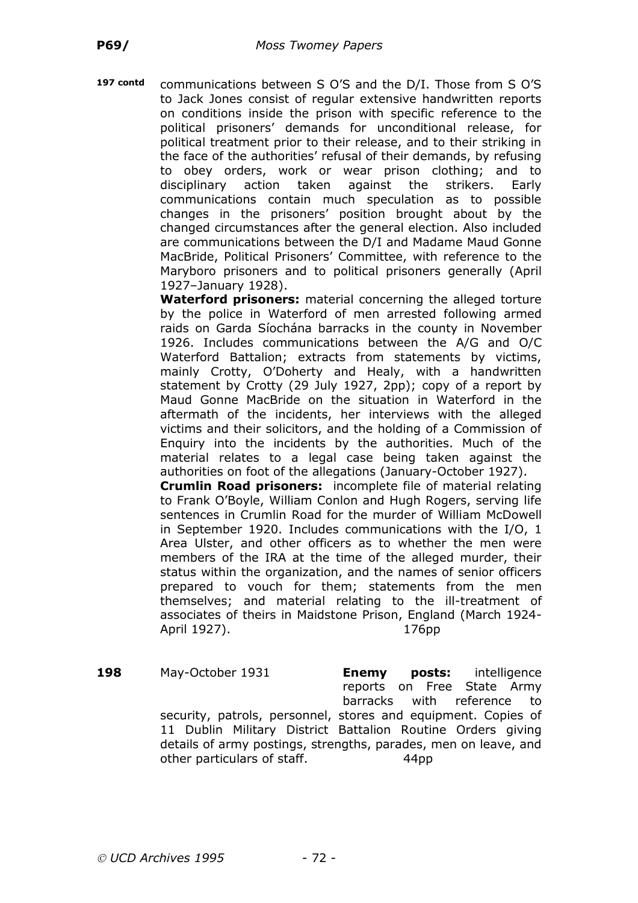**197 contd** communications between S O'S and the D/I. Those from S O'S to Jack Jones consist of regular extensive handwritten reports on conditions inside the prison with specific reference to the political prisoners' demands for unconditional release, for political treatment prior to their release, and to their striking in the face of the authorities' refusal of their demands, by refusing to obey orders, work or wear prison clothing; and to disciplinary action taken against the strikers. Early communications contain much speculation as to possible changes in the prisoners' position brought about by the changed circumstances after the general election. Also included are communications between the D/I and Madame Maud Gonne MacBride, Political Prisoners' Committee, with reference to the Maryboro prisoners and to political prisoners generally (April 1927–January 1928).

**Waterford prisoners:** material concerning the alleged torture by the police in Waterford of men arrested following armed raids on Garda Síochána barracks in the county in November 1926. Includes communications between the A/G and O/C Waterford Battalion; extracts from statements by victims, mainly Crotty, O'Doherty and Healy, with a handwritten statement by Crotty (29 July 1927, 2pp); copy of a report by Maud Gonne MacBride on the situation in Waterford in the aftermath of the incidents, her interviews with the alleged victims and their solicitors, and the holding of a Commission of Enquiry into the incidents by the authorities. Much of the material relates to a legal case being taken against the authorities on foot of the allegations (January-October 1927).

**Crumlin Road prisoners:** incomplete file of material relating to Frank O'Boyle, William Conlon and Hugh Rogers, serving life sentences in Crumlin Road for the murder of William McDowell in September 1920. Includes communications with the I/O, 1 Area Ulster, and other officers as to whether the men were members of the IRA at the time of the alleged murder, their status within the organization, and the names of senior officers prepared to vouch for them; statements from the men themselves; and material relating to the ill-treatment of associates of theirs in Maidstone Prison, England (March 1924-April 1927). 176pp

**198** May-October 1931 **Enemy posts:** intelligence reports on Free State Army barracks with reference to security, patrols, personnel, stores and equipment. Copies of 11 Dublin Military District Battalion Routine Orders giving details of army postings, strengths, parades, men on leave, and other particulars of staff. 44pp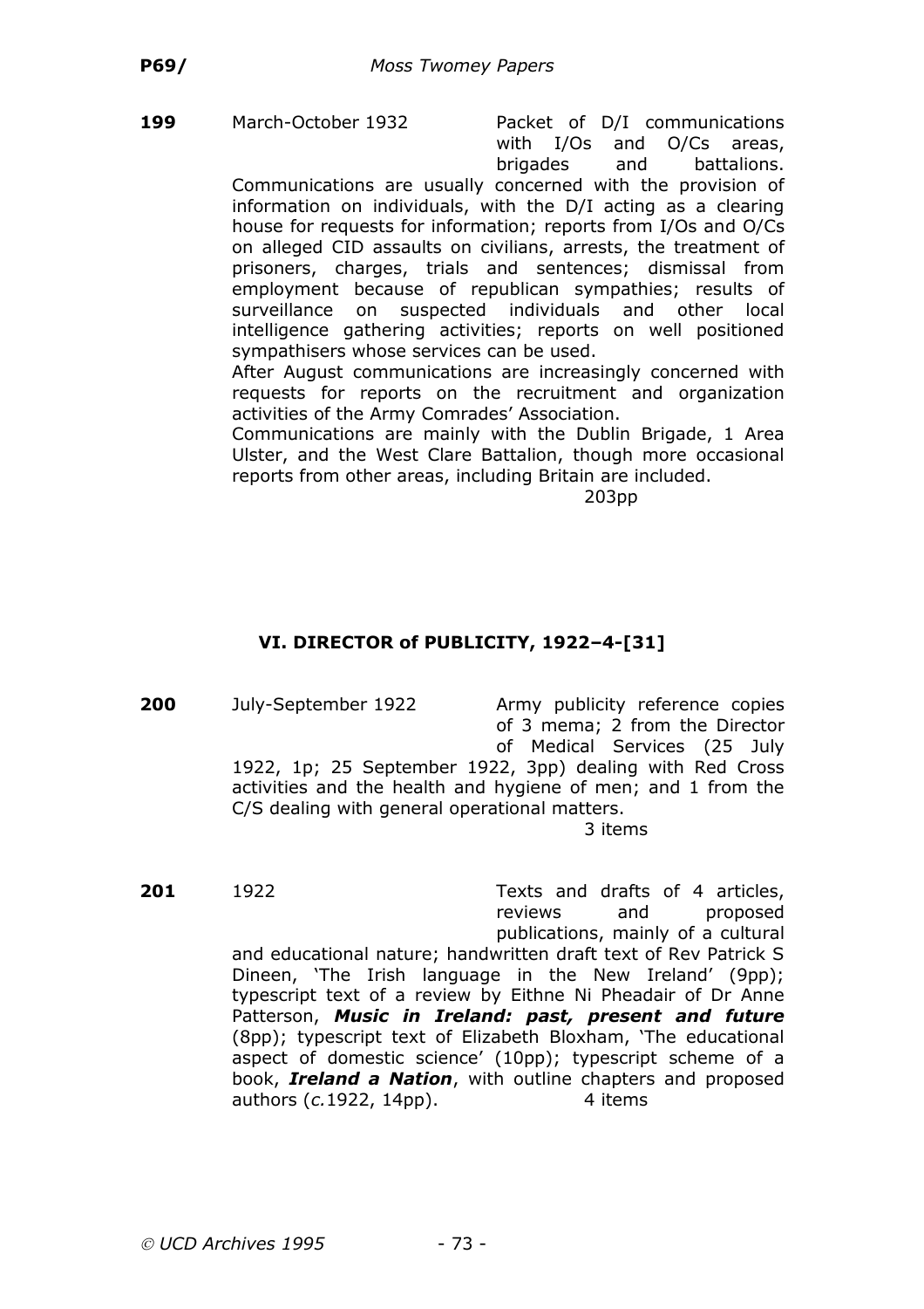**199** March-October 1932 Packet of D/I communications with I/Os and O/Cs areas, brigades and battalions. Communications are usually concerned with the provision of information on individuals, with the D/I acting as a clearing house for requests for information; reports from I/Os and O/Cs on alleged CID assaults on civilians, arrests, the treatment of prisoners, charges, trials and sentences; dismissal from employment because of republican sympathies; results of surveillance on suspected individuals and other local intelligence gathering activities; reports on well positioned sympathisers whose services can be used.

After August communications are increasingly concerned with requests for reports on the recruitment and organization activities of the Army Comrades' Association.

Communications are mainly with the Dublin Brigade, 1 Area Ulster, and the West Clare Battalion, though more occasional reports from other areas, including Britain are included.

203pp

## VI. DIRECTOR of PUBLICITY, 1922–4-[31]

**200** July-September 1922 Army publicity reference copies of 3 mema; 2 from the Director of Medical Services (25 July 1922, 1p; 25 September 1922, 3pp) dealing with Red Cross activities and the health and hygiene of men; and 1 from the C/S dealing with general operational matters.

3 items

**201** 1922 Texts and drafts of 4 articles, reviews and proposed publications, mainly of a cultural and educational nature; handwritten draft text of Rev Patrick S Dineen, 'The Irish language in the New Ireland' (9pp); typescript text of a review by Eithne Ni Pheadair of Dr Anne Patterson, ***Music in Ireland: past, present and future*** (8pp); typescript text of Elizabeth Bloxham, 'The educational aspect of domestic science' (10pp); typescript scheme of a book, ***Ireland a Nation***, with outline chapters and proposed authors (*c.*1922, 14pp). 4 items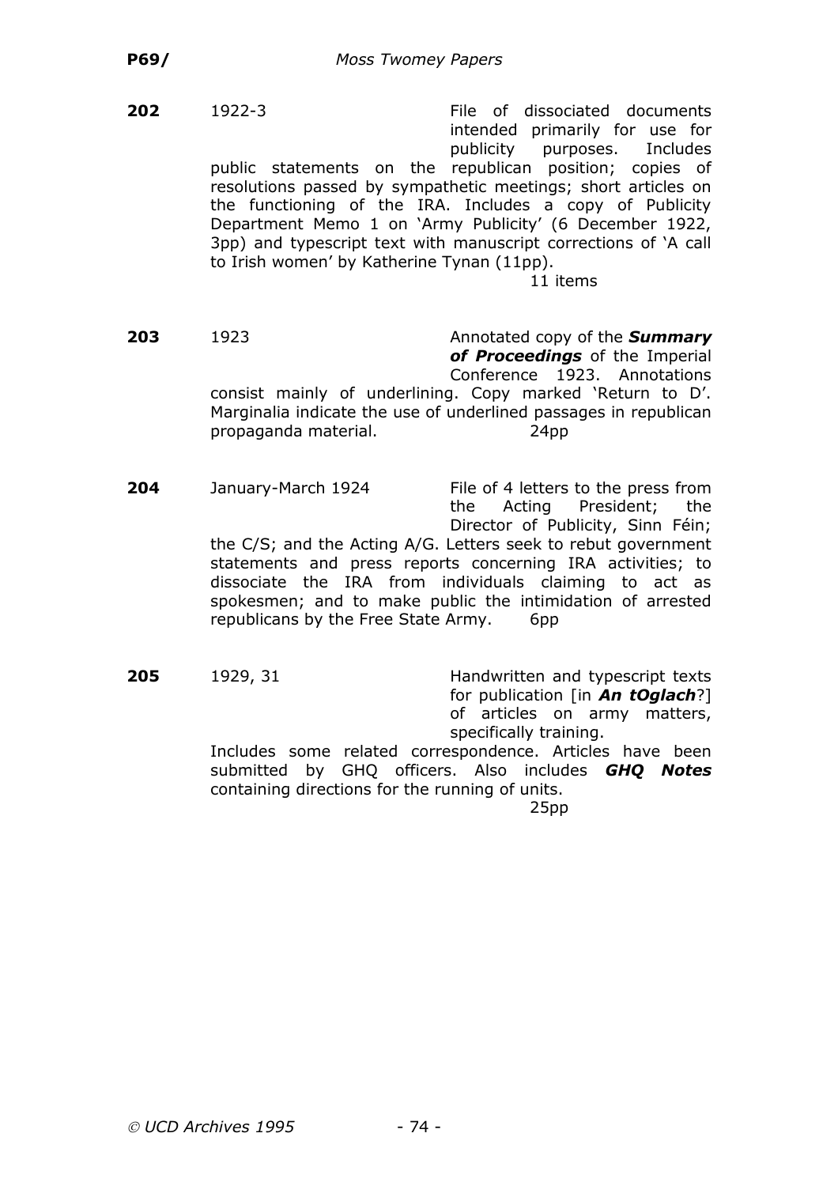**202** 1922-3

File of dissociated documents intended primarily for use for publicity purposes. Includes public statements on the republican position; copies of resolutions passed by sympathetic meetings; short articles on the functioning of the IRA. Includes a copy of Publicity Department Memo 1 on 'Army Publicity' (6 December 1922, 3pp) and typescript text with manuscript corrections of 'A call to Irish women' by Katherine Tynan (11pp).

11 items

**203** 1923

Annotated copy of the ***Summary of Proceedings*** of the Imperial Conference 1923. Annotations consist mainly of underlining. Copy marked 'Return to D'. Marginalia indicate the use of underlined passages in republican propaganda material.

24pp

**204** January-March 1924

File of 4 letters to the press from the Acting President; the Director of Publicity, Sinn Féin; the C/S; and the Acting A/G. Letters seek to rebut government statements and press reports concerning IRA activities; to dissociate the IRA from individuals claiming to act as spokesmen; and to make public the intimidation of arrested republicans by the Free State Army.

6pp

**205** 1929, 31

Handwritten and typescript texts for publication [in ***An tOglach***?] of articles on army matters, specifically training.

Includes some related correspondence. Articles have been submitted by GHQ officers. Also includes ***GHQ Notes*** containing directions for the running of units.

25pp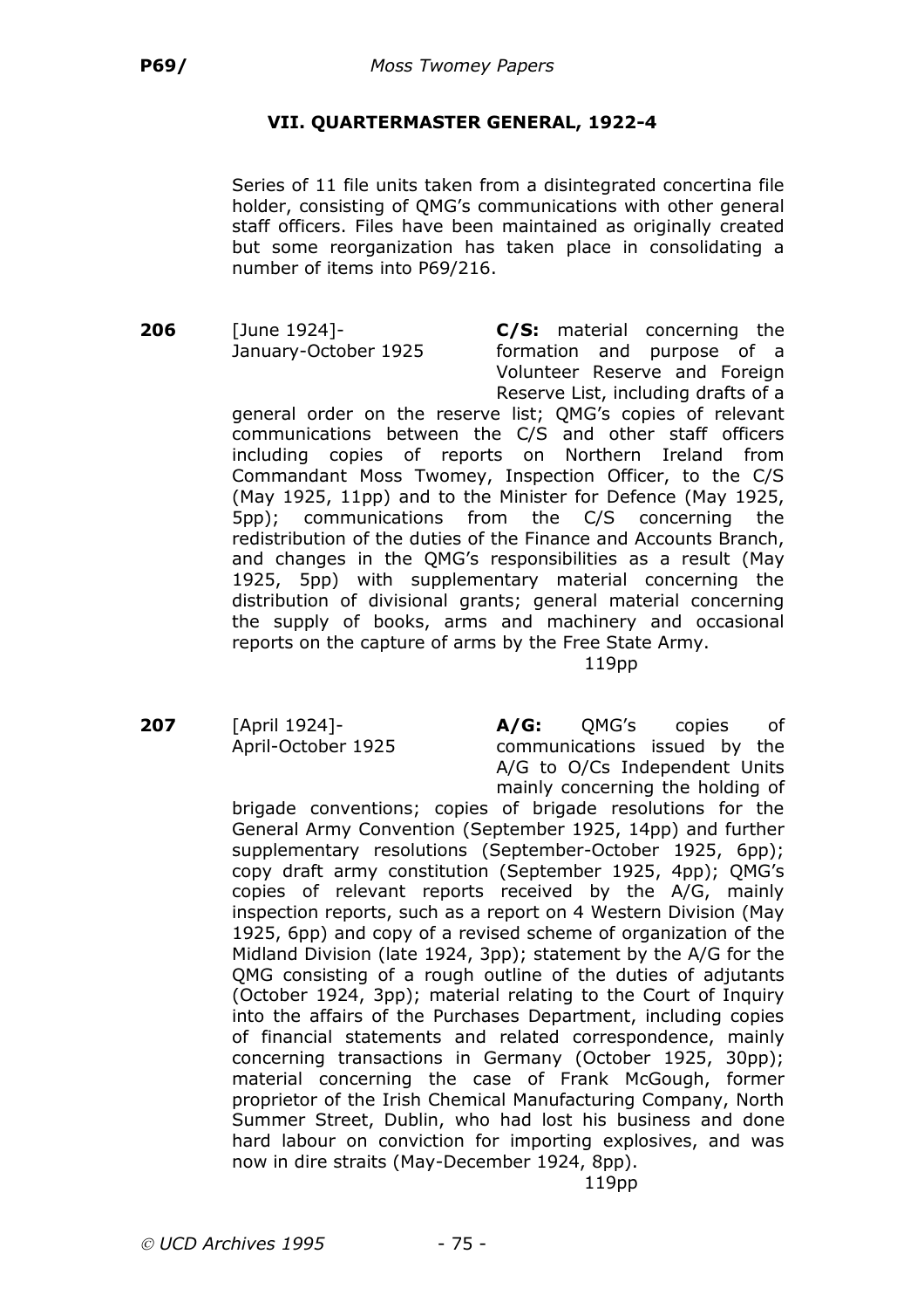## VII. QUARTERMASTER GENERAL, 1922-4

Series of 11 file units taken from a disintegrated concertina file holder, consisting of QMG's communications with other general staff officers. Files have been maintained as originally created but some reorganization has taken place in consolidating a number of items into P69/216.

**206** [June 1924]-January-October 1925

**C/S:** material concerning the formation and purpose of a Volunteer Reserve and Foreign Reserve List, including drafts of a general order on the reserve list; QMG's copies of relevant communications between the C/S and other staff officers including copies of reports on Northern Ireland from Commandant Moss Twomey, Inspection Officer, to the C/S (May 1925, 11pp) and to the Minister for Defence (May 1925, 5pp); communications from the C/S concerning the redistribution of the duties of the Finance and Accounts Branch, and changes in the QMG's responsibilities as a result (May 1925, 5pp) with supplementary material concerning the distribution of divisional grants; general material concerning the supply of books, arms and machinery and occasional reports on the capture of arms by the Free State Army.

119pp

**207** [April 1924]-April-October 1925

**A/G:** QMG's copies of communications issued by the A/G to O/Cs Independent Units mainly concerning the holding of brigade conventions; copies of brigade resolutions for the General Army Convention (September 1925, 14pp) and further supplementary resolutions (September-October 1925, 6pp); copy draft army constitution (September 1925, 4pp); QMG's copies of relevant reports received by the A/G, mainly inspection reports, such as a report on 4 Western Division (May 1925, 6pp) and copy of a revised scheme of organization of the Midland Division (late 1924, 3pp); statement by the A/G for the QMG consisting of a rough outline of the duties of adjutants (October 1924, 3pp); material relating to the Court of Inquiry into the affairs of the Purchases Department, including copies of financial statements and related correspondence, mainly concerning transactions in Germany (October 1925, 30pp); material concerning the case of Frank McGough, former proprietor of the Irish Chemical Manufacturing Company, North Summer Street, Dublin, who had lost his business and done hard labour on conviction for importing explosives, and was now in dire straits (May-December 1924, 8pp).

119pp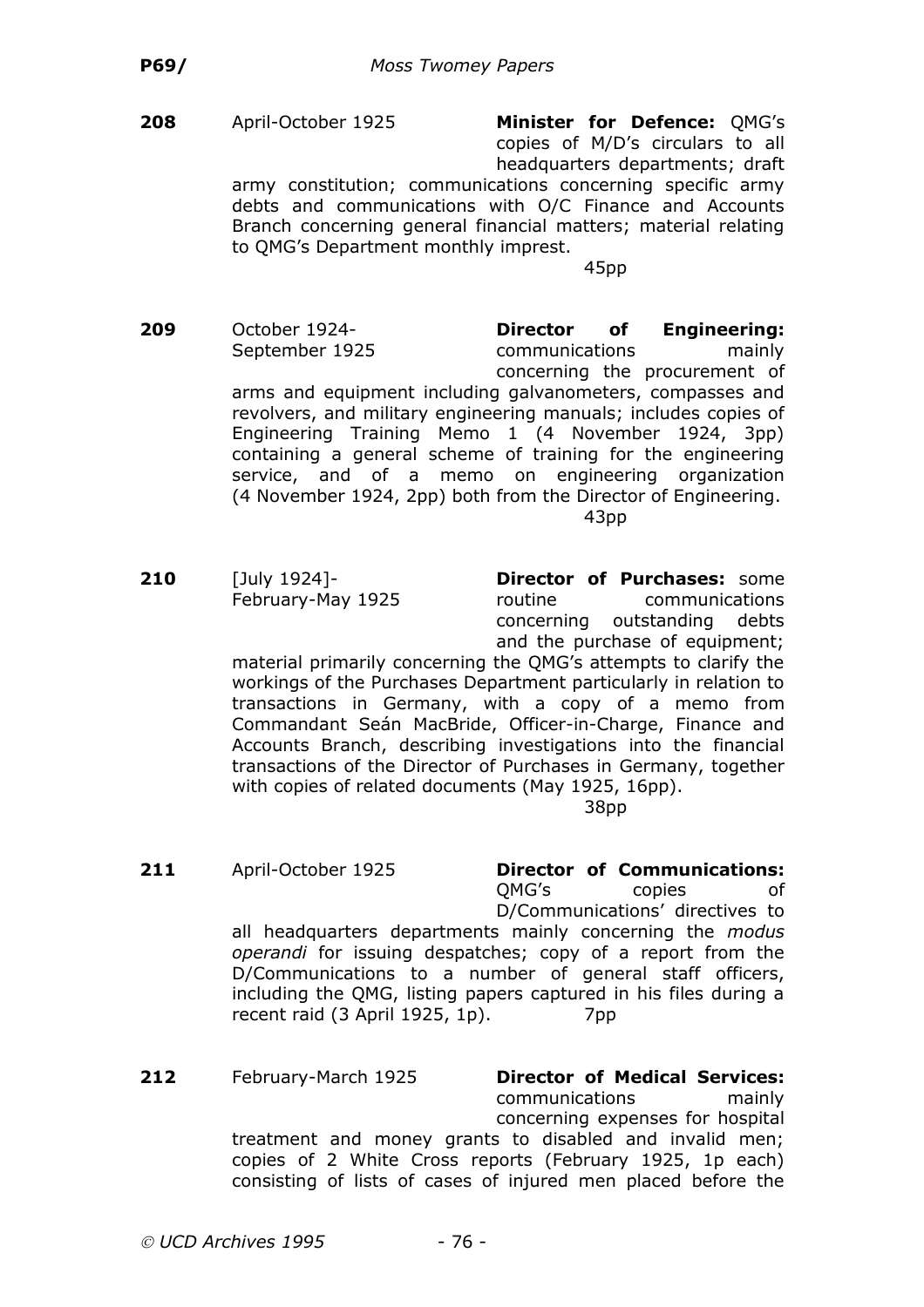**208** April-October 1925 **Minister for Defence:** QMG's copies of M/D's circulars to all headquarters departments; draft army constitution; communications concerning specific army debts and communications with O/C Finance and Accounts Branch concerning general financial matters; material relating to QMG's Department monthly imprest.

45pp

**209** October 1924-September 1925 **Director of Engineering:** communications mainly concerning the procurement of arms and equipment including galvanometers, compasses and revolvers, and military engineering manuals; includes copies of Engineering Training Memo 1 (4 November 1924, 3pp) containing a general scheme of training for the engineering service, and of a memo on engineering organization (4 November 1924, 2pp) both from the Director of Engineering.

43pp

**210** [July 1924]-February-May 1925 **Director of Purchases:** some routine communications concerning outstanding debts and the purchase of equipment; material primarily concerning the QMG's attempts to clarify the workings of the Purchases Department particularly in relation to transactions in Germany, with a copy of a memo from Commandant Seán MacBride, Officer-in-Charge, Finance and Accounts Branch, describing investigations into the financial transactions of the Director of Purchases in Germany, together with copies of related documents (May 1925, 16pp).

38pp

**211** April-October 1925 **Director of Communications:** QMG's copies of D/Communications' directives to all headquarters departments mainly concerning the *modus operandi* for issuing despatches; copy of a report from the D/Communications to a number of general staff officers, including the QMG, listing papers captured in his files during a recent raid (3 April 1925, 1p). 7pp

**212** February-March 1925 **Director of Medical Services:** communications mainly concerning expenses for hospital treatment and money grants to disabled and invalid men; copies of 2 White Cross reports (February 1925, 1p each) consisting of lists of cases of injured men placed before the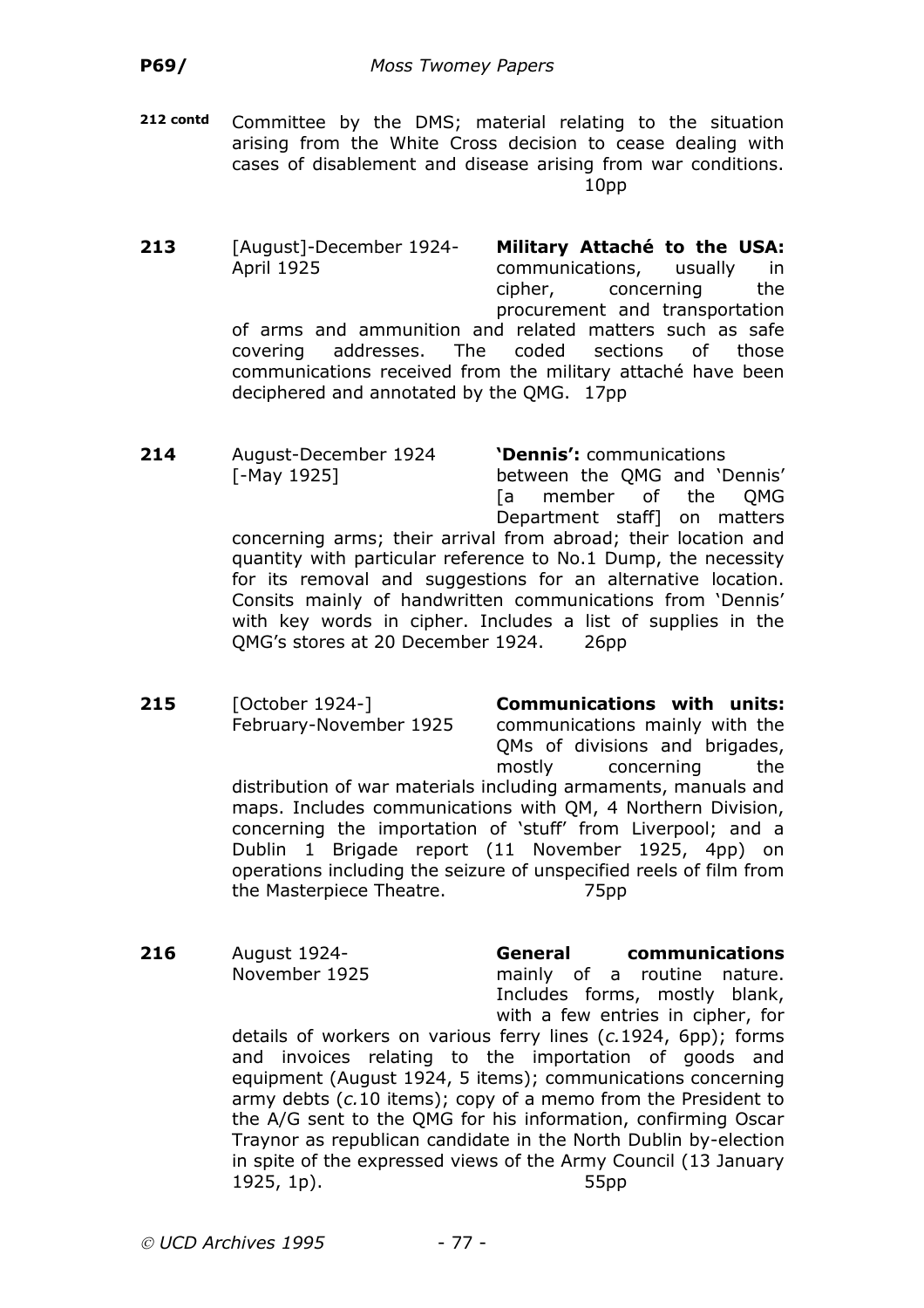**212 contd** Committee by the DMS; material relating to the situation arising from the White Cross decision to cease dealing with cases of disablement and disease arising from war conditions. 10pp

**213** [August]-December 1924-April 1925 **Military Attaché to the USA:** communications, usually in cipher, concerning the procurement and transportation of arms and ammunition and related matters such as safe covering addresses. The coded sections of those communications received from the military attaché have been deciphered and annotated by the QMG. 17pp

**214** August-December 1924 [-May 1925] **'Dennis':** communications between the QMG and 'Dennis' [a member of the QMG Department staff] on matters concerning arms; their arrival from abroad; their location and quantity with particular reference to No.1 Dump, the necessity for its removal and suggestions for an alternative location. Consits mainly of handwritten communications from 'Dennis' with key words in cipher. Includes a list of supplies in the QMG's stores at 20 December 1924. 26pp

**215** [October 1924-] February-November 1925 **Communications with units:** communications mainly with the QMs of divisions and brigades, mostly concerning the distribution of war materials including armaments, manuals and maps. Includes communications with QM, 4 Northern Division, concerning the importation of 'stuff' from Liverpool; and a Dublin 1 Brigade report (11 November 1925, 4pp) on operations including the seizure of unspecified reels of film from the Masterpiece Theatre. 75pp

**216** August 1924-November 1925 **General communications** mainly of a routine nature. Includes forms, mostly blank, with a few entries in cipher, for details of workers on various ferry lines (*c.*1924, 6pp); forms and invoices relating to the importation of goods and equipment (August 1924, 5 items); communications concerning army debts (*c.*10 items); copy of a memo from the President to the A/G sent to the QMG for his information, confirming Oscar Traynor as republican candidate in the North Dublin by-election in spite of the expressed views of the Army Council (13 January 1925, 1p). 55pp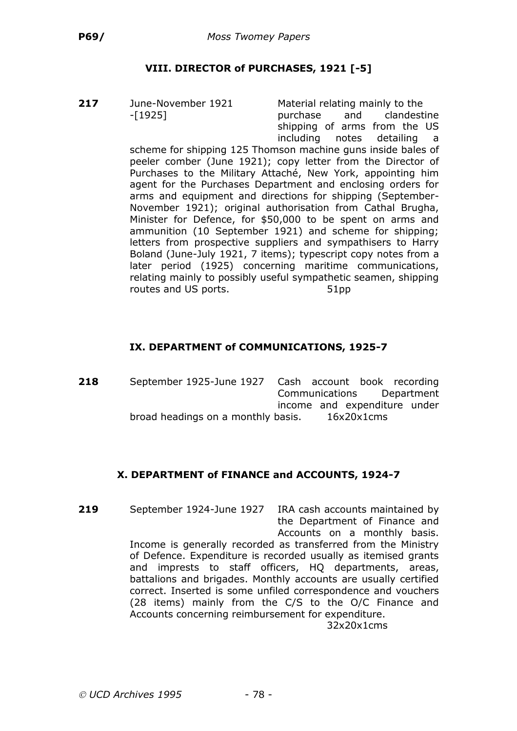## VIII. DIRECTOR of PURCHASES, 1921 [-5]

**217** June-November 1921 -[1925]

Material relating mainly to the purchase and clandestine shipping of arms from the US including notes detailing a scheme for shipping 125 Thomson machine guns inside bales of peeler comber (June 1921); copy letter from the Director of Purchases to the Military Attaché, New York, appointing him agent for the Purchases Department and enclosing orders for arms and equipment and directions for shipping (September-November 1921); original authorisation from Cathal Brugha, Minister for Defence, for $50,000 to be spent on arms and ammunition (10 September 1921) and scheme for shipping; letters from prospective suppliers and sympathisers to Harry Boland (June-July 1921, 7 items); typescript copy notes from a later period (1925) concerning maritime communications, relating mainly to possibly useful sympathetic seamen, shipping routes and US ports. 51pp

## IX. DEPARTMENT of COMMUNICATIONS, 1925-7

**218** September 1925-June 1927

Cash account book recording Communications Department income and expenditure under broad headings on a monthly basis. 16x20x1cms

## X. DEPARTMENT of FINANCE and ACCOUNTS, 1924-7

**219** September 1924-June 1927

IRA cash accounts maintained by the Department of Finance and Accounts on a monthly basis. Income is generally recorded as transferred from the Ministry of Defence. Expenditure is recorded usually as itemised grants and imprests to staff officers, HQ departments, areas, battalions and brigades. Monthly accounts are usually certified correct. Inserted is some unfiled correspondence and vouchers (28 items) mainly from the C/S to the O/C Finance and Accounts concerning reimbursement for expenditure. 32x20x1cms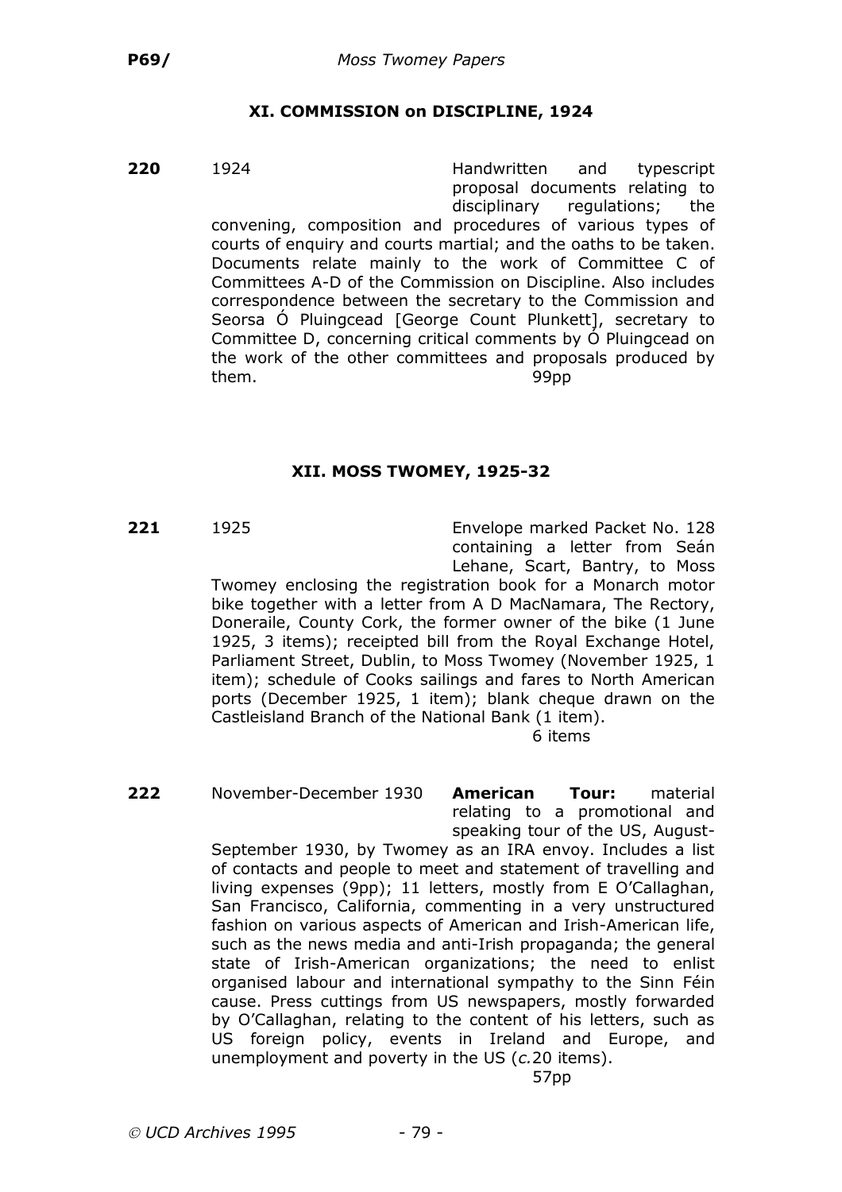## XI. COMMISSION on DISCIPLINE, 1924

**220** 1924

Handwritten and typescript proposal documents relating to disciplinary regulations; the convening, composition and procedures of various types of courts of enquiry and courts martial; and the oaths to be taken. Documents relate mainly to the work of Committee C of Committees A-D of the Commission on Discipline. Also includes correspondence between the secretary to the Commission and Seorsa Ó Pluingcead [George Count Plunkett], secretary to Committee D, concerning critical comments by Ó Pluingcead on the work of the other committees and proposals produced by them.

99pp

## XII. MOSS TWOMEY, 1925-32

**221** 1925

Envelope marked Packet No. 128 containing a letter from Seán Lehane, Scart, Bantry, to Moss Twomey enclosing the registration book for a Monarch motor bike together with a letter from A D MacNamara, The Rectory, Doneraile, County Cork, the former owner of the bike (1 June 1925, 3 items); receipted bill from the Royal Exchange Hotel, Parliament Street, Dublin, to Moss Twomey (November 1925, 1 item); schedule of Cooks sailings and fares to North American ports (December 1925, 1 item); blank cheque drawn on the Castleisland Branch of the National Bank (1 item).

6 items

**222** November-December 1930

**American Tour:** material relating to a promotional and speaking tour of the US, August-September 1930, by Twomey as an IRA envoy. Includes a list of contacts and people to meet and statement of travelling and living expenses (9pp); 11 letters, mostly from E O'Callaghan, San Francisco, California, commenting in a very unstructured fashion on various aspects of American and Irish-American life, such as the news media and anti-Irish propaganda; the general state of Irish-American organizations; the need to enlist organised labour and international sympathy to the Sinn Féin cause. Press cuttings from US newspapers, mostly forwarded by O'Callaghan, relating to the content of his letters, such as US foreign policy, events in Ireland and Europe, and unemployment and poverty in the US (*c.*20 items).

57pp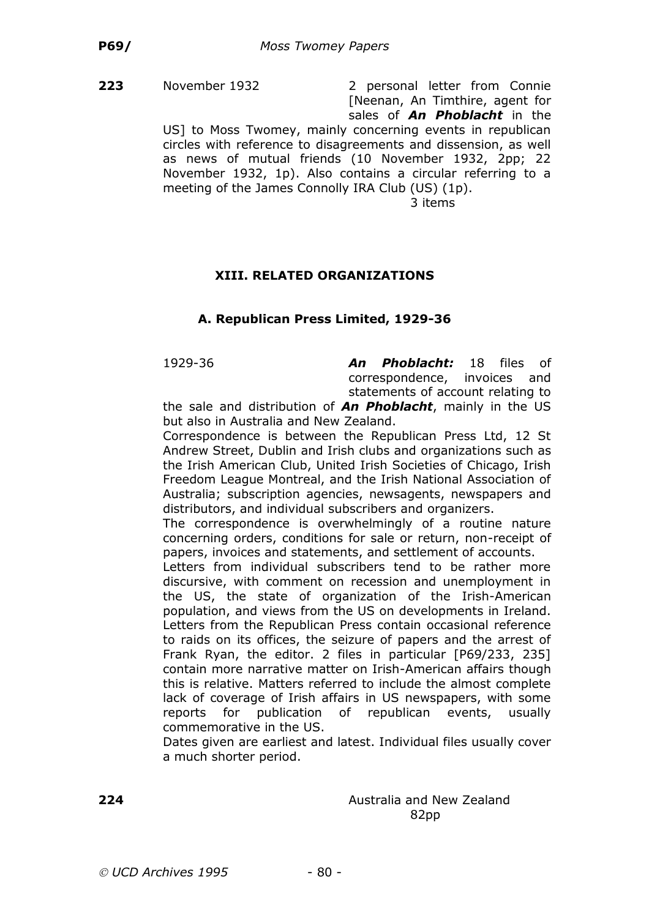**223** November 1932

2 personal letter from Connie [Neenan, An Timthire, agent for sales of ***An Phoblacht*** in the US] to Moss Twomey, mainly concerning events in republican circles with reference to disagreements and dissension, as well as news of mutual friends (10 November 1932, 2pp; 22 November 1932, 1p). Also contains a circular referring to a meeting of the James Connolly IRA Club (US) (1p).

3 items

## XIII. RELATED ORGANIZATIONS

### A. Republican Press Limited, 1929-36

1929-36

***An Phoblacht:*** 18 files of correspondence, invoices and statements of account relating to the sale and distribution of ***An Phoblacht***, mainly in the US but also in Australia and New Zealand.

Correspondence is between the Republican Press Ltd, 12 St Andrew Street, Dublin and Irish clubs and organizations such as the Irish American Club, United Irish Societies of Chicago, Irish Freedom League Montreal, and the Irish National Association of Australia; subscription agencies, newsagents, newspapers and distributors, and individual subscribers and organizers.

The correspondence is overwhelmingly of a routine nature concerning orders, conditions for sale or return, non-receipt of papers, invoices and statements, and settlement of accounts.

Letters from individual subscribers tend to be rather more discursive, with comment on recession and unemployment in the US, the state of organization of the Irish-American population, and views from the US on developments in Ireland. Letters from the Republican Press contain occasional reference to raids on its offices, the seizure of papers and the arrest of Frank Ryan, the editor. 2 files in particular [P69/233, 235] contain more narrative matter on Irish-American affairs though this is relative. Matters referred to include the almost complete lack of coverage of Irish affairs in US newspapers, with some reports for publication of republican events, usually commemorative in the US.

Dates given are earliest and latest. Individual files usually cover a much shorter period.

**224**

Australia and New Zealand

82pp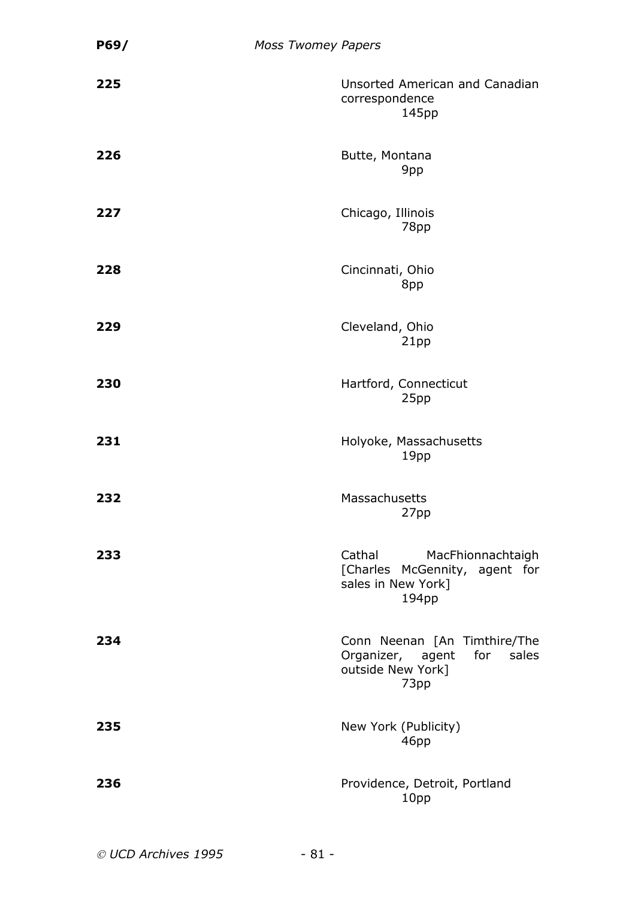| | |
|---|---|
| **225** | Unsorted American and Canadian correspondence<br>145pp |
| **226** | Butte, Montana<br>9pp |
| **227** | Chicago, Illinois<br>78pp |
| **228** | Cincinnati, Ohio<br>8pp |
| **229** | Cleveland, Ohio<br>21pp |
| **230** | Hartford, Connecticut<br>25pp |
| **231** | Holyoke, Massachusetts<br>19pp |
| **232** | Massachusetts<br>27pp |
| **233** | Cathal MacFhionnachtaigh [Charles McGennity, agent for sales in New York]<br>194pp |
| **234** | Conn Neenan [An Timthire/The Organizer, agent for sales outside New York]<br>73pp |
| **235** | New York (Publicity)<br>46pp |
| **236** | Providence, Detroit, Portland<br>10pp |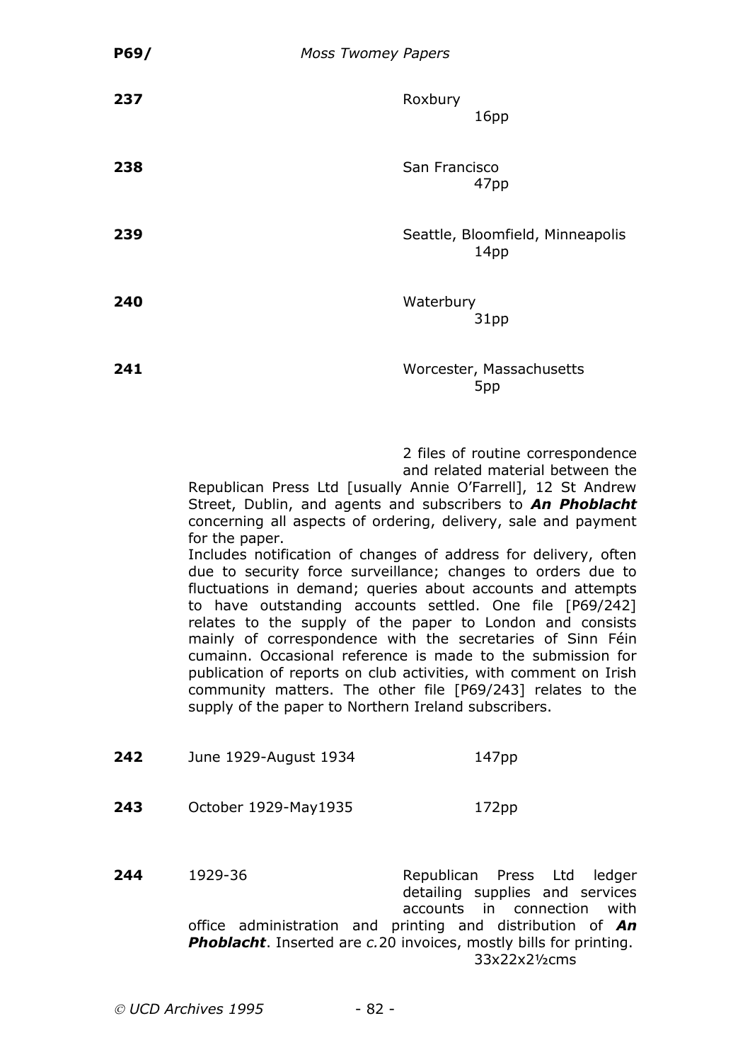**237** Roxbury

16pp

**238** San Francisco

47pp

**239** Seattle, Bloomfield, Minneapolis

14pp

**240** Waterbury

31pp

**241** Worcester, Massachusetts

5pp

2 files of routine correspondence and related material between the Republican Press Ltd [usually Annie O'Farrell], 12 St Andrew Street, Dublin, and agents and subscribers to ***An Phoblacht*** concerning all aspects of ordering, delivery, sale and payment for the paper.

Includes notification of changes of address for delivery, often due to security force surveillance; changes to orders due to fluctuations in demand; queries about accounts and attempts to have outstanding accounts settled. One file [P69/242] relates to the supply of the paper to London and consists mainly of correspondence with the secretaries of Sinn Féin cumainn. Occasional reference is made to the submission for publication of reports on club activities, with comment on Irish community matters. The other file [P69/243] relates to the supply of the paper to Northern Ireland subscribers.

**242** June 1929-August 1934 147pp

**243** October 1929-May1935 172pp

**244** 1929-36 Republican Press Ltd ledger detailing supplies and services accounts in connection with office administration and printing and distribution of ***An Phoblacht***. Inserted are *c.*20 invoices, mostly bills for printing.

33x22x2½cms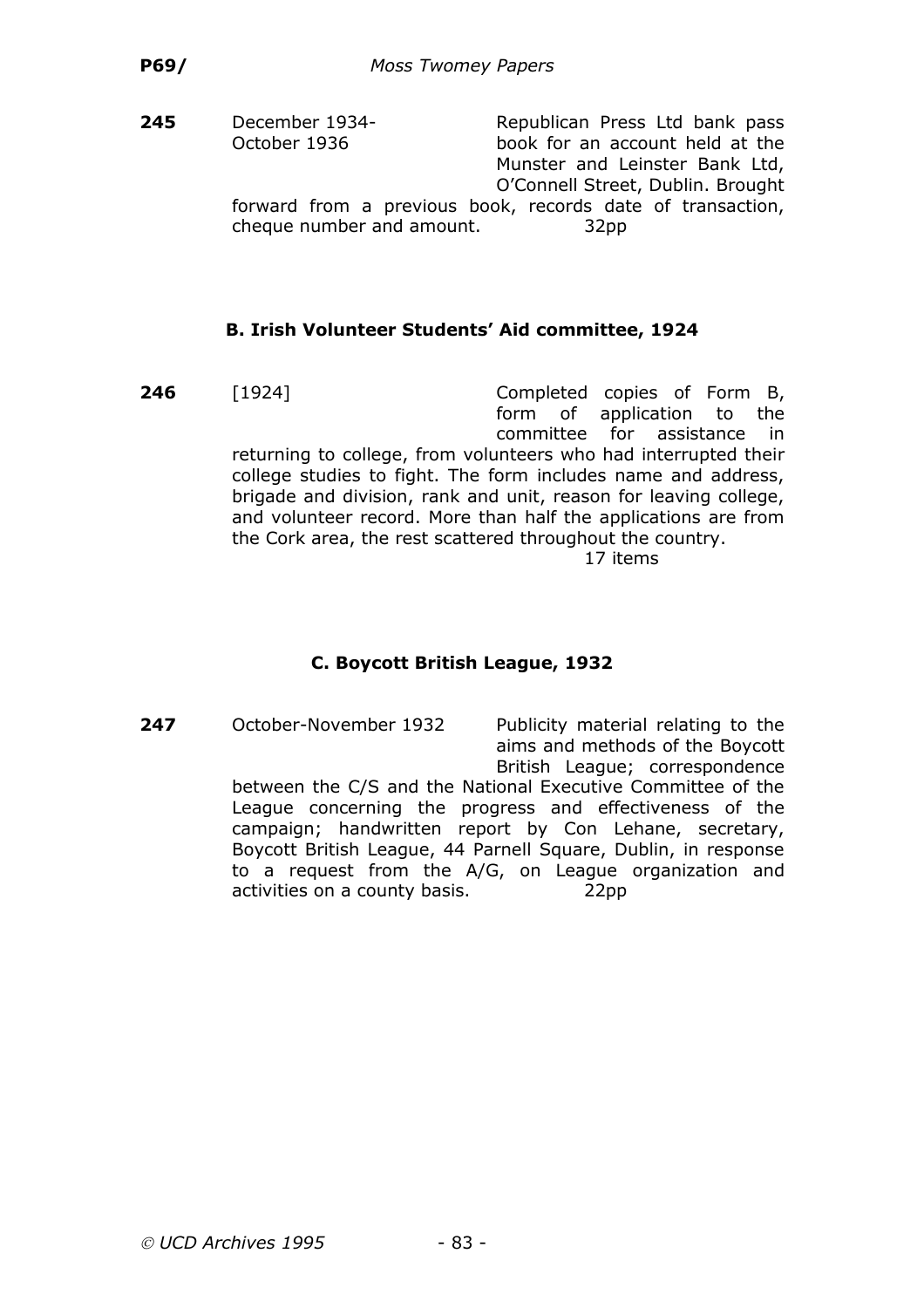**245** December 1934-October 1936

Republican Press Ltd bank pass book for an account held at the Munster and Leinster Bank Ltd, O'Connell Street, Dublin. Brought forward from a previous book, records date of transaction, cheque number and amount. 32pp

### B. Irish Volunteer Students' Aid committee, 1924

**246** [1924]

Completed copies of Form B, form of application to the committee for assistance in returning to college, from volunteers who had interrupted their college studies to fight. The form includes name and address, brigade and division, rank and unit, reason for leaving college, and volunteer record. More than half the applications are from the Cork area, the rest scattered throughout the country. 17 items

### C. Boycott British League, 1932

**247** October-November 1932

Publicity material relating to the aims and methods of the Boycott British League; correspondence between the C/S and the National Executive Committee of the League concerning the progress and effectiveness of the campaign; handwritten report by Con Lehane, secretary, Boycott British League, 44 Parnell Square, Dublin, in response to a request from the A/G, on League organization and activities on a county basis. 22pp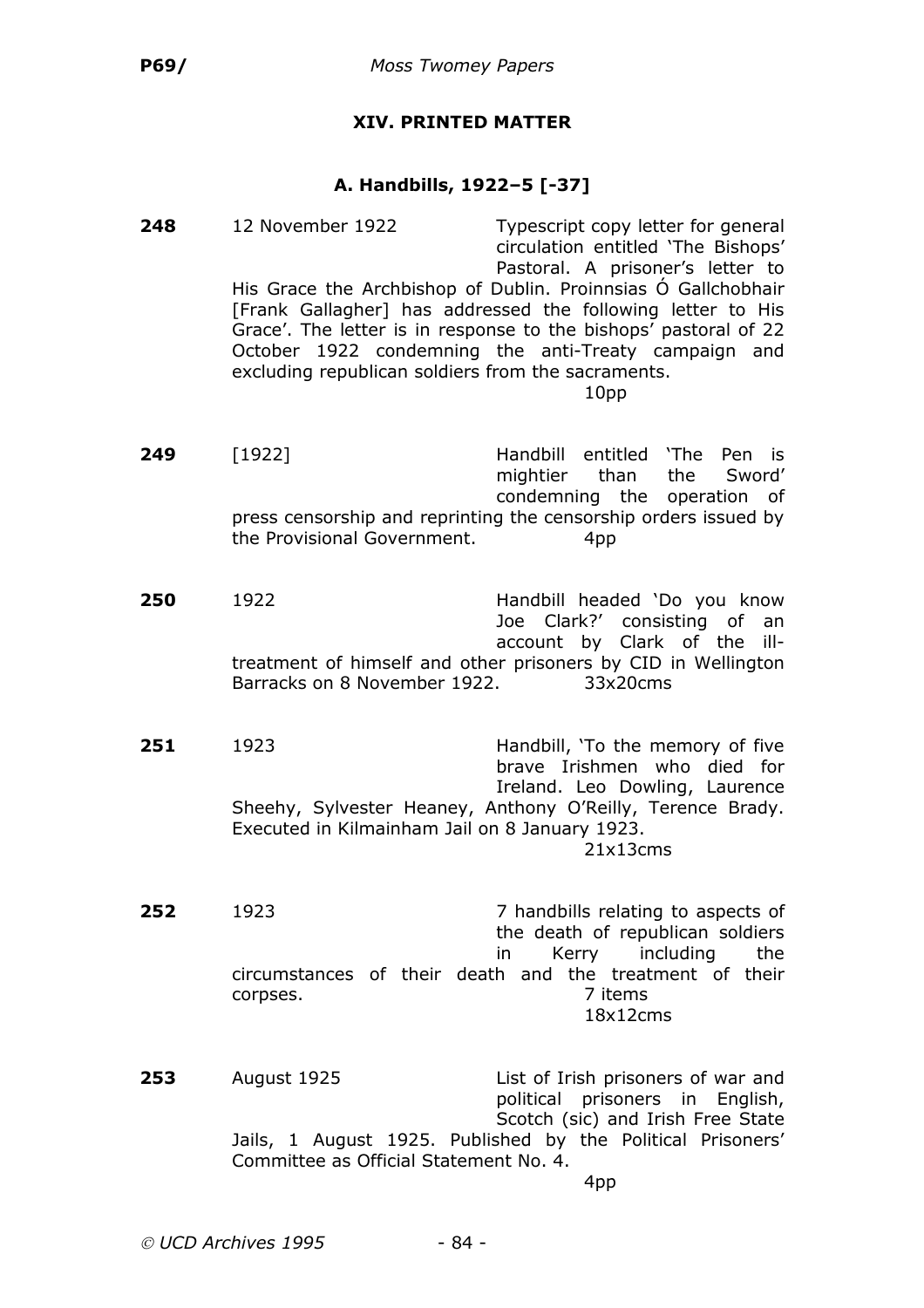## XIV. PRINTED MATTER

### A. Handbills, 1922–5 [-37]

**248** 12 November 1922

Typescript copy letter for general circulation entitled 'The Bishops' Pastoral. A prisoner's letter to His Grace the Archbishop of Dublin. Proinnsias Ó Gallchobhair [Frank Gallagher] has addressed the following letter to His Grace'. The letter is in response to the bishops' pastoral of 22 October 1922 condemning the anti-Treaty campaign and excluding republican soldiers from the sacraments.

10pp

**249** [1922]

Handbill entitled 'The Pen is mightier than the Sword' condemning the operation of press censorship and reprinting the censorship orders issued by the Provisional Government.

4pp

**250** 1922

Handbill headed 'Do you know Joe Clark?' consisting of an account by Clark of the ill-treatment of himself and other prisoners by CID in Wellington Barracks on 8 November 1922.

33x20cms

**251** 1923

Handbill, 'To the memory of five brave Irishmen who died for Ireland. Leo Dowling, Laurence Sheehy, Sylvester Heaney, Anthony O'Reilly, Terence Brady. Executed in Kilmainham Jail on 8 January 1923.

21x13cms

**252** 1923

7 handbills relating to aspects of the death of republican soldiers in Kerry including the circumstances of their death and the treatment of their corpses.

7 items
18x12cms

**253** August 1925

List of Irish prisoners of war and political prisoners in English, Scotch (sic) and Irish Free State Jails, 1 August 1925. Published by the Political Prisoners' Committee as Official Statement No. 4.

4pp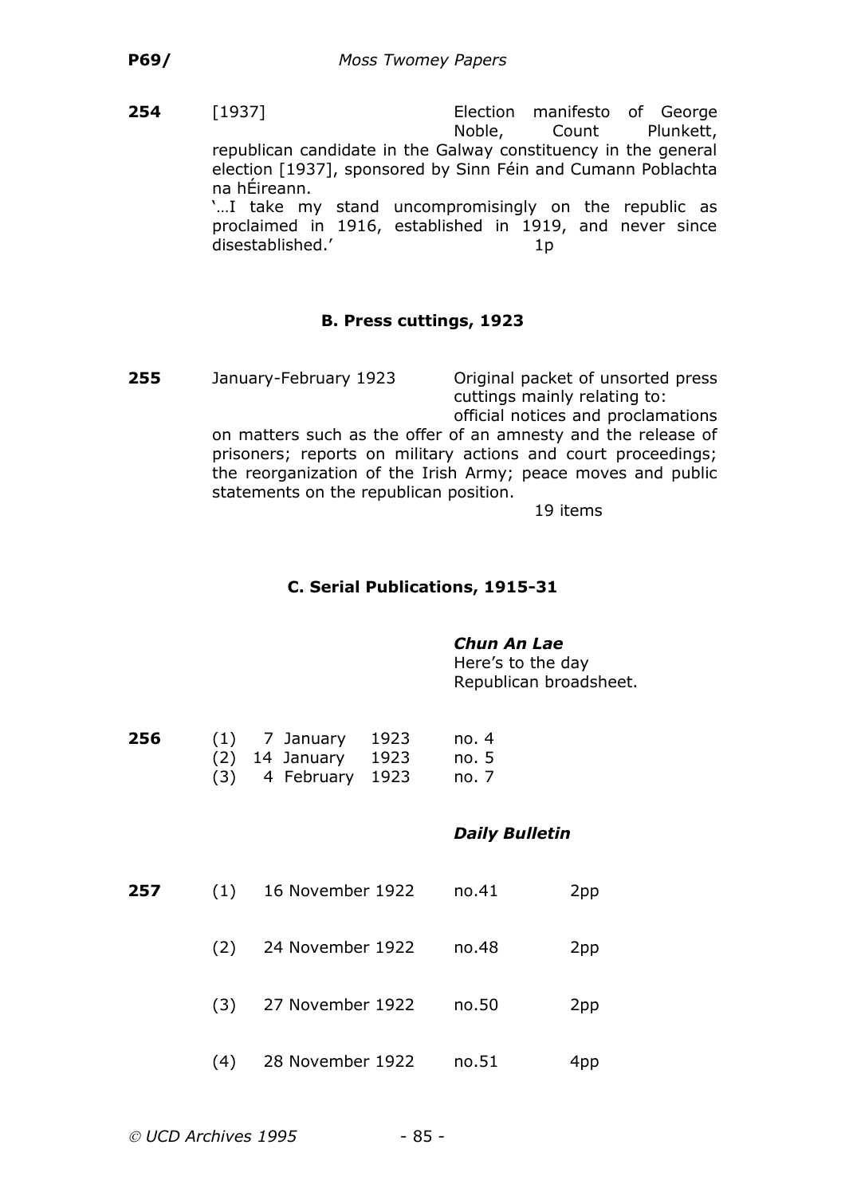**254** [1937] Election manifesto of George Noble, Count Plunkett, republican candidate in the Galway constituency in the general election [1937], sponsored by Sinn Féin and Cumann Poblachta na hÉireann.

'…I take my stand uncompromisingly on the republic as proclaimed in 1916, established in 1919, and never since disestablished.' 1p

## B. Press cuttings, 1923

**255** January-February 1923 Original packet of unsorted press cuttings mainly relating to: official notices and proclamations on matters such as the offer of an amnesty and the release of prisoners; reports on military actions and court proceedings; the reorganization of the Irish Army; peace moves and public statements on the republican position.

19 items

## C. Serial Publications, 1915-31

***Chun An Lae***
Here's to the day
Republican broadsheet.

| | | | |
|---|---|---|---|
| **256** | (1) | 7 January 1923 | no. 4 |
| | (2) | 14 January 1923 | no. 5 |
| | (3) | 4 February 1923 | no. 7 |

***Daily Bulletin***

| | | | | |
|---|---|---|---|---|
| **257** | (1) | 16 November 1922 | no.41 | 2pp |
| | (2) | 24 November 1922 | no.48 | 2pp |
| | (3) | 27 November 1922 | no.50 | 2pp |
| | (4) | 28 November 1922 | no.51 | 4pp |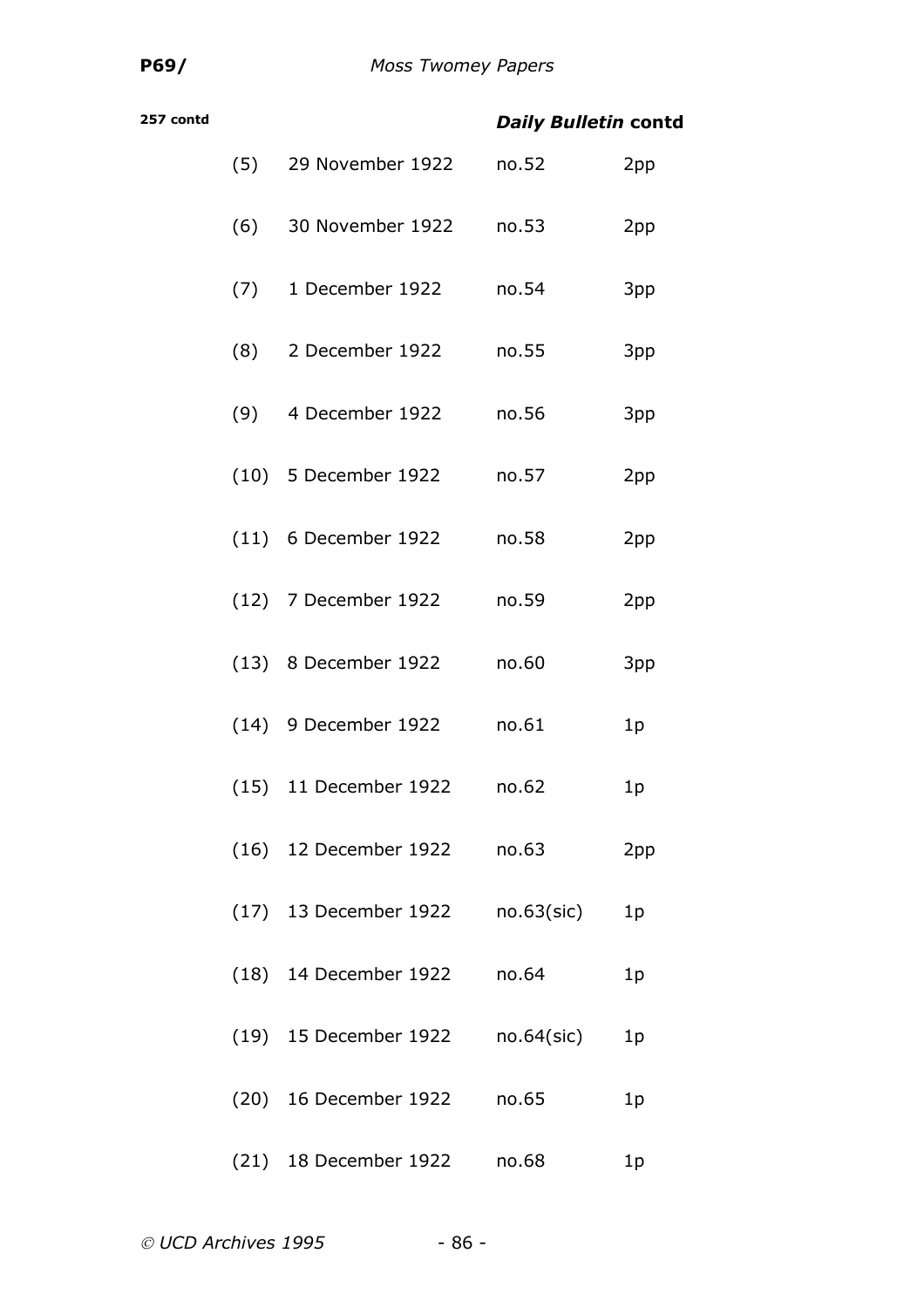**257 contd** ***Daily Bulletin* contd**

| | | | |
|---|---|---|---|
| (5) | 29 November 1922 | no.52 | 2pp |
| (6) | 30 November 1922 | no.53 | 2pp |
| (7) | 1 December 1922 | no.54 | 3pp |
| (8) | 2 December 1922 | no.55 | 3pp |
| (9) | 4 December 1922 | no.56 | 3pp |
| (10) | 5 December 1922 | no.57 | 2pp |
| (11) | 6 December 1922 | no.58 | 2pp |
| (12) | 7 December 1922 | no.59 | 2pp |
| (13) | 8 December 1922 | no.60 | 3pp |
| (14) | 9 December 1922 | no.61 | 1p |
| (15) | 11 December 1922 | no.62 | 1p |
| (16) | 12 December 1922 | no.63 | 2pp |
| (17) | 13 December 1922 | no.63(sic) | 1p |
| (18) | 14 December 1922 | no.64 | 1p |
| (19) | 15 December 1922 | no.64(sic) | 1p |
| (20) | 16 December 1922 | no.65 | 1p |
| (21) | 18 December 1922 | no.68 | 1p |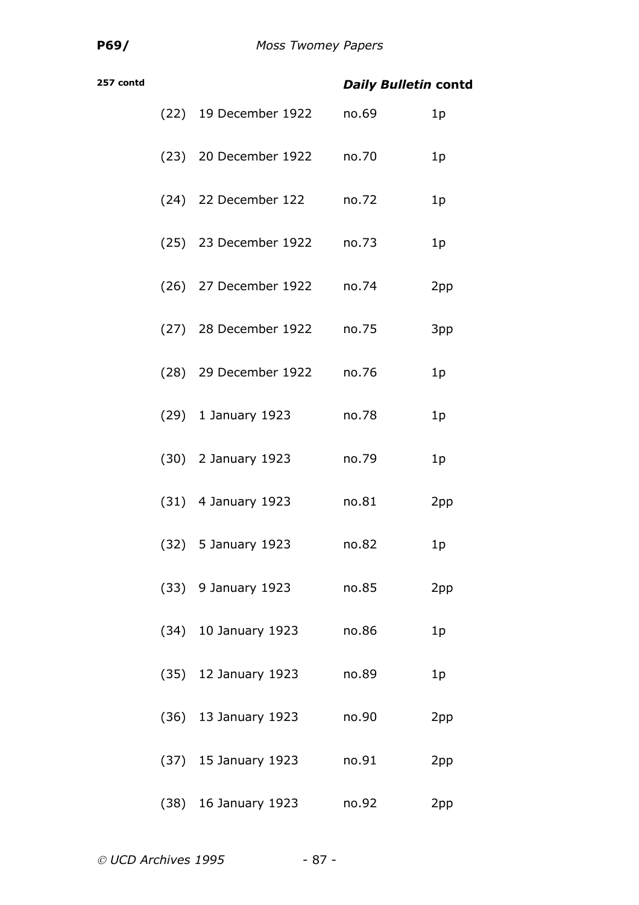**257 contd** ***Daily Bulletin* contd**

| | | | |
|---|---|---|---|
| (22) | 19 December 1922 | no.69 | 1p |
| (23) | 20 December 1922 | no.70 | 1p |
| (24) | 22 December 122 | no.72 | 1p |
| (25) | 23 December 1922 | no.73 | 1p |
| (26) | 27 December 1922 | no.74 | 2pp |
| (27) | 28 December 1922 | no.75 | 3pp |
| (28) | 29 December 1922 | no.76 | 1p |
| (29) | 1 January 1923 | no.78 | 1p |
| (30) | 2 January 1923 | no.79 | 1p |
| (31) | 4 January 1923 | no.81 | 2pp |
| (32) | 5 January 1923 | no.82 | 1p |
| (33) | 9 January 1923 | no.85 | 2pp |
| (34) | 10 January 1923 | no.86 | 1p |
| (35) | 12 January 1923 | no.89 | 1p |
| (36) | 13 January 1923 | no.90 | 2pp |
| (37) | 15 January 1923 | no.91 | 2pp |
| (38) | 16 January 1923 | no.92 | 2pp |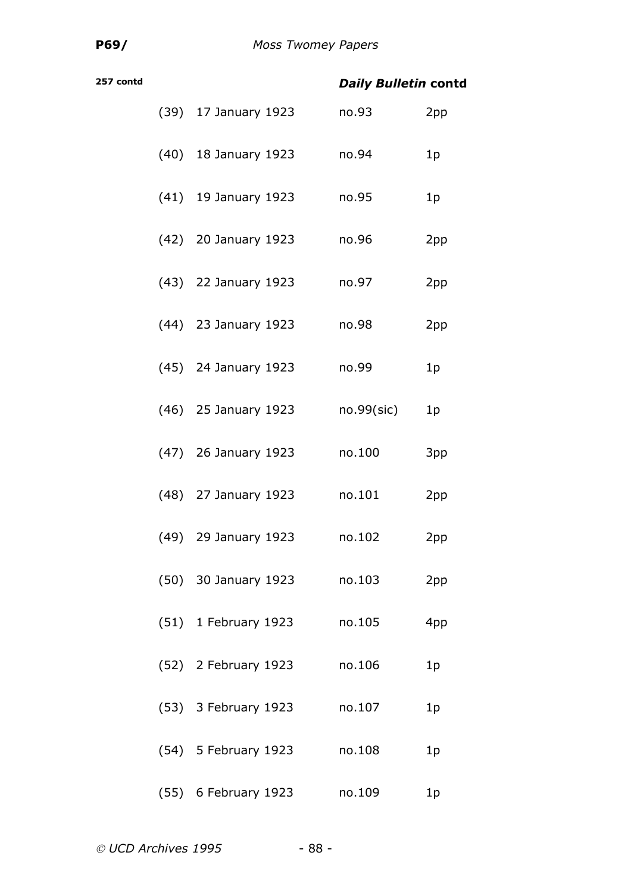**257 contd** ***Daily Bulletin* contd**

| | | | |
|---|---|---|---|
| (39) | 17 January 1923 | no.93 | 2pp |
| (40) | 18 January 1923 | no.94 | 1p |
| (41) | 19 January 1923 | no.95 | 1p |
| (42) | 20 January 1923 | no.96 | 2pp |
| (43) | 22 January 1923 | no.97 | 2pp |
| (44) | 23 January 1923 | no.98 | 2pp |
| (45) | 24 January 1923 | no.99 | 1p |
| (46) | 25 January 1923 | no.99(sic) | 1p |
| (47) | 26 January 1923 | no.100 | 3pp |
| (48) | 27 January 1923 | no.101 | 2pp |
| (49) | 29 January 1923 | no.102 | 2pp |
| (50) | 30 January 1923 | no.103 | 2pp |
| (51) | 1 February 1923 | no.105 | 4pp |
| (52) | 2 February 1923 | no.106 | 1p |
| (53) | 3 February 1923 | no.107 | 1p |
| (54) | 5 February 1923 | no.108 | 1p |
| (55) | 6 February 1923 | no.109 | 1p |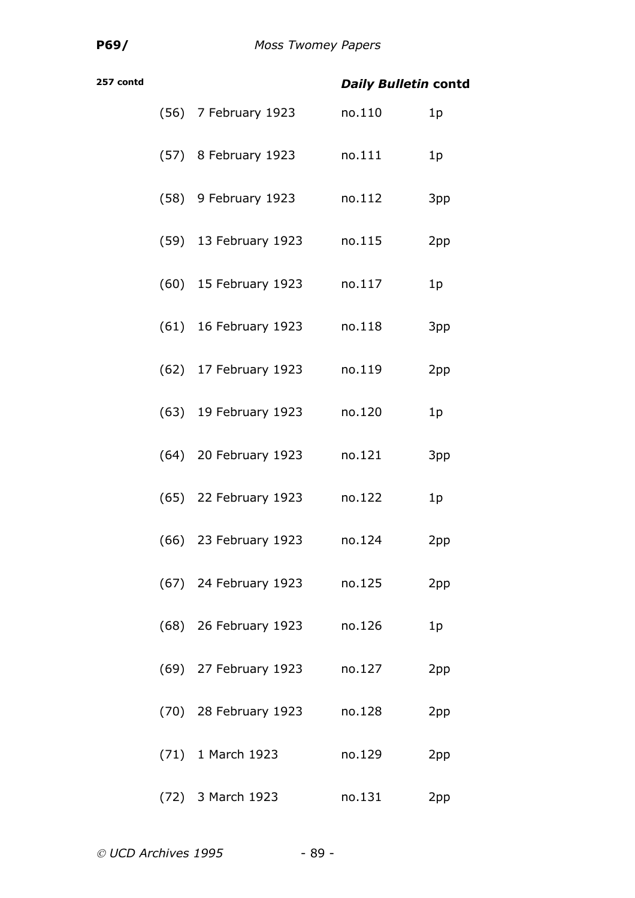**257 contd** ***Daily Bulletin* contd**

| | | | |
|---|---|---|---|
| (56) | 7 February 1923 | no.110 | 1p |
| (57) | 8 February 1923 | no.111 | 1p |
| (58) | 9 February 1923 | no.112 | 3pp |
| (59) | 13 February 1923 | no.115 | 2pp |
| (60) | 15 February 1923 | no.117 | 1p |
| (61) | 16 February 1923 | no.118 | 3pp |
| (62) | 17 February 1923 | no.119 | 2pp |
| (63) | 19 February 1923 | no.120 | 1p |
| (64) | 20 February 1923 | no.121 | 3pp |
| (65) | 22 February 1923 | no.122 | 1p |
| (66) | 23 February 1923 | no.124 | 2pp |
| (67) | 24 February 1923 | no.125 | 2pp |
| (68) | 26 February 1923 | no.126 | 1p |
| (69) | 27 February 1923 | no.127 | 2pp |
| (70) | 28 February 1923 | no.128 | 2pp |
| (71) | 1 March 1923 | no.129 | 2pp |
| (72) | 3 March 1923 | no.131 | 2pp |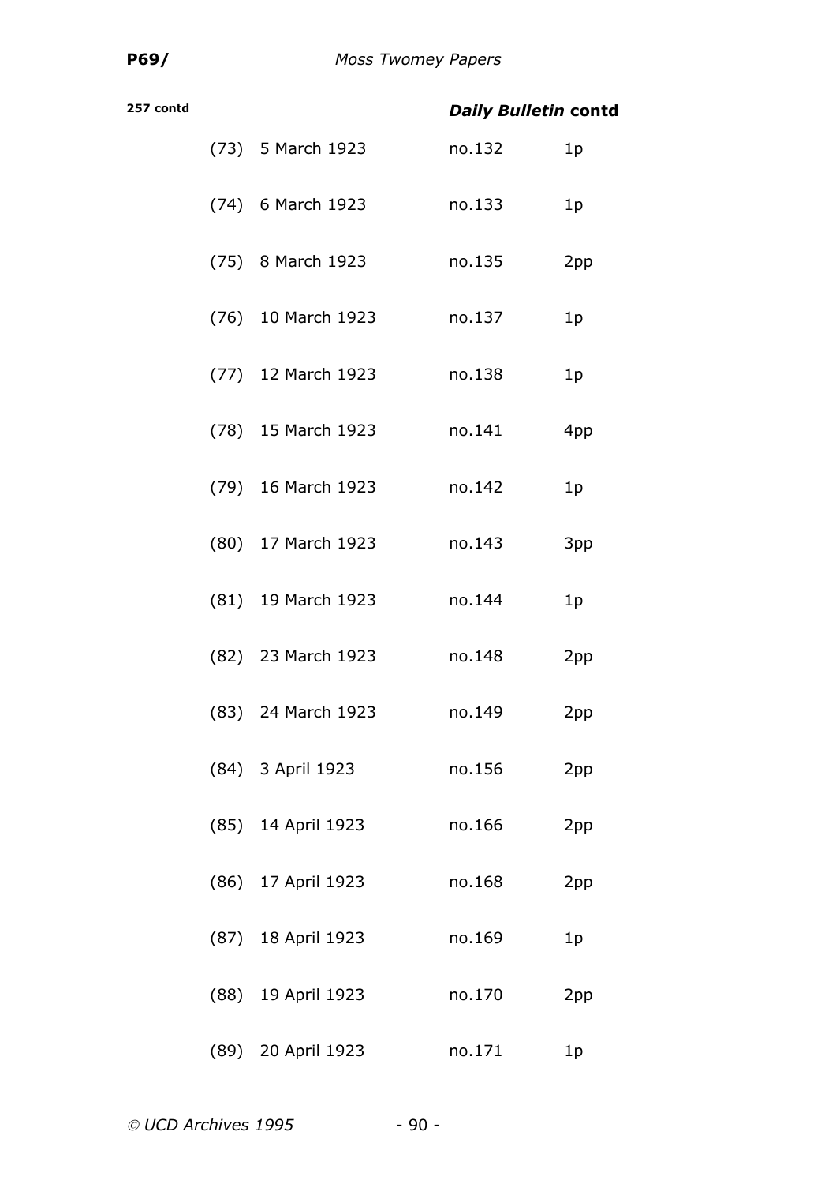**257 contd** ***Daily Bulletin* contd**

| | | | |
|---|---|---|---|
| (73) | 5 March 1923 | no.132 | 1p |
| (74) | 6 March 1923 | no.133 | 1p |
| (75) | 8 March 1923 | no.135 | 2pp |
| (76) | 10 March 1923 | no.137 | 1p |
| (77) | 12 March 1923 | no.138 | 1p |
| (78) | 15 March 1923 | no.141 | 4pp |
| (79) | 16 March 1923 | no.142 | 1p |
| (80) | 17 March 1923 | no.143 | 3pp |
| (81) | 19 March 1923 | no.144 | 1p |
| (82) | 23 March 1923 | no.148 | 2pp |
| (83) | 24 March 1923 | no.149 | 2pp |
| (84) | 3 April 1923 | no.156 | 2pp |
| (85) | 14 April 1923 | no.166 | 2pp |
| (86) | 17 April 1923 | no.168 | 2pp |
| (87) | 18 April 1923 | no.169 | 1p |
| (88) | 19 April 1923 | no.170 | 2pp |
| (89) | 20 April 1923 | no.171 | 1p |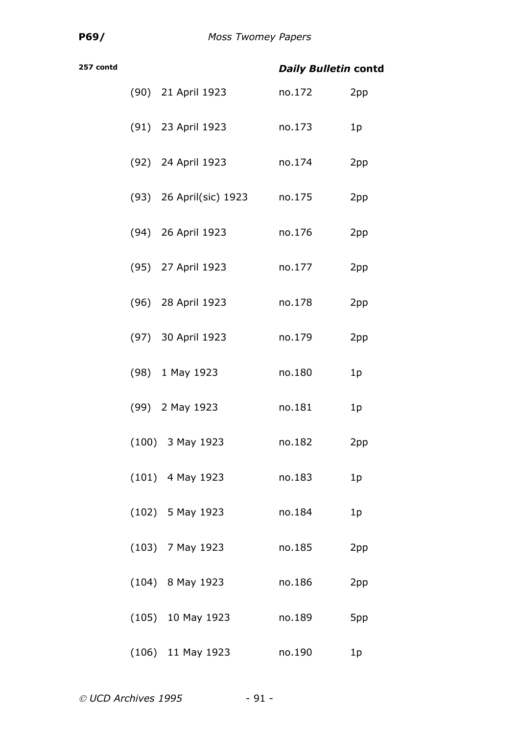**257 contd** ***Daily Bulletin* contd**

| | | | |
|---|---|---|---|
| (90) | 21 April 1923 | no.172 | 2pp |
| (91) | 23 April 1923 | no.173 | 1p |
| (92) | 24 April 1923 | no.174 | 2pp |
| (93) | 26 April(sic) 1923 | no.175 | 2pp |
| (94) | 26 April 1923 | no.176 | 2pp |
| (95) | 27 April 1923 | no.177 | 2pp |
| (96) | 28 April 1923 | no.178 | 2pp |
| (97) | 30 April 1923 | no.179 | 2pp |
| (98) | 1 May 1923 | no.180 | 1p |
| (99) | 2 May 1923 | no.181 | 1p |
| (100) | 3 May 1923 | no.182 | 2pp |
| (101) | 4 May 1923 | no.183 | 1p |
| (102) | 5 May 1923 | no.184 | 1p |
| (103) | 7 May 1923 | no.185 | 2pp |
| (104) | 8 May 1923 | no.186 | 2pp |
| (105) | 10 May 1923 | no.189 | 5pp |
| (106) | 11 May 1923 | no.190 | 1p |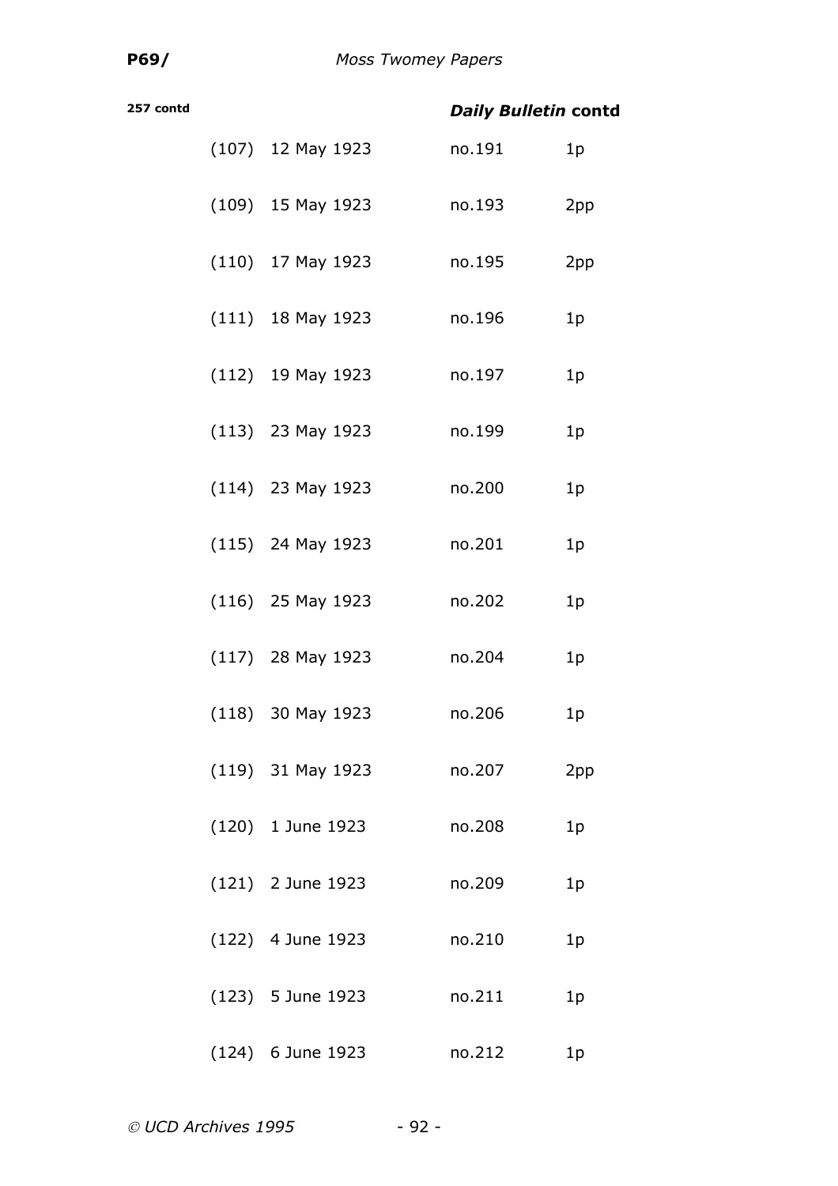**257 contd** ***Daily Bulletin* contd**

| | | | |
|---|---|---|---|
| (107) | 12 May 1923 | no.191 | 1p |
| (109) | 15 May 1923 | no.193 | 2pp |
| (110) | 17 May 1923 | no.195 | 2pp |
| (111) | 18 May 1923 | no.196 | 1p |
| (112) | 19 May 1923 | no.197 | 1p |
| (113) | 23 May 1923 | no.199 | 1p |
| (114) | 23 May 1923 | no.200 | 1p |
| (115) | 24 May 1923 | no.201 | 1p |
| (116) | 25 May 1923 | no.202 | 1p |
| (117) | 28 May 1923 | no.204 | 1p |
| (118) | 30 May 1923 | no.206 | 1p |
| (119) | 31 May 1923 | no.207 | 2pp |
| (120) | 1 June 1923 | no.208 | 1p |
| (121) | 2 June 1923 | no.209 | 1p |
| (122) | 4 June 1923 | no.210 | 1p |
| (123) | 5 June 1923 | no.211 | 1p |
| (124) | 6 June 1923 | no.212 | 1p |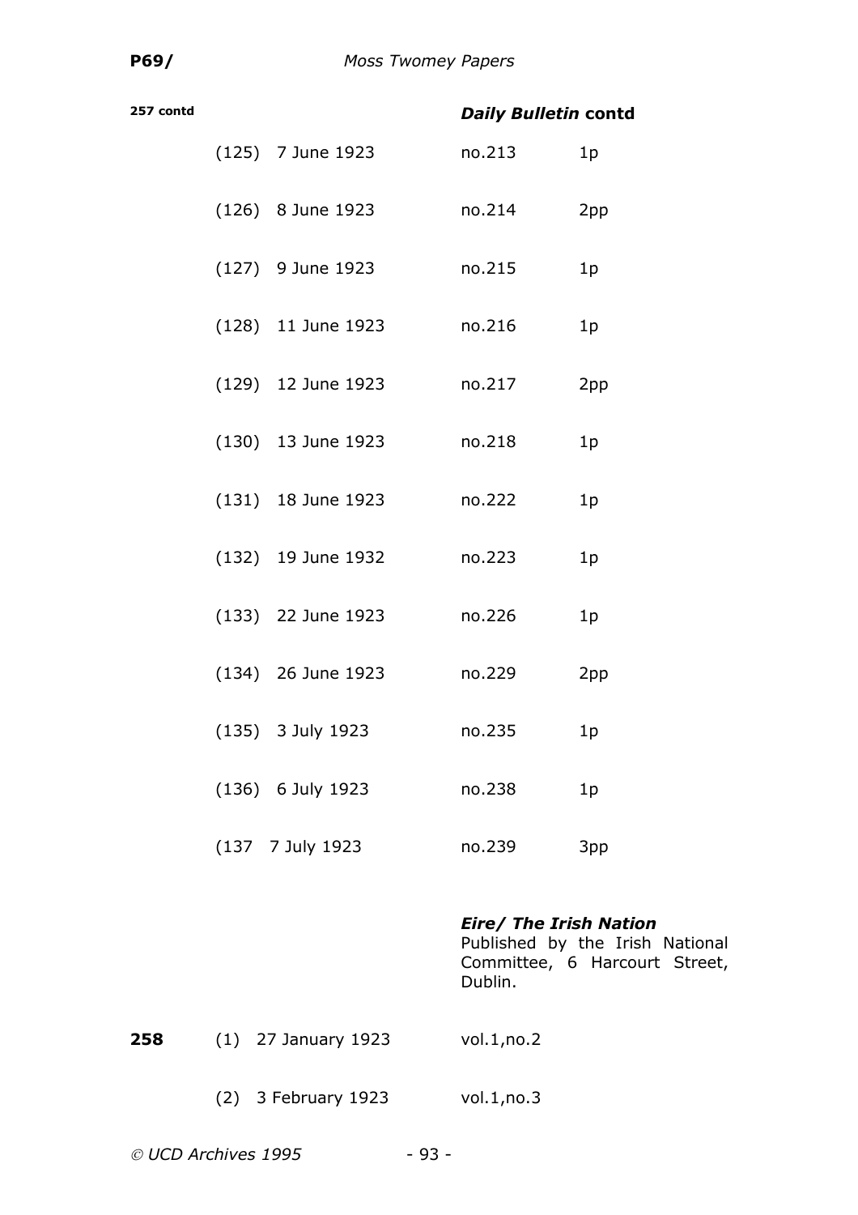**257 contd** ***Daily Bulletin* contd**

| | | | |
|---|---|---|---|
| (125) | 7 June 1923 | no.213 | 1p |
| (126) | 8 June 1923 | no.214 | 2pp |
| (127) | 9 June 1923 | no.215 | 1p |
| (128) | 11 June 1923 | no.216 | 1p |
| (129) | 12 June 1923 | no.217 | 2pp |
| (130) | 13 June 1923 | no.218 | 1p |
| (131) | 18 June 1923 | no.222 | 1p |
| (132) | 19 June 1932 | no.223 | 1p |
| (133) | 22 June 1923 | no.226 | 1p |
| (134) | 26 June 1923 | no.229 | 2pp |
| (135) | 3 July 1923 | no.235 | 1p |
| (136) | 6 July 1923 | no.238 | 1p |
| (137 | 7 July 1923 | no.239 | 3pp |

***Eire/ The Irish Nation***
Published by the Irish National Committee, 6 Harcourt Street, Dublin.

| | | | |
|---|---|---|---|
| **258** | (1) | 27 January 1923 | vol.1,no.2 |
| | (2) | 3 February 1923 | vol.1,no.3 |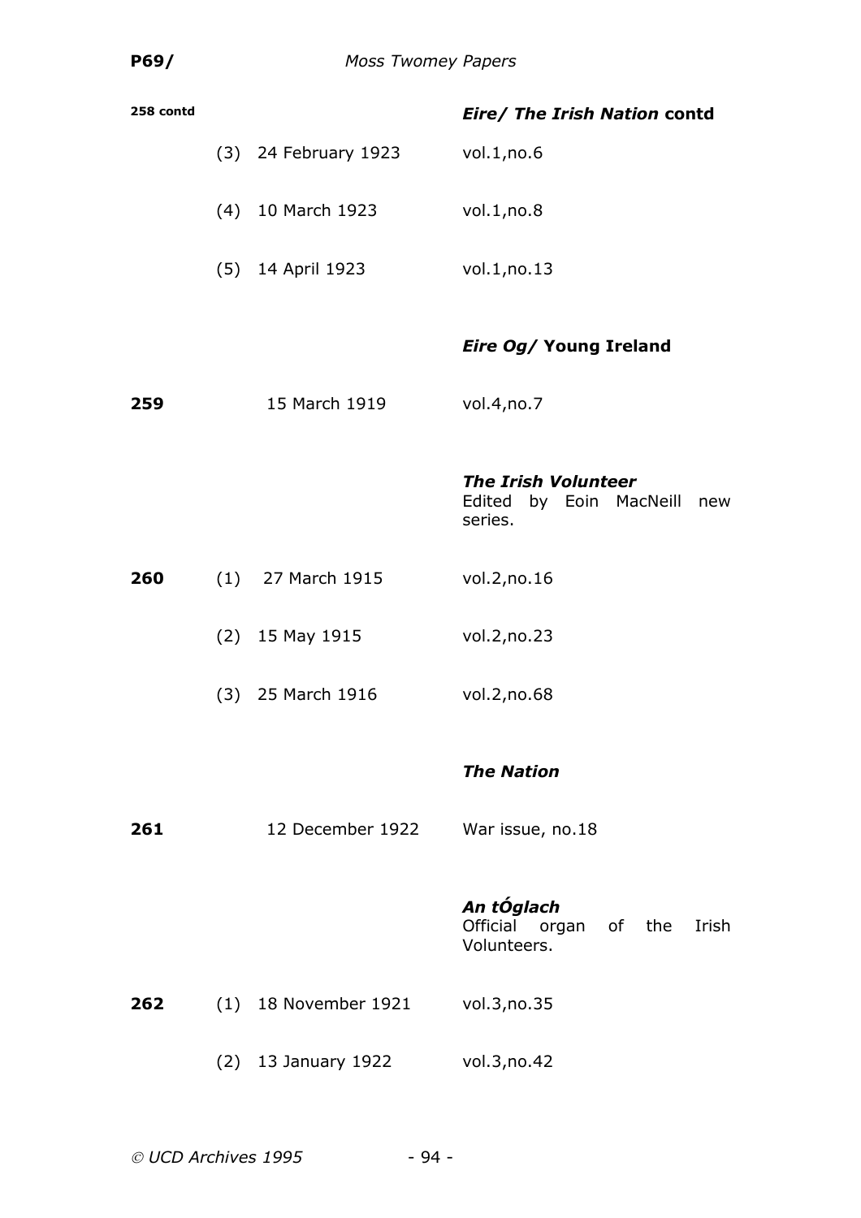| | | | |
|---|---|---|---|
| 258 contd | | | ***Eire/ The Irish Nation* contd** |
| | (3) | 24 February 1923 | vol.1,no.6 |
| | (4) | 10 March 1923 | vol.1,no.8 |
| | (5) | 14 April 1923 | vol.1,no.13 |
| | | | ***Eire Og/* Young Ireland** |
| **259** | | 15 March 1919 | vol.4,no.7 |
| | | | ***The Irish Volunteer*** Edited by Eoin MacNeill new series. |
| **260** | (1) | 27 March 1915 | vol.2,no.16 |
| | (2) | 15 May 1915 | vol.2,no.23 |
| | (3) | 25 March 1916 | vol.2,no.68 |
| | | | ***The Nation*** |
| **261** | | 12 December 1922 | War issue, no.18 |
| | | | ***An tÓglach*** Official organ of the Irish Volunteers. |
| **262** | (1) | 18 November 1921 | vol.3,no.35 |
| | (2) | 13 January 1922 | vol.3,no.42 |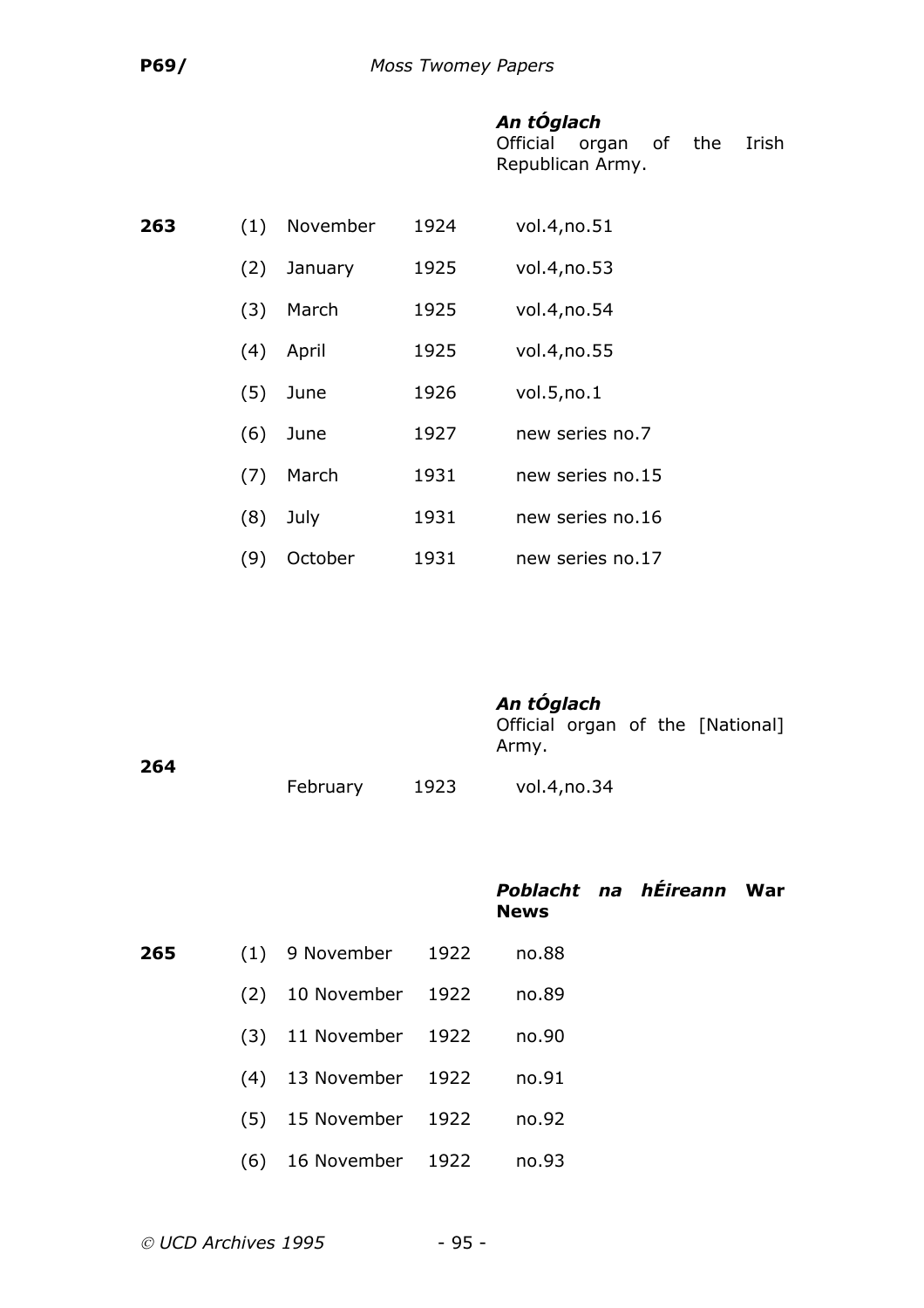***An tÓglach***
Official organ of the Irish Republican Army.

| | | | | |
|---|---|---|---|---|
| **263** | (1) | November | 1924 | vol.4,no.51 |
| | (2) | January | 1925 | vol.4,no.53 |
| | (3) | March | 1925 | vol.4,no.54 |
| | (4) | April | 1925 | vol.4,no.55 |
| | (5) | June | 1926 | vol.5,no.1 |
| | (6) | June | 1927 | new series no.7 |
| | (7) | March | 1931 | new series no.15 |
| | (8) | July | 1931 | new series no.16 |
| | (9) | October | 1931 | new series no.17 |

***An tÓglach***
Official organ of the [National] Army.

| | | | |
|---|---|---|---|
| **264** | February | 1923 | vol.4,no.34 |

***Poblacht na hÉireann* War News**

| | | | | |
|---|---|---|---|---|
| **265** | (1) | 9 November | 1922 | no.88 |
| | (2) | 10 November | 1922 | no.89 |
| | (3) | 11 November | 1922 | no.90 |
| | (4) | 13 November | 1922 | no.91 |
| | (5) | 15 November | 1922 | no.92 |
| | (6) | 16 November | 1922 | no.93 |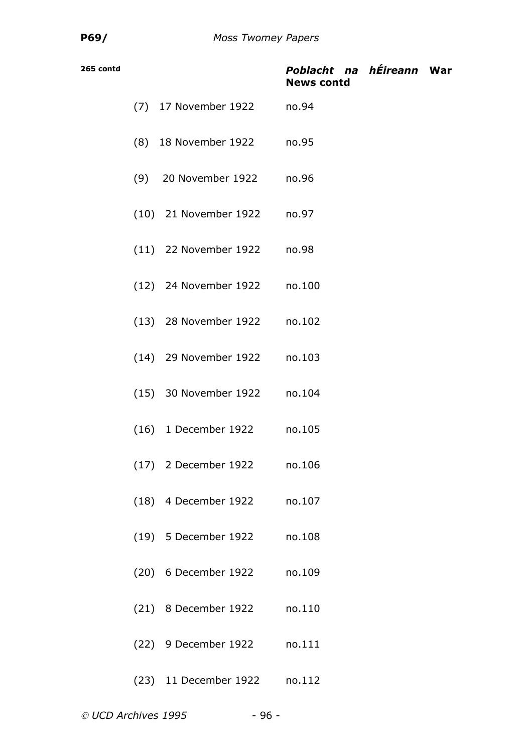**265 contd** — ***Poblacht na hÉireann* War News contd**

| | | |
|---|---|---|
| (7) | 17 November 1922 | no.94 |
| (8) | 18 November 1922 | no.95 |
| (9) | 20 November 1922 | no.96 |
| (10) | 21 November 1922 | no.97 |
| (11) | 22 November 1922 | no.98 |
| (12) | 24 November 1922 | no.100 |
| (13) | 28 November 1922 | no.102 |
| (14) | 29 November 1922 | no.103 |
| (15) | 30 November 1922 | no.104 |
| (16) | 1 December 1922 | no.105 |
| (17) | 2 December 1922 | no.106 |
| (18) | 4 December 1922 | no.107 |
| (19) | 5 December 1922 | no.108 |
| (20) | 6 December 1922 | no.109 |
| (21) | 8 December 1922 | no.110 |
| (22) | 9 December 1922 | no.111 |
| (23) | 11 December 1922 | no.112 |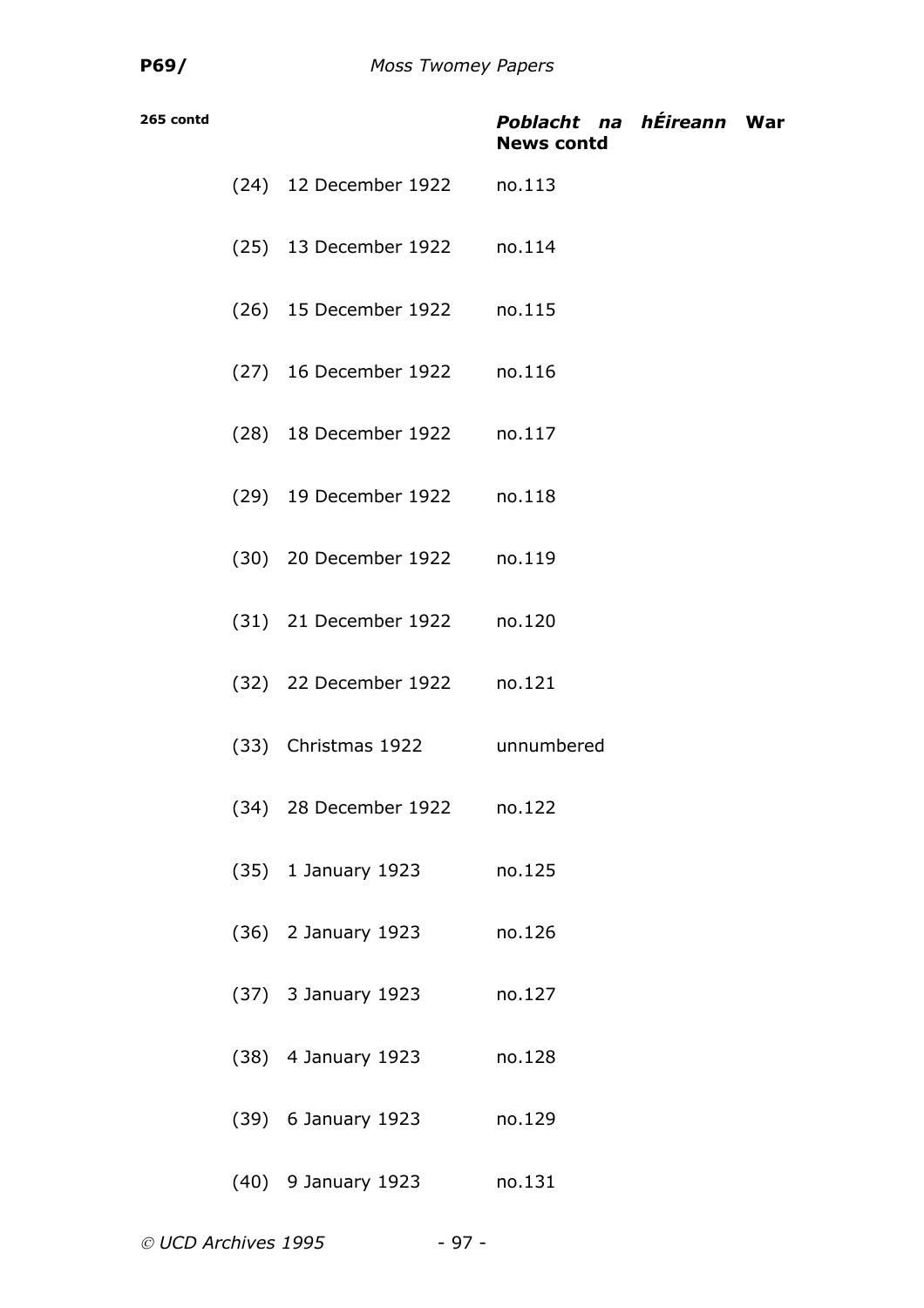**265 contd** ***Poblacht na hÉireann* War News contd**

| | | |
|---|---|---|
| (24) | 12 December 1922 | no.113 |
| (25) | 13 December 1922 | no.114 |
| (26) | 15 December 1922 | no.115 |
| (27) | 16 December 1922 | no.116 |
| (28) | 18 December 1922 | no.117 |
| (29) | 19 December 1922 | no.118 |
| (30) | 20 December 1922 | no.119 |
| (31) | 21 December 1922 | no.120 |
| (32) | 22 December 1922 | no.121 |
| (33) | Christmas 1922 | unnumbered |
| (34) | 28 December 1922 | no.122 |
| (35) | 1 January 1923 | no.125 |
| (36) | 2 January 1923 | no.126 |
| (37) | 3 January 1923 | no.127 |
| (38) | 4 January 1923 | no.128 |
| (39) | 6 January 1923 | no.129 |
| (40) | 9 January 1923 | no.131 |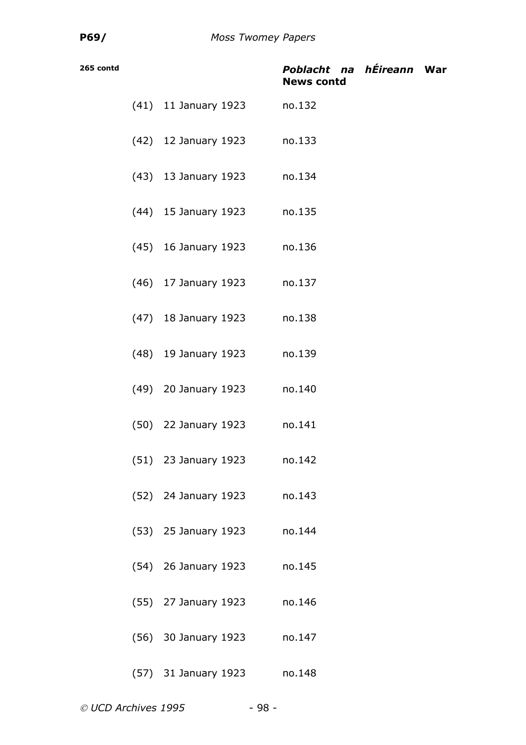**265 contd** ***Poblacht na hÉireann* War News contd**

| | | |
|---|---|---|
| (41) | 11 January 1923 | no.132 |
| (42) | 12 January 1923 | no.133 |
| (43) | 13 January 1923 | no.134 |
| (44) | 15 January 1923 | no.135 |
| (45) | 16 January 1923 | no.136 |
| (46) | 17 January 1923 | no.137 |
| (47) | 18 January 1923 | no.138 |
| (48) | 19 January 1923 | no.139 |
| (49) | 20 January 1923 | no.140 |
| (50) | 22 January 1923 | no.141 |
| (51) | 23 January 1923 | no.142 |
| (52) | 24 January 1923 | no.143 |
| (53) | 25 January 1923 | no.144 |
| (54) | 26 January 1923 | no.145 |
| (55) | 27 January 1923 | no.146 |
| (56) | 30 January 1923 | no.147 |
| (57) | 31 January 1923 | no.148 |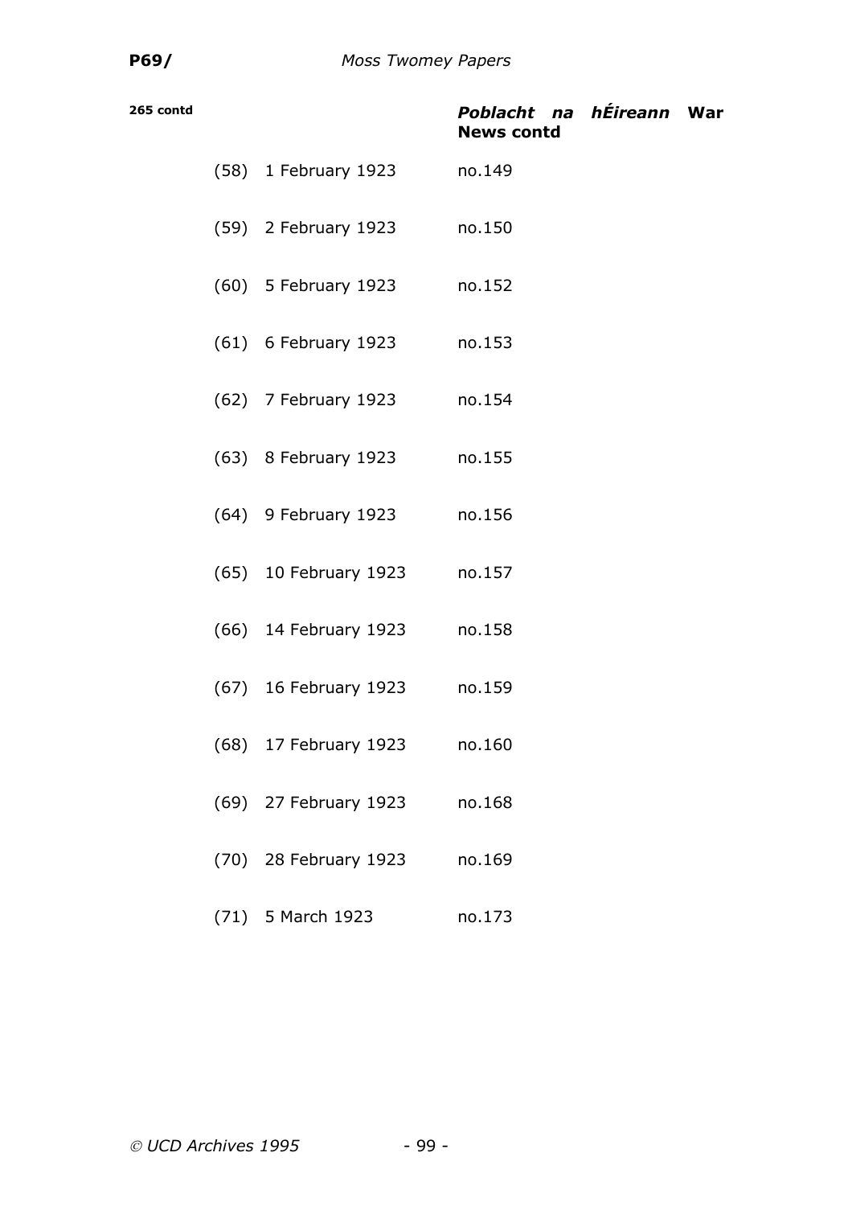**265 contd** ***Poblacht na hÉireann* War News contd**

| | | |
|---|---|---|
| (58) | 1 February 1923 | no.149 |
| (59) | 2 February 1923 | no.150 |
| (60) | 5 February 1923 | no.152 |
| (61) | 6 February 1923 | no.153 |
| (62) | 7 February 1923 | no.154 |
| (63) | 8 February 1923 | no.155 |
| (64) | 9 February 1923 | no.156 |
| (65) | 10 February 1923 | no.157 |
| (66) | 14 February 1923 | no.158 |
| (67) | 16 February 1923 | no.159 |
| (68) | 17 February 1923 | no.160 |
| (69) | 27 February 1923 | no.168 |
| (70) | 28 February 1923 | no.169 |
| (71) | 5 March 1923 | no.173 |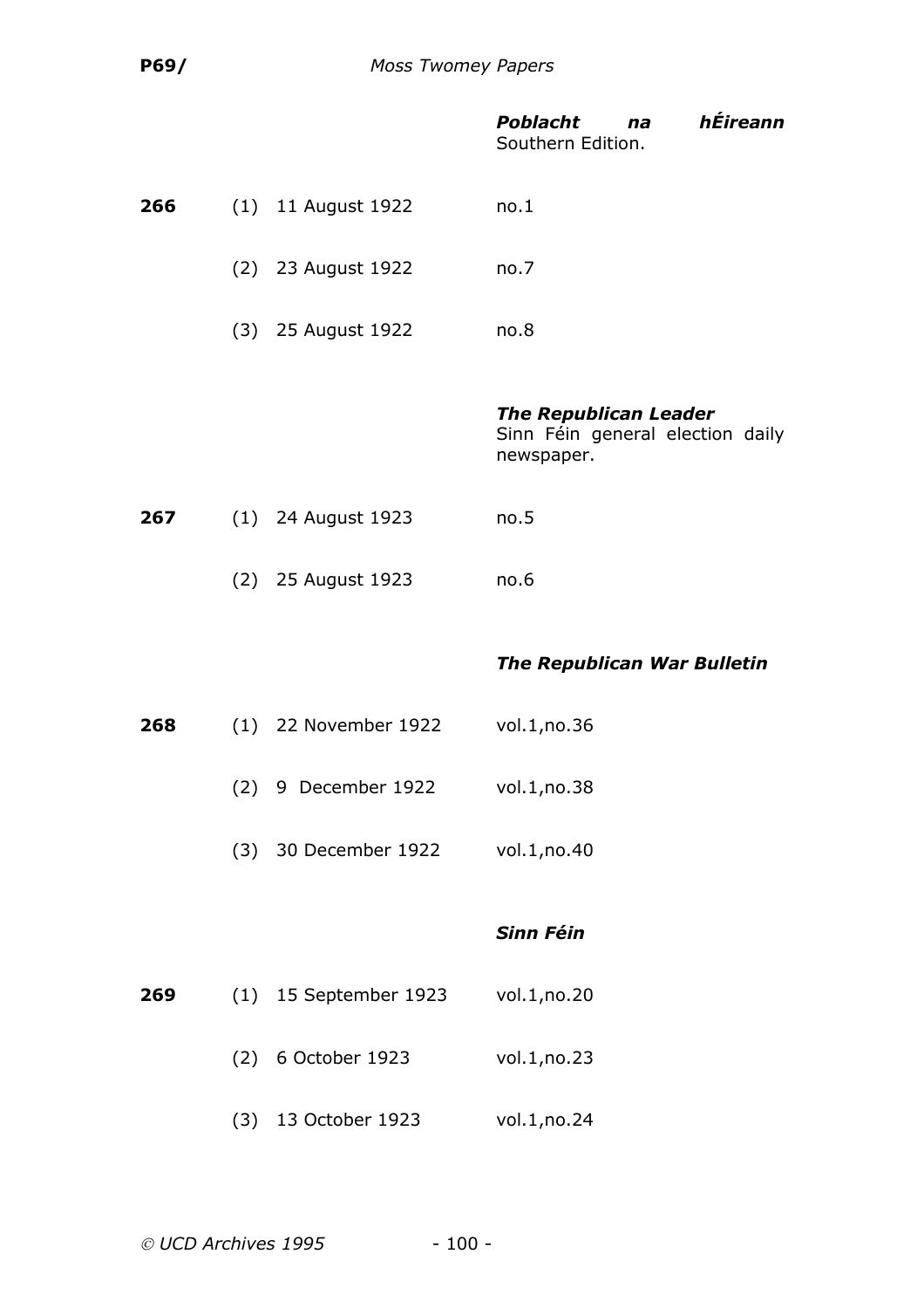***Poblacht na hÉireann*** Southern Edition.

| | | | |
|---|---|---|---|
| **266** | (1) | 11 August 1922 | no.1 |
| | (2) | 23 August 1922 | no.7 |
| | (3) | 25 August 1922 | no.8 |

***The Republican Leader***
Sinn Féin general election daily newspaper.

| | | | |
|---|---|---|---|
| **267** | (1) | 24 August 1923 | no.5 |
| | (2) | 25 August 1923 | no.6 |

***The Republican War Bulletin***

| | | | |
|---|---|---|---|
| **268** | (1) | 22 November 1922 | vol.1,no.36 |
| | (2) | 9 December 1922 | vol.1,no.38 |
| | (3) | 30 December 1922 | vol.1,no.40 |

***Sinn Féin***

| | | | |
|---|---|---|---|
| **269** | (1) | 15 September 1923 | vol.1,no.20 |
| | (2) | 6 October 1923 | vol.1,no.23 |
| | (3) | 13 October 1923 | vol.1,no.24 |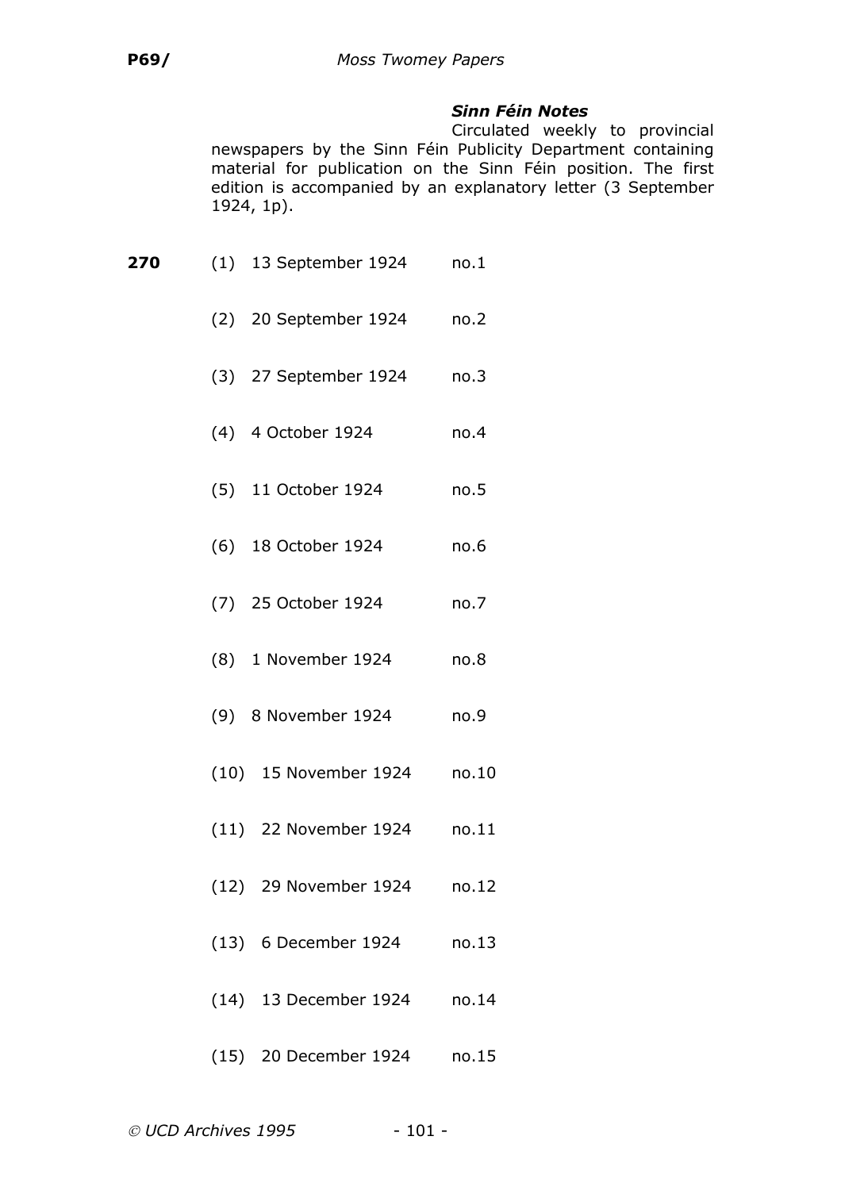### *Sinn Féin Notes*

Circulated weekly to provincial newspapers by the Sinn Féin Publicity Department containing material for publication on the Sinn Féin position. The first edition is accompanied by an explanatory letter (3 September 1924, 1p).

| | | |
|---|---|---|
| **270** | (1) 13 September 1924 | no.1 |
| | (2) 20 September 1924 | no.2 |
| | (3) 27 September 1924 | no.3 |
| | (4) 4 October 1924 | no.4 |
| | (5) 11 October 1924 | no.5 |
| | (6) 18 October 1924 | no.6 |
| | (7) 25 October 1924 | no.7 |
| | (8) 1 November 1924 | no.8 |
| | (9) 8 November 1924 | no.9 |
| | (10) 15 November 1924 | no.10 |
| | (11) 22 November 1924 | no.11 |
| | (12) 29 November 1924 | no.12 |
| | (13) 6 December 1924 | no.13 |
| | (14) 13 December 1924 | no.14 |
| | (15) 20 December 1924 | no.15 |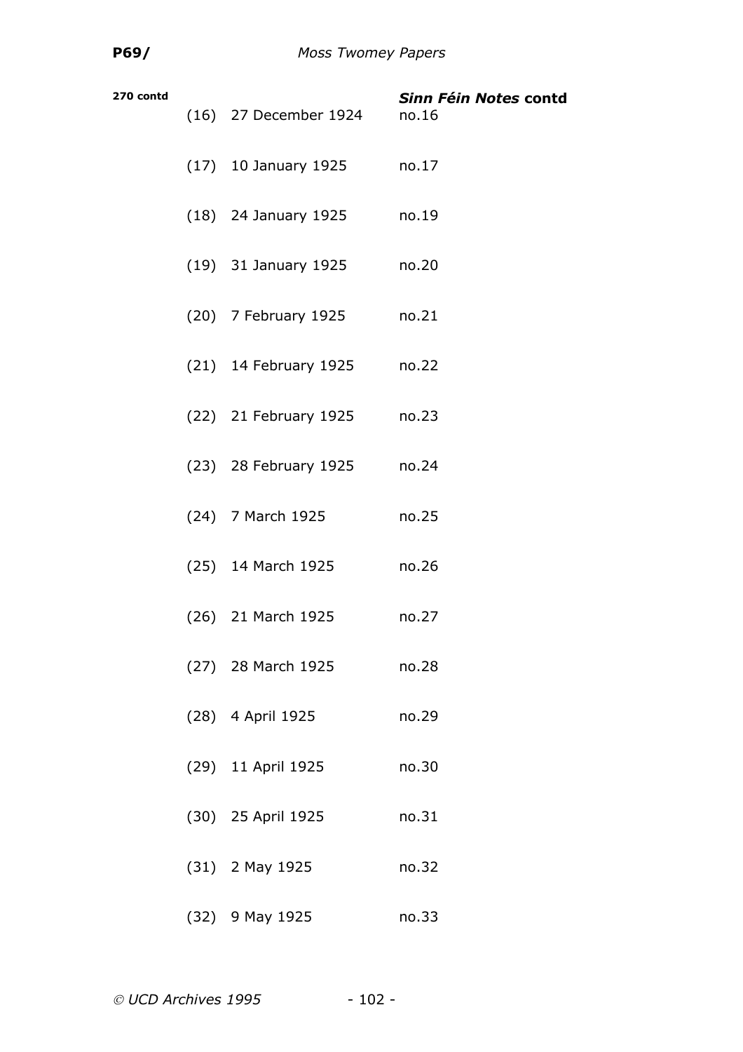**270 contd** *Sinn Féin Notes* **contd**

| | | |
|---|---|---|
| (16) | 27 December 1924 | no.16 |
| (17) | 10 January 1925 | no.17 |
| (18) | 24 January 1925 | no.19 |
| (19) | 31 January 1925 | no.20 |
| (20) | 7 February 1925 | no.21 |
| (21) | 14 February 1925 | no.22 |
| (22) | 21 February 1925 | no.23 |
| (23) | 28 February 1925 | no.24 |
| (24) | 7 March 1925 | no.25 |
| (25) | 14 March 1925 | no.26 |
| (26) | 21 March 1925 | no.27 |
| (27) | 28 March 1925 | no.28 |
| (28) | 4 April 1925 | no.29 |
| (29) | 11 April 1925 | no.30 |
| (30) | 25 April 1925 | no.31 |
| (31) | 2 May 1925 | no.32 |
| (32) | 9 May 1925 | no.33 |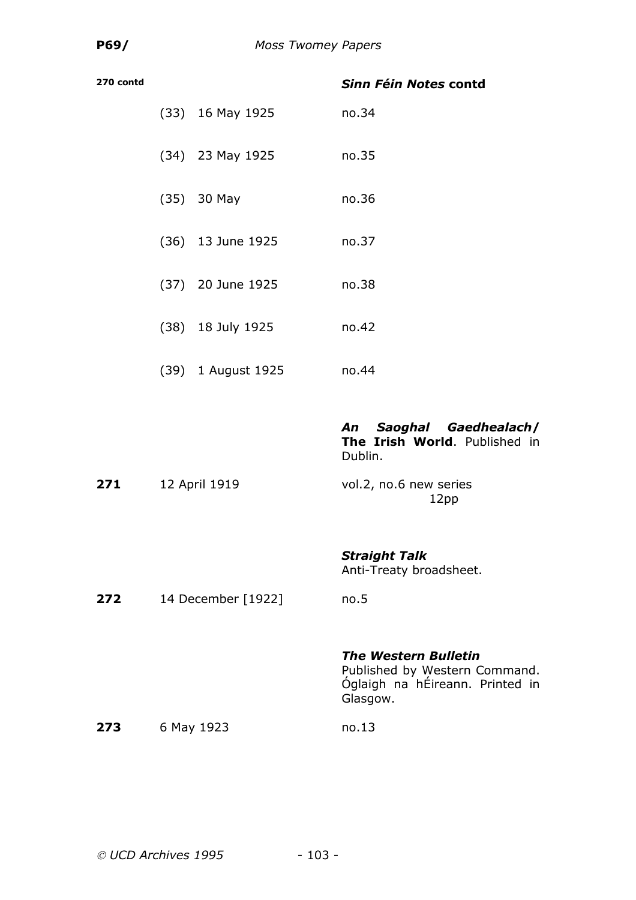**270 contd** | | ***Sinn Féin Notes* contd**

| | | |
|---|---|---|
| | (33) 16 May 1925 | no.34 |
| | (34) 23 May 1925 | no.35 |
| | (35) 30 May | no.36 |
| | (36) 13 June 1925 | no.37 |
| | (37) 20 June 1925 | no.38 |
| | (38) 18 July 1925 | no.42 |
| | (39) 1 August 1925 | no.44 |

***An Saoghal Gaedhealach/* The Irish World**. Published in Dublin.

| | | |
|---|---|---|
| **271** | 12 April 1919 | vol.2, no.6 new series<br>12pp |

***Straight Talk***
Anti-Treaty broadsheet.

| | | |
|---|---|---|
| **272** | 14 December [1922] | no.5 |

***The Western Bulletin***
Published by Western Command. Óglaigh na hÉireann. Printed in Glasgow.

| | | |
|---|---|---|
| **273** | 6 May 1923 | no.13 |